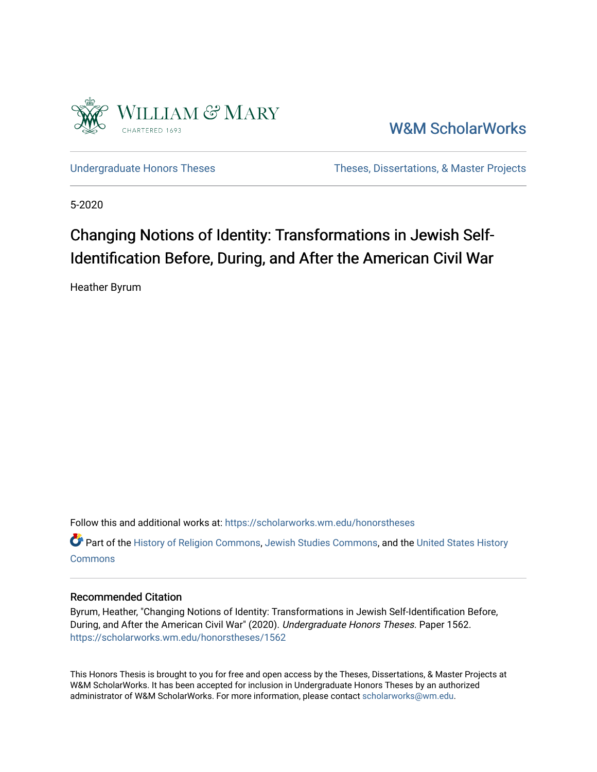William & Mary
CHARTERED 1693

W&M ScholarWorks

Undergraduate Honors Theses

Theses, Dissertations, & Master Projects

5-2020

# Changing Notions of Identity: Transformations in Jewish Self-Identification Before, During, and After the American Civil War

Heather Byrum

Follow this and additional works at: https://scholarworks.wm.edu/honorstheses

Part of the History of Religion Commons, Jewish Studies Commons, and the United States History Commons

## Recommended Citation

Byrum, Heather, "Changing Notions of Identity: Transformations in Jewish Self-Identification Before, During, and After the American Civil War" (2020). *Undergraduate Honors Theses.* Paper 1562.
https://scholarworks.wm.edu/honorstheses/1562

This Honors Thesis is brought to you for free and open access by the Theses, Dissertations, & Master Projects at W&M ScholarWorks. It has been accepted for inclusion in Undergraduate Honors Theses by an authorized administrator of W&M ScholarWorks. For more information, please contact scholarworks@wm.edu.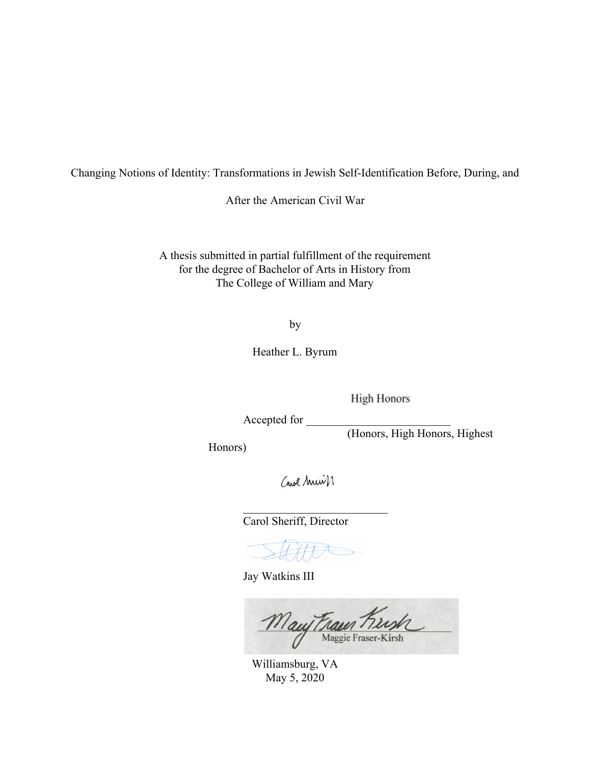Changing Notions of Identity: Transformations in Jewish Self-Identification Before, During, and After the American Civil War

A thesis submitted in partial fulfillment of the requirement
for the degree of Bachelor of Arts in History from
The College of William and Mary

by

Heather L. Byrum

Accepted for High Honors
(Honors, High Honors, Highest Honors)

Carol Sheriff, Director

Jay Watkins III

Maggie Fraser-Kirsh

Williamsburg, VA
May 5, 2020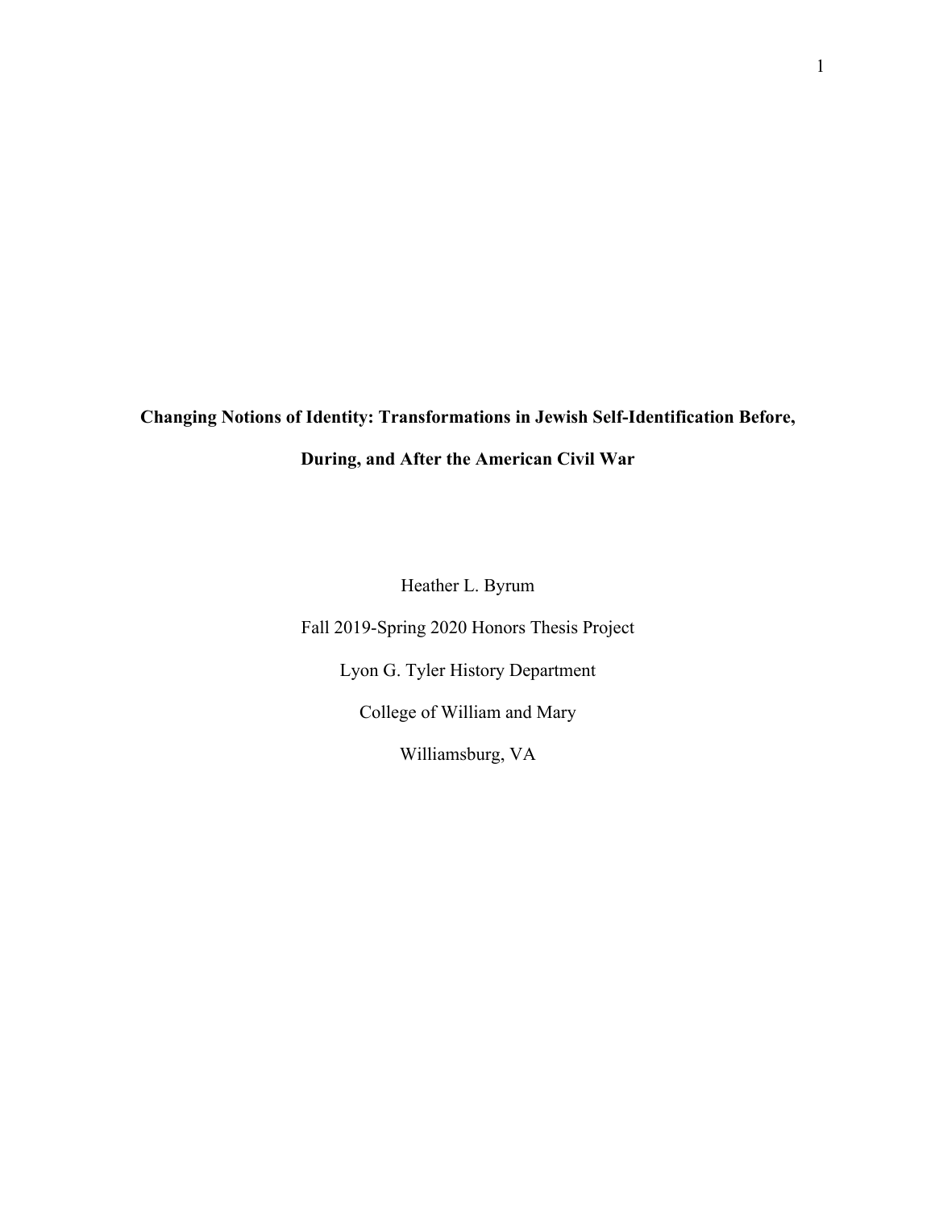**Changing Notions of Identity: Transformations in Jewish Self-Identification Before, During, and After the American Civil War**

Heather L. Byrum

Fall 2019-Spring 2020 Honors Thesis Project

Lyon G. Tyler History Department

College of William and Mary

Williamsburg, VA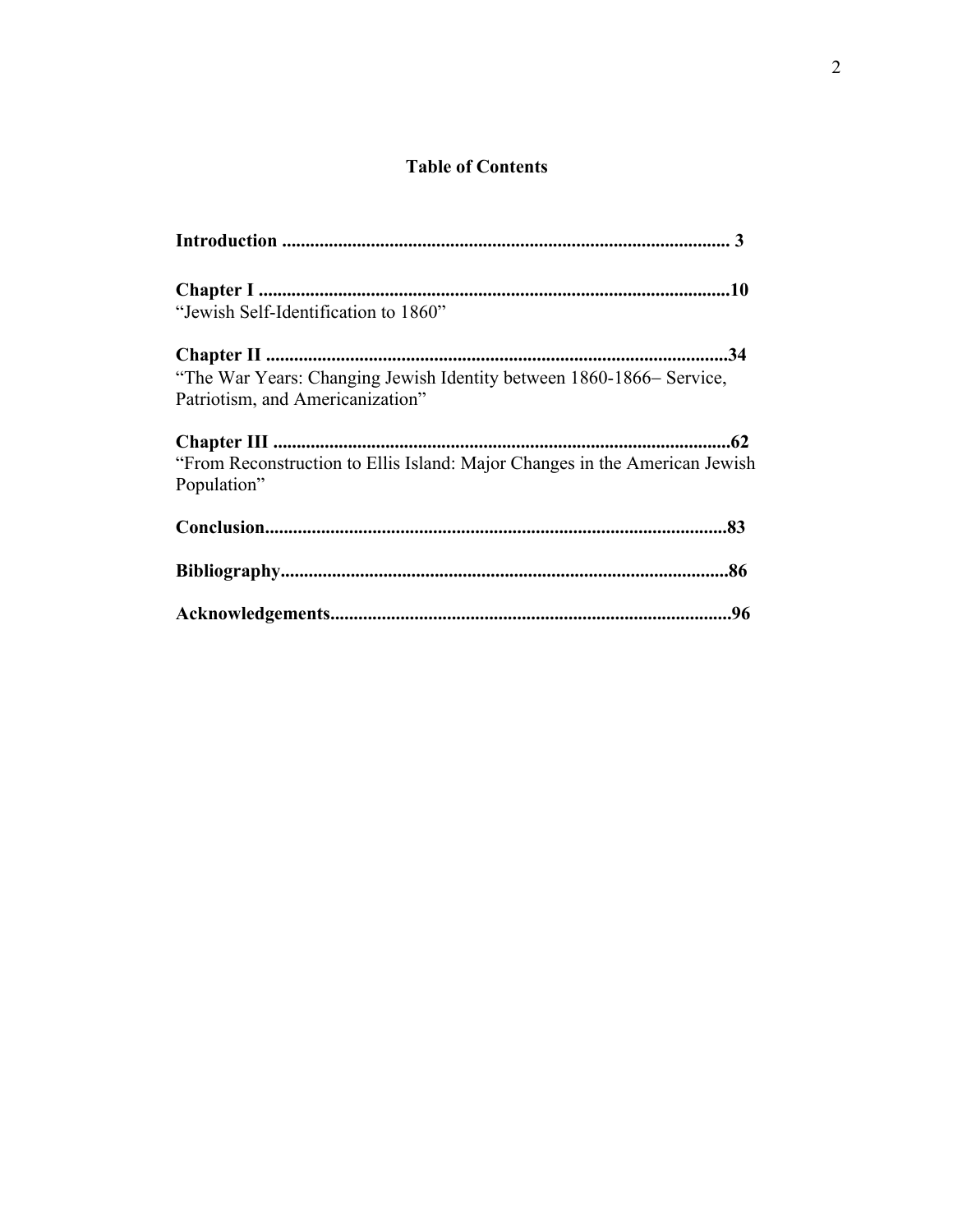## Table of Contents

**Introduction** .............................................................................................. **3**

**Chapter I** ....................................................................................................**10**
"Jewish Self-Identification to 1860"

**Chapter II** ..................................................................................................**34**
"The War Years: Changing Jewish Identity between 1860-1866– Service, Patriotism, and Americanization"

**Chapter III** .................................................................................................**62**
"From Reconstruction to Ellis Island: Major Changes in the American Jewish Population"

**Conclusion**..................................................................................................**83**

**Bibliography**................................................................................................**86**

**Acknowledgements**.....................................................................................**96**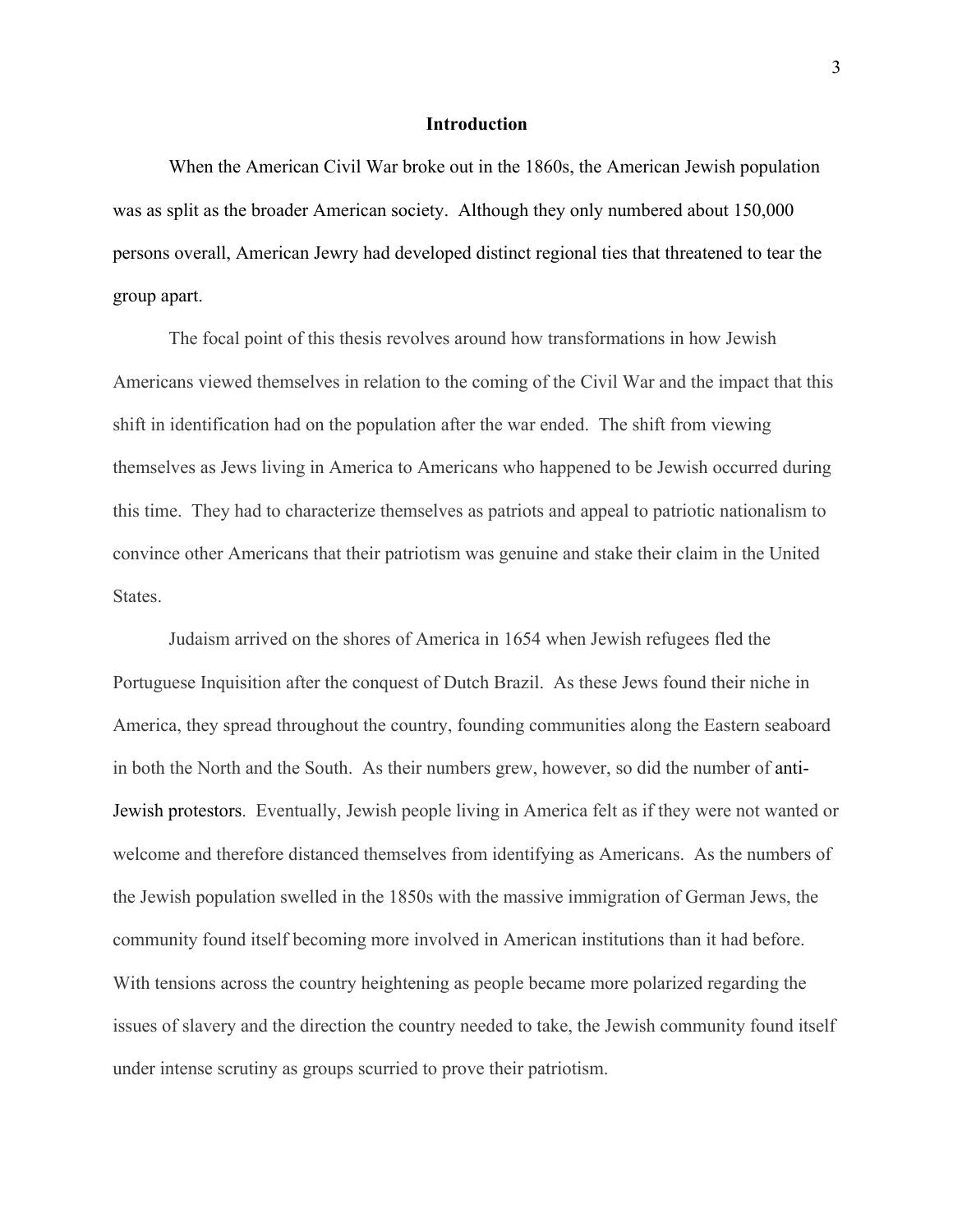## Introduction

When the American Civil War broke out in the 1860s, the American Jewish population was as split as the broader American society. Although they only numbered about 150,000 persons overall, American Jewry had developed distinct regional ties that threatened to tear the group apart.

The focal point of this thesis revolves around how transformations in how Jewish Americans viewed themselves in relation to the coming of the Civil War and the impact that this shift in identification had on the population after the war ended. The shift from viewing themselves as Jews living in America to Americans who happened to be Jewish occurred during this time. They had to characterize themselves as patriots and appeal to patriotic nationalism to convince other Americans that their patriotism was genuine and stake their claim in the United States.

Judaism arrived on the shores of America in 1654 when Jewish refugees fled the Portuguese Inquisition after the conquest of Dutch Brazil. As these Jews found their niche in America, they spread throughout the country, founding communities along the Eastern seaboard in both the North and the South. As their numbers grew, however, so did the number of anti-Jewish protestors. Eventually, Jewish people living in America felt as if they were not wanted or welcome and therefore distanced themselves from identifying as Americans. As the numbers of the Jewish population swelled in the 1850s with the massive immigration of German Jews, the community found itself becoming more involved in American institutions than it had before. With tensions across the country heightening as people became more polarized regarding the issues of slavery and the direction the country needed to take, the Jewish community found itself under intense scrutiny as groups scurried to prove their patriotism.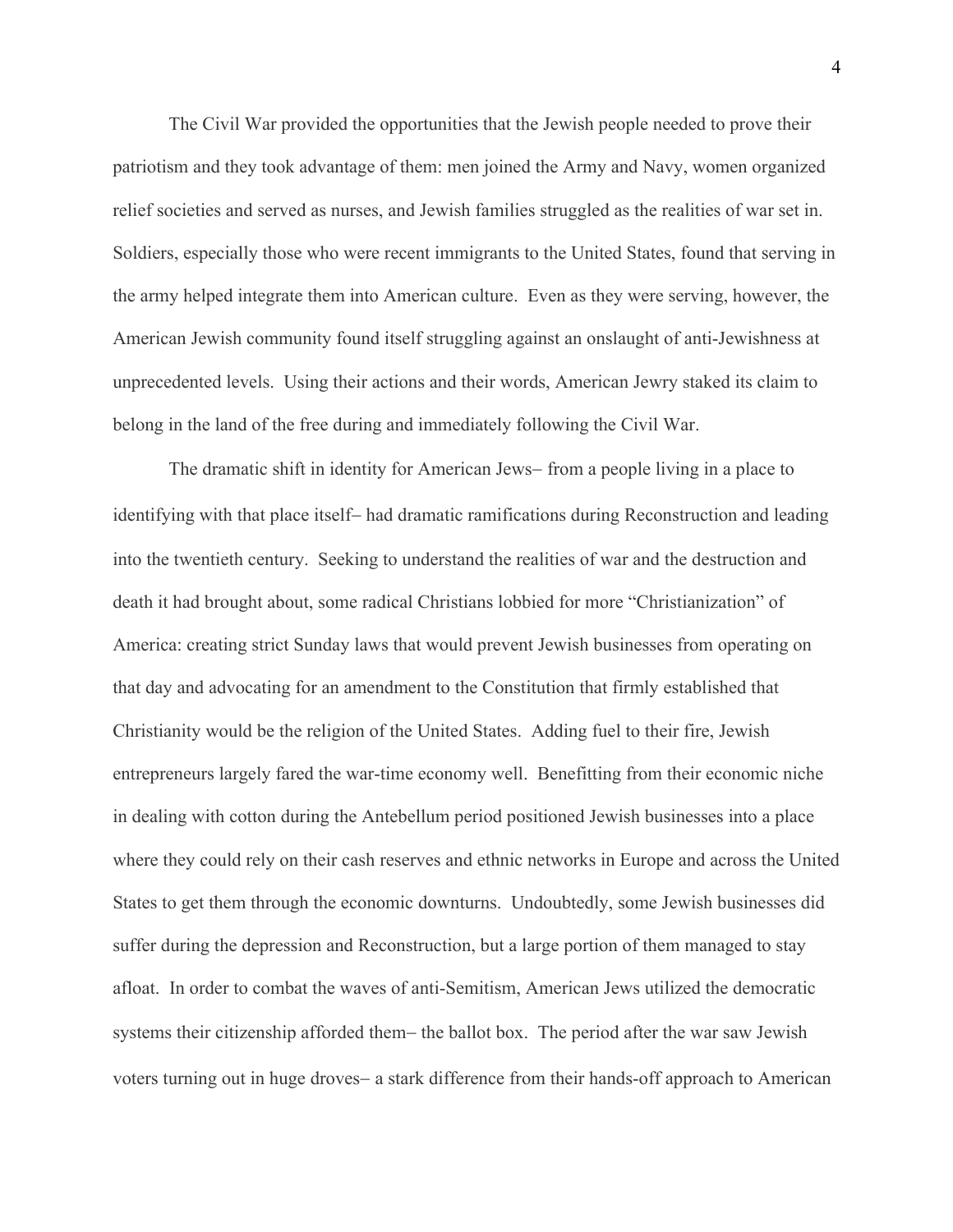The Civil War provided the opportunities that the Jewish people needed to prove their patriotism and they took advantage of them: men joined the Army and Navy, women organized relief societies and served as nurses, and Jewish families struggled as the realities of war set in. Soldiers, especially those who were recent immigrants to the United States, found that serving in the army helped integrate them into American culture. Even as they were serving, however, the American Jewish community found itself struggling against an onslaught of anti-Jewishness at unprecedented levels. Using their actions and their words, American Jewry staked its claim to belong in the land of the free during and immediately following the Civil War.

The dramatic shift in identity for American Jews– from a people living in a place to identifying with that place itself– had dramatic ramifications during Reconstruction and leading into the twentieth century. Seeking to understand the realities of war and the destruction and death it had brought about, some radical Christians lobbied for more "Christianization" of America: creating strict Sunday laws that would prevent Jewish businesses from operating on that day and advocating for an amendment to the Constitution that firmly established that Christianity would be the religion of the United States. Adding fuel to their fire, Jewish entrepreneurs largely fared the war-time economy well. Benefitting from their economic niche in dealing with cotton during the Antebellum period positioned Jewish businesses into a place where they could rely on their cash reserves and ethnic networks in Europe and across the United States to get them through the economic downturns. Undoubtedly, some Jewish businesses did suffer during the depression and Reconstruction, but a large portion of them managed to stay afloat. In order to combat the waves of anti-Semitism, American Jews utilized the democratic systems their citizenship afforded them– the ballot box. The period after the war saw Jewish voters turning out in huge droves– a stark difference from their hands-off approach to American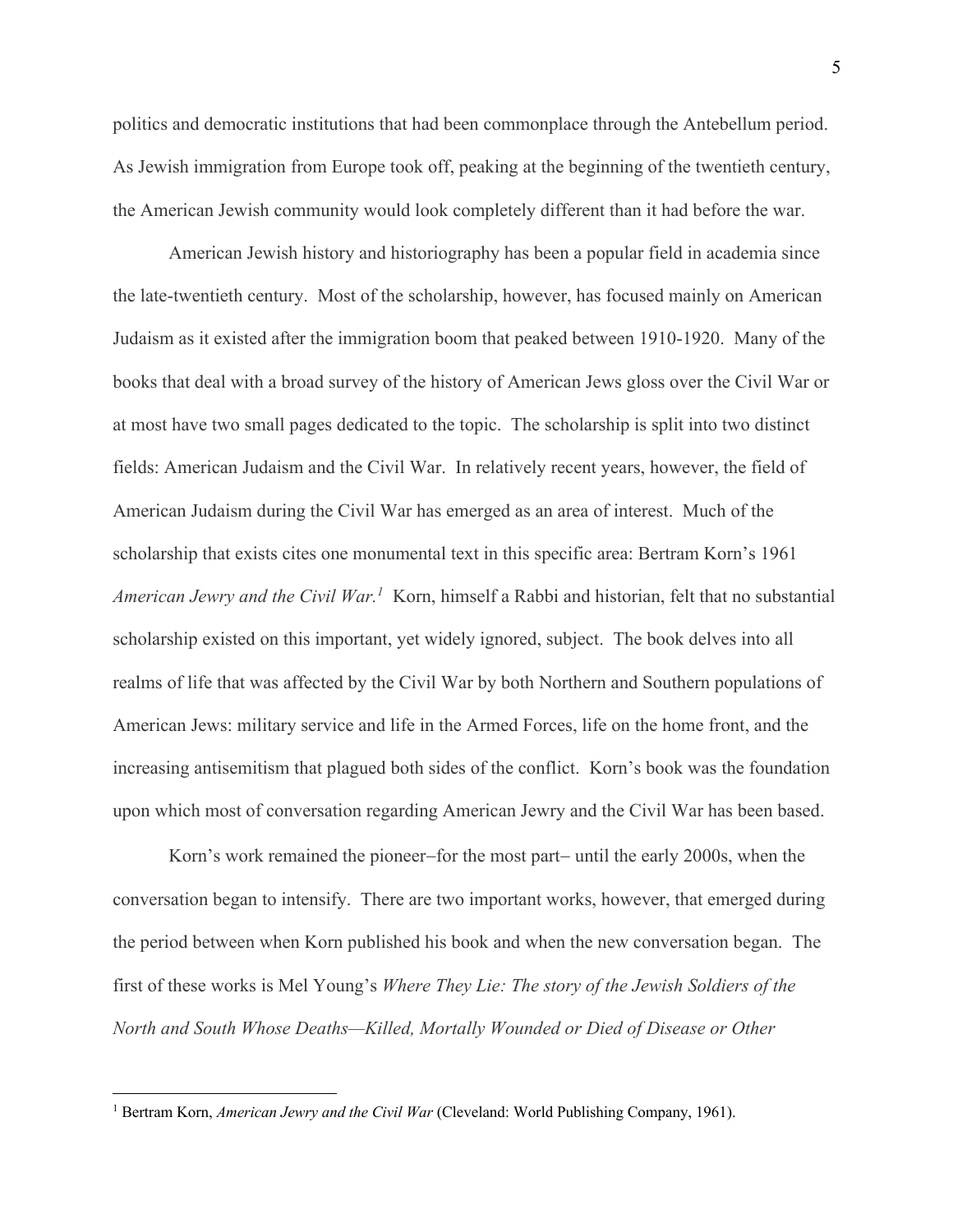politics and democratic institutions that had been commonplace through the Antebellum period. As Jewish immigration from Europe took off, peaking at the beginning of the twentieth century, the American Jewish community would look completely different than it had before the war.

American Jewish history and historiography has been a popular field in academia since the late-twentieth century. Most of the scholarship, however, has focused mainly on American Judaism as it existed after the immigration boom that peaked between 1910-1920. Many of the books that deal with a broad survey of the history of American Jews gloss over the Civil War or at most have two small pages dedicated to the topic. The scholarship is split into two distinct fields: American Judaism and the Civil War. In relatively recent years, however, the field of American Judaism during the Civil War has emerged as an area of interest. Much of the scholarship that exists cites one monumental text in this specific area: Bertram Korn's 1961 *American Jewry and the Civil War.*[1] Korn, himself a Rabbi and historian, felt that no substantial scholarship existed on this important, yet widely ignored, subject. The book delves into all realms of life that was affected by the Civil War by both Northern and Southern populations of American Jews: military service and life in the Armed Forces, life on the home front, and the increasing antisemitism that plagued both sides of the conflict. Korn's book was the foundation upon which most of conversation regarding American Jewry and the Civil War has been based.

Korn's work remained the pioneer–for the most part– until the early 2000s, when the conversation began to intensify. There are two important works, however, that emerged during the period between when Korn published his book and when the new conversation began. The first of these works is Mel Young's *Where They Lie: The story of the Jewish Soldiers of the North and South Whose Deaths—Killed, Mortally Wounded or Died of Disease or Other*

[1] Bertram Korn, *American Jewry and the Civil War* (Cleveland: World Publishing Company, 1961).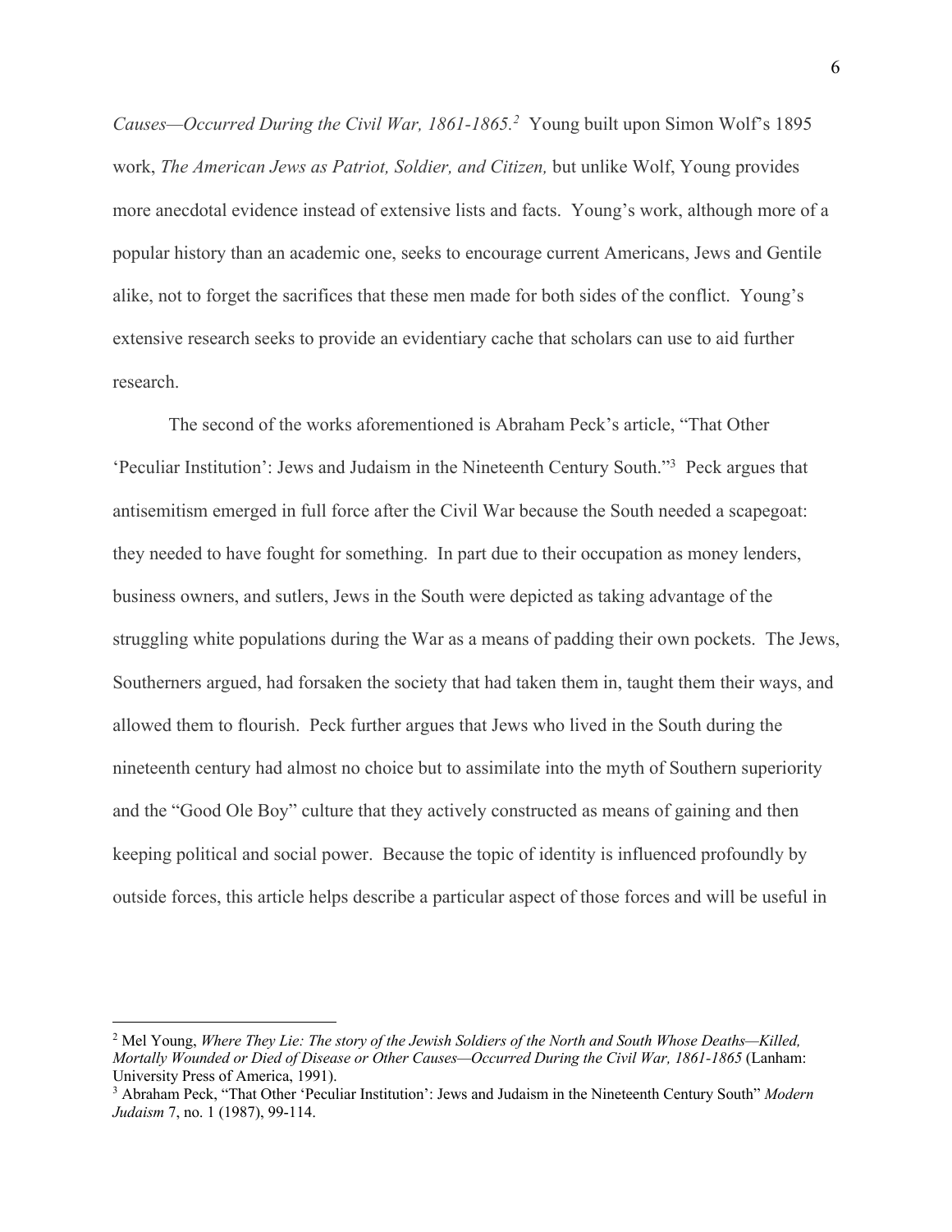*Causes—Occurred During the Civil War, 1861-1865.*[2] Young built upon Simon Wolf's 1895 work, *The American Jews as Patriot, Soldier, and Citizen,* but unlike Wolf, Young provides more anecdotal evidence instead of extensive lists and facts. Young's work, although more of a popular history than an academic one, seeks to encourage current Americans, Jews and Gentile alike, not to forget the sacrifices that these men made for both sides of the conflict. Young's extensive research seeks to provide an evidentiary cache that scholars can use to aid further research.

The second of the works aforementioned is Abraham Peck's article, "That Other 'Peculiar Institution': Jews and Judaism in the Nineteenth Century South."[3] Peck argues that antisemitism emerged in full force after the Civil War because the South needed a scapegoat: they needed to have fought for something. In part due to their occupation as money lenders, business owners, and sutlers, Jews in the South were depicted as taking advantage of the struggling white populations during the War as a means of padding their own pockets. The Jews, Southerners argued, had forsaken the society that had taken them in, taught them their ways, and allowed them to flourish. Peck further argues that Jews who lived in the South during the nineteenth century had almost no choice but to assimilate into the myth of Southern superiority and the "Good Ole Boy" culture that they actively constructed as means of gaining and then keeping political and social power. Because the topic of identity is influenced profoundly by outside forces, this article helps describe a particular aspect of those forces and will be useful in

---

[2] Mel Young, *Where They Lie: The story of the Jewish Soldiers of the North and South Whose Deaths—Killed, Mortally Wounded or Died of Disease or Other Causes—Occurred During the Civil War, 1861-1865* (Lanham: University Press of America, 1991).

[3] Abraham Peck, "That Other 'Peculiar Institution': Jews and Judaism in the Nineteenth Century South" *Modern Judaism* 7, no. 1 (1987), 99-114.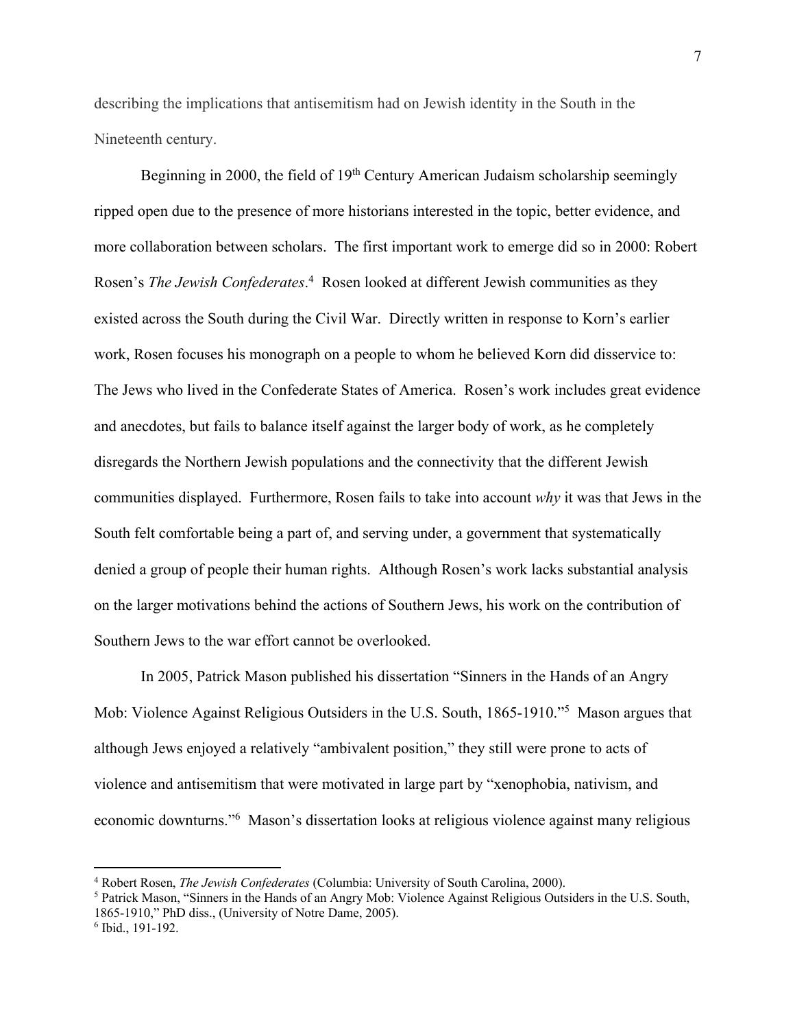describing the implications that antisemitism had on Jewish identity in the South in the Nineteenth century.

Beginning in 2000, the field of 19th Century American Judaism scholarship seemingly ripped open due to the presence of more historians interested in the topic, better evidence, and more collaboration between scholars. The first important work to emerge did so in 2000: Robert Rosen's *The Jewish Confederates*.[4] Rosen looked at different Jewish communities as they existed across the South during the Civil War. Directly written in response to Korn's earlier work, Rosen focuses his monograph on a people to whom he believed Korn did disservice to: The Jews who lived in the Confederate States of America. Rosen's work includes great evidence and anecdotes, but fails to balance itself against the larger body of work, as he completely disregards the Northern Jewish populations and the connectivity that the different Jewish communities displayed. Furthermore, Rosen fails to take into account *why* it was that Jews in the South felt comfortable being a part of, and serving under, a government that systematically denied a group of people their human rights. Although Rosen's work lacks substantial analysis on the larger motivations behind the actions of Southern Jews, his work on the contribution of Southern Jews to the war effort cannot be overlooked.

In 2005, Patrick Mason published his dissertation "Sinners in the Hands of an Angry Mob: Violence Against Religious Outsiders in the U.S. South, 1865-1910."[5] Mason argues that although Jews enjoyed a relatively "ambivalent position," they still were prone to acts of violence and antisemitism that were motivated in large part by "xenophobia, nativism, and economic downturns."[6] Mason's dissertation looks at religious violence against many religious

---

[4] Robert Rosen, *The Jewish Confederates* (Columbia: University of South Carolina, 2000).

[5] Patrick Mason, "Sinners in the Hands of an Angry Mob: Violence Against Religious Outsiders in the U.S. South, 1865-1910," PhD diss., (University of Notre Dame, 2005).

[6] Ibid., 191-192.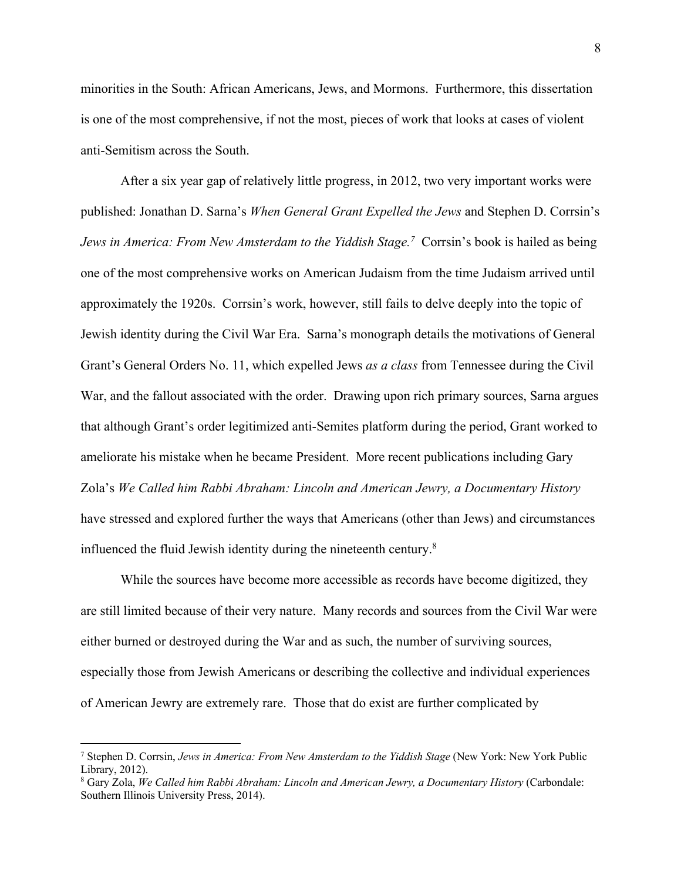minorities in the South: African Americans, Jews, and Mormons. Furthermore, this dissertation is one of the most comprehensive, if not the most, pieces of work that looks at cases of violent anti-Semitism across the South.

After a six year gap of relatively little progress, in 2012, two very important works were published: Jonathan D. Sarna's *When General Grant Expelled the Jews* and Stephen D. Corrsin's *Jews in America: From New Amsterdam to the Yiddish Stage.*[7] Corrsin's book is hailed as being one of the most comprehensive works on American Judaism from the time Judaism arrived until approximately the 1920s. Corrsin's work, however, still fails to delve deeply into the topic of Jewish identity during the Civil War Era. Sarna's monograph details the motivations of General Grant's General Orders No. 11, which expelled Jews *as a class* from Tennessee during the Civil War, and the fallout associated with the order. Drawing upon rich primary sources, Sarna argues that although Grant's order legitimized anti-Semites platform during the period, Grant worked to ameliorate his mistake when he became President. More recent publications including Gary Zola's *We Called him Rabbi Abraham: Lincoln and American Jewry, a Documentary History* have stressed and explored further the ways that Americans (other than Jews) and circumstances influenced the fluid Jewish identity during the nineteenth century.[8]

While the sources have become more accessible as records have become digitized, they are still limited because of their very nature. Many records and sources from the Civil War were either burned or destroyed during the War and as such, the number of surviving sources, especially those from Jewish Americans or describing the collective and individual experiences of American Jewry are extremely rare. Those that do exist are further complicated by

---

[7] Stephen D. Corrsin, *Jews in America: From New Amsterdam to the Yiddish Stage* (New York: New York Public Library, 2012).

[8] Gary Zola, *We Called him Rabbi Abraham: Lincoln and American Jewry, a Documentary History* (Carbondale: Southern Illinois University Press, 2014).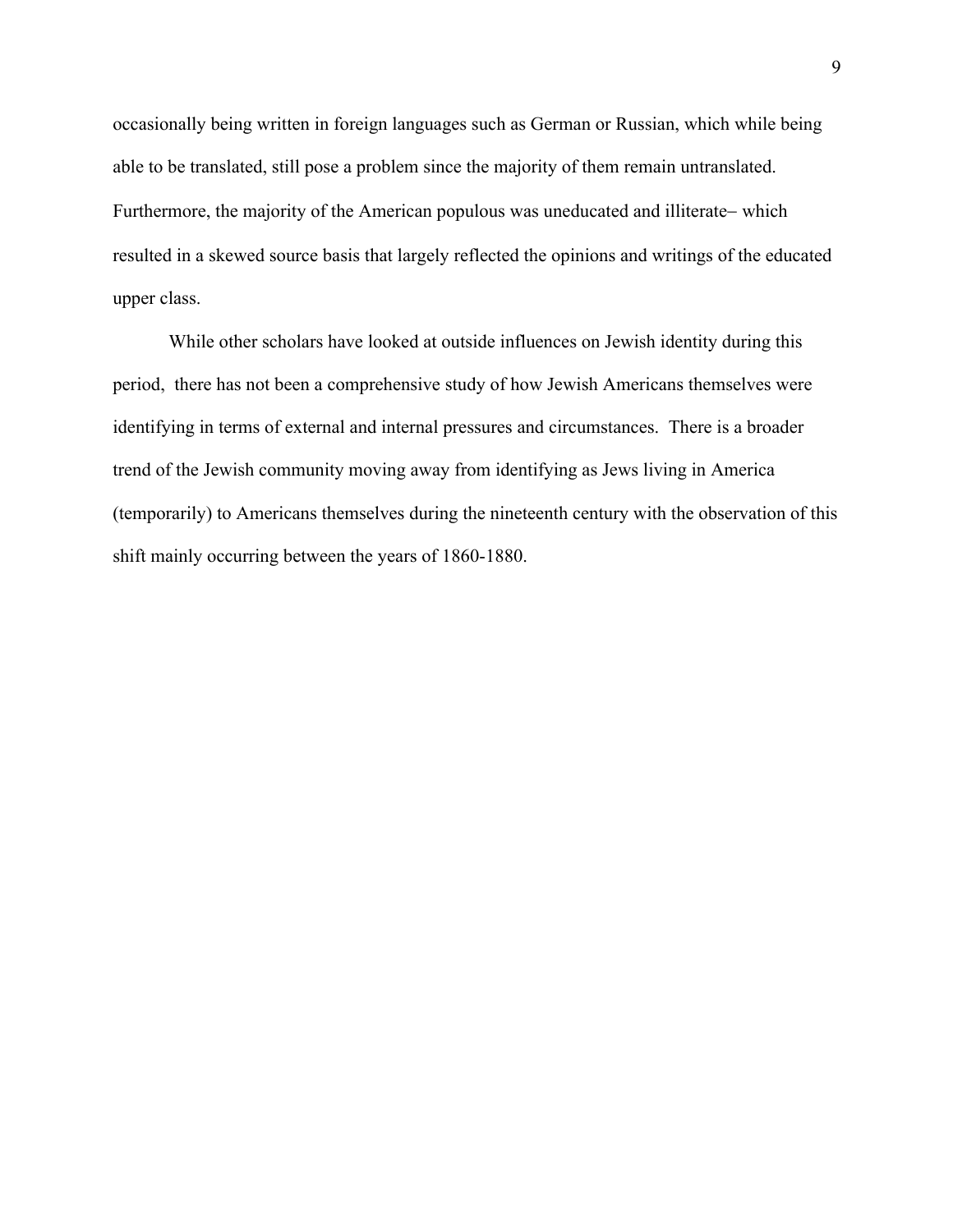occasionally being written in foreign languages such as German or Russian, which while being able to be translated, still pose a problem since the majority of them remain untranslated. Furthermore, the majority of the American populous was uneducated and illiterate– which resulted in a skewed source basis that largely reflected the opinions and writings of the educated upper class.

While other scholars have looked at outside influences on Jewish identity during this period,  there has not been a comprehensive study of how Jewish Americans themselves were identifying in terms of external and internal pressures and circumstances.  There is a broader trend of the Jewish community moving away from identifying as Jews living in America (temporarily) to Americans themselves during the nineteenth century with the observation of this shift mainly occurring between the years of 1860-1880.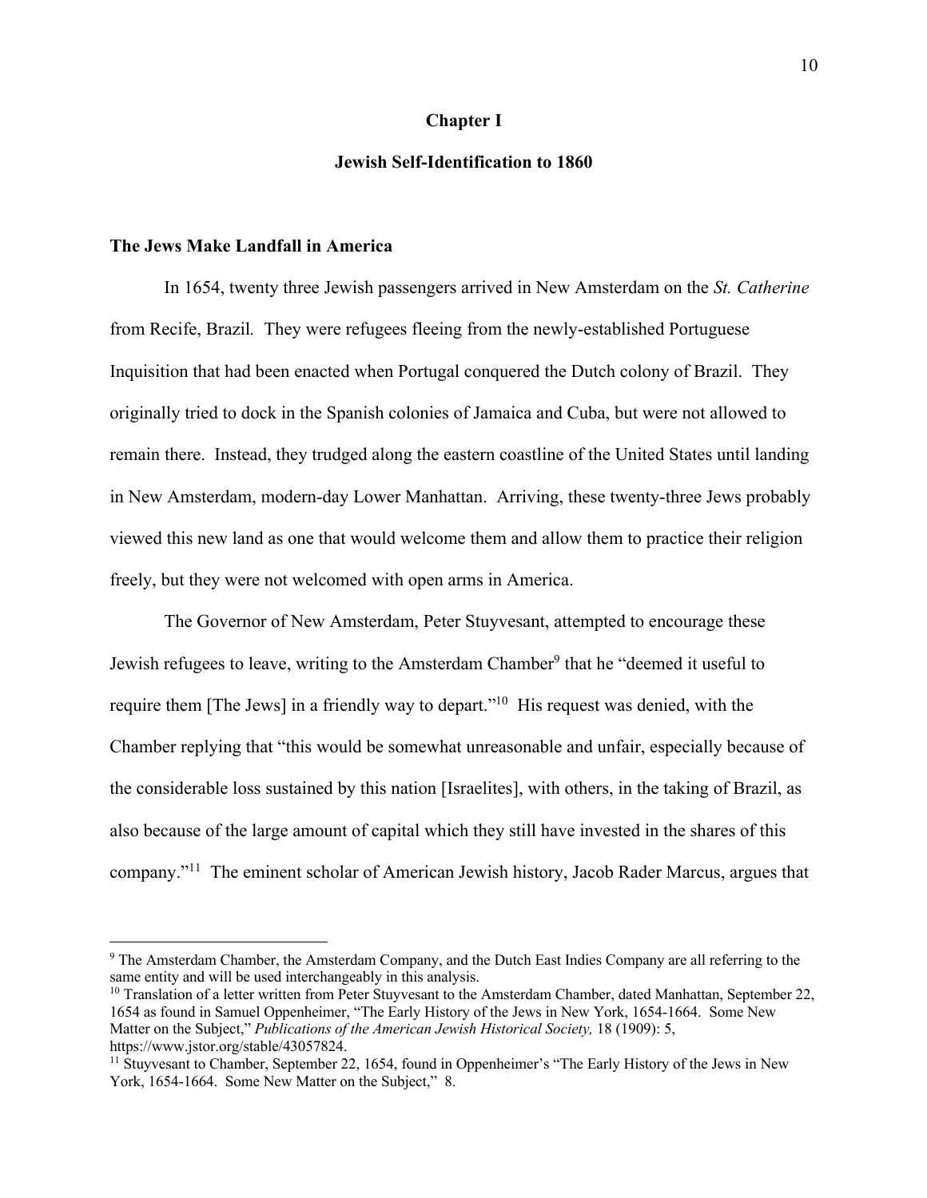## Chapter I

## Jewish Self-Identification to 1860

### The Jews Make Landfall in America

In 1654, twenty three Jewish passengers arrived in New Amsterdam on the *St. Catherine* from Recife, Brazil. They were refugees fleeing from the newly-established Portuguese Inquisition that had been enacted when Portugal conquered the Dutch colony of Brazil. They originally tried to dock in the Spanish colonies of Jamaica and Cuba, but were not allowed to remain there. Instead, they trudged along the eastern coastline of the United States until landing in New Amsterdam, modern-day Lower Manhattan. Arriving, these twenty-three Jews probably viewed this new land as one that would welcome them and allow them to practice their religion freely, but they were not welcomed with open arms in America.

The Governor of New Amsterdam, Peter Stuyvesant, attempted to encourage these Jewish refugees to leave, writing to the Amsterdam Chamber[9] that he "deemed it useful to require them [The Jews] in a friendly way to depart."[10] His request was denied, with the Chamber replying that "this would be somewhat unreasonable and unfair, especially because of the considerable loss sustained by this nation [Israelites], with others, in the taking of Brazil, as also because of the large amount of capital which they still have invested in the shares of this company."[11] The eminent scholar of American Jewish history, Jacob Rader Marcus, argues that

---

[9] The Amsterdam Chamber, the Amsterdam Company, and the Dutch East Indies Company are all referring to the same entity and will be used interchangeably in this analysis.

[10] Translation of a letter written from Peter Stuyvesant to the Amsterdam Chamber, dated Manhattan, September 22, 1654 as found in Samuel Oppenheimer, "The Early History of the Jews in New York, 1654-1664. Some New Matter on the Subject," *Publications of the American Jewish Historical Society,* 18 (1909): 5, https://www.jstor.org/stable/43057824.

[11] Stuyvesant to Chamber, September 22, 1654, found in Oppenheimer's "The Early History of the Jews in New York, 1654-1664. Some New Matter on the Subject," 8.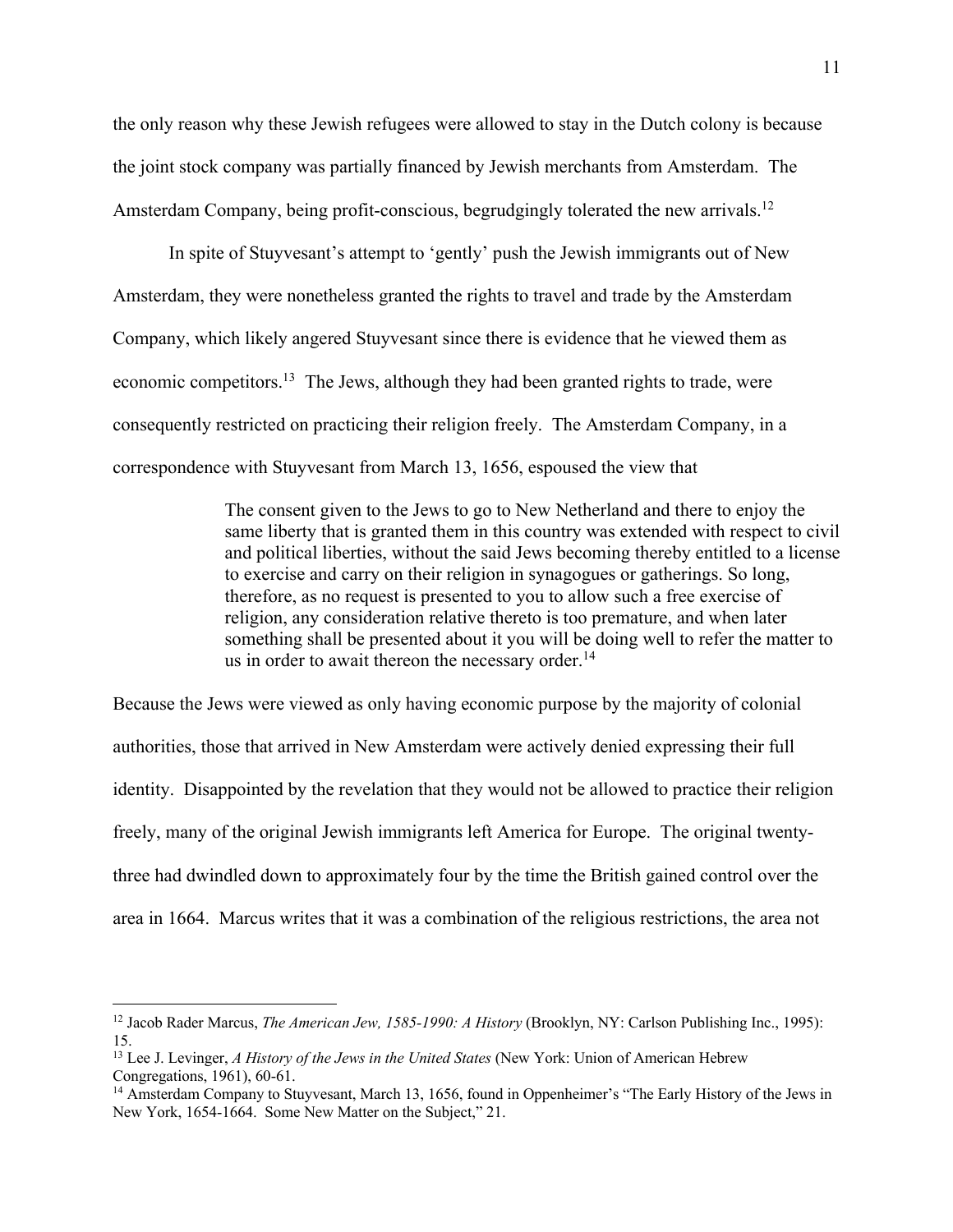the only reason why these Jewish refugees were allowed to stay in the Dutch colony is because the joint stock company was partially financed by Jewish merchants from Amsterdam. The Amsterdam Company, being profit-conscious, begrudgingly tolerated the new arrivals.[12]

In spite of Stuyvesant's attempt to 'gently' push the Jewish immigrants out of New Amsterdam, they were nonetheless granted the rights to travel and trade by the Amsterdam Company, which likely angered Stuyvesant since there is evidence that he viewed them as economic competitors.[13] The Jews, although they had been granted rights to trade, were consequently restricted on practicing their religion freely. The Amsterdam Company, in a correspondence with Stuyvesant from March 13, 1656, espoused the view that

> The consent given to the Jews to go to New Netherland and there to enjoy the same liberty that is granted them in this country was extended with respect to civil and political liberties, without the said Jews becoming thereby entitled to a license to exercise and carry on their religion in synagogues or gatherings. So long, therefore, as no request is presented to you to allow such a free exercise of religion, any consideration relative thereto is too premature, and when later something shall be presented about it you will be doing well to refer the matter to us in order to await thereon the necessary order.[14]

Because the Jews were viewed as only having economic purpose by the majority of colonial authorities, those that arrived in New Amsterdam were actively denied expressing their full identity. Disappointed by the revelation that they would not be allowed to practice their religion freely, many of the original Jewish immigrants left America for Europe. The original twenty-three had dwindled down to approximately four by the time the British gained control over the area in 1664. Marcus writes that it was a combination of the religious restrictions, the area not

---

[12] Jacob Rader Marcus, *The American Jew, 1585-1990: A History* (Brooklyn, NY: Carlson Publishing Inc., 1995): 15.

[13] Lee J. Levinger, *A History of the Jews in the United States* (New York: Union of American Hebrew Congregations, 1961), 60-61.

[14] Amsterdam Company to Stuyvesant, March 13, 1656, found in Oppenheimer's "The Early History of the Jews in New York, 1654-1664. Some New Matter on the Subject," 21.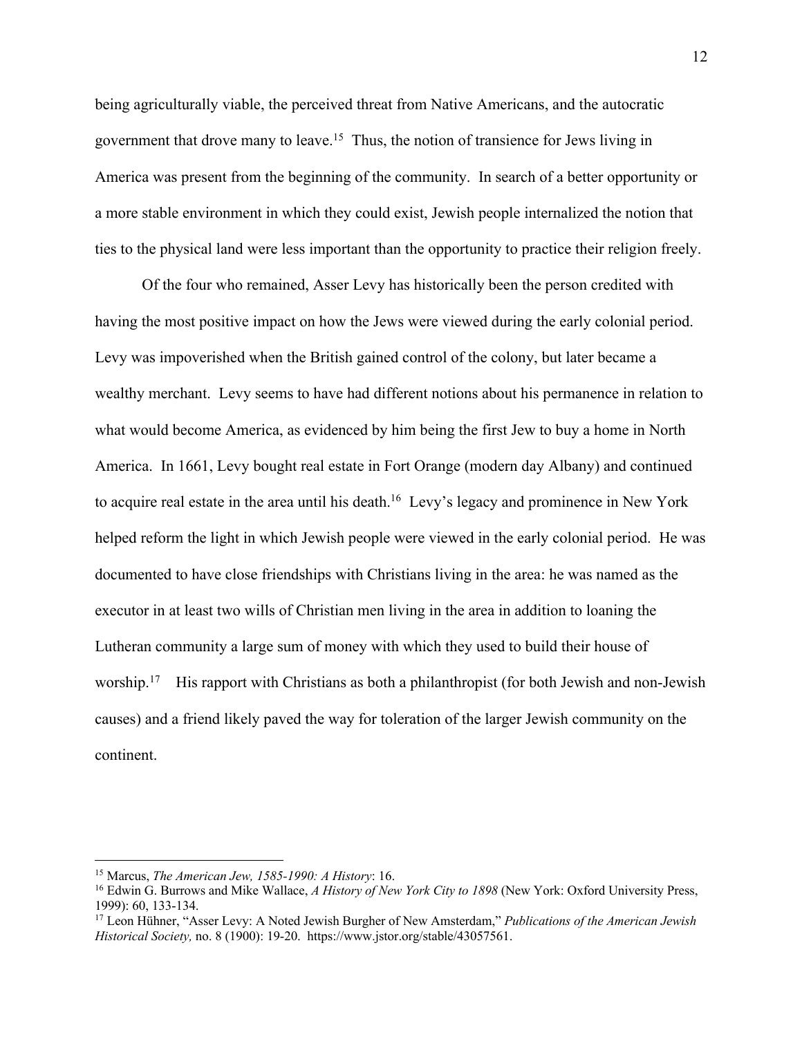being agriculturally viable, the perceived threat from Native Americans, and the autocratic government that drove many to leave.[15] Thus, the notion of transience for Jews living in America was present from the beginning of the community. In search of a better opportunity or a more stable environment in which they could exist, Jewish people internalized the notion that ties to the physical land were less important than the opportunity to practice their religion freely.

Of the four who remained, Asser Levy has historically been the person credited with having the most positive impact on how the Jews were viewed during the early colonial period. Levy was impoverished when the British gained control of the colony, but later became a wealthy merchant. Levy seems to have had different notions about his permanence in relation to what would become America, as evidenced by him being the first Jew to buy a home in North America. In 1661, Levy bought real estate in Fort Orange (modern day Albany) and continued to acquire real estate in the area until his death.[16] Levy's legacy and prominence in New York helped reform the light in which Jewish people were viewed in the early colonial period. He was documented to have close friendships with Christians living in the area: he was named as the executor in at least two wills of Christian men living in the area in addition to loaning the Lutheran community a large sum of money with which they used to build their house of worship.[17] His rapport with Christians as both a philanthropist (for both Jewish and non-Jewish causes) and a friend likely paved the way for toleration of the larger Jewish community on the continent.

---

[15] Marcus, *The American Jew, 1585-1990: A History*: 16.

[16] Edwin G. Burrows and Mike Wallace, *A History of New York City to 1898* (New York: Oxford University Press, 1999): 60, 133-134.

[17] Leon Hühner, "Asser Levy: A Noted Jewish Burgher of New Amsterdam," *Publications of the American Jewish Historical Society,* no. 8 (1900): 19-20. https://www.jstor.org/stable/43057561.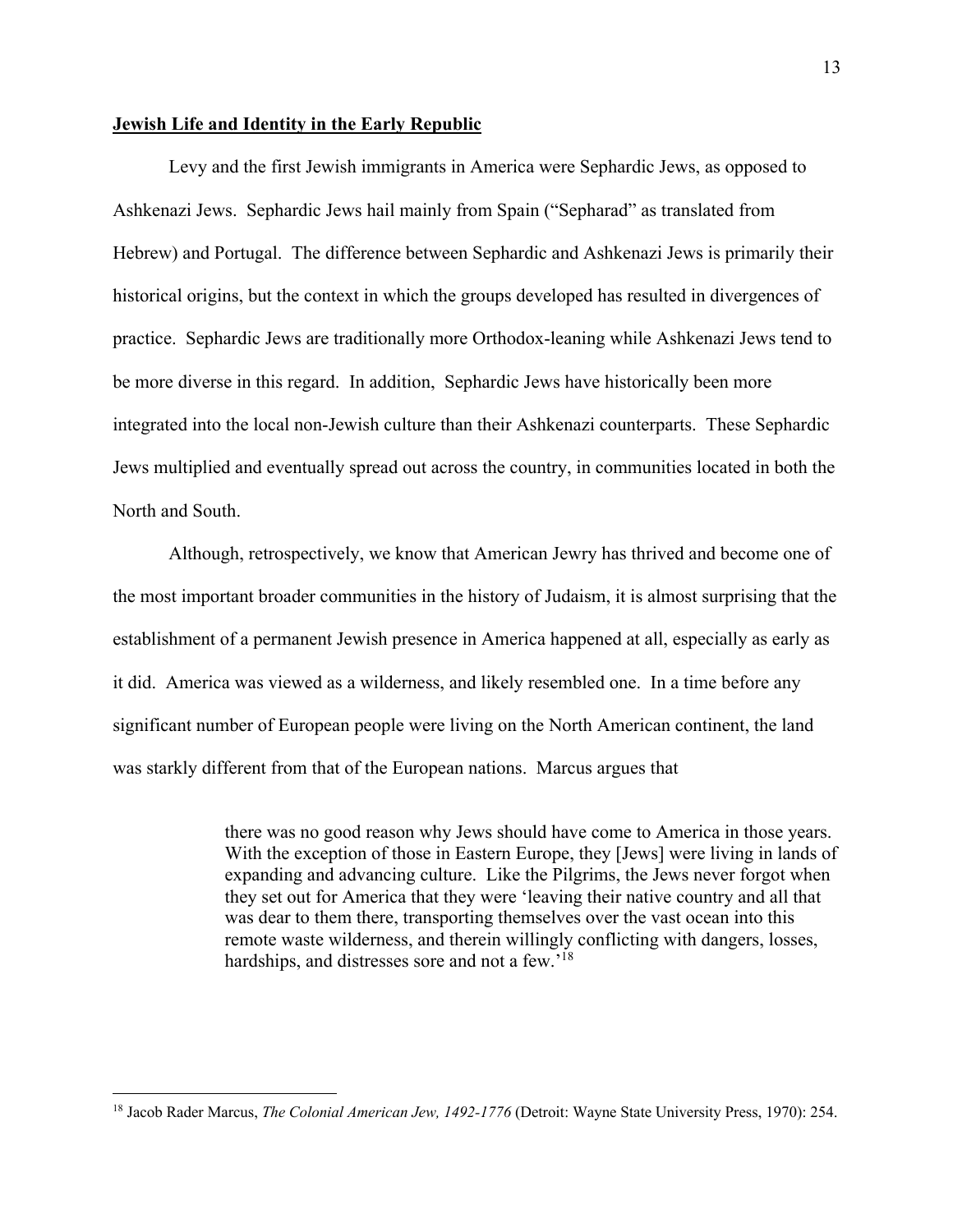**Jewish Life and Identity in the Early Republic**

Levy and the first Jewish immigrants in America were Sephardic Jews, as opposed to Ashkenazi Jews. Sephardic Jews hail mainly from Spain ("Sepharad" as translated from Hebrew) and Portugal. The difference between Sephardic and Ashkenazi Jews is primarily their historical origins, but the context in which the groups developed has resulted in divergences of practice. Sephardic Jews are traditionally more Orthodox-leaning while Ashkenazi Jews tend to be more diverse in this regard. In addition, Sephardic Jews have historically been more integrated into the local non-Jewish culture than their Ashkenazi counterparts. These Sephardic Jews multiplied and eventually spread out across the country, in communities located in both the North and South.

Although, retrospectively, we know that American Jewry has thrived and become one of the most important broader communities in the history of Judaism, it is almost surprising that the establishment of a permanent Jewish presence in America happened at all, especially as early as it did. America was viewed as a wilderness, and likely resembled one. In a time before any significant number of European people were living on the North American continent, the land was starkly different from that of the European nations. Marcus argues that

> there was no good reason why Jews should have come to America in those years. With the exception of those in Eastern Europe, they [Jews] were living in lands of expanding and advancing culture. Like the Pilgrims, the Jews never forgot when they set out for America that they were 'leaving their native country and all that was dear to them there, transporting themselves over the vast ocean into this remote waste wilderness, and therein willingly conflicting with dangers, losses, hardships, and distresses sore and not a few.'[18]

[18] Jacob Rader Marcus, *The Colonial American Jew, 1492-1776* (Detroit: Wayne State University Press, 1970): 254.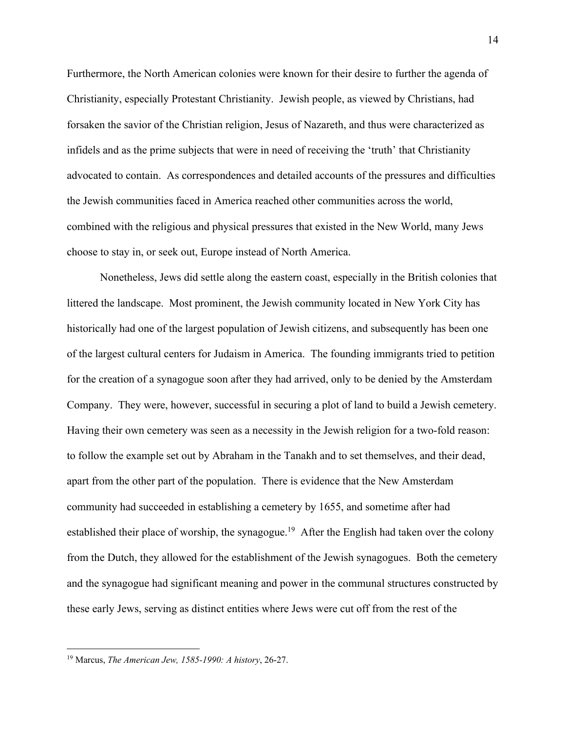Furthermore, the North American colonies were known for their desire to further the agenda of Christianity, especially Protestant Christianity. Jewish people, as viewed by Christians, had forsaken the savior of the Christian religion, Jesus of Nazareth, and thus were characterized as infidels and as the prime subjects that were in need of receiving the 'truth' that Christianity advocated to contain. As correspondences and detailed accounts of the pressures and difficulties the Jewish communities faced in America reached other communities across the world, combined with the religious and physical pressures that existed in the New World, many Jews choose to stay in, or seek out, Europe instead of North America.

Nonetheless, Jews did settle along the eastern coast, especially in the British colonies that littered the landscape. Most prominent, the Jewish community located in New York City has historically had one of the largest population of Jewish citizens, and subsequently has been one of the largest cultural centers for Judaism in America. The founding immigrants tried to petition for the creation of a synagogue soon after they had arrived, only to be denied by the Amsterdam Company. They were, however, successful in securing a plot of land to build a Jewish cemetery. Having their own cemetery was seen as a necessity in the Jewish religion for a two-fold reason: to follow the example set out by Abraham in the Tanakh and to set themselves, and their dead, apart from the other part of the population. There is evidence that the New Amsterdam community had succeeded in establishing a cemetery by 1655, and sometime after had established their place of worship, the synagogue.[19] After the English had taken over the colony from the Dutch, they allowed for the establishment of the Jewish synagogues. Both the cemetery and the synagogue had significant meaning and power in the communal structures constructed by these early Jews, serving as distinct entities where Jews were cut off from the rest of the

[19] Marcus, *The American Jew, 1585-1990: A history*, 26-27.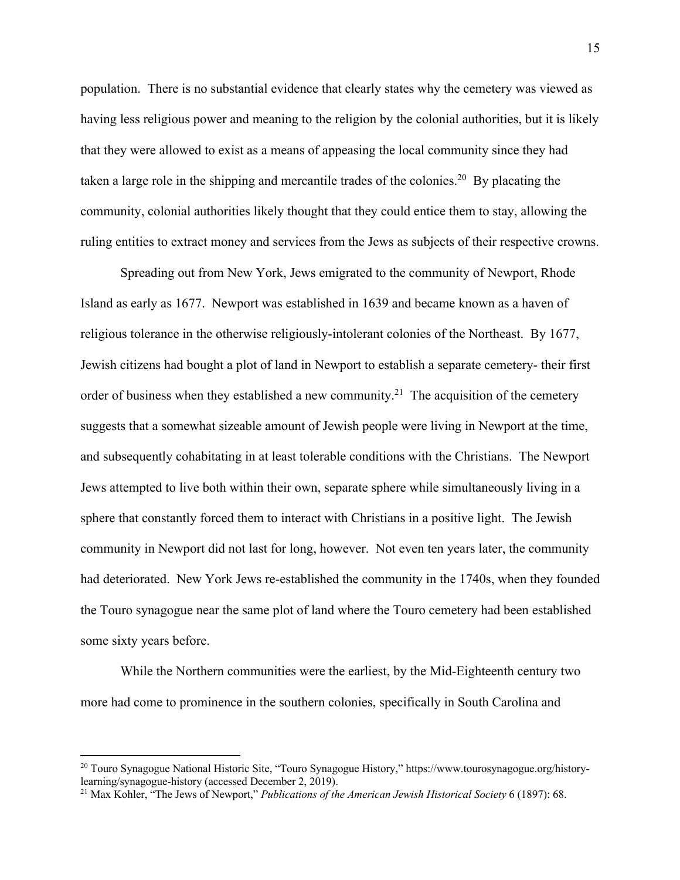population. There is no substantial evidence that clearly states why the cemetery was viewed as having less religious power and meaning to the religion by the colonial authorities, but it is likely that they were allowed to exist as a means of appeasing the local community since they had taken a large role in the shipping and mercantile trades of the colonies.[20] By placating the community, colonial authorities likely thought that they could entice them to stay, allowing the ruling entities to extract money and services from the Jews as subjects of their respective crowns.

Spreading out from New York, Jews emigrated to the community of Newport, Rhode Island as early as 1677. Newport was established in 1639 and became known as a haven of religious tolerance in the otherwise religiously-intolerant colonies of the Northeast. By 1677, Jewish citizens had bought a plot of land in Newport to establish a separate cemetery- their first order of business when they established a new community.[21] The acquisition of the cemetery suggests that a somewhat sizeable amount of Jewish people were living in Newport at the time, and subsequently cohabitating in at least tolerable conditions with the Christians. The Newport Jews attempted to live both within their own, separate sphere while simultaneously living in a sphere that constantly forced them to interact with Christians in a positive light. The Jewish community in Newport did not last for long, however. Not even ten years later, the community had deteriorated. New York Jews re-established the community in the 1740s, when they founded the Touro synagogue near the same plot of land where the Touro cemetery had been established some sixty years before.

While the Northern communities were the earliest, by the Mid-Eighteenth century two more had come to prominence in the southern colonies, specifically in South Carolina and

---

[20] Touro Synagogue National Historic Site, "Touro Synagogue History," https://www.tourosynagogue.org/history-learning/synagogue-history (accessed December 2, 2019).

[21] Max Kohler, "The Jews of Newport," *Publications of the American Jewish Historical Society* 6 (1897): 68.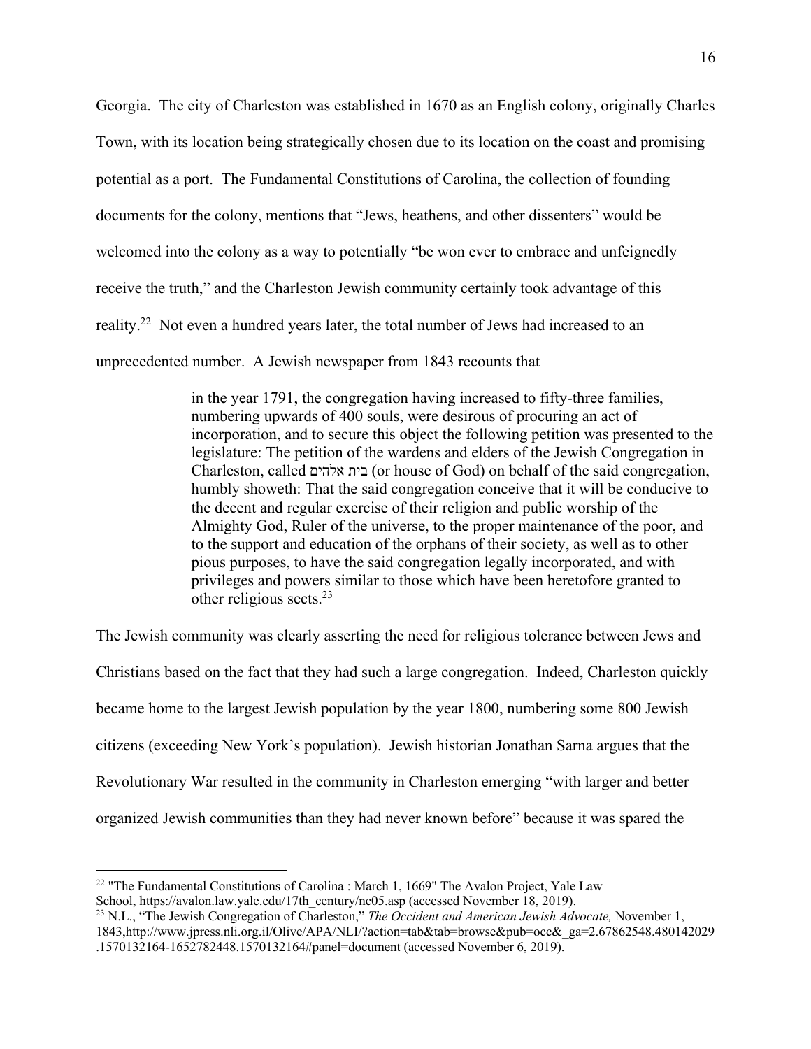Georgia.  The city of Charleston was established in 1670 as an English colony, originally Charles Town, with its location being strategically chosen due to its location on the coast and promising potential as a port.  The Fundamental Constitutions of Carolina, the collection of founding documents for the colony, mentions that "Jews, heathens, and other dissenters" would be welcomed into the colony as a way to potentially "be won ever to embrace and unfeignedly receive the truth," and the Charleston Jewish community certainly took advantage of this reality.[22]  Not even a hundred years later, the total number of Jews had increased to an unprecedented number.  A Jewish newspaper from 1843 recounts that

> in the year 1791, the congregation having increased to fifty-three families, numbering upwards of 400 souls, were desirous of procuring an act of incorporation, and to secure this object the following petition was presented to the legislature: The petition of the wardens and elders of the Jewish Congregation in Charleston, called בית אלהים (or house of God) on behalf of the said congregation, humbly showeth: That the said congregation conceive that it will be conducive to the decent and regular exercise of their religion and public worship of the Almighty God, Ruler of the universe, to the proper maintenance of the poor, and to the support and education of the orphans of their society, as well as to other pious purposes, to have the said congregation legally incorporated, and with privileges and powers similar to those which have been heretofore granted to other religious sects.[23]

The Jewish community was clearly asserting the need for religious tolerance between Jews and Christians based on the fact that they had such a large congregation.  Indeed, Charleston quickly became home to the largest Jewish population by the year 1800, numbering some 800 Jewish citizens (exceeding New York's population).  Jewish historian Jonathan Sarna argues that the Revolutionary War resulted in the community in Charleston emerging "with larger and better organized Jewish communities than they had never known before" because it was spared the

---

[22] "The Fundamental Constitutions of Carolina : March 1, 1669" The Avalon Project, Yale Law School, https://avalon.law.yale.edu/17th_century/nc05.asp (accessed November 18, 2019).

[23] N.L., "The Jewish Congregation of Charleston," *The Occident and American Jewish Advocate,* November 1, 1843,http://www.jpress.nli.org.il/Olive/APA/NLI/?action=tab&tab=browse&pub=occ&_ga=2.67862548.480142029.1570132164-1652782448.1570132164#panel=document (accessed November 6, 2019).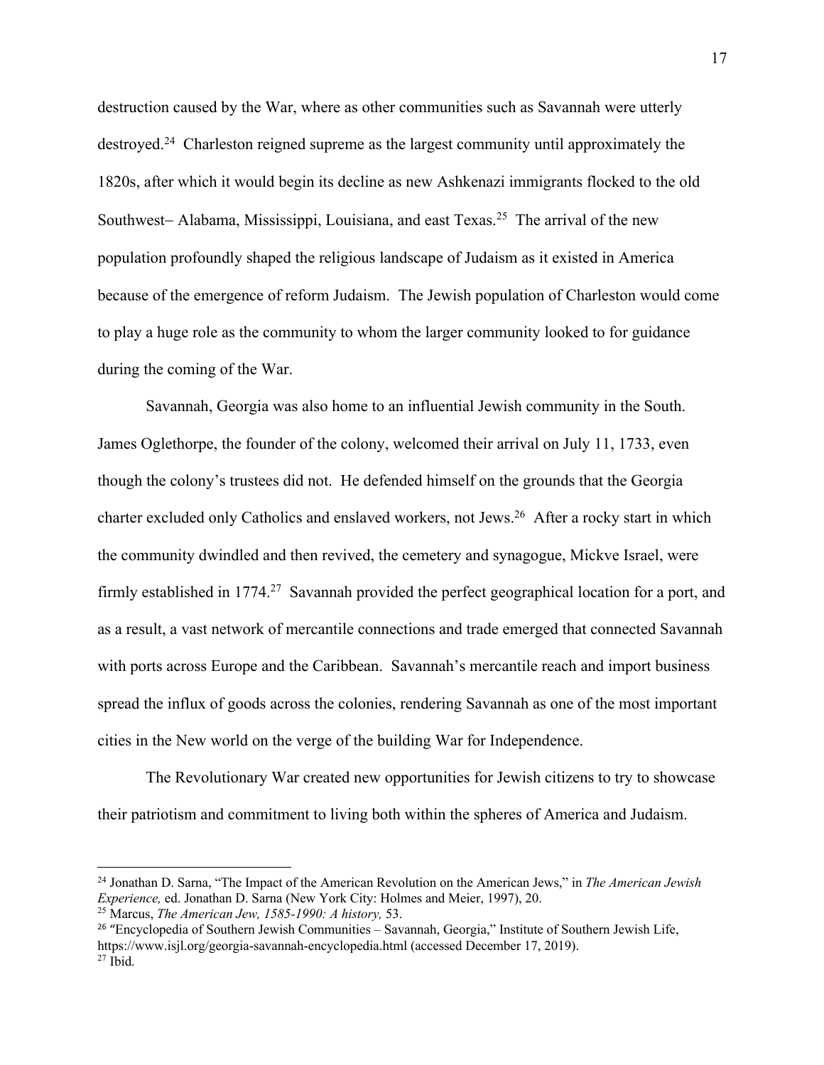destruction caused by the War, where as other communities such as Savannah were utterly destroyed.[24] Charleston reigned supreme as the largest community until approximately the 1820s, after which it would begin its decline as new Ashkenazi immigrants flocked to the old Southwest– Alabama, Mississippi, Louisiana, and east Texas.[25] The arrival of the new population profoundly shaped the religious landscape of Judaism as it existed in America because of the emergence of reform Judaism. The Jewish population of Charleston would come to play a huge role as the community to whom the larger community looked to for guidance during the coming of the War.

Savannah, Georgia was also home to an influential Jewish community in the South. James Oglethorpe, the founder of the colony, welcomed their arrival on July 11, 1733, even though the colony's trustees did not. He defended himself on the grounds that the Georgia charter excluded only Catholics and enslaved workers, not Jews.[26] After a rocky start in which the community dwindled and then revived, the cemetery and synagogue, Mickve Israel, were firmly established in 1774.[27] Savannah provided the perfect geographical location for a port, and as a result, a vast network of mercantile connections and trade emerged that connected Savannah with ports across Europe and the Caribbean. Savannah's mercantile reach and import business spread the influx of goods across the colonies, rendering Savannah as one of the most important cities in the New world on the verge of the building War for Independence.

The Revolutionary War created new opportunities for Jewish citizens to try to showcase their patriotism and commitment to living both within the spheres of America and Judaism.

---

[24] Jonathan D. Sarna, "The Impact of the American Revolution on the American Jews," in *The American Jewish Experience,* ed. Jonathan D. Sarna (New York City: Holmes and Meier, 1997), 20.

[25] Marcus, *The American Jew, 1585-1990: A history,* 53.

[26] "Encyclopedia of Southern Jewish Communities – Savannah, Georgia," Institute of Southern Jewish Life, https://www.isjl.org/georgia-savannah-encyclopedia.html (accessed December 17, 2019).

[27] Ibid.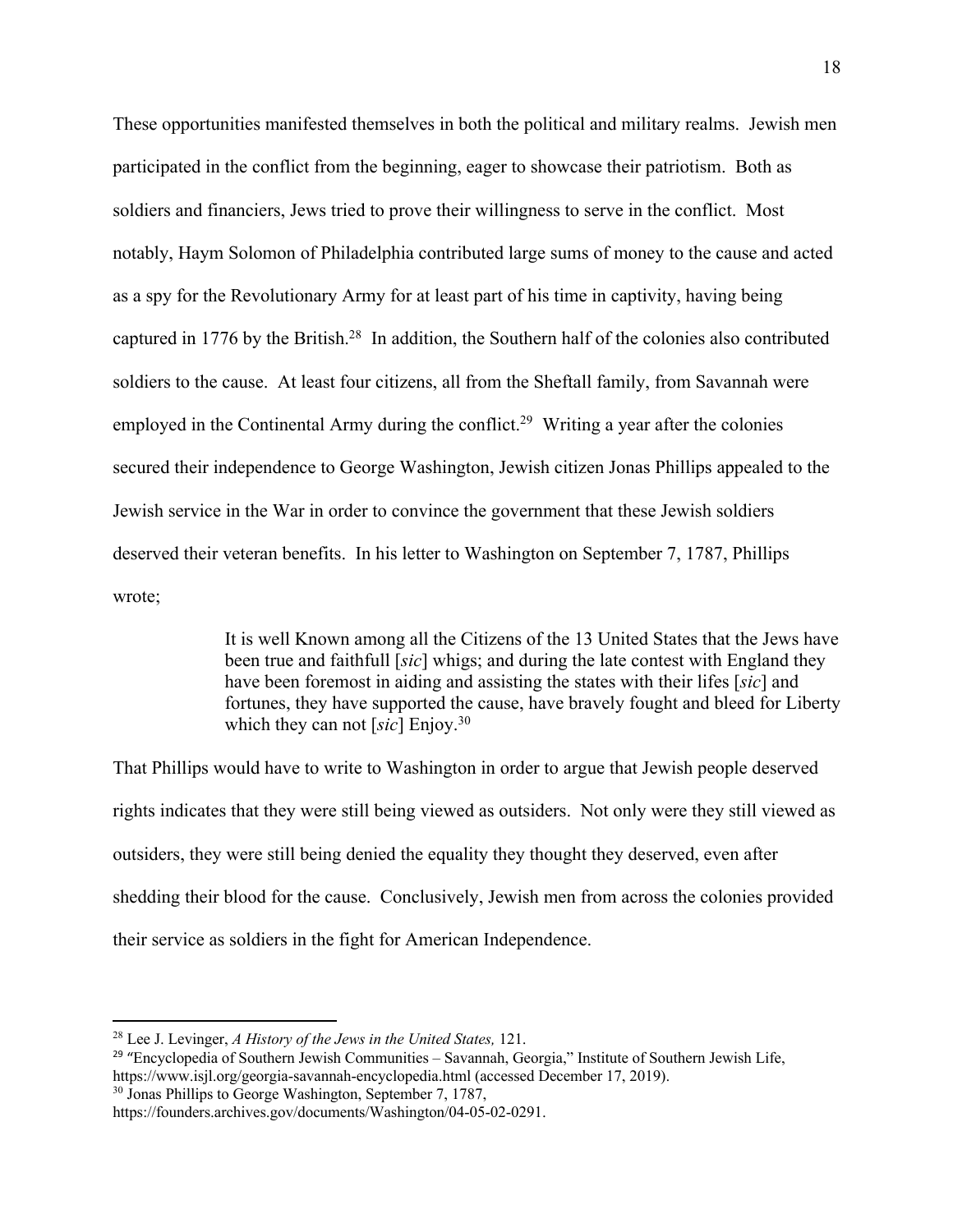These opportunities manifested themselves in both the political and military realms. Jewish men participated in the conflict from the beginning, eager to showcase their patriotism. Both as soldiers and financiers, Jews tried to prove their willingness to serve in the conflict. Most notably, Haym Solomon of Philadelphia contributed large sums of money to the cause and acted as a spy for the Revolutionary Army for at least part of his time in captivity, having being captured in 1776 by the British.[28] In addition, the Southern half of the colonies also contributed soldiers to the cause. At least four citizens, all from the Sheftall family, from Savannah were employed in the Continental Army during the conflict.[29] Writing a year after the colonies secured their independence to George Washington, Jewish citizen Jonas Phillips appealed to the Jewish service in the War in order to convince the government that these Jewish soldiers deserved their veteran benefits. In his letter to Washington on September 7, 1787, Phillips wrote;

> It is well Known among all the Citizens of the 13 United States that the Jews have been true and faithfull [*sic*] whigs; and during the late contest with England they have been foremost in aiding and assisting the states with their lifes [*sic*] and fortunes, they have supported the cause, have bravely fought and bleed for Liberty which they can not [*sic*] Enjoy.[30]

That Phillips would have to write to Washington in order to argue that Jewish people deserved rights indicates that they were still being viewed as outsiders. Not only were they still viewed as outsiders, they were still being denied the equality they thought they deserved, even after shedding their blood for the cause. Conclusively, Jewish men from across the colonies provided their service as soldiers in the fight for American Independence.

---

[28] Lee J. Levinger, *A History of the Jews in the United States,* 121.

[29] "Encyclopedia of Southern Jewish Communities – Savannah, Georgia," Institute of Southern Jewish Life, https://www.isjl.org/georgia-savannah-encyclopedia.html (accessed December 17, 2019).

[30] Jonas Phillips to George Washington, September 7, 1787, https://founders.archives.gov/documents/Washington/04-05-02-0291.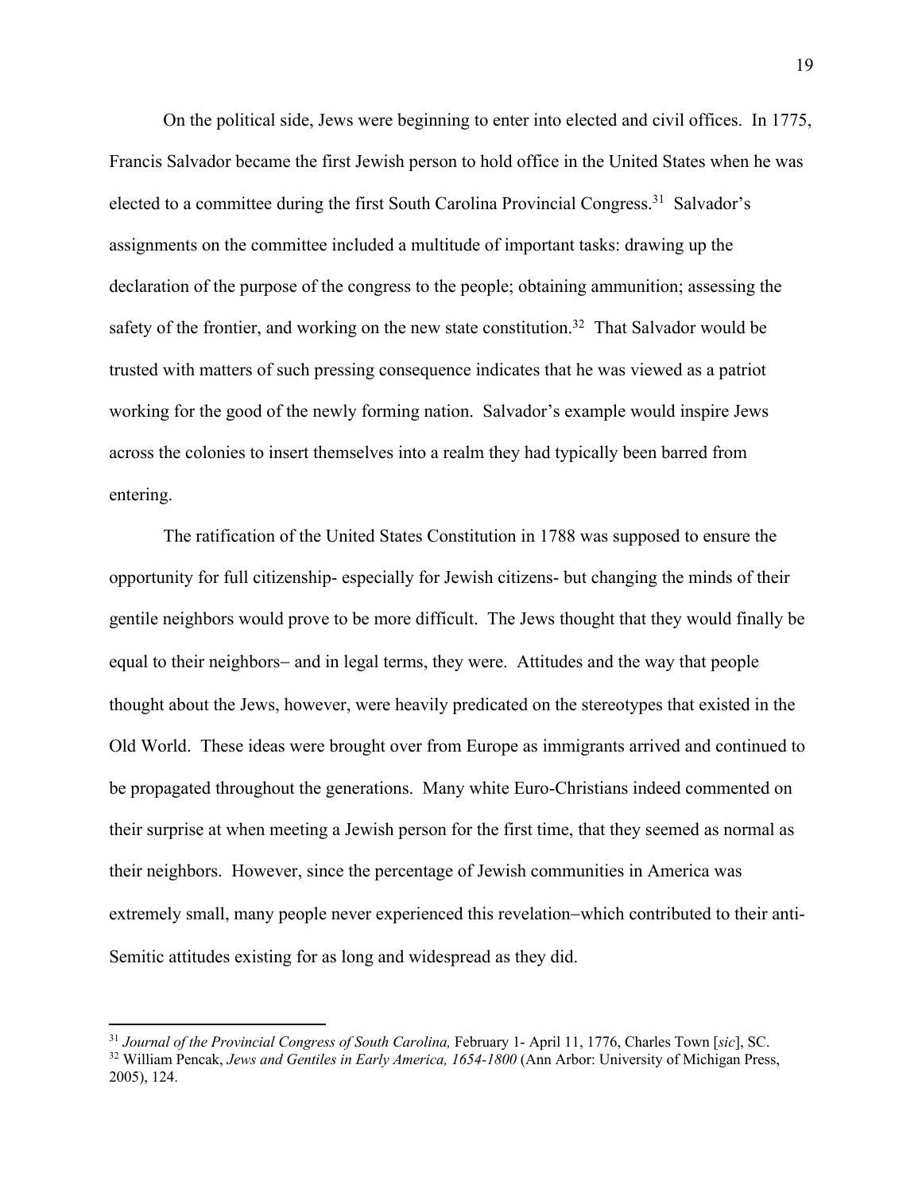On the political side, Jews were beginning to enter into elected and civil offices. In 1775, Francis Salvador became the first Jewish person to hold office in the United States when he was elected to a committee during the first South Carolina Provincial Congress.[31] Salvador's assignments on the committee included a multitude of important tasks: drawing up the declaration of the purpose of the congress to the people; obtaining ammunition; assessing the safety of the frontier, and working on the new state constitution.[32] That Salvador would be trusted with matters of such pressing consequence indicates that he was viewed as a patriot working for the good of the newly forming nation. Salvador's example would inspire Jews across the colonies to insert themselves into a realm they had typically been barred from entering.

The ratification of the United States Constitution in 1788 was supposed to ensure the opportunity for full citizenship- especially for Jewish citizens- but changing the minds of their gentile neighbors would prove to be more difficult. The Jews thought that they would finally be equal to their neighbors– and in legal terms, they were. Attitudes and the way that people thought about the Jews, however, were heavily predicated on the stereotypes that existed in the Old World. These ideas were brought over from Europe as immigrants arrived and continued to be propagated throughout the generations. Many white Euro-Christians indeed commented on their surprise at when meeting a Jewish person for the first time, that they seemed as normal as their neighbors. However, since the percentage of Jewish communities in America was extremely small, many people never experienced this revelation–which contributed to their anti-Semitic attitudes existing for as long and widespread as they did.

---

[31] *Journal of the Provincial Congress of South Carolina,* February 1- April 11, 1776, Charles Town [*sic*], SC.

[32] William Pencak, *Jews and Gentiles in Early America, 1654-1800* (Ann Arbor: University of Michigan Press, 2005), 124.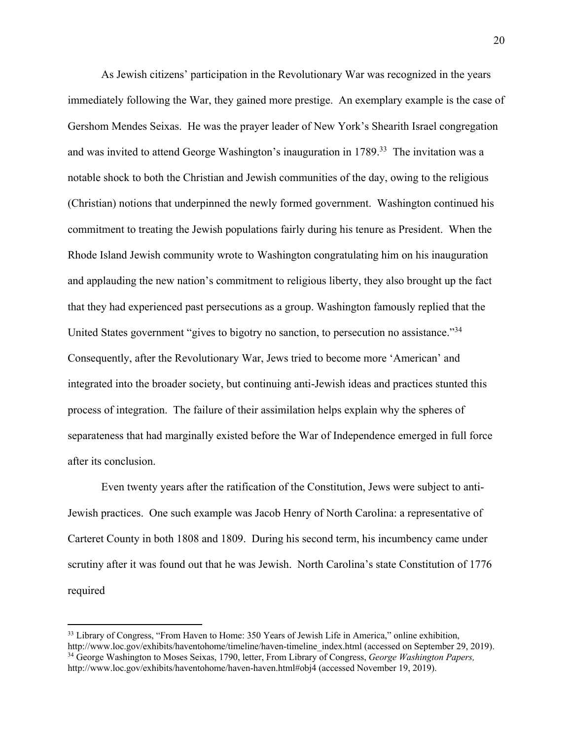As Jewish citizens' participation in the Revolutionary War was recognized in the years immediately following the War, they gained more prestige. An exemplary example is the case of Gershom Mendes Seixas. He was the prayer leader of New York's Shearith Israel congregation and was invited to attend George Washington's inauguration in 1789.[33] The invitation was a notable shock to both the Christian and Jewish communities of the day, owing to the religious (Christian) notions that underpinned the newly formed government. Washington continued his commitment to treating the Jewish populations fairly during his tenure as President. When the Rhode Island Jewish community wrote to Washington congratulating him on his inauguration and applauding the new nation's commitment to religious liberty, they also brought up the fact that they had experienced past persecutions as a group. Washington famously replied that the United States government "gives to bigotry no sanction, to persecution no assistance."[34] Consequently, after the Revolutionary War, Jews tried to become more 'American' and integrated into the broader society, but continuing anti-Jewish ideas and practices stunted this process of integration. The failure of their assimilation helps explain why the spheres of separateness that had marginally existed before the War of Independence emerged in full force after its conclusion.

Even twenty years after the ratification of the Constitution, Jews were subject to anti-Jewish practices. One such example was Jacob Henry of North Carolina: a representative of Carteret County in both 1808 and 1809. During his second term, his incumbency came under scrutiny after it was found out that he was Jewish. North Carolina's state Constitution of 1776 required

---

[33] Library of Congress, "From Haven to Home: 350 Years of Jewish Life in America," online exhibition, http://www.loc.gov/exhibits/haventohome/timeline/haven-timeline_index.html (accessed on September 29, 2019).

[34] George Washington to Moses Seixas, 1790, letter, From Library of Congress, *George Washington Papers,* http://www.loc.gov/exhibits/haventohome/haven-haven.html#obj4 (accessed November 19, 2019).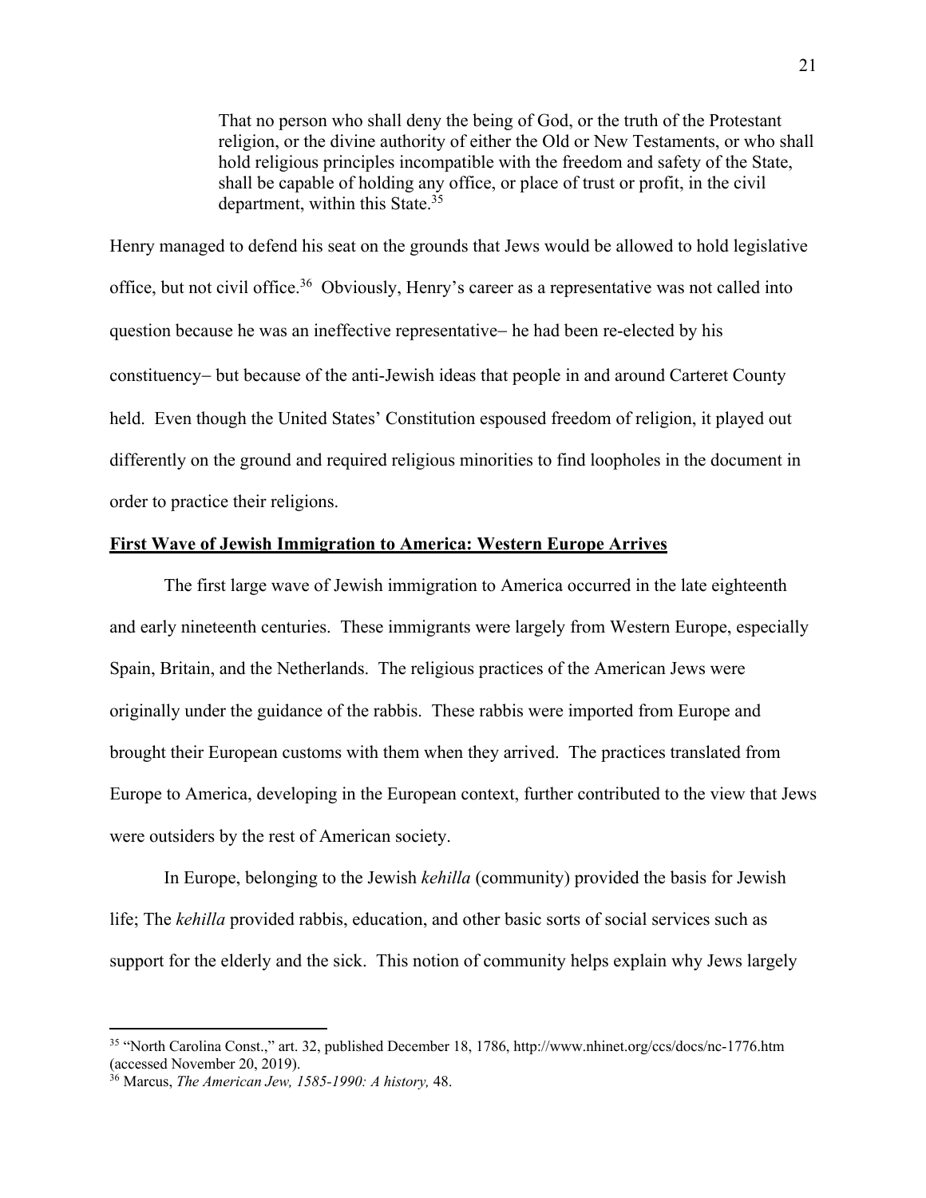> That no person who shall deny the being of God, or the truth of the Protestant religion, or the divine authority of either the Old or New Testaments, or who shall hold religious principles incompatible with the freedom and safety of the State, shall be capable of holding any office, or place of trust or profit, in the civil department, within this State.[35]

Henry managed to defend his seat on the grounds that Jews would be allowed to hold legislative office, but not civil office.[36] Obviously, Henry's career as a representative was not called into question because he was an ineffective representative– he had been re-elected by his constituency– but because of the anti-Jewish ideas that people in and around Carteret County held. Even though the United States' Constitution espoused freedom of religion, it played out differently on the ground and required religious minorities to find loopholes in the document in order to practice their religions.

**First Wave of Jewish Immigration to America: Western Europe Arrives**

The first large wave of Jewish immigration to America occurred in the late eighteenth and early nineteenth centuries. These immigrants were largely from Western Europe, especially Spain, Britain, and the Netherlands. The religious practices of the American Jews were originally under the guidance of the rabbis. These rabbis were imported from Europe and brought their European customs with them when they arrived. The practices translated from Europe to America, developing in the European context, further contributed to the view that Jews were outsiders by the rest of American society.

In Europe, belonging to the Jewish *kehilla* (community) provided the basis for Jewish life; The *kehilla* provided rabbis, education, and other basic sorts of social services such as support for the elderly and the sick. This notion of community helps explain why Jews largely

---

[35] "North Carolina Const.," art. 32, published December 18, 1786, http://www.nhinet.org/ccs/docs/nc-1776.htm (accessed November 20, 2019).

[36] Marcus, *The American Jew, 1585-1990: A history,* 48.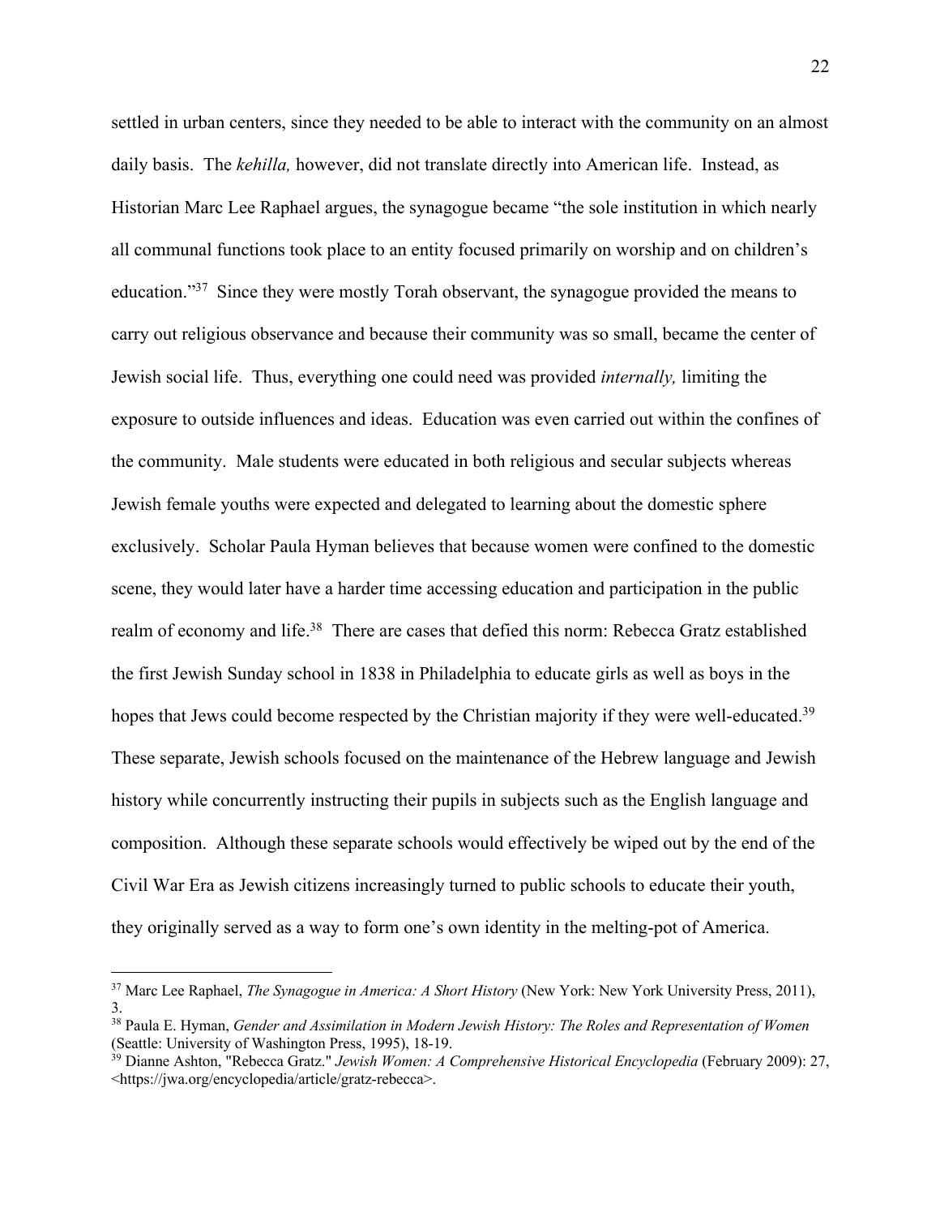settled in urban centers, since they needed to be able to interact with the community on an almost daily basis. The *kehilla,* however, did not translate directly into American life. Instead, as Historian Marc Lee Raphael argues, the synagogue became "the sole institution in which nearly all communal functions took place to an entity focused primarily on worship and on children's education."[37] Since they were mostly Torah observant, the synagogue provided the means to carry out religious observance and because their community was so small, became the center of Jewish social life. Thus, everything one could need was provided *internally,* limiting the exposure to outside influences and ideas. Education was even carried out within the confines of the community. Male students were educated in both religious and secular subjects whereas Jewish female youths were expected and delegated to learning about the domestic sphere exclusively. Scholar Paula Hyman believes that because women were confined to the domestic scene, they would later have a harder time accessing education and participation in the public realm of economy and life.[38] There are cases that defied this norm: Rebecca Gratz established the first Jewish Sunday school in 1838 in Philadelphia to educate girls as well as boys in the hopes that Jews could become respected by the Christian majority if they were well-educated.[39] These separate, Jewish schools focused on the maintenance of the Hebrew language and Jewish history while concurrently instructing their pupils in subjects such as the English language and composition. Although these separate schools would effectively be wiped out by the end of the Civil War Era as Jewish citizens increasingly turned to public schools to educate their youth, they originally served as a way to form one's own identity in the melting-pot of America.

---

[37] Marc Lee Raphael, *The Synagogue in America: A Short History* (New York: New York University Press, 2011), 3.

[38] Paula E. Hyman, *Gender and Assimilation in Modern Jewish History: The Roles and Representation of Women* (Seattle: University of Washington Press, 1995), 18-19.

[39] Dianne Ashton, "Rebecca Gratz." *Jewish Women: A Comprehensive Historical Encyclopedia* (February 2009): 27, <https://jwa.org/encyclopedia/article/gratz-rebecca>.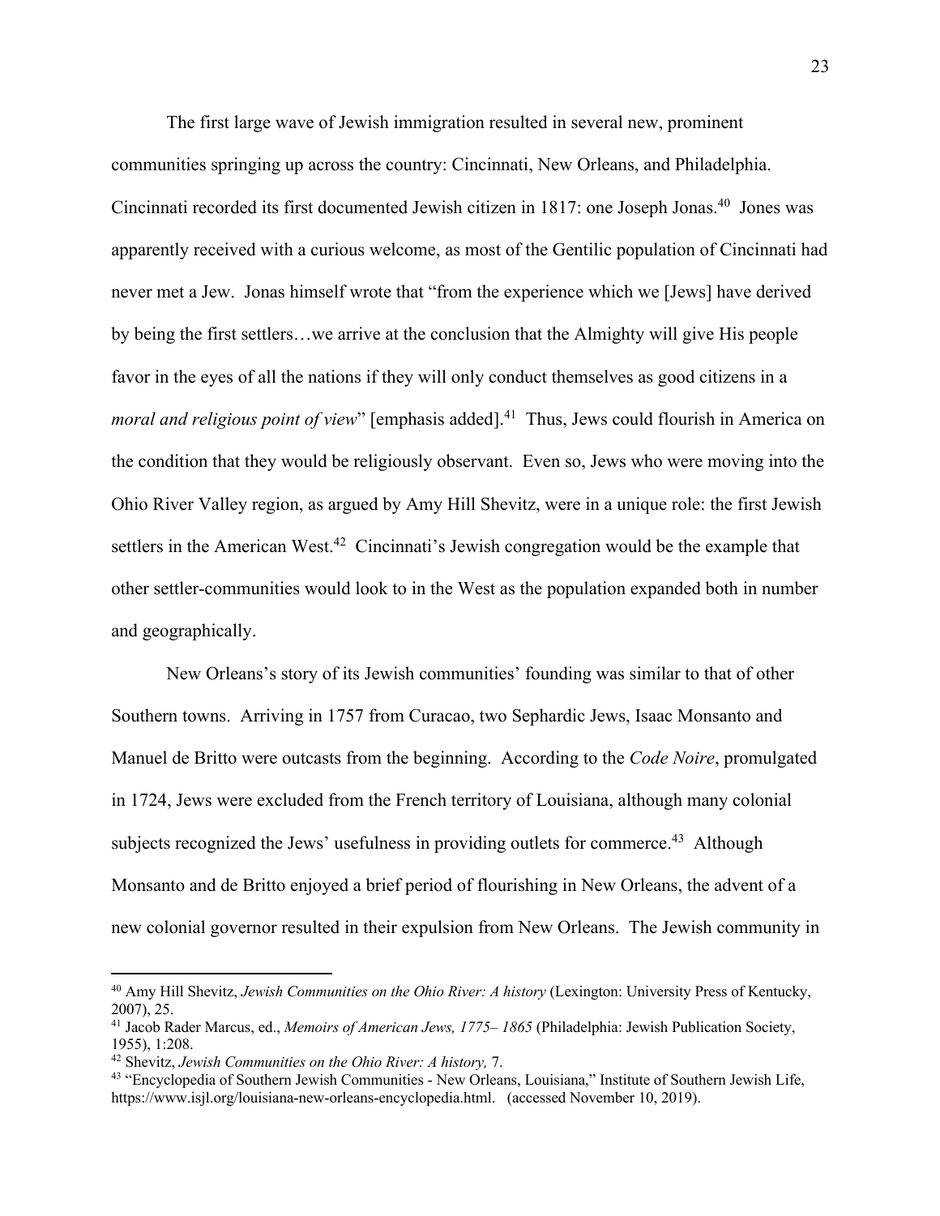The first large wave of Jewish immigration resulted in several new, prominent communities springing up across the country: Cincinnati, New Orleans, and Philadelphia. Cincinnati recorded its first documented Jewish citizen in 1817: one Joseph Jonas.[40] Jones was apparently received with a curious welcome, as most of the Gentilic population of Cincinnati had never met a Jew. Jonas himself wrote that "from the experience which we [Jews] have derived by being the first settlers…we arrive at the conclusion that the Almighty will give His people favor in the eyes of all the nations if they will only conduct themselves as good citizens in a *moral and religious point of view*" [emphasis added].[41] Thus, Jews could flourish in America on the condition that they would be religiously observant. Even so, Jews who were moving into the Ohio River Valley region, as argued by Amy Hill Shevitz, were in a unique role: the first Jewish settlers in the American West.[42] Cincinnati's Jewish congregation would be the example that other settler-communities would look to in the West as the population expanded both in number and geographically.

New Orleans's story of its Jewish communities' founding was similar to that of other Southern towns. Arriving in 1757 from Curacao, two Sephardic Jews, Isaac Monsanto and Manuel de Britto were outcasts from the beginning. According to the *Code Noire*, promulgated in 1724, Jews were excluded from the French territory of Louisiana, although many colonial subjects recognized the Jews' usefulness in providing outlets for commerce.[43] Although Monsanto and de Britto enjoyed a brief period of flourishing in New Orleans, the advent of a new colonial governor resulted in their expulsion from New Orleans. The Jewish community in

---

[40] Amy Hill Shevitz, *Jewish Communities on the Ohio River: A history* (Lexington: University Press of Kentucky, 2007), 25.

[41] Jacob Rader Marcus, ed., *Memoirs of American Jews, 1775– 1865* (Philadelphia: Jewish Publication Society, 1955), 1:208.

[42] Shevitz, *Jewish Communities on the Ohio River: A history,* 7.

[43] "Encyclopedia of Southern Jewish Communities - New Orleans, Louisiana," Institute of Southern Jewish Life, https://www.isjl.org/louisiana-new-orleans-encyclopedia.html. (accessed November 10, 2019).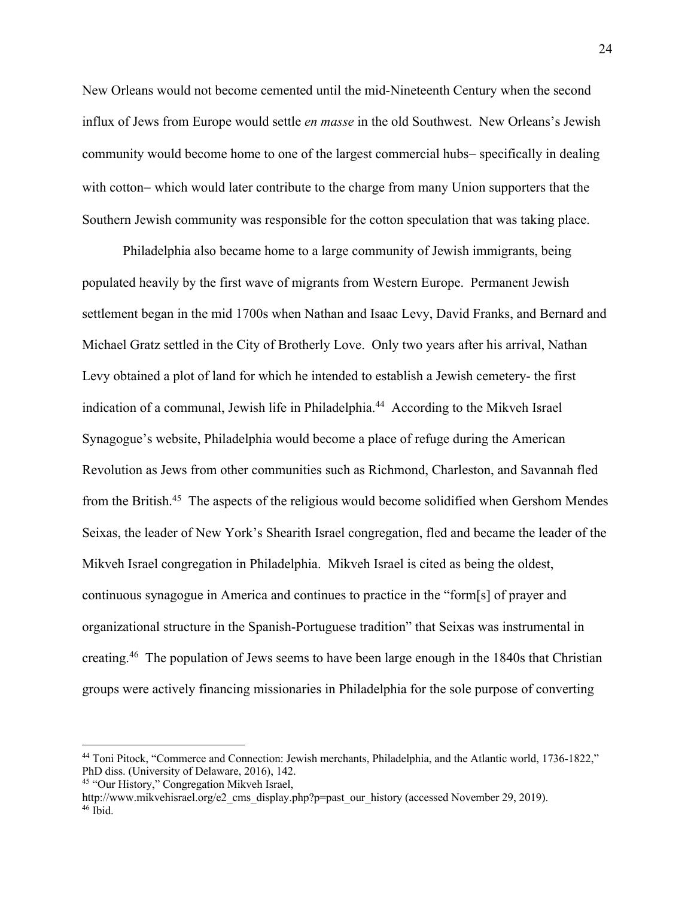New Orleans would not become cemented until the mid-Nineteenth Century when the second influx of Jews from Europe would settle *en masse* in the old Southwest. New Orleans's Jewish community would become home to one of the largest commercial hubs– specifically in dealing with cotton– which would later contribute to the charge from many Union supporters that the Southern Jewish community was responsible for the cotton speculation that was taking place.

Philadelphia also became home to a large community of Jewish immigrants, being populated heavily by the first wave of migrants from Western Europe. Permanent Jewish settlement began in the mid 1700s when Nathan and Isaac Levy, David Franks, and Bernard and Michael Gratz settled in the City of Brotherly Love. Only two years after his arrival, Nathan Levy obtained a plot of land for which he intended to establish a Jewish cemetery- the first indication of a communal, Jewish life in Philadelphia.[44] According to the Mikveh Israel Synagogue's website, Philadelphia would become a place of refuge during the American Revolution as Jews from other communities such as Richmond, Charleston, and Savannah fled from the British.[45] The aspects of the religious would become solidified when Gershom Mendes Seixas, the leader of New York's Shearith Israel congregation, fled and became the leader of the Mikveh Israel congregation in Philadelphia. Mikveh Israel is cited as being the oldest, continuous synagogue in America and continues to practice in the "form[s] of prayer and organizational structure in the Spanish-Portuguese tradition" that Seixas was instrumental in creating.[46] The population of Jews seems to have been large enough in the 1840s that Christian groups were actively financing missionaries in Philadelphia for the sole purpose of converting

---

[44] Toni Pitock, "Commerce and Connection: Jewish merchants, Philadelphia, and the Atlantic world, 1736-1822," PhD diss. (University of Delaware, 2016), 142.

[45] "Our History," Congregation Mikveh Israel, http://www.mikvehisrael.org/e2_cms_display.php?p=past_our_history (accessed November 29, 2019).

[46] Ibid.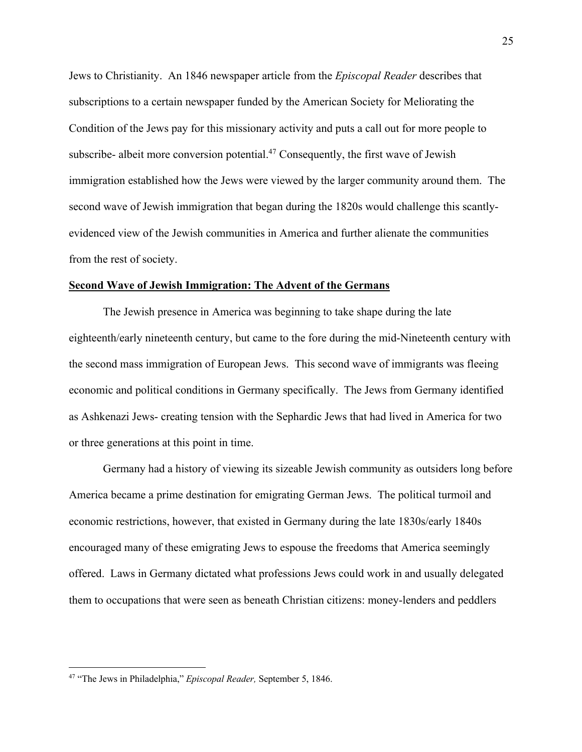Jews to Christianity. An 1846 newspaper article from the *Episcopal Reader* describes that subscriptions to a certain newspaper funded by the American Society for Meliorating the Condition of the Jews pay for this missionary activity and puts a call out for more people to subscribe- albeit more conversion potential.[47] Consequently, the first wave of Jewish immigration established how the Jews were viewed by the larger community around them. The second wave of Jewish immigration that began during the 1820s would challenge this scantly-evidenced view of the Jewish communities in America and further alienate the communities from the rest of society.

**Second Wave of Jewish Immigration: The Advent of the Germans**

The Jewish presence in America was beginning to take shape during the late eighteenth/early nineteenth century, but came to the fore during the mid-Nineteenth century with the second mass immigration of European Jews. This second wave of immigrants was fleeing economic and political conditions in Germany specifically. The Jews from Germany identified as Ashkenazi Jews- creating tension with the Sephardic Jews that had lived in America for two or three generations at this point in time.

Germany had a history of viewing its sizeable Jewish community as outsiders long before America became a prime destination for emigrating German Jews. The political turmoil and economic restrictions, however, that existed in Germany during the late 1830s/early 1840s encouraged many of these emigrating Jews to espouse the freedoms that America seemingly offered. Laws in Germany dictated what professions Jews could work in and usually delegated them to occupations that were seen as beneath Christian citizens: money-lenders and peddlers

[47] "The Jews in Philadelphia," *Episcopal Reader,* September 5, 1846.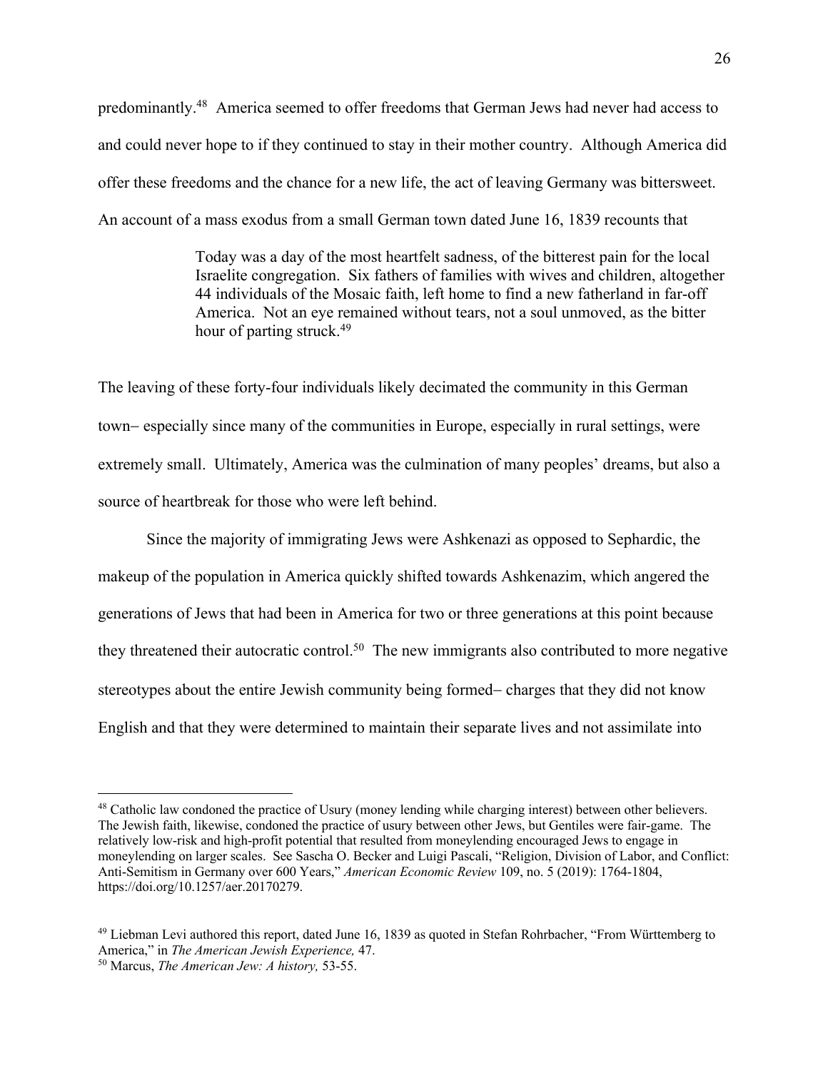predominantly.[48] America seemed to offer freedoms that German Jews had never had access to and could never hope to if they continued to stay in their mother country. Although America did offer these freedoms and the chance for a new life, the act of leaving Germany was bittersweet. An account of a mass exodus from a small German town dated June 16, 1839 recounts that

> Today was a day of the most heartfelt sadness, of the bitterest pain for the local Israelite congregation. Six fathers of families with wives and children, altogether 44 individuals of the Mosaic faith, left home to find a new fatherland in far-off America. Not an eye remained without tears, not a soul unmoved, as the bitter hour of parting struck.[49]

The leaving of these forty-four individuals likely decimated the community in this German town– especially since many of the communities in Europe, especially in rural settings, were extremely small. Ultimately, America was the culmination of many peoples' dreams, but also a source of heartbreak for those who were left behind.

Since the majority of immigrating Jews were Ashkenazi as opposed to Sephardic, the makeup of the population in America quickly shifted towards Ashkenazim, which angered the generations of Jews that had been in America for two or three generations at this point because they threatened their autocratic control.[50] The new immigrants also contributed to more negative stereotypes about the entire Jewish community being formed– charges that they did not know English and that they were determined to maintain their separate lives and not assimilate into

---

[48] Catholic law condoned the practice of Usury (money lending while charging interest) between other believers. The Jewish faith, likewise, condoned the practice of usury between other Jews, but Gentiles were fair-game. The relatively low-risk and high-profit potential that resulted from moneylending encouraged Jews to engage in moneylending on larger scales. See Sascha O. Becker and Luigi Pascali, "Religion, Division of Labor, and Conflict: Anti-Semitism in Germany over 600 Years," *American Economic Review* 109, no. 5 (2019): 1764-1804, https://doi.org/10.1257/aer.20170279.

[49] Liebman Levi authored this report, dated June 16, 1839 as quoted in Stefan Rohrbacher, "From Württemberg to America," in *The American Jewish Experience,* 47.

[50] Marcus, *The American Jew: A history,* 53-55.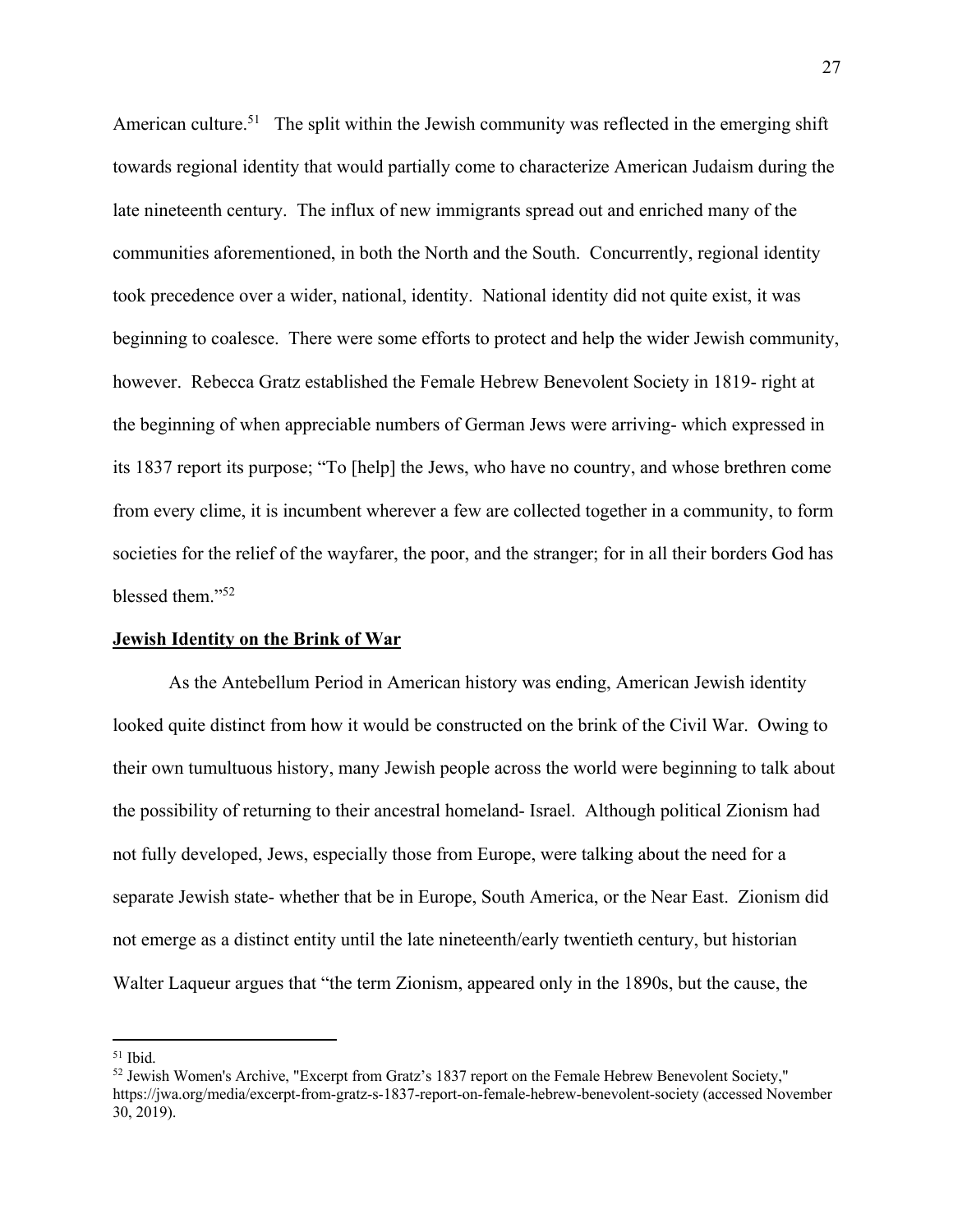American culture.[51] The split within the Jewish community was reflected in the emerging shift towards regional identity that would partially come to characterize American Judaism during the late nineteenth century. The influx of new immigrants spread out and enriched many of the communities aforementioned, in both the North and the South. Concurrently, regional identity took precedence over a wider, national, identity. National identity did not quite exist, it was beginning to coalesce. There were some efforts to protect and help the wider Jewish community, however. Rebecca Gratz established the Female Hebrew Benevolent Society in 1819- right at the beginning of when appreciable numbers of German Jews were arriving- which expressed in its 1837 report its purpose; "To [help] the Jews, who have no country, and whose brethren come from every clime, it is incumbent wherever a few are collected together in a community, to form societies for the relief of the wayfarer, the poor, and the stranger; for in all their borders God has blessed them."[52]

## Jewish Identity on the Brink of War

As the Antebellum Period in American history was ending, American Jewish identity looked quite distinct from how it would be constructed on the brink of the Civil War. Owing to their own tumultuous history, many Jewish people across the world were beginning to talk about the possibility of returning to their ancestral homeland- Israel. Although political Zionism had not fully developed, Jews, especially those from Europe, were talking about the need for a separate Jewish state- whether that be in Europe, South America, or the Near East. Zionism did not emerge as a distinct entity until the late nineteenth/early twentieth century, but historian Walter Laqueur argues that "the term Zionism, appeared only in the 1890s, but the cause, the

---

[51] Ibid.

[52] Jewish Women's Archive, "Excerpt from Gratz's 1837 report on the Female Hebrew Benevolent Society," https://jwa.org/media/excerpt-from-gratz-s-1837-report-on-female-hebrew-benevolent-society (accessed November 30, 2019).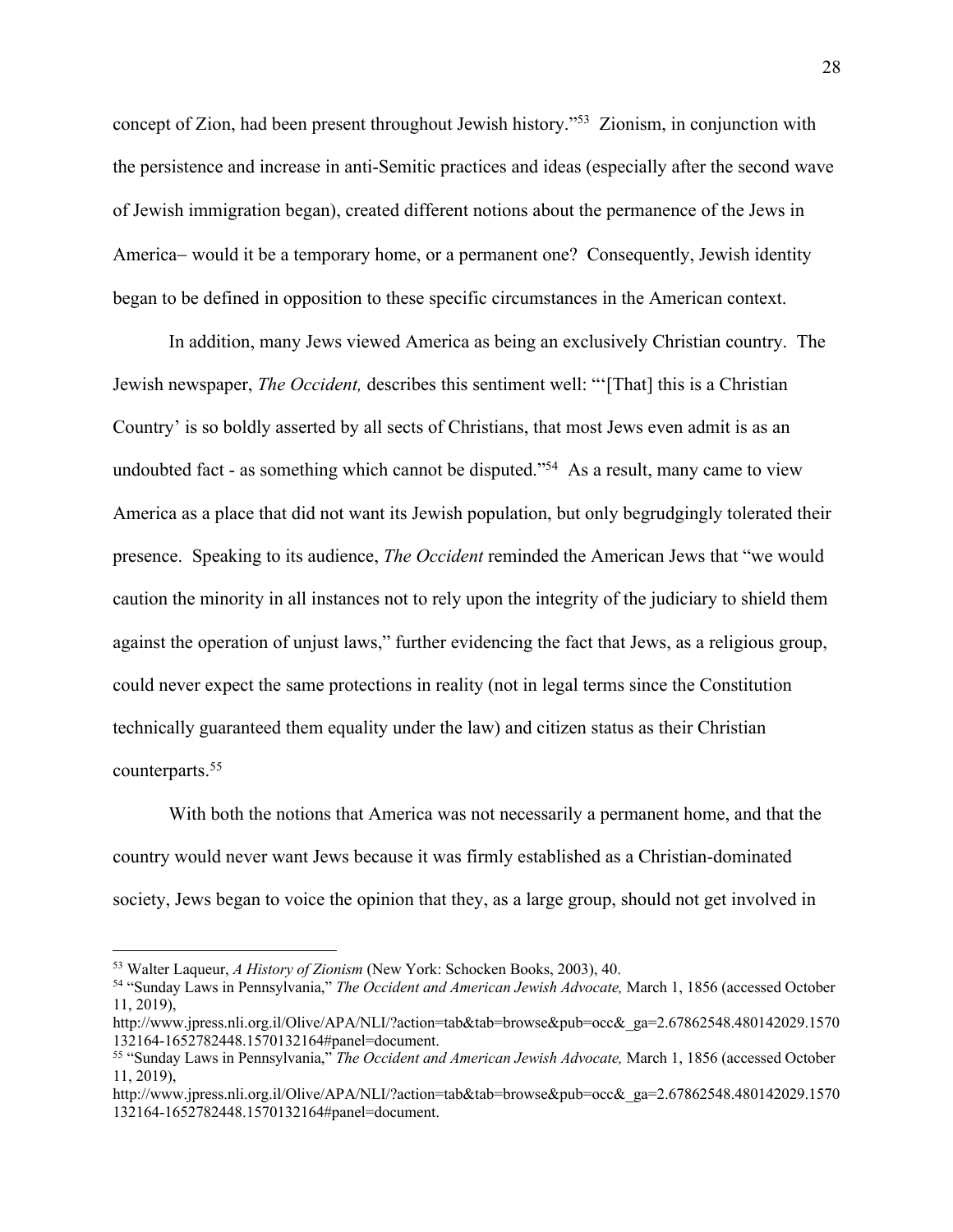concept of Zion, had been present throughout Jewish history."[53] Zionism, in conjunction with the persistence and increase in anti-Semitic practices and ideas (especially after the second wave of Jewish immigration began), created different notions about the permanence of the Jews in America– would it be a temporary home, or a permanent one? Consequently, Jewish identity began to be defined in opposition to these specific circumstances in the American context.

In addition, many Jews viewed America as being an exclusively Christian country. The Jewish newspaper, *The Occident,* describes this sentiment well: "'[That] this is a Christian Country' is so boldly asserted by all sects of Christians, that most Jews even admit is as an undoubted fact - as something which cannot be disputed."[54] As a result, many came to view America as a place that did not want its Jewish population, but only begrudgingly tolerated their presence. Speaking to its audience, *The Occident* reminded the American Jews that "we would caution the minority in all instances not to rely upon the integrity of the judiciary to shield them against the operation of unjust laws," further evidencing the fact that Jews, as a religious group, could never expect the same protections in reality (not in legal terms since the Constitution technically guaranteed them equality under the law) and citizen status as their Christian counterparts.[55]

With both the notions that America was not necessarily a permanent home, and that the country would never want Jews because it was firmly established as a Christian-dominated society, Jews began to voice the opinion that they, as a large group, should not get involved in

---

[53] Walter Laqueur, *A History of Zionism* (New York: Schocken Books, 2003), 40.

[54] "Sunday Laws in Pennsylvania," *The Occident and American Jewish Advocate,* March 1, 1856 (accessed October 11, 2019), http://www.jpress.nli.org.il/Olive/APA/NLI/?action=tab&tab=browse&pub=occ&_ga=2.67862548.480142029.1570132164-1652782448.1570132164#panel=document.

[55] "Sunday Laws in Pennsylvania," *The Occident and American Jewish Advocate,* March 1, 1856 (accessed October 11, 2019), http://www.jpress.nli.org.il/Olive/APA/NLI/?action=tab&tab=browse&pub=occ&_ga=2.67862548.480142029.1570132164-1652782448.1570132164#panel=document.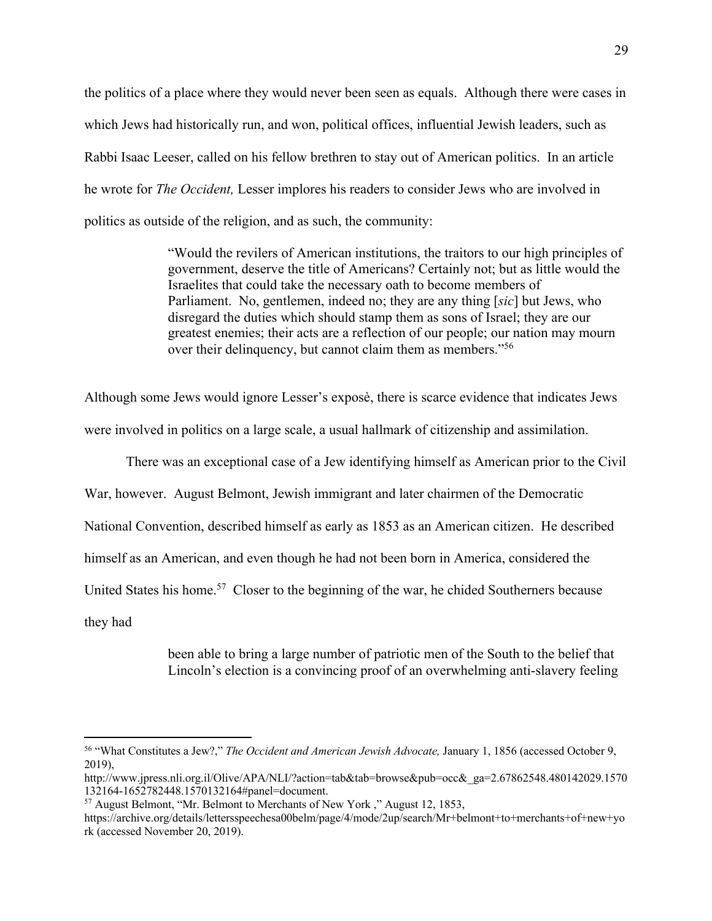the politics of a place where they would never been seen as equals. Although there were cases in which Jews had historically run, and won, political offices, influential Jewish leaders, such as Rabbi Isaac Leeser, called on his fellow brethren to stay out of American politics. In an article he wrote for *The Occident,* Lesser implores his readers to consider Jews who are involved in politics as outside of the religion, and as such, the community:

> "Would the revilers of American institutions, the traitors to our high principles of government, deserve the title of Americans? Certainly not; but as little would the Israelites that could take the necessary oath to become members of Parliament. No, gentlemen, indeed no; they are any thing [*sic*] but Jews, who disregard the duties which should stamp them as sons of Israel; they are our greatest enemies; their acts are a reflection of our people; our nation may mourn over their delinquency, but cannot claim them as members."[56]

Although some Jews would ignore Lesser's exposè, there is scarce evidence that indicates Jews were involved in politics on a large scale, a usual hallmark of citizenship and assimilation.

There was an exceptional case of a Jew identifying himself as American prior to the Civil War, however. August Belmont, Jewish immigrant and later chairmen of the Democratic National Convention, described himself as early as 1853 as an American citizen. He described himself as an American, and even though he had not been born in America, considered the United States his home.[57] Closer to the beginning of the war, he chided Southerners because they had

> been able to bring a large number of patriotic men of the South to the belief that Lincoln's election is a convincing proof of an overwhelming anti-slavery feeling

---

[56] "What Constitutes a Jew?," *The Occident and American Jewish Advocate,* January 1, 1856 (accessed October 9, 2019), http://www.jpress.nli.org.il/Olive/APA/NLI/?action=tab&tab=browse&pub=occ&_ga=2.67862548.480142029.1570132164-1652782448.1570132164#panel=document.

[57] August Belmont, "Mr. Belmont to Merchants of New York ," August 12, 1853, https://archive.org/details/lettersspeechesa00belm/page/4/mode/2up/search/Mr+belmont+to+merchants+of+new+york (accessed November 20, 2019).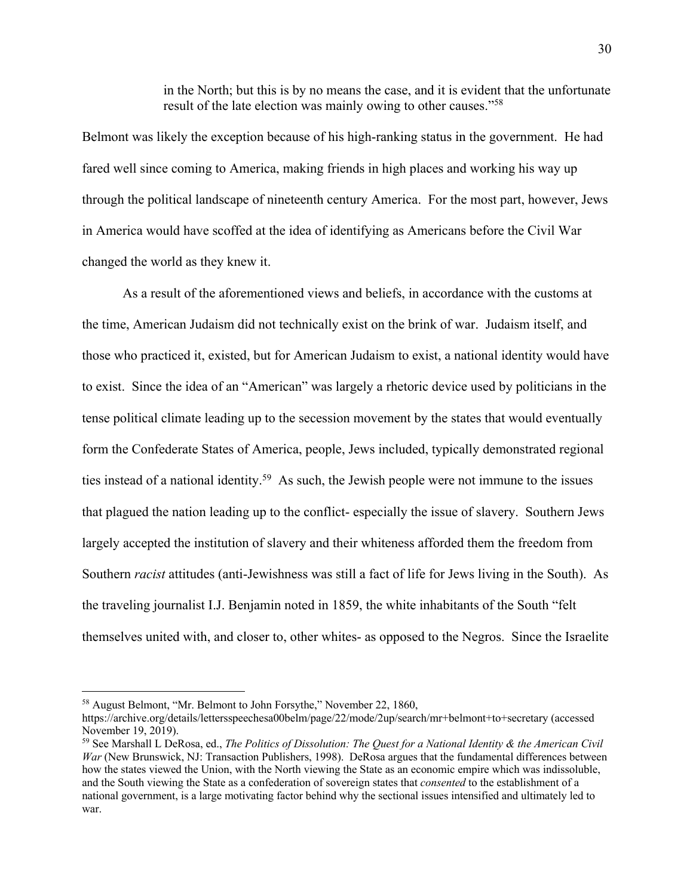> in the North; but this is by no means the case, and it is evident that the unfortunate result of the late election was mainly owing to other causes."[58]

Belmont was likely the exception because of his high-ranking status in the government. He had fared well since coming to America, making friends in high places and working his way up through the political landscape of nineteenth century America. For the most part, however, Jews in America would have scoffed at the idea of identifying as Americans before the Civil War changed the world as they knew it.

As a result of the aforementioned views and beliefs, in accordance with the customs at the time, American Judaism did not technically exist on the brink of war. Judaism itself, and those who practiced it, existed, but for American Judaism to exist, a national identity would have to exist. Since the idea of an "American" was largely a rhetoric device used by politicians in the tense political climate leading up to the secession movement by the states that would eventually form the Confederate States of America, people, Jews included, typically demonstrated regional ties instead of a national identity.[59] As such, the Jewish people were not immune to the issues that plagued the nation leading up to the conflict- especially the issue of slavery. Southern Jews largely accepted the institution of slavery and their whiteness afforded them the freedom from Southern *racist* attitudes (anti-Jewishness was still a fact of life for Jews living in the South). As the traveling journalist I.J. Benjamin noted in 1859, the white inhabitants of the South "felt themselves united with, and closer to, other whites- as opposed to the Negros. Since the Israelite

---

[58] August Belmont, "Mr. Belmont to John Forsythe," November 22, 1860, https://archive.org/details/lettersspeechesa00belm/page/22/mode/2up/search/mr+belmont+to+secretary (accessed November 19, 2019).

[59] See Marshall L DeRosa, ed., *The Politics of Dissolution: The Quest for a National Identity & the American Civil War* (New Brunswick, NJ: Transaction Publishers, 1998). DeRosa argues that the fundamental differences between how the states viewed the Union, with the North viewing the State as an economic empire which was indissoluble, and the South viewing the State as a confederation of sovereign states that *consented* to the establishment of a national government, is a large motivating factor behind why the sectional issues intensified and ultimately led to war.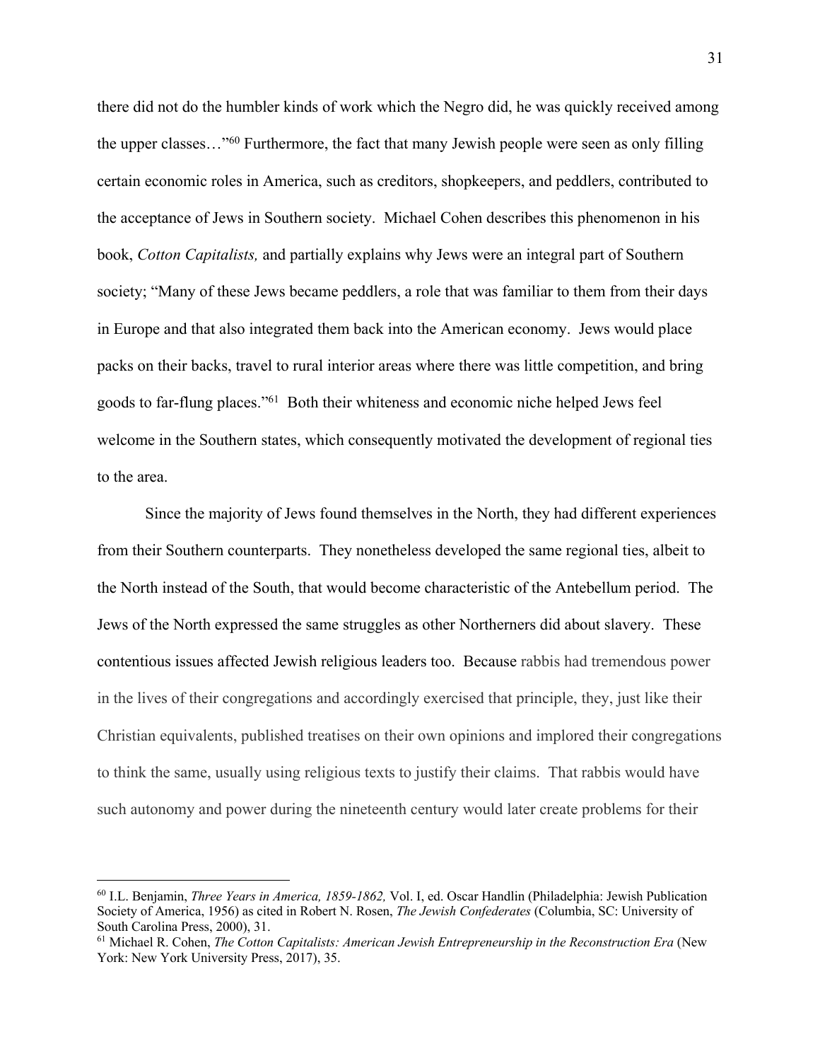there did not do the humbler kinds of work which the Negro did, he was quickly received among the upper classes…"[60] Furthermore, the fact that many Jewish people were seen as only filling certain economic roles in America, such as creditors, shopkeepers, and peddlers, contributed to the acceptance of Jews in Southern society. Michael Cohen describes this phenomenon in his book, *Cotton Capitalists,* and partially explains why Jews were an integral part of Southern society; "Many of these Jews became peddlers, a role that was familiar to them from their days in Europe and that also integrated them back into the American economy. Jews would place packs on their backs, travel to rural interior areas where there was little competition, and bring goods to far-flung places."[61] Both their whiteness and economic niche helped Jews feel welcome in the Southern states, which consequently motivated the development of regional ties to the area.

Since the majority of Jews found themselves in the North, they had different experiences from their Southern counterparts. They nonetheless developed the same regional ties, albeit to the North instead of the South, that would become characteristic of the Antebellum period. The Jews of the North expressed the same struggles as other Northerners did about slavery. These contentious issues affected Jewish religious leaders too. Because rabbis had tremendous power in the lives of their congregations and accordingly exercised that principle, they, just like their Christian equivalents, published treatises on their own opinions and implored their congregations to think the same, usually using religious texts to justify their claims. That rabbis would have such autonomy and power during the nineteenth century would later create problems for their

---

[60] I.L. Benjamin, *Three Years in America, 1859-1862,* Vol. I, ed. Oscar Handlin (Philadelphia: Jewish Publication Society of America, 1956) as cited in Robert N. Rosen, *The Jewish Confederates* (Columbia, SC: University of South Carolina Press, 2000), 31.

[61] Michael R. Cohen, *The Cotton Capitalists: American Jewish Entrepreneurship in the Reconstruction Era* (New York: New York University Press, 2017), 35.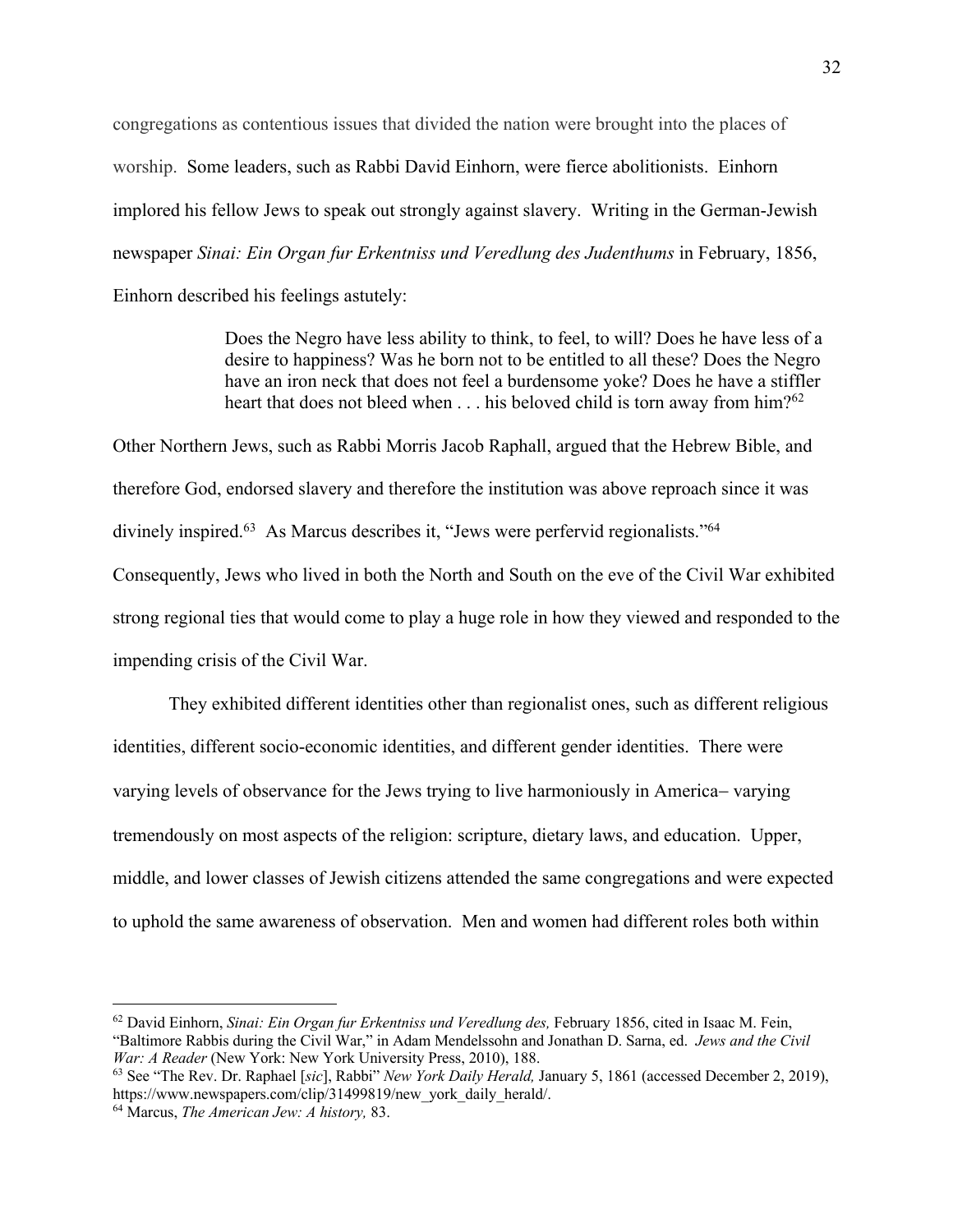congregations as contentious issues that divided the nation were brought into the places of worship. Some leaders, such as Rabbi David Einhorn, were fierce abolitionists. Einhorn implored his fellow Jews to speak out strongly against slavery. Writing in the German-Jewish newspaper *Sinai: Ein Organ fur Erkentniss und Veredlung des Judenthums* in February, 1856, Einhorn described his feelings astutely:

> Does the Negro have less ability to think, to feel, to will? Does he have less of a desire to happiness? Was he born not to be entitled to all these? Does the Negro have an iron neck that does not feel a burdensome yoke? Does he have a stiffler heart that does not bleed when . . . his beloved child is torn away from him?[62]

Other Northern Jews, such as Rabbi Morris Jacob Raphall, argued that the Hebrew Bible, and therefore God, endorsed slavery and therefore the institution was above reproach since it was divinely inspired.[63] As Marcus describes it, "Jews were perfervid regionalists."[64] Consequently, Jews who lived in both the North and South on the eve of the Civil War exhibited strong regional ties that would come to play a huge role in how they viewed and responded to the impending crisis of the Civil War.

They exhibited different identities other than regionalist ones, such as different religious identities, different socio-economic identities, and different gender identities. There were varying levels of observance for the Jews trying to live harmoniously in America– varying tremendously on most aspects of the religion: scripture, dietary laws, and education. Upper, middle, and lower classes of Jewish citizens attended the same congregations and were expected to uphold the same awareness of observation. Men and women had different roles both within

---

[62] David Einhorn, *Sinai: Ein Organ fur Erkentniss und Veredlung des,* February 1856, cited in Isaac M. Fein, "Baltimore Rabbis during the Civil War," in Adam Mendelssohn and Jonathan D. Sarna, ed. *Jews and the Civil War: A Reader* (New York: New York University Press, 2010), 188.

[63] See "The Rev. Dr. Raphael [*sic*], Rabbi" *New York Daily Herald,* January 5, 1861 (accessed December 2, 2019), https://www.newspapers.com/clip/31499819/new_york_daily_herald/.

[64] Marcus, *The American Jew: A history,* 83.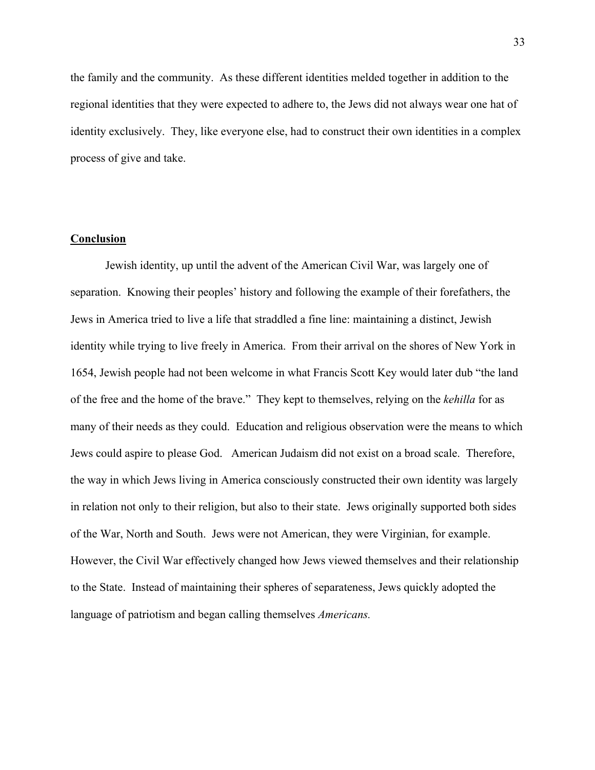the family and the community. As these different identities melded together in addition to the regional identities that they were expected to adhere to, the Jews did not always wear one hat of identity exclusively. They, like everyone else, had to construct their own identities in a complex process of give and take.

## Conclusion

Jewish identity, up until the advent of the American Civil War, was largely one of separation. Knowing their peoples' history and following the example of their forefathers, the Jews in America tried to live a life that straddled a fine line: maintaining a distinct, Jewish identity while trying to live freely in America. From their arrival on the shores of New York in 1654, Jewish people had not been welcome in what Francis Scott Key would later dub "the land of the free and the home of the brave." They kept to themselves, relying on the *kehilla* for as many of their needs as they could. Education and religious observation were the means to which Jews could aspire to please God. American Judaism did not exist on a broad scale. Therefore, the way in which Jews living in America consciously constructed their own identity was largely in relation not only to their religion, but also to their state. Jews originally supported both sides of the War, North and South. Jews were not American, they were Virginian, for example. However, the Civil War effectively changed how Jews viewed themselves and their relationship to the State. Instead of maintaining their spheres of separateness, Jews quickly adopted the language of patriotism and began calling themselves *Americans.*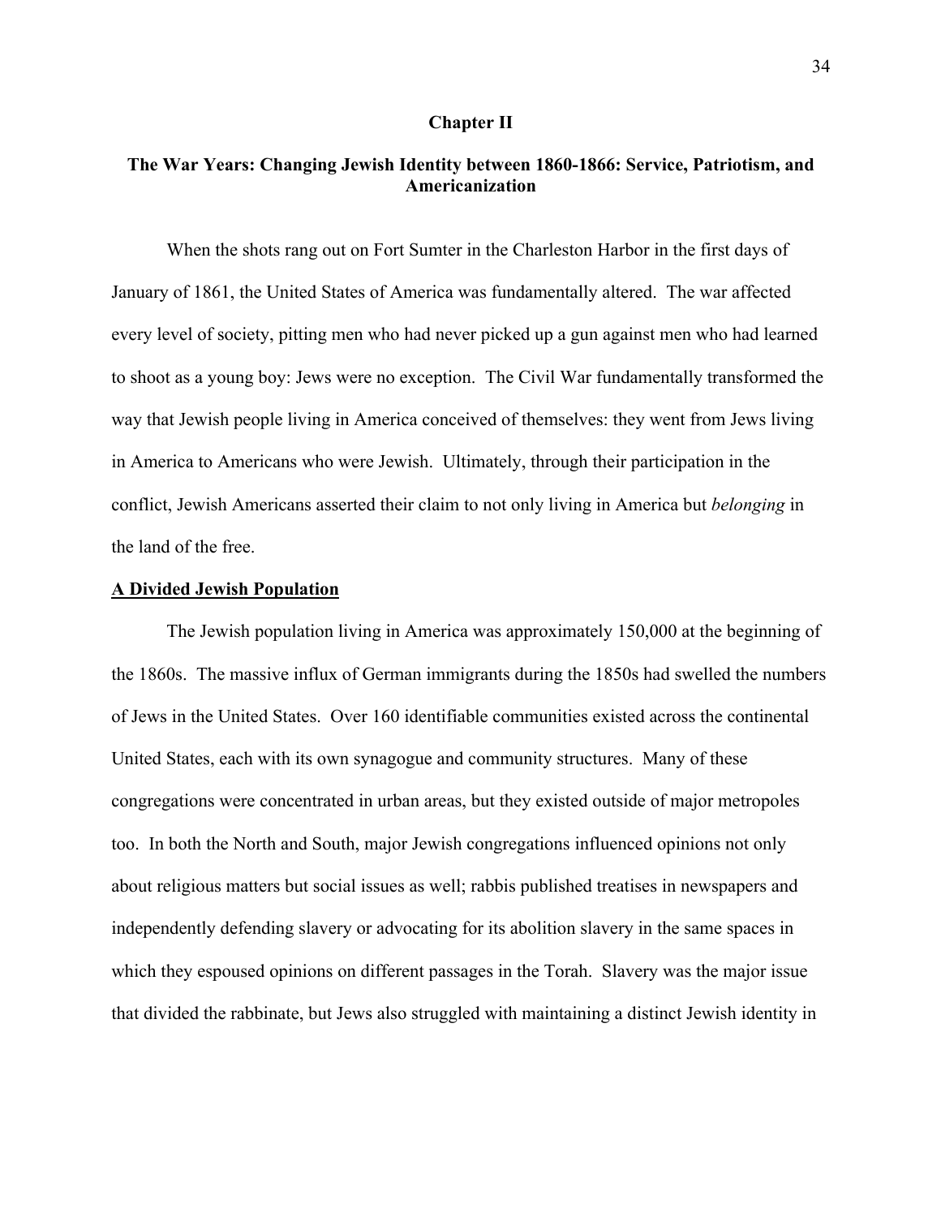## Chapter II

### The War Years: Changing Jewish Identity between 1860-1866: Service, Patriotism, and Americanization

When the shots rang out on Fort Sumter in the Charleston Harbor in the first days of January of 1861, the United States of America was fundamentally altered. The war affected every level of society, pitting men who had never picked up a gun against men who had learned to shoot as a young boy: Jews were no exception. The Civil War fundamentally transformed the way that Jewish people living in America conceived of themselves: they went from Jews living in America to Americans who were Jewish. Ultimately, through their participation in the conflict, Jewish Americans asserted their claim to not only living in America but *belonging* in the land of the free.

**A Divided Jewish Population**

The Jewish population living in America was approximately 150,000 at the beginning of the 1860s. The massive influx of German immigrants during the 1850s had swelled the numbers of Jews in the United States. Over 160 identifiable communities existed across the continental United States, each with its own synagogue and community structures. Many of these congregations were concentrated in urban areas, but they existed outside of major metropoles too. In both the North and South, major Jewish congregations influenced opinions not only about religious matters but social issues as well; rabbis published treatises in newspapers and independently defending slavery or advocating for its abolition slavery in the same spaces in which they espoused opinions on different passages in the Torah. Slavery was the major issue that divided the rabbinate, but Jews also struggled with maintaining a distinct Jewish identity in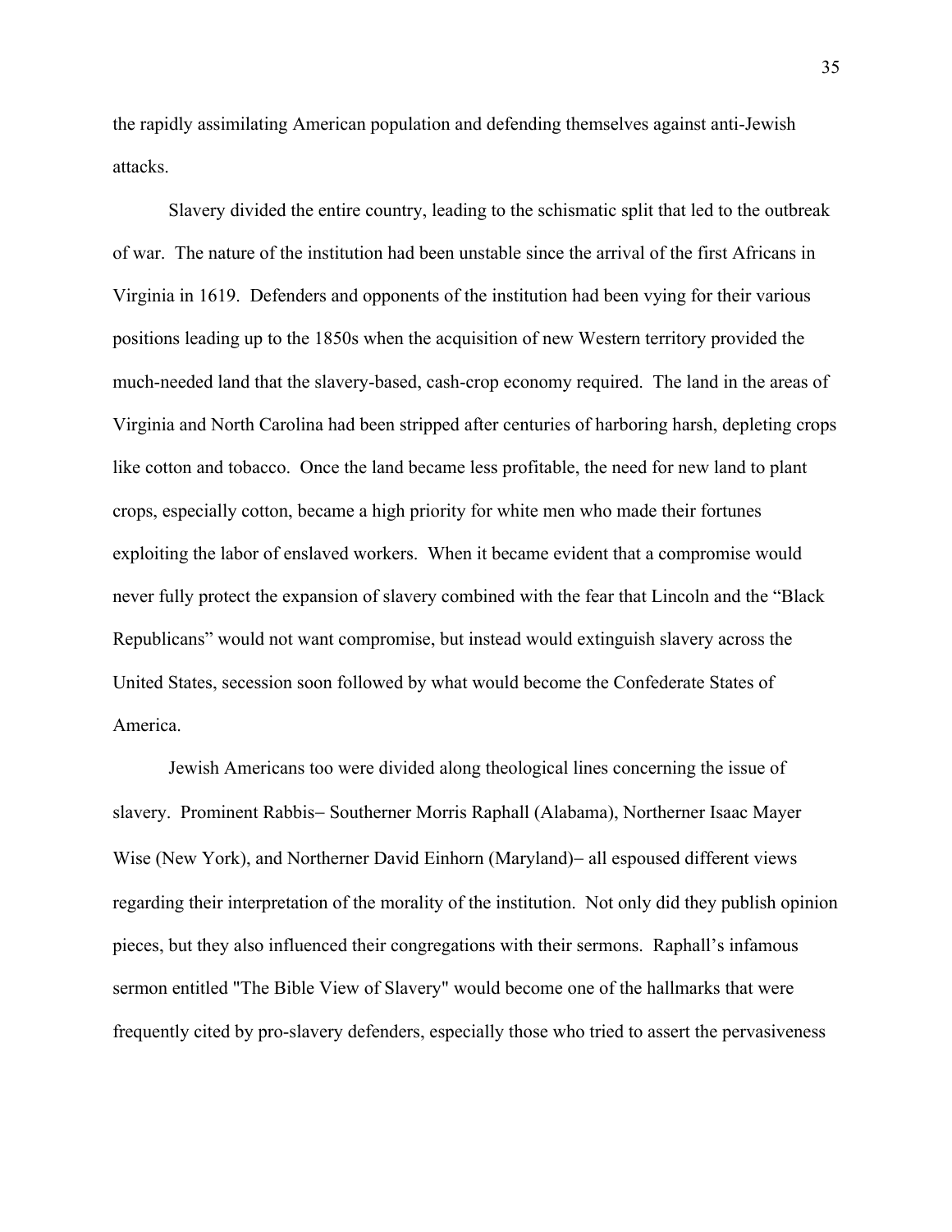the rapidly assimilating American population and defending themselves against anti-Jewish attacks.

Slavery divided the entire country, leading to the schismatic split that led to the outbreak of war. The nature of the institution had been unstable since the arrival of the first Africans in Virginia in 1619. Defenders and opponents of the institution had been vying for their various positions leading up to the 1850s when the acquisition of new Western territory provided the much-needed land that the slavery-based, cash-crop economy required. The land in the areas of Virginia and North Carolina had been stripped after centuries of harboring harsh, depleting crops like cotton and tobacco. Once the land became less profitable, the need for new land to plant crops, especially cotton, became a high priority for white men who made their fortunes exploiting the labor of enslaved workers. When it became evident that a compromise would never fully protect the expansion of slavery combined with the fear that Lincoln and the "Black Republicans" would not want compromise, but instead would extinguish slavery across the United States, secession soon followed by what would become the Confederate States of America.

Jewish Americans too were divided along theological lines concerning the issue of slavery. Prominent Rabbis– Southerner Morris Raphall (Alabama), Northerner Isaac Mayer Wise (New York), and Northerner David Einhorn (Maryland)– all espoused different views regarding their interpretation of the morality of the institution. Not only did they publish opinion pieces, but they also influenced their congregations with their sermons. Raphall's infamous sermon entitled "The Bible View of Slavery" would become one of the hallmarks that were frequently cited by pro-slavery defenders, especially those who tried to assert the pervasiveness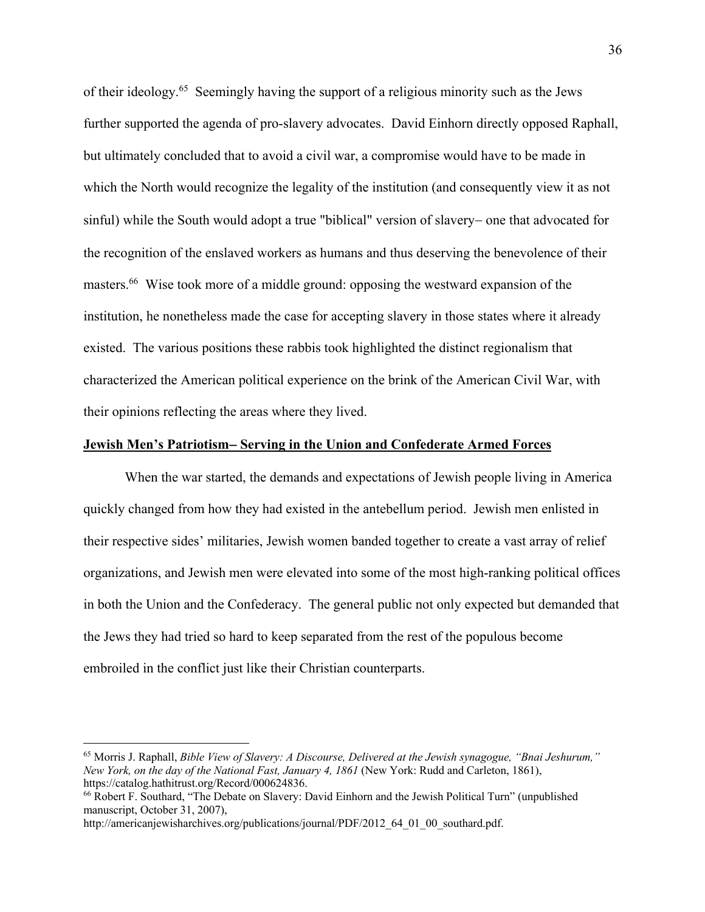of their ideology.[65] Seemingly having the support of a religious minority such as the Jews further supported the agenda of pro-slavery advocates. David Einhorn directly opposed Raphall, but ultimately concluded that to avoid a civil war, a compromise would have to be made in which the North would recognize the legality of the institution (and consequently view it as not sinful) while the South would adopt a true "biblical" version of slavery– one that advocated for the recognition of the enslaved workers as humans and thus deserving the benevolence of their masters.[66] Wise took more of a middle ground: opposing the westward expansion of the institution, he nonetheless made the case for accepting slavery in those states where it already existed. The various positions these rabbis took highlighted the distinct regionalism that characterized the American political experience on the brink of the American Civil War, with their opinions reflecting the areas where they lived.

**Jewish Men's Patriotism– Serving in the Union and Confederate Armed Forces**

When the war started, the demands and expectations of Jewish people living in America quickly changed from how they had existed in the antebellum period. Jewish men enlisted in their respective sides' militaries, Jewish women banded together to create a vast array of relief organizations, and Jewish men were elevated into some of the most high-ranking political offices in both the Union and the Confederacy. The general public not only expected but demanded that the Jews they had tried so hard to keep separated from the rest of the populous become embroiled in the conflict just like their Christian counterparts.

---

[65] Morris J. Raphall, *Bible View of Slavery: A Discourse, Delivered at the Jewish synagogue, "Bnai Jeshurum," New York, on the day of the National Fast, January 4, 1861* (New York: Rudd and Carleton, 1861), https://catalog.hathitrust.org/Record/000624836.

[66] Robert F. Southard, "The Debate on Slavery: David Einhorn and the Jewish Political Turn" (unpublished manuscript, October 31, 2007), http://americanjewisharchives.org/publications/journal/PDF/2012_64_01_00_southard.pdf.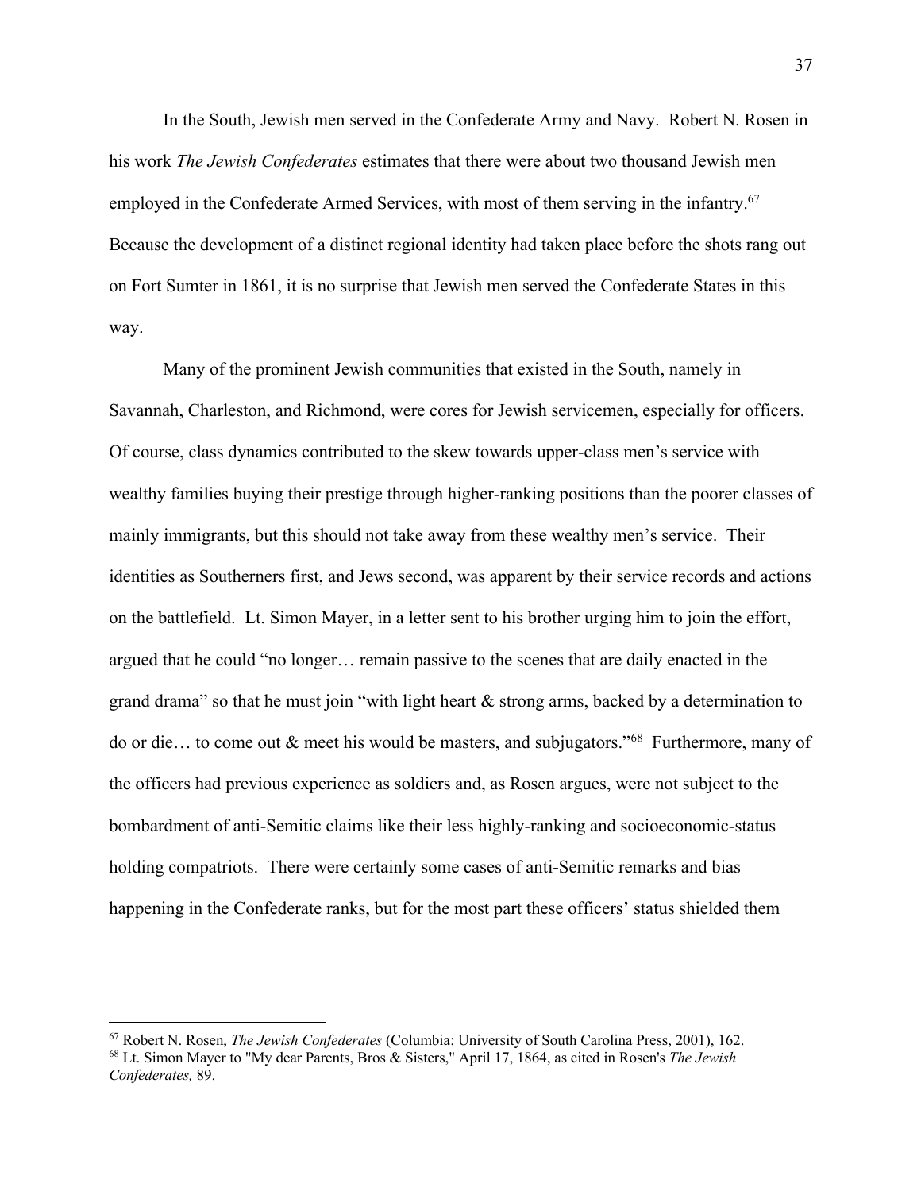In the South, Jewish men served in the Confederate Army and Navy. Robert N. Rosen in his work *The Jewish Confederates* estimates that there were about two thousand Jewish men employed in the Confederate Armed Services, with most of them serving in the infantry.[67] Because the development of a distinct regional identity had taken place before the shots rang out on Fort Sumter in 1861, it is no surprise that Jewish men served the Confederate States in this way.

Many of the prominent Jewish communities that existed in the South, namely in Savannah, Charleston, and Richmond, were cores for Jewish servicemen, especially for officers. Of course, class dynamics contributed to the skew towards upper-class men's service with wealthy families buying their prestige through higher-ranking positions than the poorer classes of mainly immigrants, but this should not take away from these wealthy men's service. Their identities as Southerners first, and Jews second, was apparent by their service records and actions on the battlefield. Lt. Simon Mayer, in a letter sent to his brother urging him to join the effort, argued that he could "no longer… remain passive to the scenes that are daily enacted in the grand drama" so that he must join "with light heart & strong arms, backed by a determination to do or die… to come out & meet his would be masters, and subjugators."[68] Furthermore, many of the officers had previous experience as soldiers and, as Rosen argues, were not subject to the bombardment of anti-Semitic claims like their less highly-ranking and socioeconomic-status holding compatriots. There were certainly some cases of anti-Semitic remarks and bias happening in the Confederate ranks, but for the most part these officers' status shielded them

---

[67] Robert N. Rosen, *The Jewish Confederates* (Columbia: University of South Carolina Press, 2001), 162.

[68] Lt. Simon Mayer to "My dear Parents, Bros & Sisters," April 17, 1864, as cited in Rosen's *The Jewish Confederates,* 89.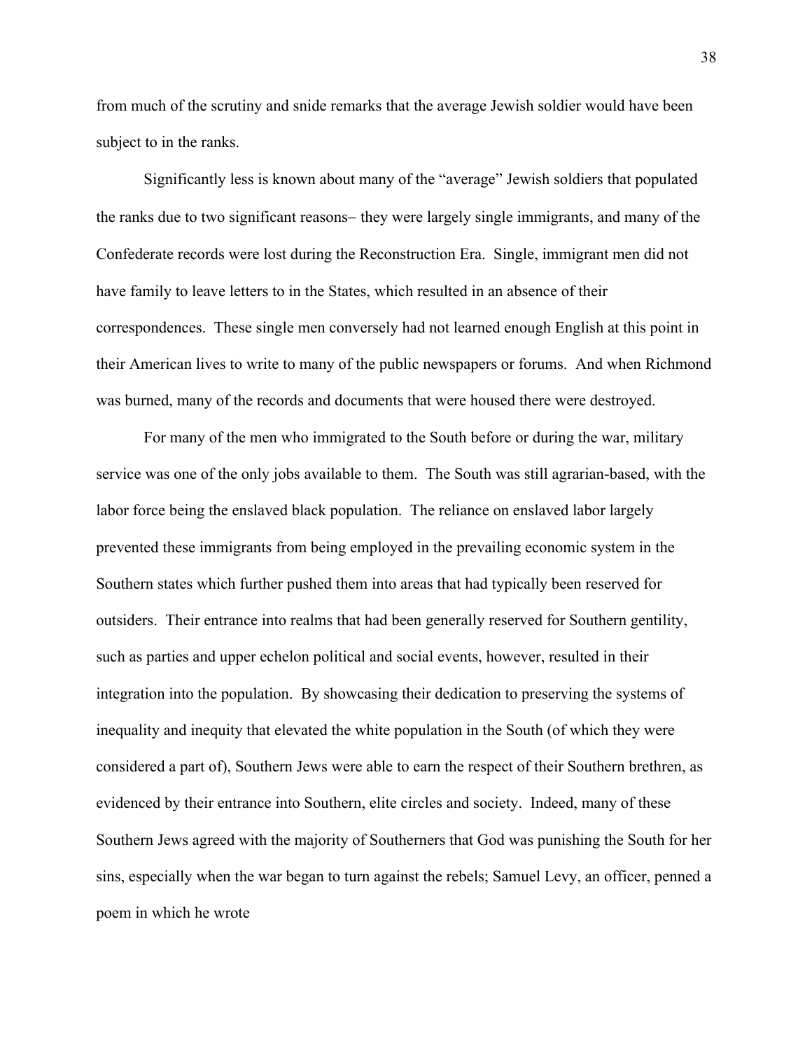from much of the scrutiny and snide remarks that the average Jewish soldier would have been subject to in the ranks.

Significantly less is known about many of the "average" Jewish soldiers that populated the ranks due to two significant reasons– they were largely single immigrants, and many of the Confederate records were lost during the Reconstruction Era. Single, immigrant men did not have family to leave letters to in the States, which resulted in an absence of their correspondences. These single men conversely had not learned enough English at this point in their American lives to write to many of the public newspapers or forums. And when Richmond was burned, many of the records and documents that were housed there were destroyed.

For many of the men who immigrated to the South before or during the war, military service was one of the only jobs available to them. The South was still agrarian-based, with the labor force being the enslaved black population. The reliance on enslaved labor largely prevented these immigrants from being employed in the prevailing economic system in the Southern states which further pushed them into areas that had typically been reserved for outsiders. Their entrance into realms that had been generally reserved for Southern gentility, such as parties and upper echelon political and social events, however, resulted in their integration into the population. By showcasing their dedication to preserving the systems of inequality and inequity that elevated the white population in the South (of which they were considered a part of), Southern Jews were able to earn the respect of their Southern brethren, as evidenced by their entrance into Southern, elite circles and society. Indeed, many of these Southern Jews agreed with the majority of Southerners that God was punishing the South for her sins, especially when the war began to turn against the rebels; Samuel Levy, an officer, penned a poem in which he wrote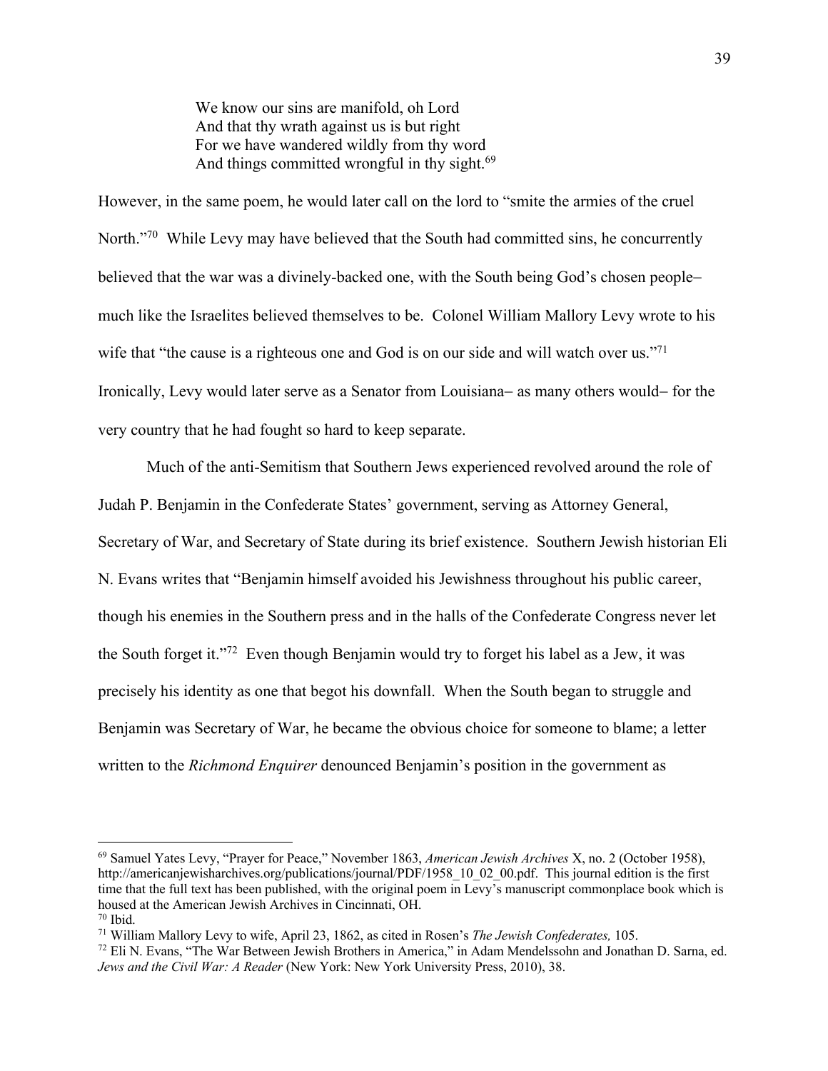> We know our sins are manifold, oh Lord
> And that thy wrath against us is but right
> For we have wandered wildly from thy word
> And things committed wrongful in thy sight.[69]

However, in the same poem, he would later call on the lord to "smite the armies of the cruel North."[70] While Levy may have believed that the South had committed sins, he concurrently believed that the war was a divinely-backed one, with the South being God's chosen people– much like the Israelites believed themselves to be. Colonel William Mallory Levy wrote to his wife that "the cause is a righteous one and God is on our side and will watch over us."[71] Ironically, Levy would later serve as a Senator from Louisiana– as many others would– for the very country that he had fought so hard to keep separate.

Much of the anti-Semitism that Southern Jews experienced revolved around the role of Judah P. Benjamin in the Confederate States' government, serving as Attorney General, Secretary of War, and Secretary of State during its brief existence. Southern Jewish historian Eli N. Evans writes that "Benjamin himself avoided his Jewishness throughout his public career, though his enemies in the Southern press and in the halls of the Confederate Congress never let the South forget it."[72] Even though Benjamin would try to forget his label as a Jew, it was precisely his identity as one that begot his downfall. When the South began to struggle and Benjamin was Secretary of War, he became the obvious choice for someone to blame; a letter written to the *Richmond Enquirer* denounced Benjamin's position in the government as

---

[69] Samuel Yates Levy, "Prayer for Peace," November 1863, *American Jewish Archives* X, no. 2 (October 1958), http://americanjewisharchives.org/publications/journal/PDF/1958_10_02_00.pdf. This journal edition is the first time that the full text has been published, with the original poem in Levy's manuscript commonplace book which is housed at the American Jewish Archives in Cincinnati, OH.

[70] Ibid.

[71] William Mallory Levy to wife, April 23, 1862, as cited in Rosen's *The Jewish Confederates,* 105.

[72] Eli N. Evans, "The War Between Jewish Brothers in America," in Adam Mendelssohn and Jonathan D. Sarna, ed. *Jews and the Civil War: A Reader* (New York: New York University Press, 2010), 38.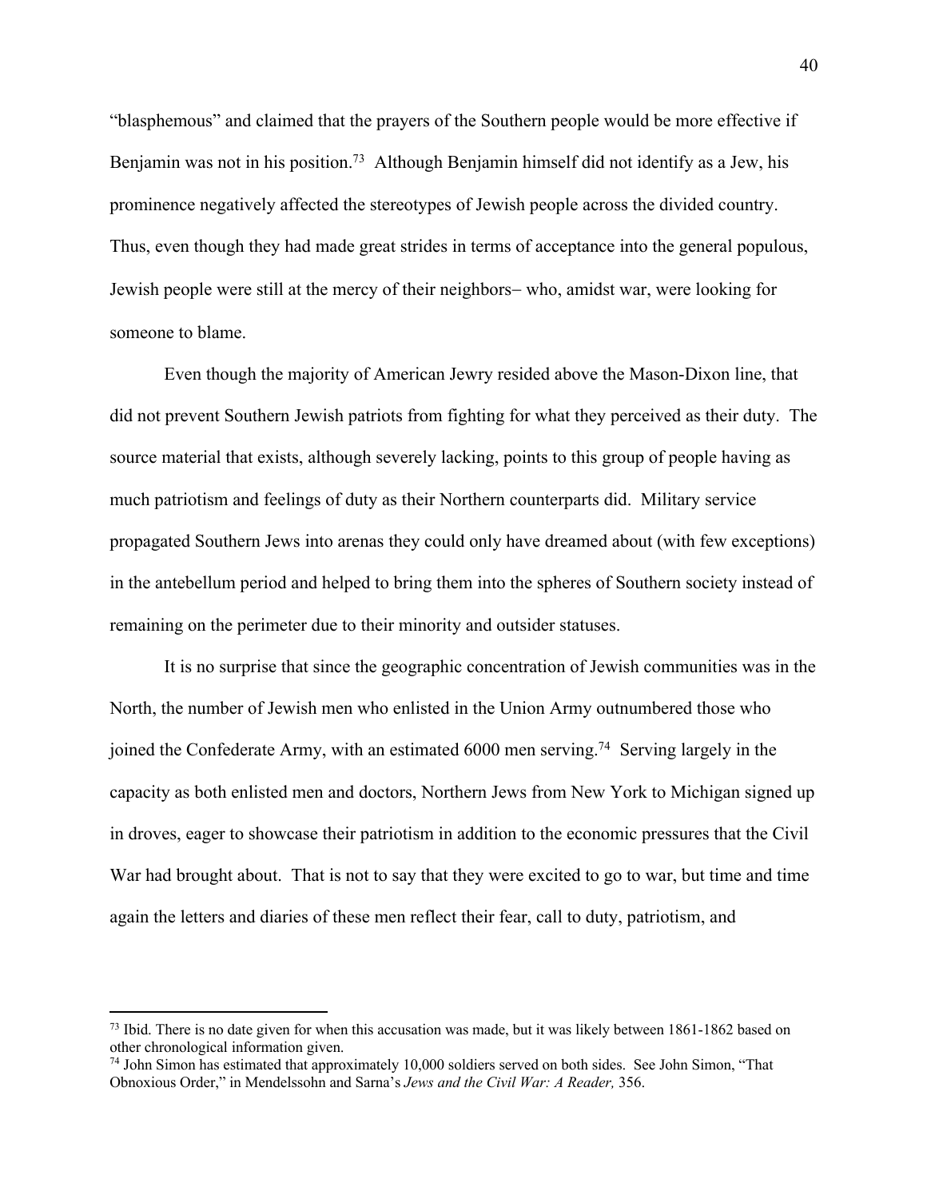"blasphemous" and claimed that the prayers of the Southern people would be more effective if Benjamin was not in his position.[73] Although Benjamin himself did not identify as a Jew, his prominence negatively affected the stereotypes of Jewish people across the divided country. Thus, even though they had made great strides in terms of acceptance into the general populous, Jewish people were still at the mercy of their neighbors– who, amidst war, were looking for someone to blame.

Even though the majority of American Jewry resided above the Mason-Dixon line, that did not prevent Southern Jewish patriots from fighting for what they perceived as their duty. The source material that exists, although severely lacking, points to this group of people having as much patriotism and feelings of duty as their Northern counterparts did. Military service propagated Southern Jews into arenas they could only have dreamed about (with few exceptions) in the antebellum period and helped to bring them into the spheres of Southern society instead of remaining on the perimeter due to their minority and outsider statuses.

It is no surprise that since the geographic concentration of Jewish communities was in the North, the number of Jewish men who enlisted in the Union Army outnumbered those who joined the Confederate Army, with an estimated 6000 men serving.[74] Serving largely in the capacity as both enlisted men and doctors, Northern Jews from New York to Michigan signed up in droves, eager to showcase their patriotism in addition to the economic pressures that the Civil War had brought about. That is not to say that they were excited to go to war, but time and time again the letters and diaries of these men reflect their fear, call to duty, patriotism, and

---

[73] Ibid. There is no date given for when this accusation was made, but it was likely between 1861-1862 based on other chronological information given.

[74] John Simon has estimated that approximately 10,000 soldiers served on both sides. See John Simon, "That Obnoxious Order," in Mendelssohn and Sarna's *Jews and the Civil War: A Reader,* 356.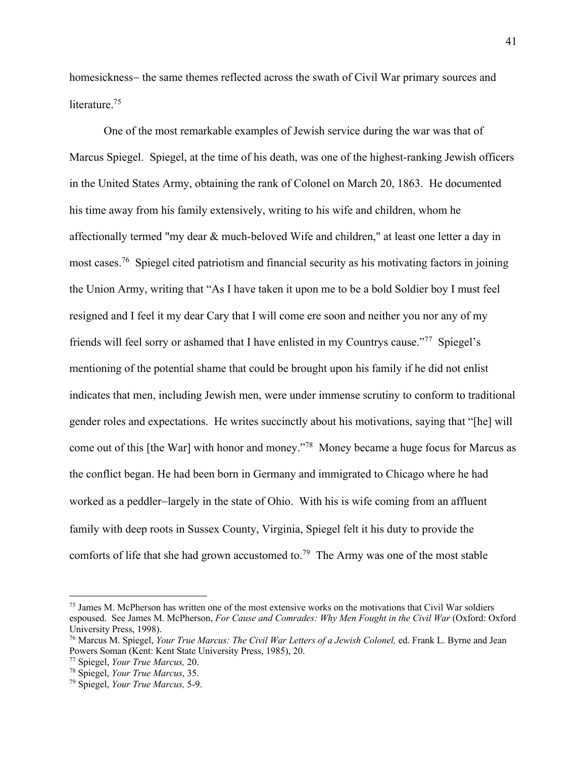homesickness– the same themes reflected across the swath of Civil War primary sources and literature.[75]

One of the most remarkable examples of Jewish service during the war was that of Marcus Spiegel. Spiegel, at the time of his death, was one of the highest-ranking Jewish officers in the United States Army, obtaining the rank of Colonel on March 20, 1863. He documented his time away from his family extensively, writing to his wife and children, whom he affectionately termed "my dear & much-beloved Wife and children," at least one letter a day in most cases.[76] Spiegel cited patriotism and financial security as his motivating factors in joining the Union Army, writing that "As I have taken it upon me to be a bold Soldier boy I must feel resigned and I feel it my dear Cary that I will come ere soon and neither you nor any of my friends will feel sorry or ashamed that I have enlisted in my Countrys cause."[77] Spiegel's mentioning of the potential shame that could be brought upon his family if he did not enlist indicates that men, including Jewish men, were under immense scrutiny to conform to traditional gender roles and expectations. He writes succinctly about his motivations, saying that "[he] will come out of this [the War] with honor and money."[78] Money became a huge focus for Marcus as the conflict began. He had been born in Germany and immigrated to Chicago where he had worked as a peddler–largely in the state of Ohio. With his is wife coming from an affluent family with deep roots in Sussex County, Virginia, Spiegel felt it his duty to provide the comforts of life that she had grown accustomed to.[79] The Army was one of the most stable

---

[75] James M. McPherson has written one of the most extensive works on the motivations that Civil War soldiers espoused. See James M. McPherson, *For Cause and Comrades: Why Men Fought in the Civil War* (Oxford: Oxford University Press, 1998).

[76] Marcus M. Spiegel, *Your True Marcus: The Civil War Letters of a Jewish Colonel,* ed. Frank L. Byrne and Jean Powers Soman (Kent: Kent State University Press, 1985), 20.

[77] Spiegel, *Your True Marcus,* 20.

[78] Spiegel, *Your True Marcus*, 35.

[79] Spiegel, *Your True Marcus,* 5-9.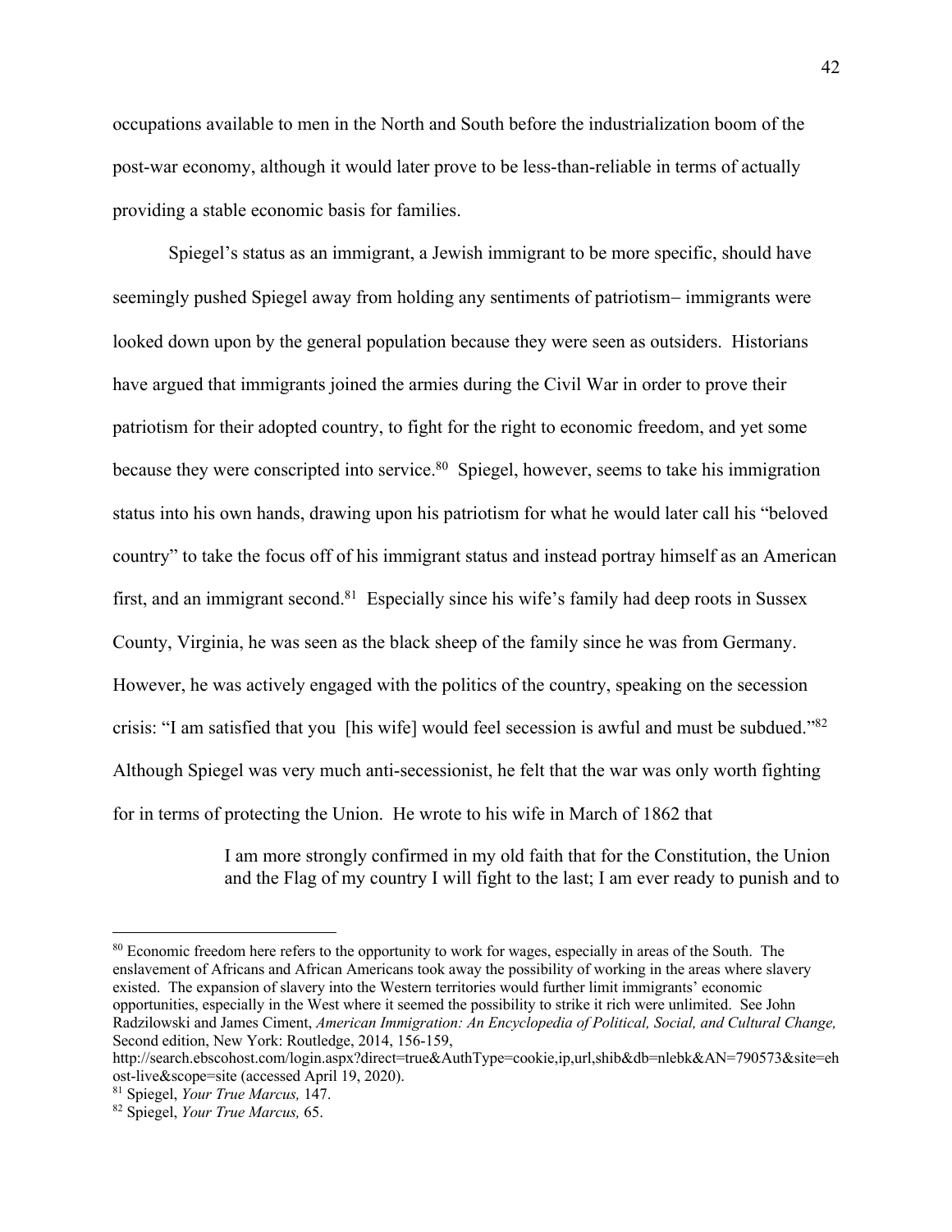occupations available to men in the North and South before the industrialization boom of the post-war economy, although it would later prove to be less-than-reliable in terms of actually providing a stable economic basis for families.

Spiegel's status as an immigrant, a Jewish immigrant to be more specific, should have seemingly pushed Spiegel away from holding any sentiments of patriotism– immigrants were looked down upon by the general population because they were seen as outsiders. Historians have argued that immigrants joined the armies during the Civil War in order to prove their patriotism for their adopted country, to fight for the right to economic freedom, and yet some because they were conscripted into service.[80] Spiegel, however, seems to take his immigration status into his own hands, drawing upon his patriotism for what he would later call his "beloved country" to take the focus off of his immigrant status and instead portray himself as an American first, and an immigrant second.[81] Especially since his wife's family had deep roots in Sussex County, Virginia, he was seen as the black sheep of the family since he was from Germany. However, he was actively engaged with the politics of the country, speaking on the secession crisis: "I am satisfied that you [his wife] would feel secession is awful and must be subdued."[82] Although Spiegel was very much anti-secessionist, he felt that the war was only worth fighting for in terms of protecting the Union. He wrote to his wife in March of 1862 that

> I am more strongly confirmed in my old faith that for the Constitution, the Union and the Flag of my country I will fight to the last; I am ever ready to punish and to

[80] Economic freedom here refers to the opportunity to work for wages, especially in areas of the South. The enslavement of Africans and African Americans took away the possibility of working in the areas where slavery existed. The expansion of slavery into the Western territories would further limit immigrants' economic opportunities, especially in the West where it seemed the possibility to strike it rich were unlimited. See John Radzilowski and James Ciment, *American Immigration: An Encyclopedia of Political, Social, and Cultural Change,* Second edition, New York: Routledge, 2014, 156-159, http://search.ebscohost.com/login.aspx?direct=true&AuthType=cookie,ip,url,shib&db=nlebk&AN=790573&site=ehost-live&scope=site (accessed April 19, 2020).

[81] Spiegel, *Your True Marcus,* 147.

[82] Spiegel, *Your True Marcus,* 65.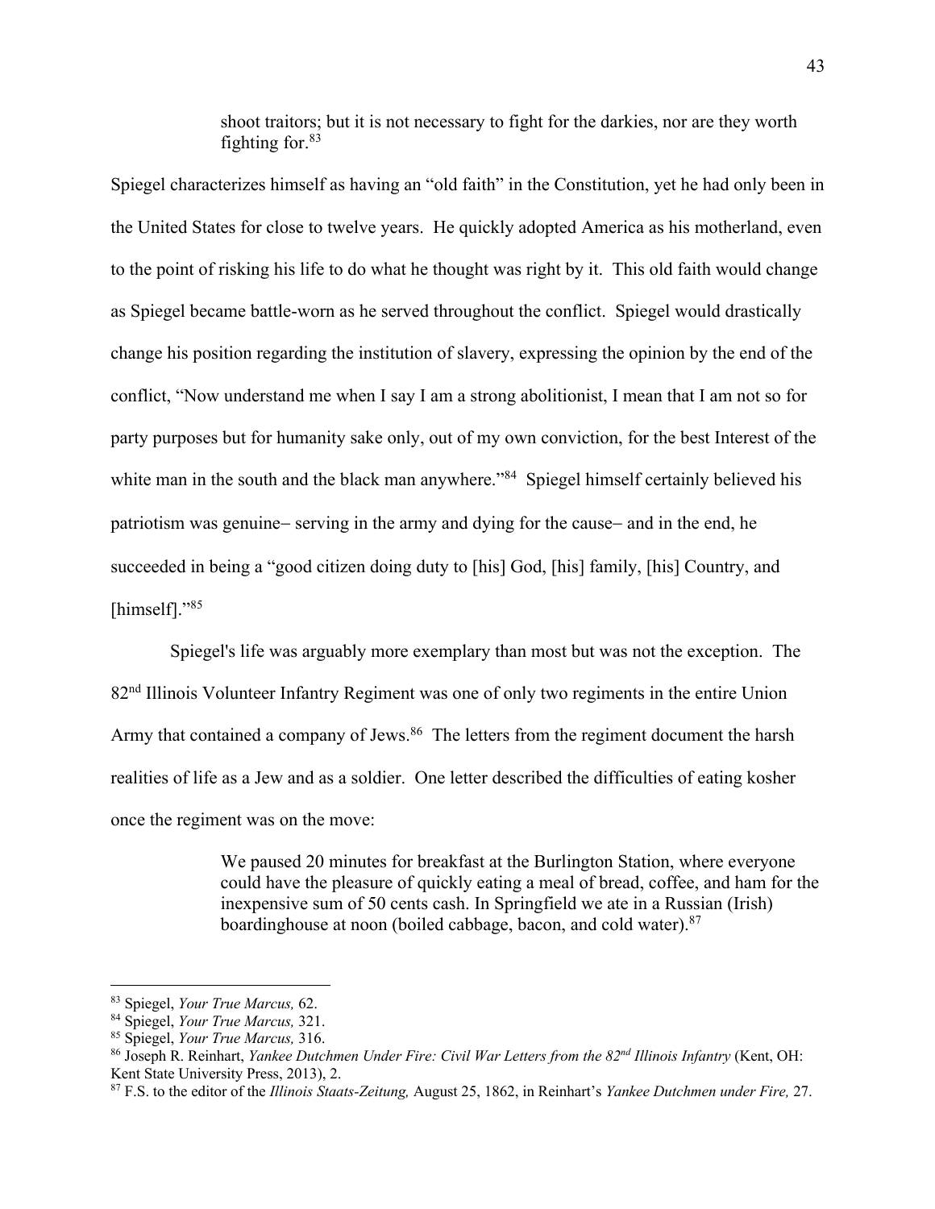> shoot traitors; but it is not necessary to fight for the darkies, nor are they worth fighting for.[83]

Spiegel characterizes himself as having an "old faith" in the Constitution, yet he had only been in the United States for close to twelve years. He quickly adopted America as his motherland, even to the point of risking his life to do what he thought was right by it. This old faith would change as Spiegel became battle-worn as he served throughout the conflict. Spiegel would drastically change his position regarding the institution of slavery, expressing the opinion by the end of the conflict, "Now understand me when I say I am a strong abolitionist, I mean that I am not so for party purposes but for humanity sake only, out of my own conviction, for the best Interest of the white man in the south and the black man anywhere."[84] Spiegel himself certainly believed his patriotism was genuine– serving in the army and dying for the cause– and in the end, he succeeded in being a "good citizen doing duty to [his] God, [his] family, [his] Country, and [himself]."[85]

Spiegel's life was arguably more exemplary than most but was not the exception. The 82nd Illinois Volunteer Infantry Regiment was one of only two regiments in the entire Union Army that contained a company of Jews.[86] The letters from the regiment document the harsh realities of life as a Jew and as a soldier. One letter described the difficulties of eating kosher once the regiment was on the move:

> We paused 20 minutes for breakfast at the Burlington Station, where everyone could have the pleasure of quickly eating a meal of bread, coffee, and ham for the inexpensive sum of 50 cents cash. In Springfield we ate in a Russian (Irish) boardinghouse at noon (boiled cabbage, bacon, and cold water).[87]

---

[83] Spiegel, *Your True Marcus,* 62.

[84] Spiegel, *Your True Marcus,* 321.

[85] Spiegel, *Your True Marcus,* 316.

[86] Joseph R. Reinhart, *Yankee Dutchmen Under Fire: Civil War Letters from the 82nd Illinois Infantry* (Kent, OH: Kent State University Press, 2013), 2.

[87] F.S. to the editor of the *Illinois Staats-Zeitung,* August 25, 1862, in Reinhart's *Yankee Dutchmen under Fire,* 27.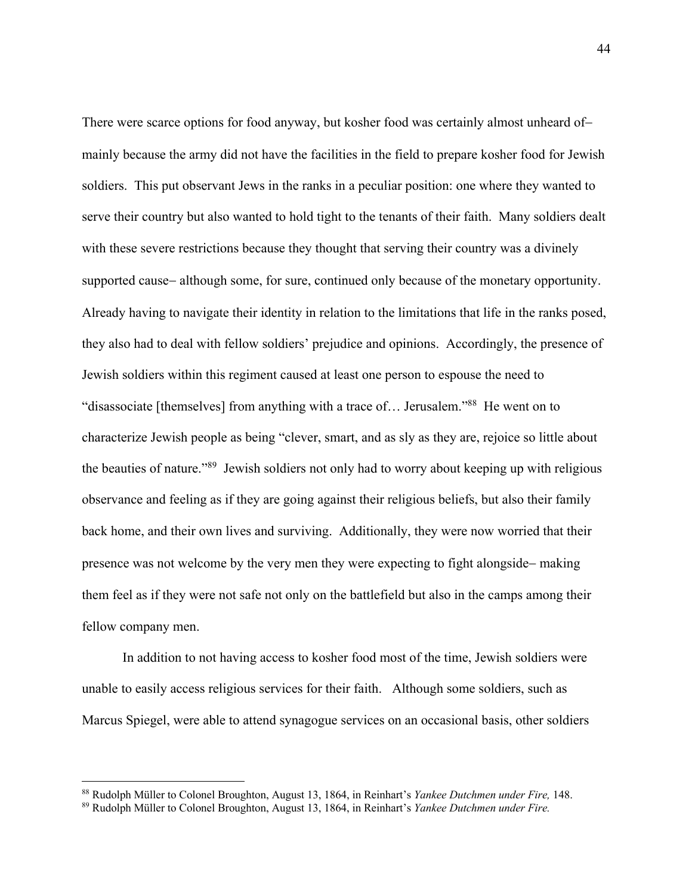There were scarce options for food anyway, but kosher food was certainly almost unheard of– mainly because the army did not have the facilities in the field to prepare kosher food for Jewish soldiers. This put observant Jews in the ranks in a peculiar position: one where they wanted to serve their country but also wanted to hold tight to the tenants of their faith. Many soldiers dealt with these severe restrictions because they thought that serving their country was a divinely supported cause– although some, for sure, continued only because of the monetary opportunity. Already having to navigate their identity in relation to the limitations that life in the ranks posed, they also had to deal with fellow soldiers' prejudice and opinions. Accordingly, the presence of Jewish soldiers within this regiment caused at least one person to espouse the need to "disassociate [themselves] from anything with a trace of… Jerusalem."[88] He went on to characterize Jewish people as being "clever, smart, and as sly as they are, rejoice so little about the beauties of nature."[89] Jewish soldiers not only had to worry about keeping up with religious observance and feeling as if they are going against their religious beliefs, but also their family back home, and their own lives and surviving. Additionally, they were now worried that their presence was not welcome by the very men they were expecting to fight alongside– making them feel as if they were not safe not only on the battlefield but also in the camps among their fellow company men.

In addition to not having access to kosher food most of the time, Jewish soldiers were unable to easily access religious services for their faith. Although some soldiers, such as Marcus Spiegel, were able to attend synagogue services on an occasional basis, other soldiers

[88] Rudolph Müller to Colonel Broughton, August 13, 1864, in Reinhart's *Yankee Dutchmen under Fire,* 148.
[89] Rudolph Müller to Colonel Broughton, August 13, 1864, in Reinhart's *Yankee Dutchmen under Fire.*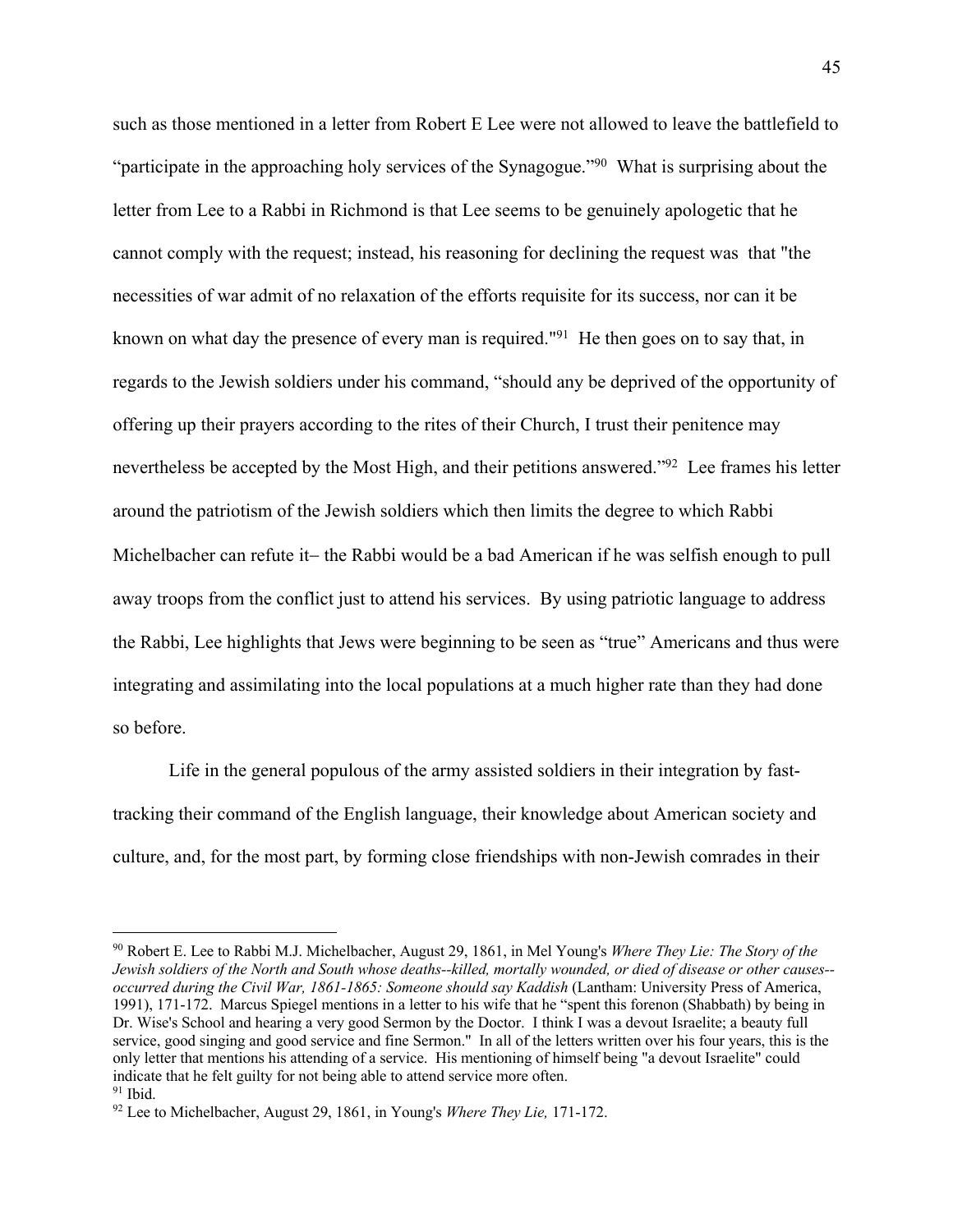such as those mentioned in a letter from Robert E Lee were not allowed to leave the battlefield to "participate in the approaching holy services of the Synagogue."[90] What is surprising about the letter from Lee to a Rabbi in Richmond is that Lee seems to be genuinely apologetic that he cannot comply with the request; instead, his reasoning for declining the request was that "the necessities of war admit of no relaxation of the efforts requisite for its success, nor can it be known on what day the presence of every man is required."[91] He then goes on to say that, in regards to the Jewish soldiers under his command, "should any be deprived of the opportunity of offering up their prayers according to the rites of their Church, I trust their penitence may nevertheless be accepted by the Most High, and their petitions answered."[92] Lee frames his letter around the patriotism of the Jewish soldiers which then limits the degree to which Rabbi Michelbacher can refute it– the Rabbi would be a bad American if he was selfish enough to pull away troops from the conflict just to attend his services. By using patriotic language to address the Rabbi, Lee highlights that Jews were beginning to be seen as "true" Americans and thus were integrating and assimilating into the local populations at a much higher rate than they had done so before.

Life in the general populous of the army assisted soldiers in their integration by fast-tracking their command of the English language, their knowledge about American society and culture, and, for the most part, by forming close friendships with non-Jewish comrades in their

---

[90] Robert E. Lee to Rabbi M.J. Michelbacher, August 29, 1861, in Mel Young's *Where They Lie: The Story of the Jewish soldiers of the North and South whose deaths--killed, mortally wounded, or died of disease or other causes--occurred during the Civil War, 1861-1865: Someone should say Kaddish* (Lantham: University Press of America, 1991), 171-172. Marcus Spiegel mentions in a letter to his wife that he "spent this forenon (Shabbath) by being in Dr. Wise's School and hearing a very good Sermon by the Doctor. I think I was a devout Israelite; a beauty full service, good singing and good service and fine Sermon." In all of the letters written over his four years, this is the only letter that mentions his attending of a service. His mentioning of himself being "a devout Israelite" could indicate that he felt guilty for not being able to attend service more often.

[91] Ibid.

[92] Lee to Michelbacher, August 29, 1861, in Young's *Where They Lie,* 171-172.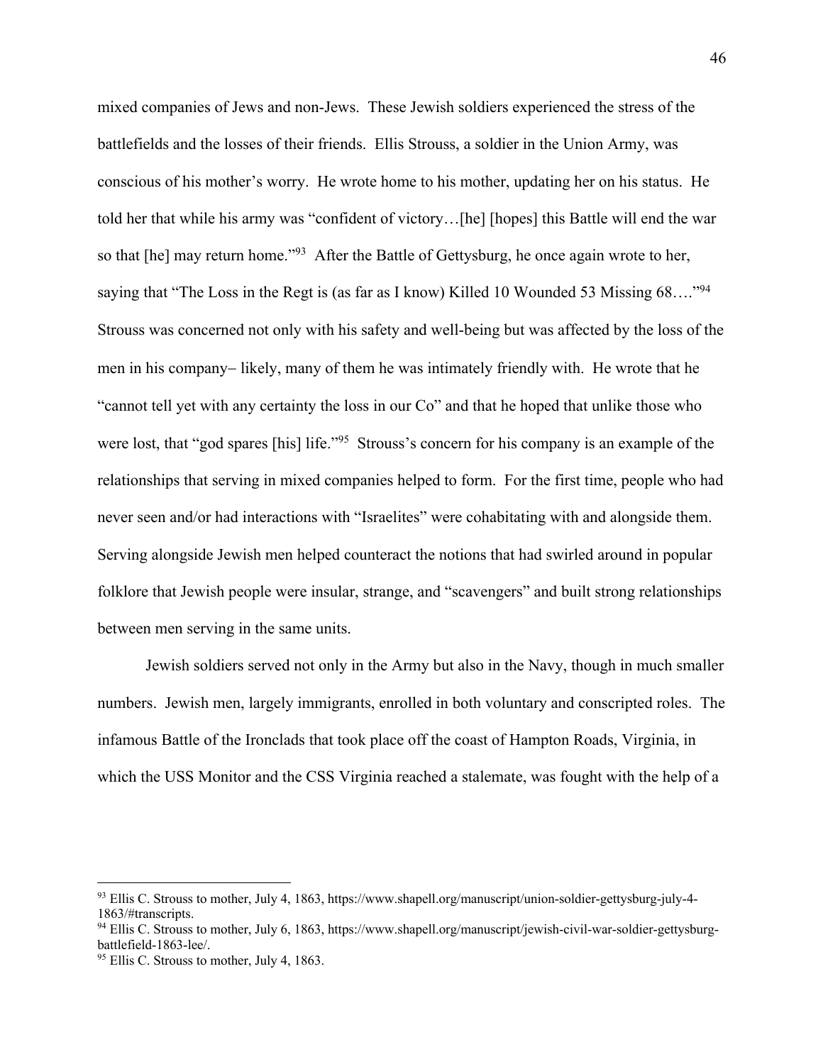mixed companies of Jews and non-Jews. These Jewish soldiers experienced the stress of the battlefields and the losses of their friends. Ellis Strouss, a soldier in the Union Army, was conscious of his mother's worry. He wrote home to his mother, updating her on his status. He told her that while his army was "confident of victory…[he] [hopes] this Battle will end the war so that [he] may return home."[93] After the Battle of Gettysburg, he once again wrote to her, saying that "The Loss in the Regt is (as far as I know) Killed 10 Wounded 53 Missing 68…."[94] Strouss was concerned not only with his safety and well-being but was affected by the loss of the men in his company– likely, many of them he was intimately friendly with. He wrote that he "cannot tell yet with any certainty the loss in our Co" and that he hoped that unlike those who were lost, that "god spares [his] life."[95] Strouss's concern for his company is an example of the relationships that serving in mixed companies helped to form. For the first time, people who had never seen and/or had interactions with "Israelites" were cohabitating with and alongside them. Serving alongside Jewish men helped counteract the notions that had swirled around in popular folklore that Jewish people were insular, strange, and "scavengers" and built strong relationships between men serving in the same units.

Jewish soldiers served not only in the Army but also in the Navy, though in much smaller numbers. Jewish men, largely immigrants, enrolled in both voluntary and conscripted roles. The infamous Battle of the Ironclads that took place off the coast of Hampton Roads, Virginia, in which the USS Monitor and the CSS Virginia reached a stalemate, was fought with the help of a

---

[93] Ellis C. Strouss to mother, July 4, 1863, https://www.shapell.org/manuscript/union-soldier-gettysburg-july-4-1863/#transcripts.

[94] Ellis C. Strouss to mother, July 6, 1863, https://www.shapell.org/manuscript/jewish-civil-war-soldier-gettysburg-battlefield-1863-lee/.

[95] Ellis C. Strouss to mother, July 4, 1863.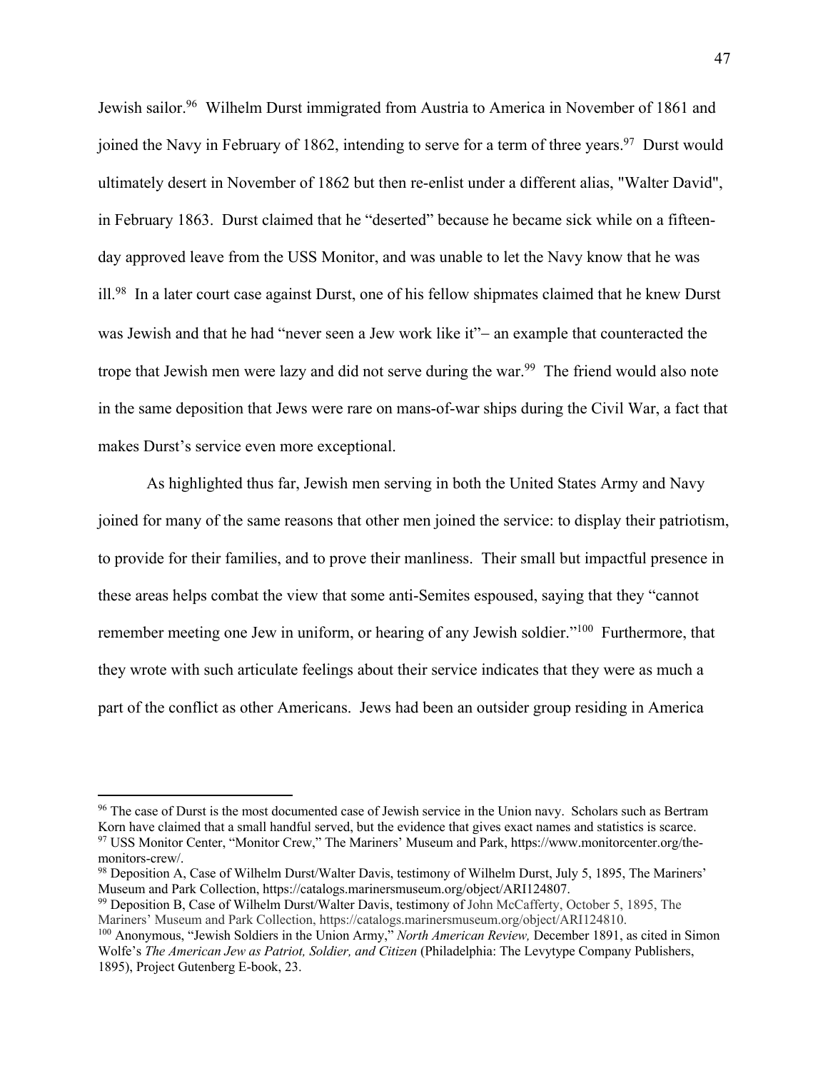Jewish sailor.[96] Wilhelm Durst immigrated from Austria to America in November of 1861 and joined the Navy in February of 1862, intending to serve for a term of three years.[97] Durst would ultimately desert in November of 1862 but then re-enlist under a different alias, "Walter David", in February 1863. Durst claimed that he "deserted" because he became sick while on a fifteen-day approved leave from the USS Monitor, and was unable to let the Navy know that he was ill.[98] In a later court case against Durst, one of his fellow shipmates claimed that he knew Durst was Jewish and that he had "never seen a Jew work like it"– an example that counteracted the trope that Jewish men were lazy and did not serve during the war.[99] The friend would also note in the same deposition that Jews were rare on mans-of-war ships during the Civil War, a fact that makes Durst's service even more exceptional.

As highlighted thus far, Jewish men serving in both the United States Army and Navy joined for many of the same reasons that other men joined the service: to display their patriotism, to provide for their families, and to prove their manliness. Their small but impactful presence in these areas helps combat the view that some anti-Semites espoused, saying that they "cannot remember meeting one Jew in uniform, or hearing of any Jewish soldier."[100] Furthermore, that they wrote with such articulate feelings about their service indicates that they were as much a part of the conflict as other Americans. Jews had been an outsider group residing in America

---

[96] The case of Durst is the most documented case of Jewish service in the Union navy. Scholars such as Bertram Korn have claimed that a small handful served, but the evidence that gives exact names and statistics is scarce.

[97] USS Monitor Center, "Monitor Crew," The Mariners' Museum and Park, https://www.monitorcenter.org/the-monitors-crew/.

[98] Deposition A, Case of Wilhelm Durst/Walter Davis, testimony of Wilhelm Durst, July 5, 1895, The Mariners' Museum and Park Collection, https://catalogs.marinersmuseum.org/object/ARI124807.

[99] Deposition B, Case of Wilhelm Durst/Walter Davis, testimony of John McCafferty, October 5, 1895, The Mariners' Museum and Park Collection, https://catalogs.marinersmuseum.org/object/ARI124810.

[100] Anonymous, "Jewish Soldiers in the Union Army," *North American Review,* December 1891, as cited in Simon Wolfe's *The American Jew as Patriot, Soldier, and Citizen* (Philadelphia: The Levytype Company Publishers, 1895), Project Gutenberg E-book, 23.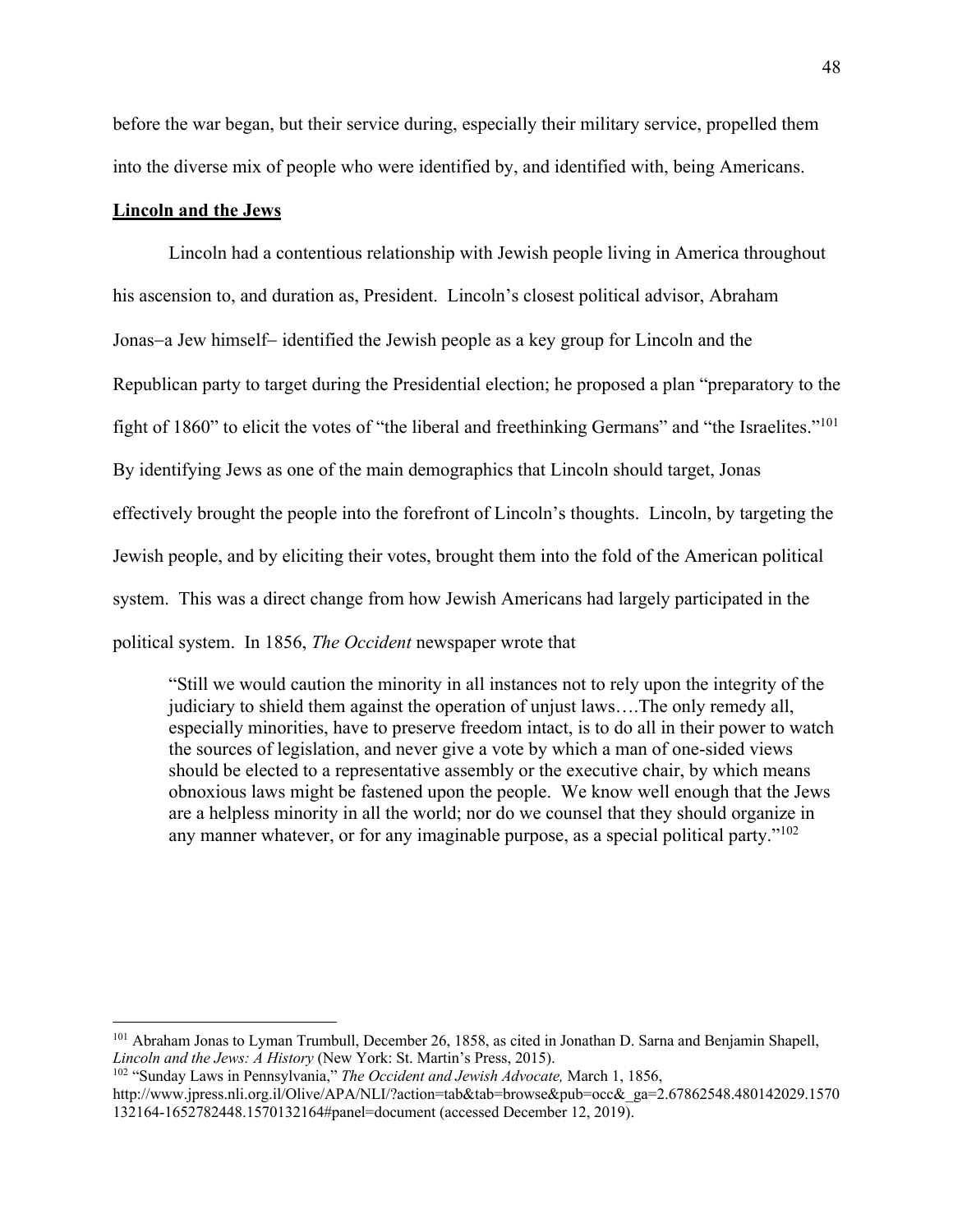before the war began, but their service during, especially their military service, propelled them into the diverse mix of people who were identified by, and identified with, being Americans.

**Lincoln and the Jews**

Lincoln had a contentious relationship with Jewish people living in America throughout his ascension to, and duration as, President. Lincoln's closest political advisor, Abraham Jonas–a Jew himself– identified the Jewish people as a key group for Lincoln and the Republican party to target during the Presidential election; he proposed a plan "preparatory to the fight of 1860" to elicit the votes of "the liberal and freethinking Germans" and "the Israelites."[101] By identifying Jews as one of the main demographics that Lincoln should target, Jonas effectively brought the people into the forefront of Lincoln's thoughts. Lincoln, by targeting the Jewish people, and by eliciting their votes, brought them into the fold of the American political system. This was a direct change from how Jewish Americans had largely participated in the political system. In 1856, *The Occident* newspaper wrote that

> "Still we would caution the minority in all instances not to rely upon the integrity of the judiciary to shield them against the operation of unjust laws….The only remedy all, especially minorities, have to preserve freedom intact, is to do all in their power to watch the sources of legislation, and never give a vote by which a man of one-sided views should be elected to a representative assembly or the executive chair, by which means obnoxious laws might be fastened upon the people. We know well enough that the Jews are a helpless minority in all the world; nor do we counsel that they should organize in any manner whatever, or for any imaginable purpose, as a special political party."[102]

---

[101] Abraham Jonas to Lyman Trumbull, December 26, 1858, as cited in Jonathan D. Sarna and Benjamin Shapell, *Lincoln and the Jews: A History* (New York: St. Martin's Press, 2015).

[102] "Sunday Laws in Pennsylvania," *The Occident and Jewish Advocate,* March 1, 1856, http://www.jpress.nli.org.il/Olive/APA/NLI/?action=tab&tab=browse&pub=occ&_ga=2.67862548.480142029.1570132164-1652782448.1570132164#panel=document (accessed December 12, 2019).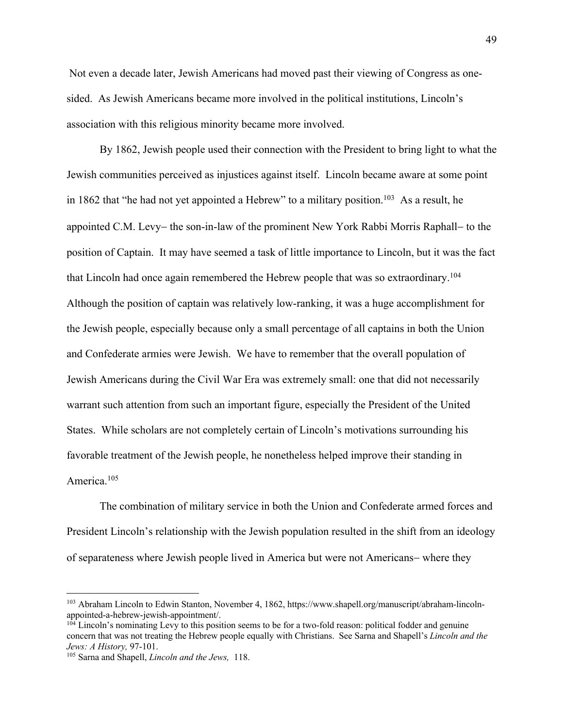Not even a decade later, Jewish Americans had moved past their viewing of Congress as one-sided. As Jewish Americans became more involved in the political institutions, Lincoln's association with this religious minority became more involved.

By 1862, Jewish people used their connection with the President to bring light to what the Jewish communities perceived as injustices against itself. Lincoln became aware at some point in 1862 that "he had not yet appointed a Hebrew" to a military position.[103] As a result, he appointed C.M. Levy– the son-in-law of the prominent New York Rabbi Morris Raphall– to the position of Captain. It may have seemed a task of little importance to Lincoln, but it was the fact that Lincoln had once again remembered the Hebrew people that was so extraordinary.[104] Although the position of captain was relatively low-ranking, it was a huge accomplishment for the Jewish people, especially because only a small percentage of all captains in both the Union and Confederate armies were Jewish. We have to remember that the overall population of Jewish Americans during the Civil War Era was extremely small: one that did not necessarily warrant such attention from such an important figure, especially the President of the United States. While scholars are not completely certain of Lincoln's motivations surrounding his favorable treatment of the Jewish people, he nonetheless helped improve their standing in America.[105]

The combination of military service in both the Union and Confederate armed forces and President Lincoln's relationship with the Jewish population resulted in the shift from an ideology of separateness where Jewish people lived in America but were not Americans– where they

---

[103] Abraham Lincoln to Edwin Stanton, November 4, 1862, https://www.shapell.org/manuscript/abraham-lincoln-appointed-a-hebrew-jewish-appointment/.

[104] Lincoln's nominating Levy to this position seems to be for a two-fold reason: political fodder and genuine concern that was not treating the Hebrew people equally with Christians. See Sarna and Shapell's *Lincoln and the Jews: A History,* 97-101.

[105] Sarna and Shapell, *Lincoln and the Jews,* 118.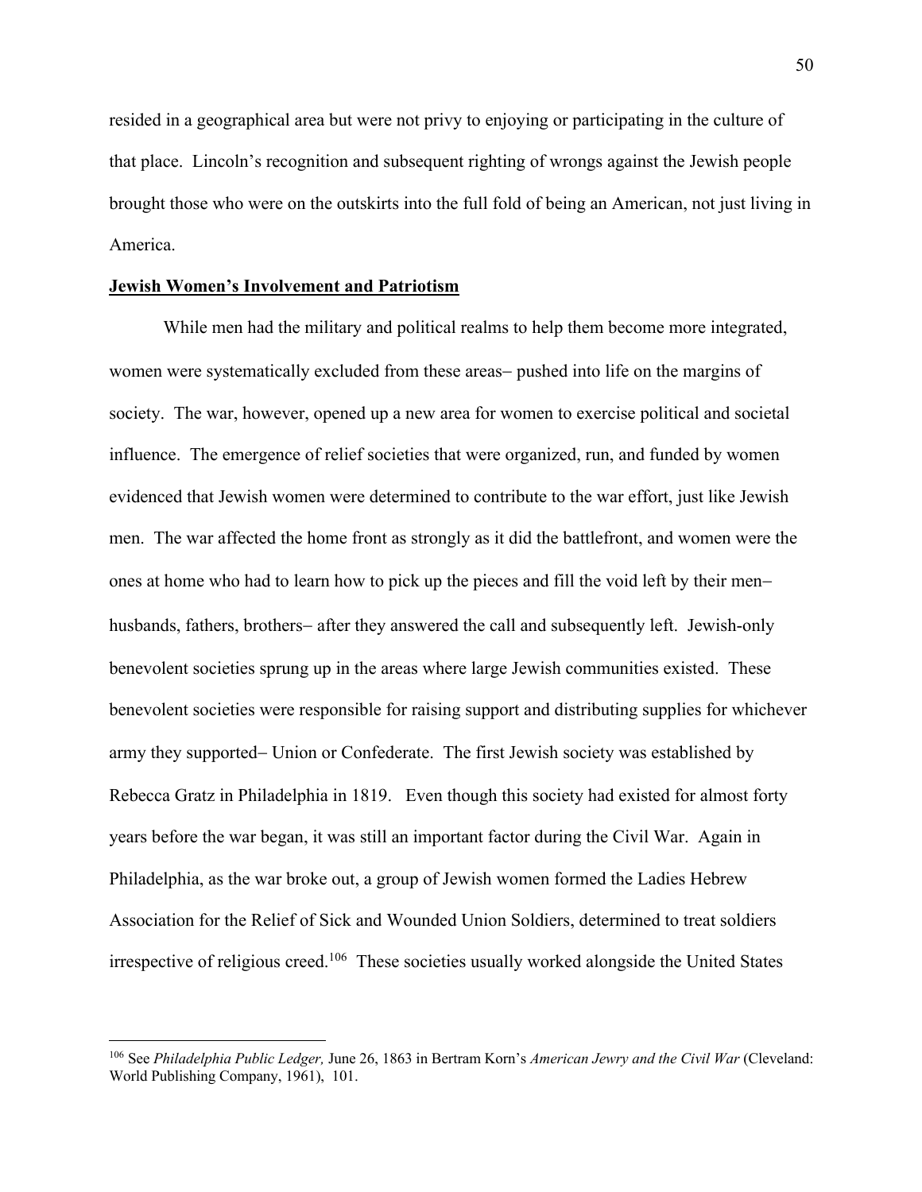resided in a geographical area but were not privy to enjoying or participating in the culture of that place. Lincoln's recognition and subsequent righting of wrongs against the Jewish people brought those who were on the outskirts into the full fold of being an American, not just living in America.

**Jewish Women's Involvement and Patriotism**

While men had the military and political realms to help them become more integrated, women were systematically excluded from these areas– pushed into life on the margins of society. The war, however, opened up a new area for women to exercise political and societal influence. The emergence of relief societies that were organized, run, and funded by women evidenced that Jewish women were determined to contribute to the war effort, just like Jewish men. The war affected the home front as strongly as it did the battlefront, and women were the ones at home who had to learn how to pick up the pieces and fill the void left by their men– husbands, fathers, brothers– after they answered the call and subsequently left. Jewish-only benevolent societies sprung up in the areas where large Jewish communities existed. These benevolent societies were responsible for raising support and distributing supplies for whichever army they supported– Union or Confederate. The first Jewish society was established by Rebecca Gratz in Philadelphia in 1819. Even though this society had existed for almost forty years before the war began, it was still an important factor during the Civil War. Again in Philadelphia, as the war broke out, a group of Jewish women formed the Ladies Hebrew Association for the Relief of Sick and Wounded Union Soldiers, determined to treat soldiers irrespective of religious creed.[106] These societies usually worked alongside the United States

---

[106] See *Philadelphia Public Ledger,* June 26, 1863 in Bertram Korn's *American Jewry and the Civil War* (Cleveland: World Publishing Company, 1961), 101.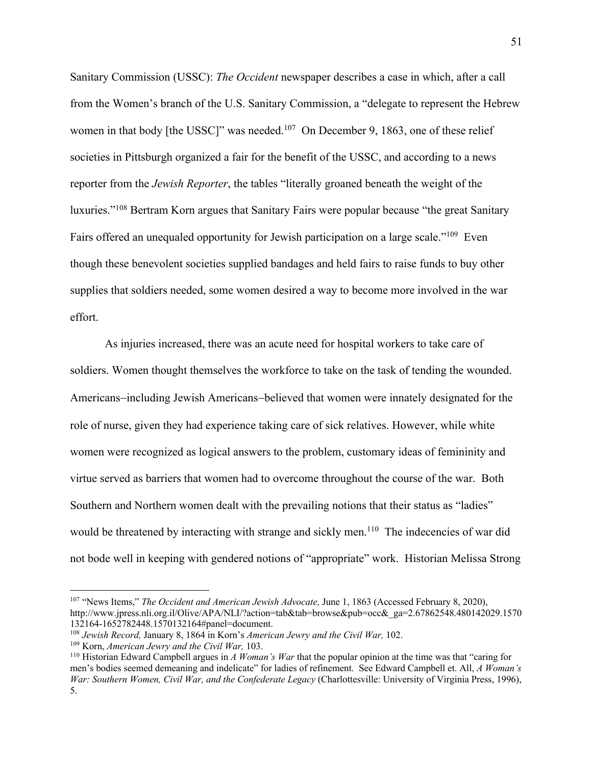Sanitary Commission (USSC): *The Occident* newspaper describes a case in which, after a call from the Women's branch of the U.S. Sanitary Commission, a "delegate to represent the Hebrew women in that body [the USSC]" was needed.[107] On December 9, 1863, one of these relief societies in Pittsburgh organized a fair for the benefit of the USSC, and according to a news reporter from the *Jewish Reporter*, the tables "literally groaned beneath the weight of the luxuries."[108] Bertram Korn argues that Sanitary Fairs were popular because "the great Sanitary Fairs offered an unequaled opportunity for Jewish participation on a large scale."[109] Even though these benevolent societies supplied bandages and held fairs to raise funds to buy other supplies that soldiers needed, some women desired a way to become more involved in the war effort.

As injuries increased, there was an acute need for hospital workers to take care of soldiers. Women thought themselves the workforce to take on the task of tending the wounded. Americans–including Jewish Americans–believed that women were innately designated for the role of nurse, given they had experience taking care of sick relatives. However, while white women were recognized as logical answers to the problem, customary ideas of femininity and virtue served as barriers that women had to overcome throughout the course of the war. Both Southern and Northern women dealt with the prevailing notions that their status as "ladies" would be threatened by interacting with strange and sickly men.[110] The indecencies of war did not bode well in keeping with gendered notions of "appropriate" work. Historian Melissa Strong

---

[107] "News Items," *The Occident and American Jewish Advocate,* June 1, 1863 (Accessed February 8, 2020), http://www.jpress.nli.org.il/Olive/APA/NLI/?action=tab&tab=browse&pub=occ&_ga=2.67862548.480142029.1570132164-1652782448.1570132164#panel=document.

[108] *Jewish Record,* January 8, 1864 in Korn's *American Jewry and the Civil War,* 102.

[109] Korn, *American Jewry and the Civil War,* 103.

[110] Historian Edward Campbell argues in *A Woman's War* that the popular opinion at the time was that "caring for men's bodies seemed demeaning and indelicate" for ladies of refinement. See Edward Campbell et. All, *A Woman's War: Southern Women, Civil War, and the Confederate Legacy* (Charlottesville: University of Virginia Press, 1996), 5.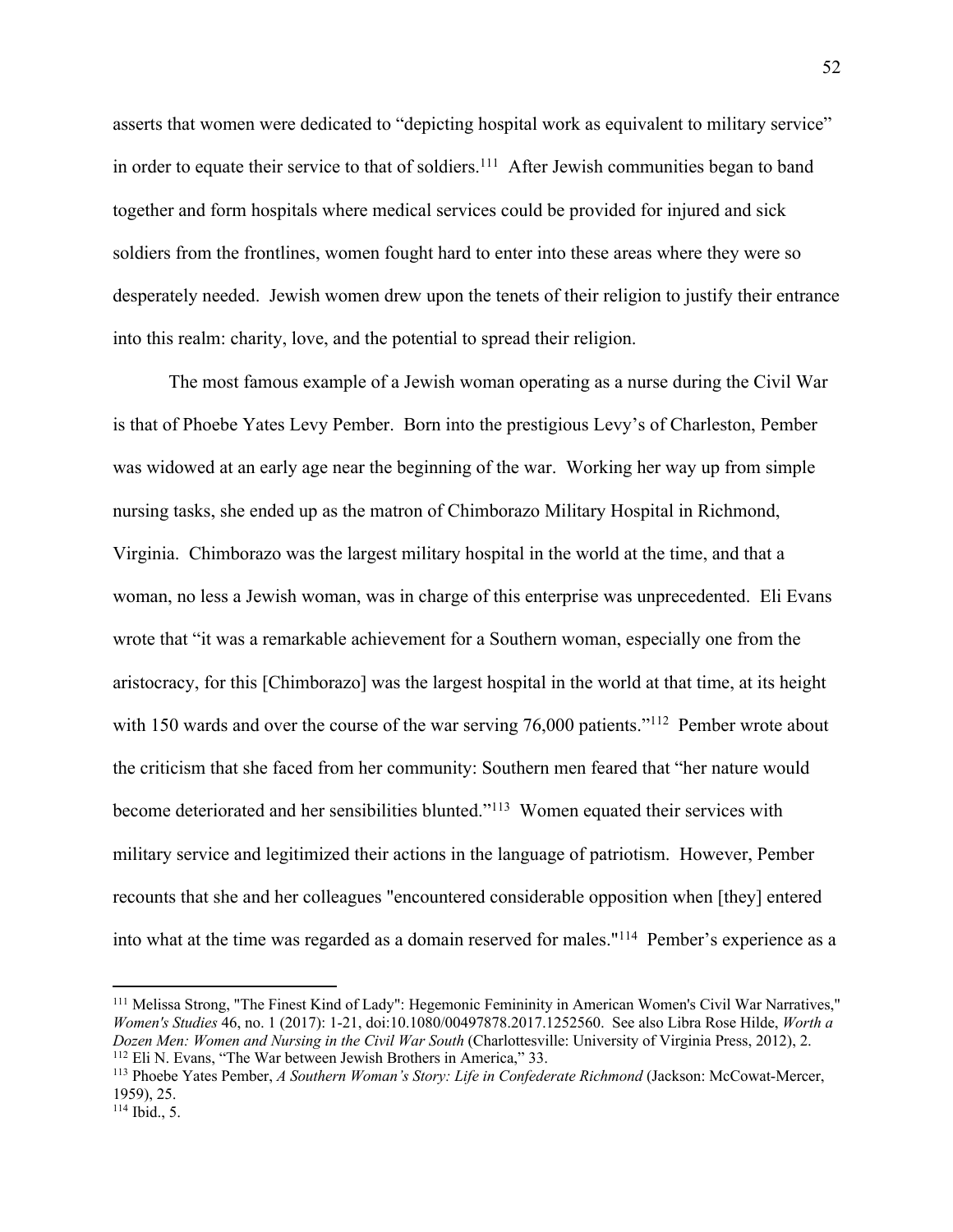asserts that women were dedicated to "depicting hospital work as equivalent to military service" in order to equate their service to that of soldiers.[111] After Jewish communities began to band together and form hospitals where medical services could be provided for injured and sick soldiers from the frontlines, women fought hard to enter into these areas where they were so desperately needed. Jewish women drew upon the tenets of their religion to justify their entrance into this realm: charity, love, and the potential to spread their religion.

The most famous example of a Jewish woman operating as a nurse during the Civil War is that of Phoebe Yates Levy Pember. Born into the prestigious Levy's of Charleston, Pember was widowed at an early age near the beginning of the war. Working her way up from simple nursing tasks, she ended up as the matron of Chimborazo Military Hospital in Richmond, Virginia. Chimborazo was the largest military hospital in the world at the time, and that a woman, no less a Jewish woman, was in charge of this enterprise was unprecedented. Eli Evans wrote that "it was a remarkable achievement for a Southern woman, especially one from the aristocracy, for this [Chimborazo] was the largest hospital in the world at that time, at its height with 150 wards and over the course of the war serving 76,000 patients."[112] Pember wrote about the criticism that she faced from her community: Southern men feared that "her nature would become deteriorated and her sensibilities blunted."[113] Women equated their services with military service and legitimized their actions in the language of patriotism. However, Pember recounts that she and her colleagues "encountered considerable opposition when [they] entered into what at the time was regarded as a domain reserved for males."[114] Pember's experience as a

---

[111] Melissa Strong, "The Finest Kind of Lady": Hegemonic Femininity in American Women's Civil War Narratives," *Women's Studies* 46, no. 1 (2017): 1-21, doi:10.1080/00497878.2017.1252560. See also Libra Rose Hilde, *Worth a Dozen Men: Women and Nursing in the Civil War South* (Charlottesville: University of Virginia Press, 2012), 2.

[112] Eli N. Evans, "The War between Jewish Brothers in America," 33.

[113] Phoebe Yates Pember, *A Southern Woman's Story: Life in Confederate Richmond* (Jackson: McCowat-Mercer, 1959), 25.

[114] Ibid., 5.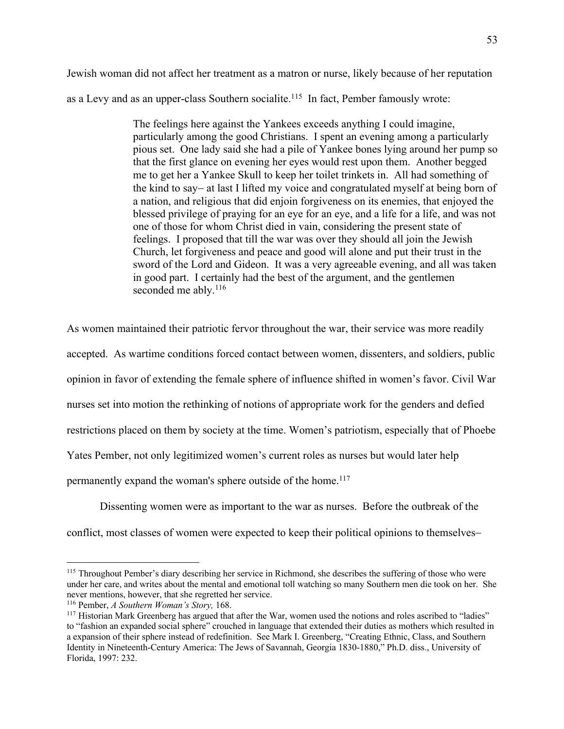Jewish woman did not affect her treatment as a matron or nurse, likely because of her reputation as a Levy and as an upper-class Southern socialite.[115] In fact, Pember famously wrote:

> The feelings here against the Yankees exceeds anything I could imagine, particularly among the good Christians. I spent an evening among a particularly pious set. One lady said she had a pile of Yankee bones lying around her pump so that the first glance on evening her eyes would rest upon them. Another begged me to get her a Yankee Skull to keep her toilet trinkets in. All had something of the kind to say– at last I lifted my voice and congratulated myself at being born of a nation, and religious that did enjoin forgiveness on its enemies, that enjoyed the blessed privilege of praying for an eye for an eye, and a life for a life, and was not one of those for whom Christ died in vain, considering the present state of feelings. I proposed that till the war was over they should all join the Jewish Church, let forgiveness and peace and good will alone and put their trust in the sword of the Lord and Gideon. It was a very agreeable evening, and all was taken in good part. I certainly had the best of the argument, and the gentlemen seconded me ably.[116]

As women maintained their patriotic fervor throughout the war, their service was more readily accepted. As wartime conditions forced contact between women, dissenters, and soldiers, public opinion in favor of extending the female sphere of influence shifted in women's favor. Civil War nurses set into motion the rethinking of notions of appropriate work for the genders and defied restrictions placed on them by society at the time. Women's patriotism, especially that of Phoebe Yates Pember, not only legitimized women's current roles as nurses but would later help permanently expand the woman's sphere outside of the home.[117]

Dissenting women were as important to the war as nurses. Before the outbreak of the conflict, most classes of women were expected to keep their political opinions to themselves–

---

[115] Throughout Pember's diary describing her service in Richmond, she describes the suffering of those who were under her care, and writes about the mental and emotional toll watching so many Southern men die took on her. She never mentions, however, that she regretted her service.

[116] Pember, *A Southern Woman's Story,* 168.

[117] Historian Mark Greenberg has argued that after the War, women used the notions and roles ascribed to "ladies" to "fashion an expanded social sphere" crouched in language that extended their duties as mothers which resulted in a expansion of their sphere instead of redefinition. See Mark I. Greenberg, "Creating Ethnic, Class, and Southern Identity in Nineteenth-Century America: The Jews of Savannah, Georgia 1830-1880," Ph.D. diss., University of Florida, 1997: 232.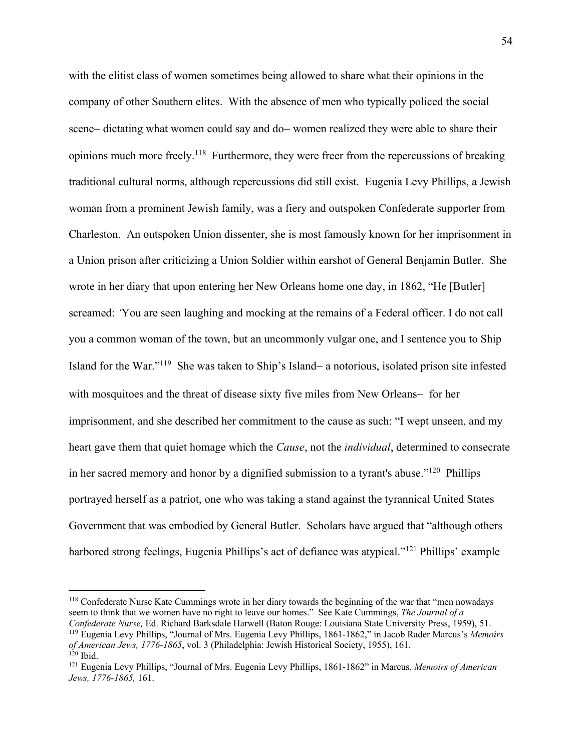with the elitist class of women sometimes being allowed to share what their opinions in the company of other Southern elites. With the absence of men who typically policed the social scene– dictating what women could say and do– women realized they were able to share their opinions much more freely.[118] Furthermore, they were freer from the repercussions of breaking traditional cultural norms, although repercussions did still exist. Eugenia Levy Phillips, a Jewish woman from a prominent Jewish family, was a fiery and outspoken Confederate supporter from Charleston. An outspoken Union dissenter, she is most famously known for her imprisonment in a Union prison after criticizing a Union Soldier within earshot of General Benjamin Butler. She wrote in her diary that upon entering her New Orleans home one day, in 1862, "He [Butler] screamed: 'You are seen laughing and mocking at the remains of a Federal officer. I do not call you a common woman of the town, but an uncommonly vulgar one, and I sentence you to Ship Island for the War."[119] She was taken to Ship's Island– a notorious, isolated prison site infested with mosquitoes and the threat of disease sixty five miles from New Orleans– for her imprisonment, and she described her commitment to the cause as such: "I wept unseen, and my heart gave them that quiet homage which the *Cause*, not the *individual*, determined to consecrate in her sacred memory and honor by a dignified submission to a tyrant's abuse."[120] Phillips portrayed herself as a patriot, one who was taking a stand against the tyrannical United States Government that was embodied by General Butler. Scholars have argued that "although others harbored strong feelings, Eugenia Phillips's act of defiance was atypical."[121] Phillips' example

---

[118] Confederate Nurse Kate Cummings wrote in her diary towards the beginning of the war that "men nowadays seem to think that we women have no right to leave our homes." See Kate Cummings, *The Journal of a Confederate Nurse,* Ed. Richard Barksdale Harwell (Baton Rouge: Louisiana State University Press, 1959), 51.

[119] Eugenia Levy Phillips, "Journal of Mrs. Eugenia Levy Phillips, 1861-1862," in Jacob Rader Marcus's *Memoirs of American Jews, 1776-1865*, vol. 3 (Philadelphia: Jewish Historical Society, 1955), 161.

[120] Ibid.

[121] Eugenia Levy Phillips, "Journal of Mrs. Eugenia Levy Phillips, 1861-1862" in Marcus, *Memoirs of American Jews, 1776-1865,* 161.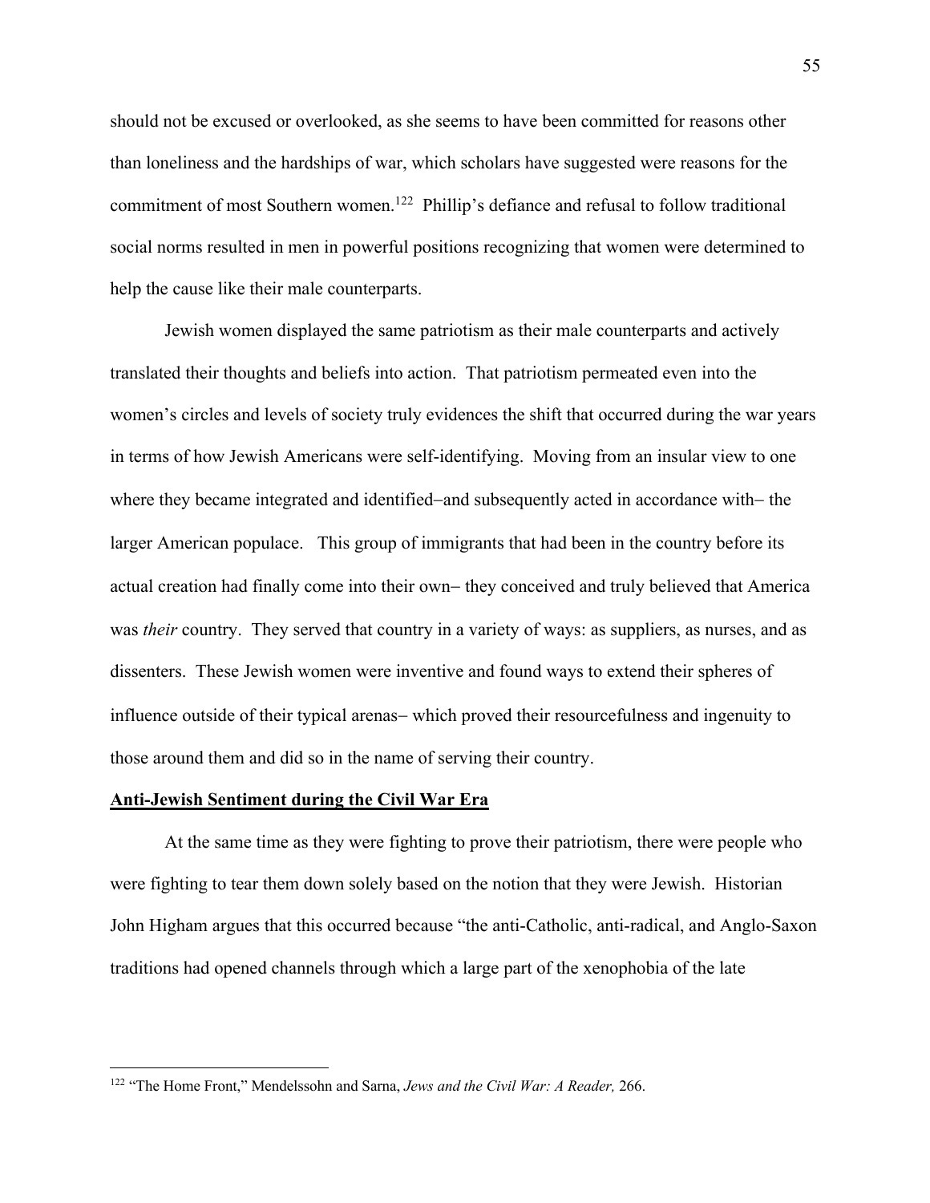should not be excused or overlooked, as she seems to have been committed for reasons other than loneliness and the hardships of war, which scholars have suggested were reasons for the commitment of most Southern women.[122] Phillip's defiance and refusal to follow traditional social norms resulted in men in powerful positions recognizing that women were determined to help the cause like their male counterparts.

Jewish women displayed the same patriotism as their male counterparts and actively translated their thoughts and beliefs into action. That patriotism permeated even into the women's circles and levels of society truly evidences the shift that occurred during the war years in terms of how Jewish Americans were self-identifying. Moving from an insular view to one where they became integrated and identified–and subsequently acted in accordance with– the larger American populace. This group of immigrants that had been in the country before its actual creation had finally come into their own– they conceived and truly believed that America was *their* country. They served that country in a variety of ways: as suppliers, as nurses, and as dissenters. These Jewish women were inventive and found ways to extend their spheres of influence outside of their typical arenas– which proved their resourcefulness and ingenuity to those around them and did so in the name of serving their country.

**Anti-Jewish Sentiment during the Civil War Era**

At the same time as they were fighting to prove their patriotism, there were people who were fighting to tear them down solely based on the notion that they were Jewish. Historian John Higham argues that this occurred because "the anti-Catholic, anti-radical, and Anglo-Saxon traditions had opened channels through which a large part of the xenophobia of the late

---

[122] "The Home Front," Mendelssohn and Sarna, *Jews and the Civil War: A Reader,* 266.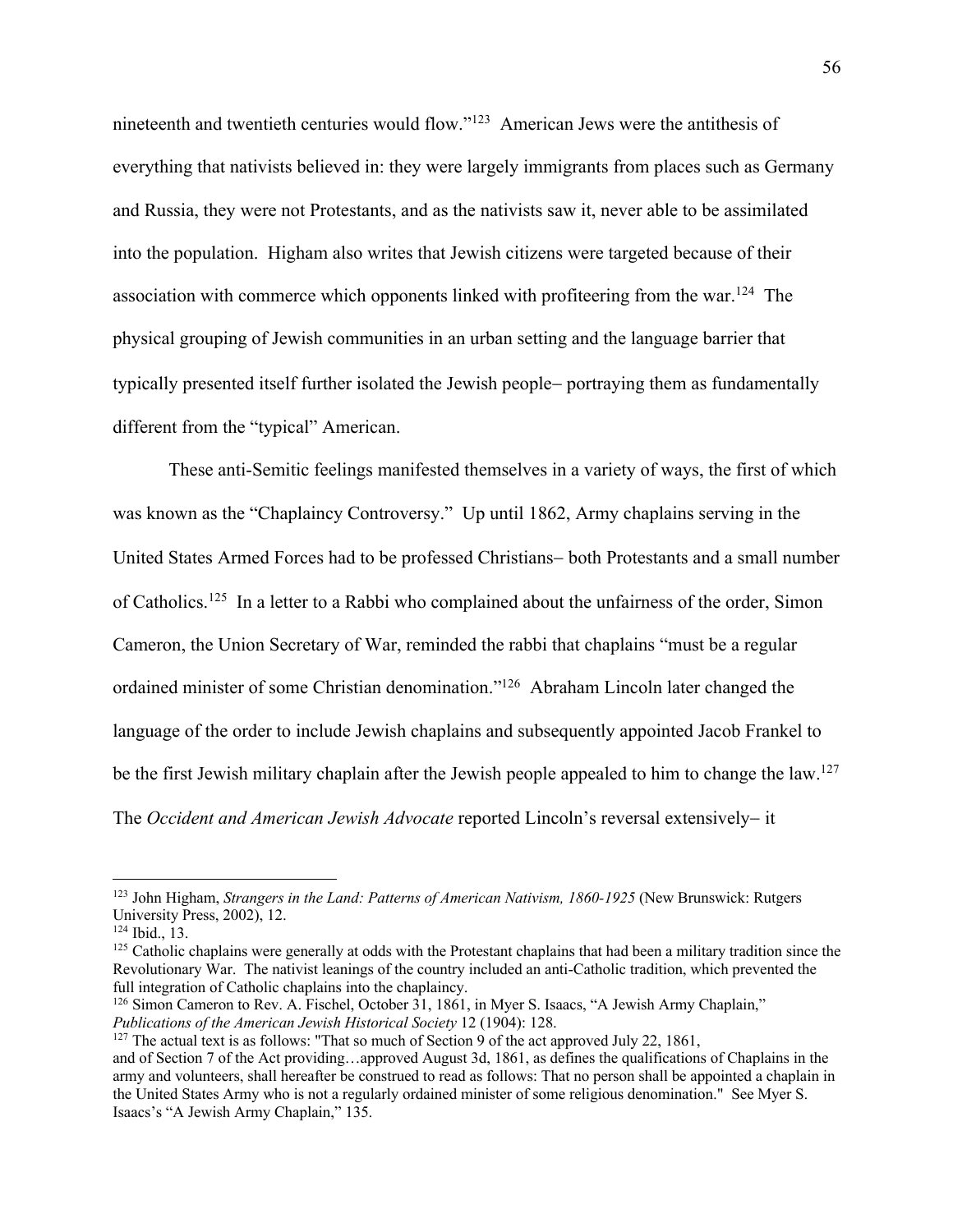nineteenth and twentieth centuries would flow."[123] American Jews were the antithesis of everything that nativists believed in: they were largely immigrants from places such as Germany and Russia, they were not Protestants, and as the nativists saw it, never able to be assimilated into the population. Higham also writes that Jewish citizens were targeted because of their association with commerce which opponents linked with profiteering from the war.[124] The physical grouping of Jewish communities in an urban setting and the language barrier that typically presented itself further isolated the Jewish people– portraying them as fundamentally different from the "typical" American.

These anti-Semitic feelings manifested themselves in a variety of ways, the first of which was known as the "Chaplaincy Controversy." Up until 1862, Army chaplains serving in the United States Armed Forces had to be professed Christians– both Protestants and a small number of Catholics.[125] In a letter to a Rabbi who complained about the unfairness of the order, Simon Cameron, the Union Secretary of War, reminded the rabbi that chaplains "must be a regular ordained minister of some Christian denomination."[126] Abraham Lincoln later changed the language of the order to include Jewish chaplains and subsequently appointed Jacob Frankel to be the first Jewish military chaplain after the Jewish people appealed to him to change the law.[127] The *Occident and American Jewish Advocate* reported Lincoln's reversal extensively– it

---

[123] John Higham, *Strangers in the Land: Patterns of American Nativism, 1860-1925* (New Brunswick: Rutgers University Press, 2002), 12.

[124] Ibid., 13.

[125] Catholic chaplains were generally at odds with the Protestant chaplains that had been a military tradition since the Revolutionary War. The nativist leanings of the country included an anti-Catholic tradition, which prevented the full integration of Catholic chaplains into the chaplaincy.

[126] Simon Cameron to Rev. A. Fischel, October 31, 1861, in Myer S. Isaacs, "A Jewish Army Chaplain," *Publications of the American Jewish Historical Society* 12 (1904): 128.

[127] The actual text is as follows: "That so much of Section 9 of the act approved July 22, 1861, and of Section 7 of the Act providing…approved August 3d, 1861, as defines the qualifications of Chaplains in the army and volunteers, shall hereafter be construed to read as follows: That no person shall be appointed a chaplain in the United States Army who is not a regularly ordained minister of some religious denomination." See Myer S. Isaacs's "A Jewish Army Chaplain," 135.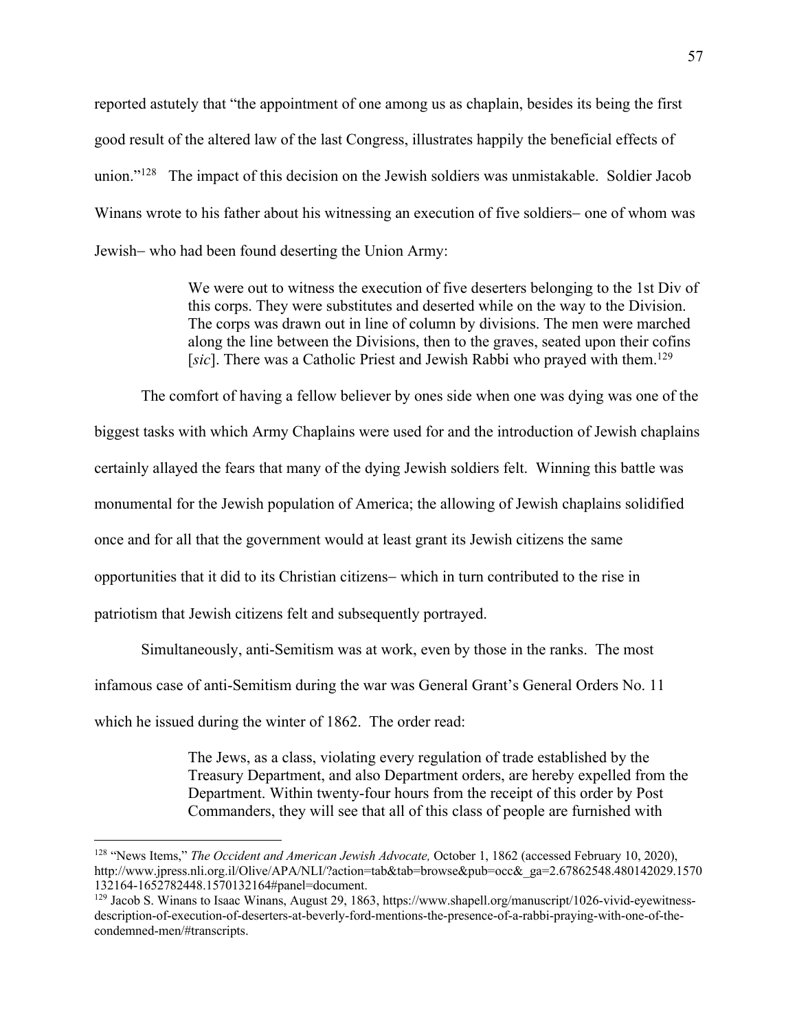reported astutely that "the appointment of one among us as chaplain, besides its being the first good result of the altered law of the last Congress, illustrates happily the beneficial effects of union."[128] The impact of this decision on the Jewish soldiers was unmistakable. Soldier Jacob Winans wrote to his father about his witnessing an execution of five soldiers– one of whom was Jewish– who had been found deserting the Union Army:

> We were out to witness the execution of five deserters belonging to the 1st Div of this corps. They were substitutes and deserted while on the way to the Division. The corps was drawn out in line of column by divisions. The men were marched along the line between the Divisions, then to the graves, seated upon their cofins [*sic*]. There was a Catholic Priest and Jewish Rabbi who prayed with them.[129]

The comfort of having a fellow believer by ones side when one was dying was one of the biggest tasks with which Army Chaplains were used for and the introduction of Jewish chaplains certainly allayed the fears that many of the dying Jewish soldiers felt. Winning this battle was monumental for the Jewish population of America; the allowing of Jewish chaplains solidified once and for all that the government would at least grant its Jewish citizens the same opportunities that it did to its Christian citizens– which in turn contributed to the rise in patriotism that Jewish citizens felt and subsequently portrayed.

Simultaneously, anti-Semitism was at work, even by those in the ranks. The most infamous case of anti-Semitism during the war was General Grant's General Orders No. 11 which he issued during the winter of 1862. The order read:

> The Jews, as a class, violating every regulation of trade established by the Treasury Department, and also Department orders, are hereby expelled from the Department. Within twenty-four hours from the receipt of this order by Post Commanders, they will see that all of this class of people are furnished with

---

[128] "News Items," *The Occident and American Jewish Advocate,* October 1, 1862 (accessed February 10, 2020), http://www.jpress.nli.org.il/Olive/APA/NLI/?action=tab&tab=browse&pub=occ&_ga=2.67862548.480142029.1570132164-1652782448.1570132164#panel=document.

[129] Jacob S. Winans to Isaac Winans, August 29, 1863, https://www.shapell.org/manuscript/1026-vivid-eyewitness-description-of-execution-of-deserters-at-beverly-ford-mentions-the-presence-of-a-rabbi-praying-with-one-of-the-condemned-men/#transcripts.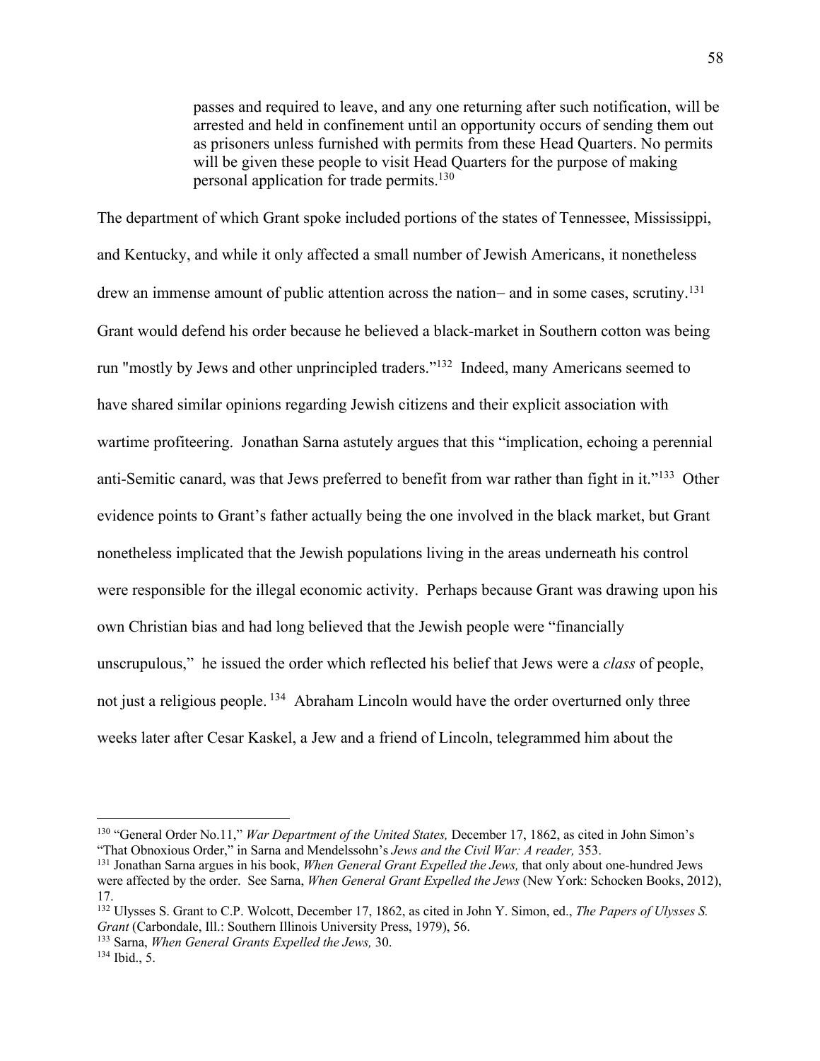> passes and required to leave, and any one returning after such notification, will be arrested and held in confinement until an opportunity occurs of sending them out as prisoners unless furnished with permits from these Head Quarters. No permits will be given these people to visit Head Quarters for the purpose of making personal application for trade permits.[130]

The department of which Grant spoke included portions of the states of Tennessee, Mississippi, and Kentucky, and while it only affected a small number of Jewish Americans, it nonetheless drew an immense amount of public attention across the nation– and in some cases, scrutiny.[131] Grant would defend his order because he believed a black-market in Southern cotton was being run "mostly by Jews and other unprincipled traders."[132] Indeed, many Americans seemed to have shared similar opinions regarding Jewish citizens and their explicit association with wartime profiteering. Jonathan Sarna astutely argues that this "implication, echoing a perennial anti-Semitic canard, was that Jews preferred to benefit from war rather than fight in it."[133] Other evidence points to Grant's father actually being the one involved in the black market, but Grant nonetheless implicated that the Jewish populations living in the areas underneath his control were responsible for the illegal economic activity. Perhaps because Grant was drawing upon his own Christian bias and had long believed that the Jewish people were "financially unscrupulous," he issued the order which reflected his belief that Jews were a *class* of people, not just a religious people.[134] Abraham Lincoln would have the order overturned only three weeks later after Cesar Kaskel, a Jew and a friend of Lincoln, telegrammed him about the

---

[130] "General Order No.11," *War Department of the United States,* December 17, 1862, as cited in John Simon's "That Obnoxious Order," in Sarna and Mendelssohn's *Jews and the Civil War: A reader,* 353.

[131] Jonathan Sarna argues in his book, *When General Grant Expelled the Jews,* that only about one-hundred Jews were affected by the order. See Sarna, *When General Grant Expelled the Jews* (New York: Schocken Books, 2012), 17.

[132] Ulysses S. Grant to C.P. Wolcott, December 17, 1862, as cited in John Y. Simon, ed., *The Papers of Ulysses S. Grant* (Carbondale, Ill.: Southern Illinois University Press, 1979), 56.

[133] Sarna, *When General Grants Expelled the Jews,* 30.

[134] Ibid., 5.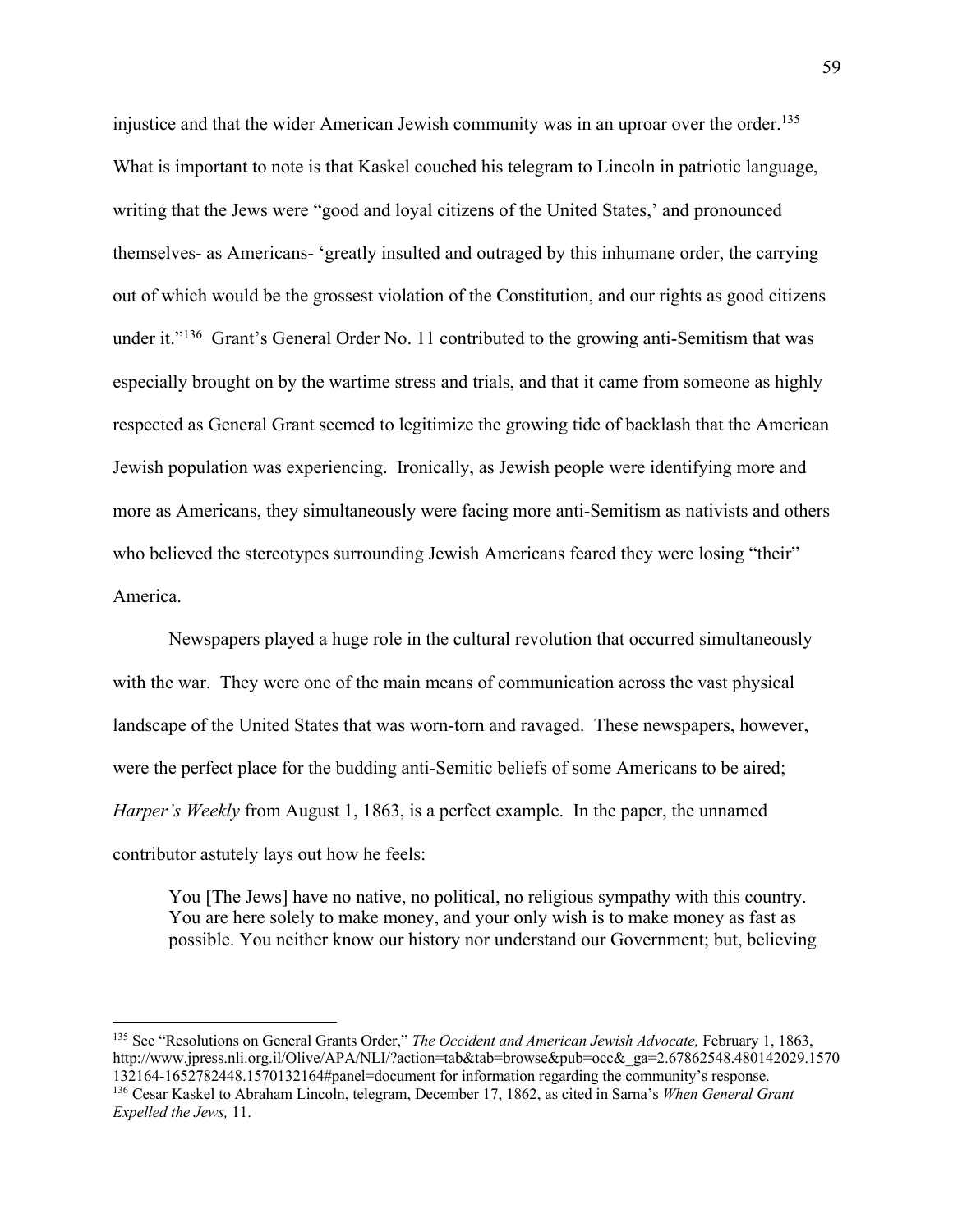injustice and that the wider American Jewish community was in an uproar over the order.[135] What is important to note is that Kaskel couched his telegram to Lincoln in patriotic language, writing that the Jews were "good and loyal citizens of the United States,' and pronounced themselves- as Americans- 'greatly insulted and outraged by this inhumane order, the carrying out of which would be the grossest violation of the Constitution, and our rights as good citizens under it."[136] Grant's General Order No. 11 contributed to the growing anti-Semitism that was especially brought on by the wartime stress and trials, and that it came from someone as highly respected as General Grant seemed to legitimize the growing tide of backlash that the American Jewish population was experiencing. Ironically, as Jewish people were identifying more and more as Americans, they simultaneously were facing more anti-Semitism as nativists and others who believed the stereotypes surrounding Jewish Americans feared they were losing "their" America.

Newspapers played a huge role in the cultural revolution that occurred simultaneously with the war. They were one of the main means of communication across the vast physical landscape of the United States that was worn-torn and ravaged. These newspapers, however, were the perfect place for the budding anti-Semitic beliefs of some Americans to be aired; *Harper's Weekly* from August 1, 1863, is a perfect example. In the paper, the unnamed contributor astutely lays out how he feels:

> You [The Jews] have no native, no political, no religious sympathy with this country. You are here solely to make money, and your only wish is to make money as fast as possible. You neither know our history nor understand our Government; but, believing

---

[135] See "Resolutions on General Grants Order," *The Occident and American Jewish Advocate,* February 1, 1863, http://www.jpress.nli.org.il/Olive/APA/NLI/?action=tab&tab=browse&pub=occ&_ga=2.67862548.480142029.1570132164-1652782448.1570132164#panel=document for information regarding the community's response.

[136] Cesar Kaskel to Abraham Lincoln, telegram, December 17, 1862, as cited in Sarna's *When General Grant Expelled the Jews,* 11.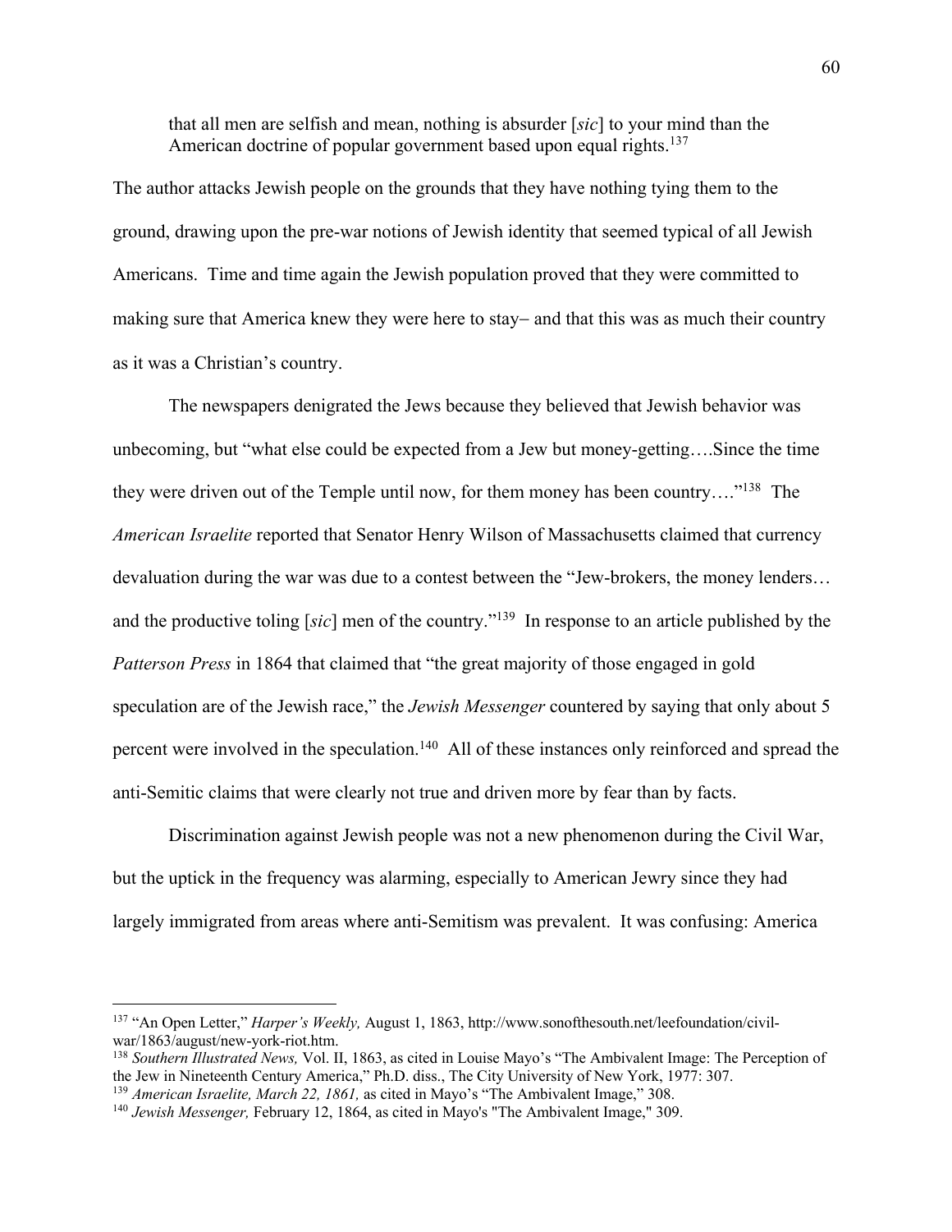> that all men are selfish and mean, nothing is absurder [*sic*] to your mind than the American doctrine of popular government based upon equal rights.[137]

The author attacks Jewish people on the grounds that they have nothing tying them to the ground, drawing upon the pre-war notions of Jewish identity that seemed typical of all Jewish Americans. Time and time again the Jewish population proved that they were committed to making sure that America knew they were here to stay– and that this was as much their country as it was a Christian's country.

The newspapers denigrated the Jews because they believed that Jewish behavior was unbecoming, but "what else could be expected from a Jew but money-getting….Since the time they were driven out of the Temple until now, for them money has been country…."[138] The *American Israelite* reported that Senator Henry Wilson of Massachusetts claimed that currency devaluation during the war was due to a contest between the "Jew-brokers, the money lenders… and the productive toling [*sic*] men of the country."[139] In response to an article published by the *Patterson Press* in 1864 that claimed that "the great majority of those engaged in gold speculation are of the Jewish race," the *Jewish Messenger* countered by saying that only about 5 percent were involved in the speculation.[140] All of these instances only reinforced and spread the anti-Semitic claims that were clearly not true and driven more by fear than by facts.

Discrimination against Jewish people was not a new phenomenon during the Civil War, but the uptick in the frequency was alarming, especially to American Jewry since they had largely immigrated from areas where anti-Semitism was prevalent. It was confusing: America

---

[137] "An Open Letter," *Harper's Weekly,* August 1, 1863, http://www.sonofthesouth.net/leefoundation/civil-war/1863/august/new-york-riot.htm.

[138] *Southern Illustrated News,* Vol. II, 1863, as cited in Louise Mayo's "The Ambivalent Image: The Perception of the Jew in Nineteenth Century America," Ph.D. diss., The City University of New York, 1977: 307.

[139] *American Israelite, March 22, 1861,* as cited in Mayo's "The Ambivalent Image," 308.

[140] *Jewish Messenger,* February 12, 1864, as cited in Mayo's "The Ambivalent Image," 309.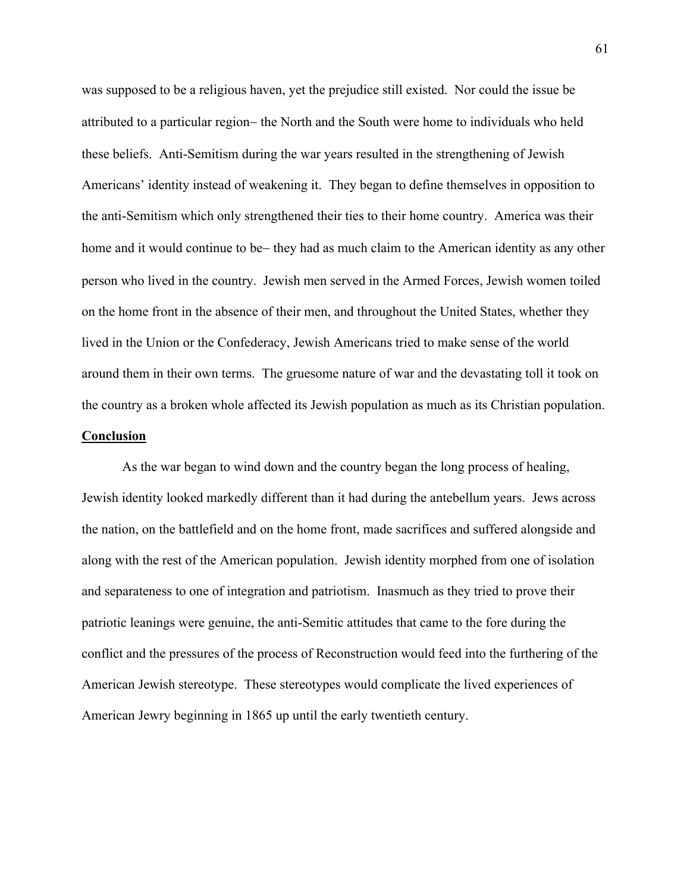was supposed to be a religious haven, yet the prejudice still existed. Nor could the issue be attributed to a particular region– the North and the South were home to individuals who held these beliefs. Anti-Semitism during the war years resulted in the strengthening of Jewish Americans' identity instead of weakening it. They began to define themselves in opposition to the anti-Semitism which only strengthened their ties to their home country. America was their home and it would continue to be– they had as much claim to the American identity as any other person who lived in the country. Jewish men served in the Armed Forces, Jewish women toiled on the home front in the absence of their men, and throughout the United States, whether they lived in the Union or the Confederacy, Jewish Americans tried to make sense of the world around them in their own terms. The gruesome nature of war and the devastating toll it took on the country as a broken whole affected its Jewish population as much as its Christian population.

## **Conclusion**

As the war began to wind down and the country began the long process of healing, Jewish identity looked markedly different than it had during the antebellum years. Jews across the nation, on the battlefield and on the home front, made sacrifices and suffered alongside and along with the rest of the American population. Jewish identity morphed from one of isolation and separateness to one of integration and patriotism. Inasmuch as they tried to prove their patriotic leanings were genuine, the anti-Semitic attitudes that came to the fore during the conflict and the pressures of the process of Reconstruction would feed into the furthering of the American Jewish stereotype. These stereotypes would complicate the lived experiences of American Jewry beginning in 1865 up until the early twentieth century.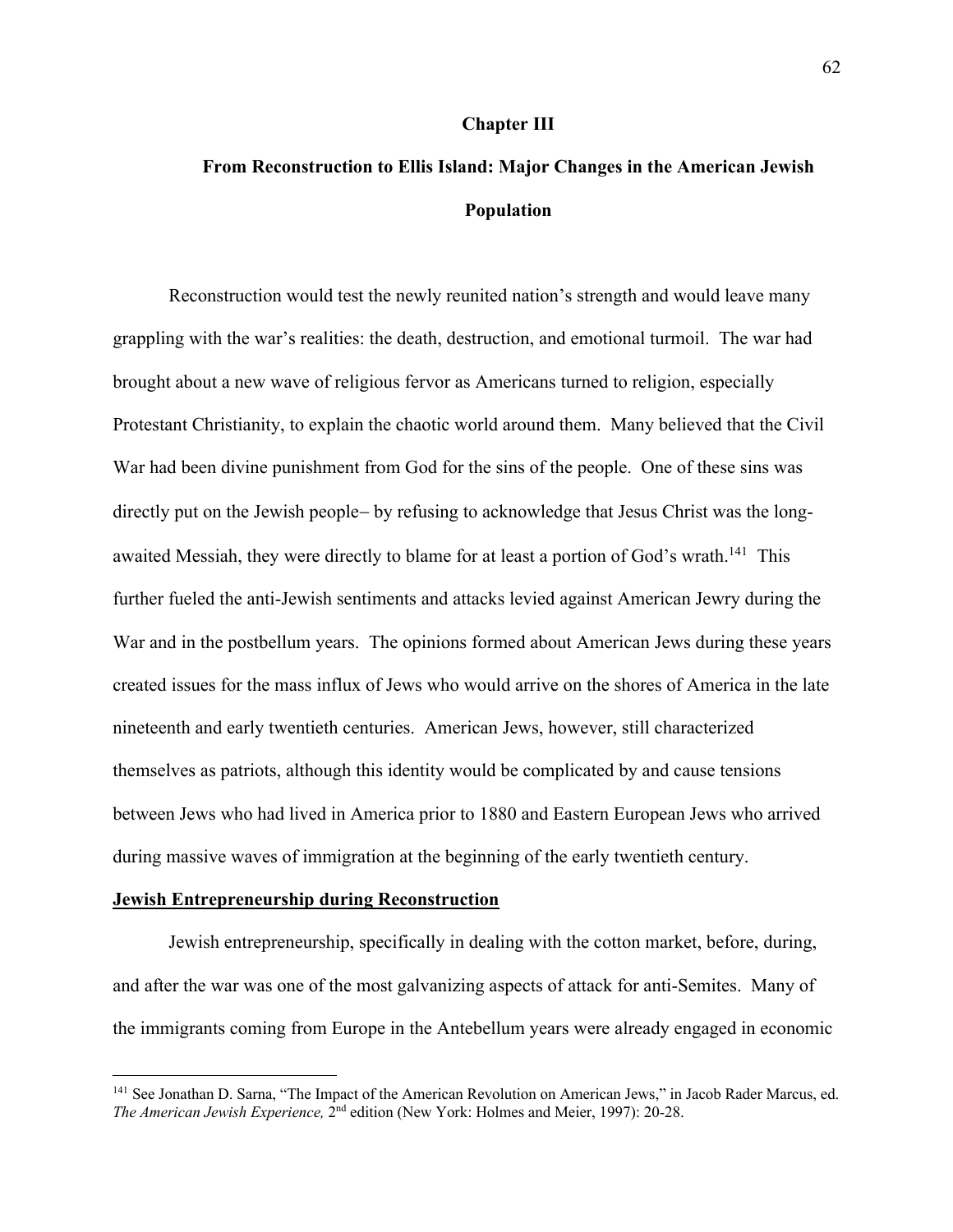## Chapter III

## From Reconstruction to Ellis Island: Major Changes in the American Jewish Population

Reconstruction would test the newly reunited nation's strength and would leave many grappling with the war's realities: the death, destruction, and emotional turmoil. The war had brought about a new wave of religious fervor as Americans turned to religion, especially Protestant Christianity, to explain the chaotic world around them. Many believed that the Civil War had been divine punishment from God for the sins of the people. One of these sins was directly put on the Jewish people– by refusing to acknowledge that Jesus Christ was the long-awaited Messiah, they were directly to blame for at least a portion of God's wrath.[141] This further fueled the anti-Jewish sentiments and attacks levied against American Jewry during the War and in the postbellum years. The opinions formed about American Jews during these years created issues for the mass influx of Jews who would arrive on the shores of America in the late nineteenth and early twentieth centuries. American Jews, however, still characterized themselves as patriots, although this identity would be complicated by and cause tensions between Jews who had lived in America prior to 1880 and Eastern European Jews who arrived during massive waves of immigration at the beginning of the early twentieth century.

### Jewish Entrepreneurship during Reconstruction

Jewish entrepreneurship, specifically in dealing with the cotton market, before, during, and after the war was one of the most galvanizing aspects of attack for anti-Semites. Many of the immigrants coming from Europe in the Antebellum years were already engaged in economic

---

[141] See Jonathan D. Sarna, "The Impact of the American Revolution on American Jews," in Jacob Rader Marcus, ed. *The American Jewish Experience,* 2nd edition (New York: Holmes and Meier, 1997): 20-28.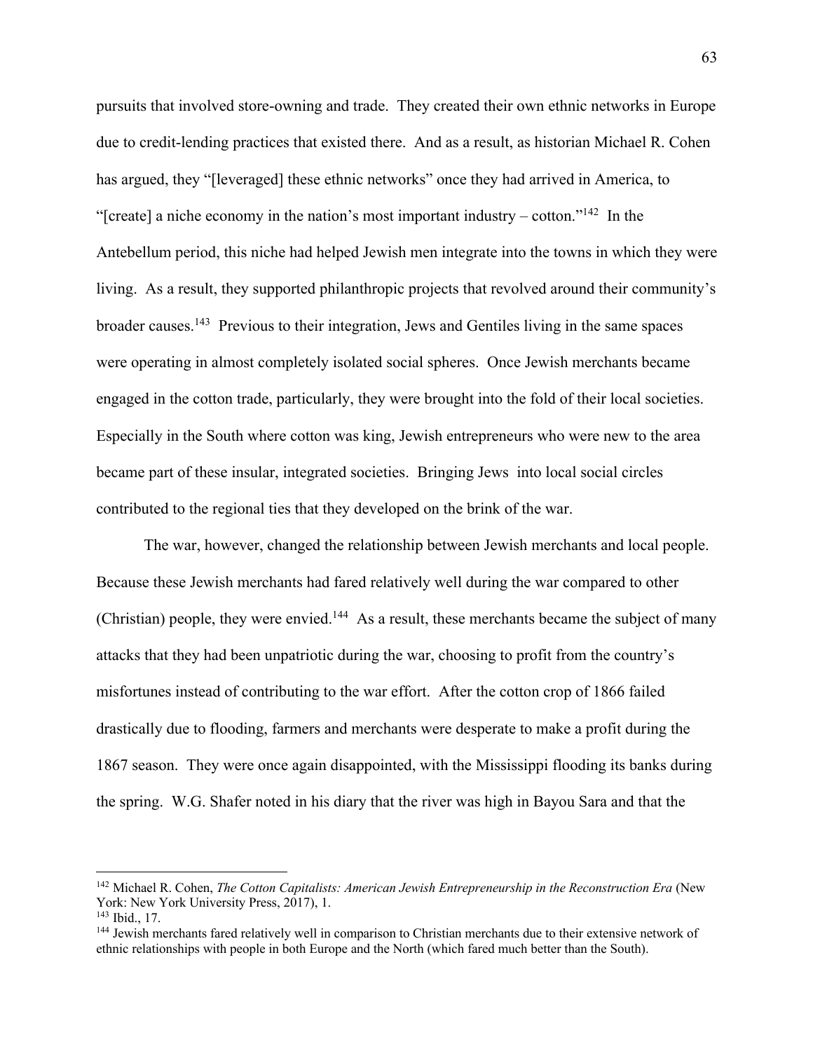pursuits that involved store-owning and trade. They created their own ethnic networks in Europe due to credit-lending practices that existed there. And as a result, as historian Michael R. Cohen has argued, they "[leveraged] these ethnic networks" once they had arrived in America, to "[create] a niche economy in the nation's most important industry – cotton."[142] In the Antebellum period, this niche had helped Jewish men integrate into the towns in which they were living. As a result, they supported philanthropic projects that revolved around their community's broader causes.[143] Previous to their integration, Jews and Gentiles living in the same spaces were operating in almost completely isolated social spheres. Once Jewish merchants became engaged in the cotton trade, particularly, they were brought into the fold of their local societies. Especially in the South where cotton was king, Jewish entrepreneurs who were new to the area became part of these insular, integrated societies. Bringing Jews into local social circles contributed to the regional ties that they developed on the brink of the war.

The war, however, changed the relationship between Jewish merchants and local people. Because these Jewish merchants had fared relatively well during the war compared to other (Christian) people, they were envied.[144] As a result, these merchants became the subject of many attacks that they had been unpatriotic during the war, choosing to profit from the country's misfortunes instead of contributing to the war effort. After the cotton crop of 1866 failed drastically due to flooding, farmers and merchants were desperate to make a profit during the 1867 season. They were once again disappointed, with the Mississippi flooding its banks during the spring. W.G. Shafer noted in his diary that the river was high in Bayou Sara and that the

---

[142] Michael R. Cohen, *The Cotton Capitalists: American Jewish Entrepreneurship in the Reconstruction Era* (New York: New York University Press, 2017), 1.

[143] Ibid., 17.

[144] Jewish merchants fared relatively well in comparison to Christian merchants due to their extensive network of ethnic relationships with people in both Europe and the North (which fared much better than the South).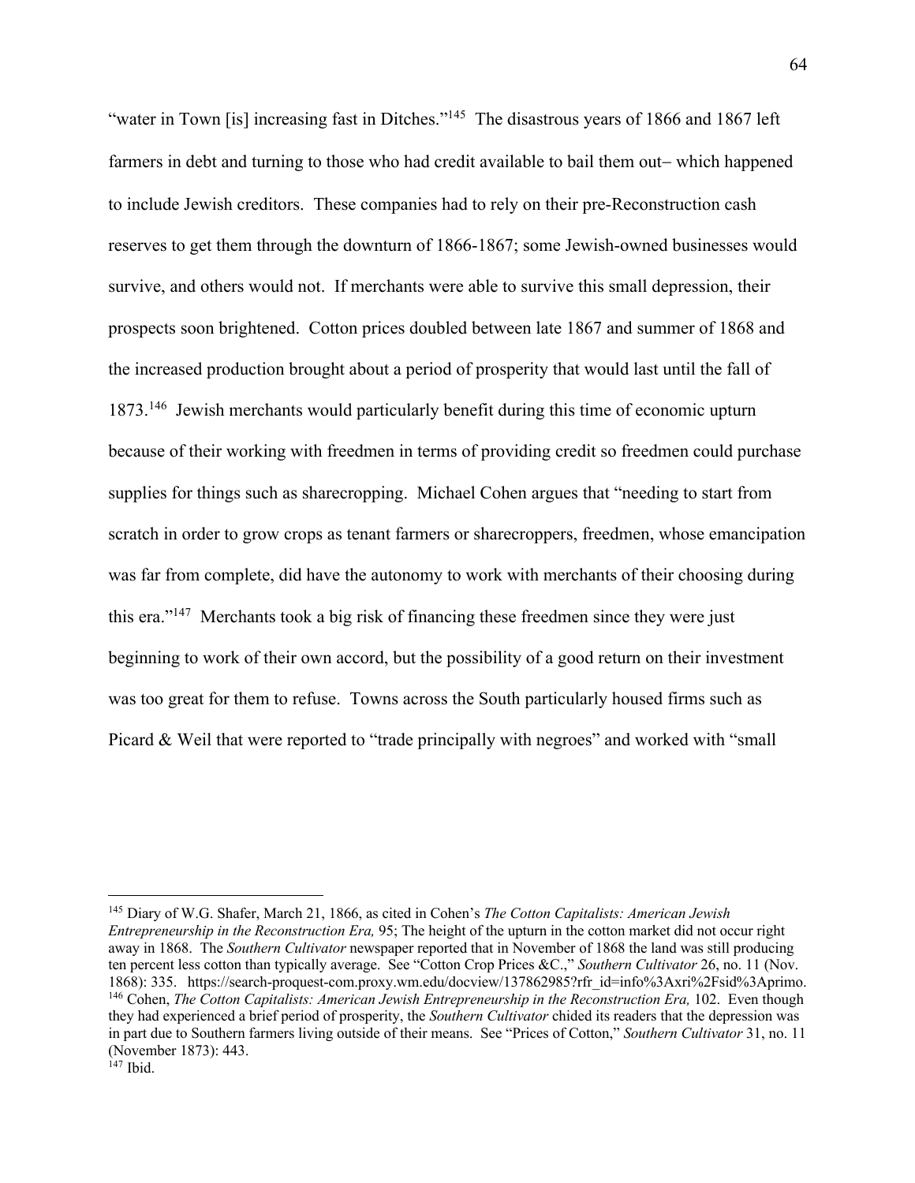"water in Town [is] increasing fast in Ditches."[145] The disastrous years of 1866 and 1867 left farmers in debt and turning to those who had credit available to bail them out– which happened to include Jewish creditors. These companies had to rely on their pre-Reconstruction cash reserves to get them through the downturn of 1866-1867; some Jewish-owned businesses would survive, and others would not. If merchants were able to survive this small depression, their prospects soon brightened. Cotton prices doubled between late 1867 and summer of 1868 and the increased production brought about a period of prosperity that would last until the fall of 1873.[146] Jewish merchants would particularly benefit during this time of economic upturn because of their working with freedmen in terms of providing credit so freedmen could purchase supplies for things such as sharecropping. Michael Cohen argues that "needing to start from scratch in order to grow crops as tenant farmers or sharecroppers, freedmen, whose emancipation was far from complete, did have the autonomy to work with merchants of their choosing during this era."[147] Merchants took a big risk of financing these freedmen since they were just beginning to work of their own accord, but the possibility of a good return on their investment was too great for them to refuse. Towns across the South particularly housed firms such as Picard & Weil that were reported to "trade principally with negroes" and worked with "small

---

[145] Diary of W.G. Shafer, March 21, 1866, as cited in Cohen's *The Cotton Capitalists: American Jewish Entrepreneurship in the Reconstruction Era,* 95; The height of the upturn in the cotton market did not occur right away in 1868. The *Southern Cultivator* newspaper reported that in November of 1868 the land was still producing ten percent less cotton than typically average. See "Cotton Crop Prices &C.," *Southern Cultivator* 26, no. 11 (Nov. 1868): 335. https://search-proquest-com.proxy.wm.edu/docview/137862985?rfr_id=info%3Axri%2Fsid%3Aprimo.

[146] Cohen, *The Cotton Capitalists: American Jewish Entrepreneurship in the Reconstruction Era,* 102. Even though they had experienced a brief period of prosperity, the *Southern Cultivator* chided its readers that the depression was in part due to Southern farmers living outside of their means. See "Prices of Cotton," *Southern Cultivator* 31, no. 11 (November 1873): 443.

[147] Ibid.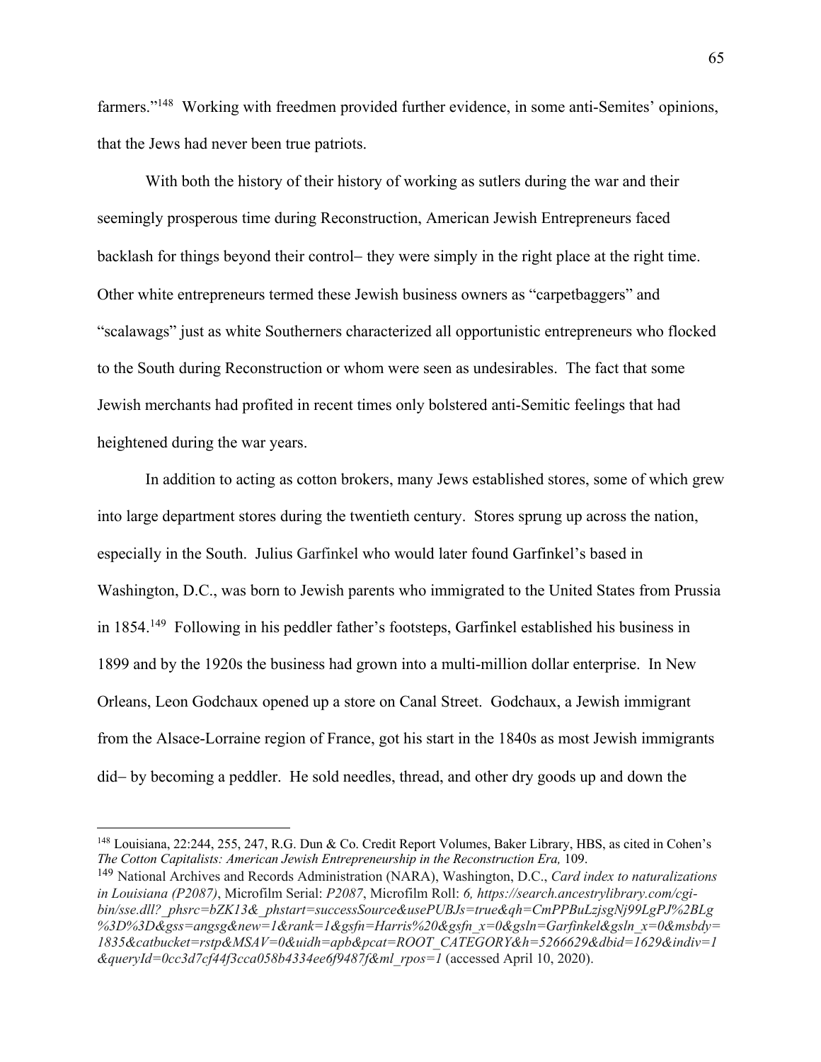farmers."[148] Working with freedmen provided further evidence, in some anti-Semites' opinions, that the Jews had never been true patriots.

With both the history of their history of working as sutlers during the war and their seemingly prosperous time during Reconstruction, American Jewish Entrepreneurs faced backlash for things beyond their control– they were simply in the right place at the right time. Other white entrepreneurs termed these Jewish business owners as "carpetbaggers" and "scalawags" just as white Southerners characterized all opportunistic entrepreneurs who flocked to the South during Reconstruction or whom were seen as undesirables. The fact that some Jewish merchants had profited in recent times only bolstered anti-Semitic feelings that had heightened during the war years.

In addition to acting as cotton brokers, many Jews established stores, some of which grew into large department stores during the twentieth century. Stores sprung up across the nation, especially in the South. Julius Garfinkel who would later found Garfinkel's based in Washington, D.C., was born to Jewish parents who immigrated to the United States from Prussia in 1854.[149] Following in his peddler father's footsteps, Garfinkel established his business in 1899 and by the 1920s the business had grown into a multi-million dollar enterprise. In New Orleans, Leon Godchaux opened up a store on Canal Street. Godchaux, a Jewish immigrant from the Alsace-Lorraine region of France, got his start in the 1840s as most Jewish immigrants did– by becoming a peddler. He sold needles, thread, and other dry goods up and down the

---

[148] Louisiana, 22:244, 255, 247, R.G. Dun & Co. Credit Report Volumes, Baker Library, HBS, as cited in Cohen's *The Cotton Capitalists: American Jewish Entrepreneurship in the Reconstruction Era,* 109.

[149] National Archives and Records Administration (NARA), Washington, D.C., *Card index to naturalizations in Louisiana (P2087)*, Microfilm Serial: *P2087*, Microfilm Roll: *6, https://search.ancestrylibrary.com/cgi-bin/sse.dll?_phsrc=bZK13&_phstart=successSource&usePUBJs=true&qh=CmPPBuLzjsgNj99LgPJ%2BLg%3D%3D&gss=angsg&new=1&rank=1&gsfn=Harris%20&gsfn_x=0&gsln=Garfinkel&gsln_x=0&msbdy=1835&catbucket=rstp&MSAV=0&uidh=apb&pcat=ROOT_CATEGORY&h=5266629&dbid=1629&indiv=1&queryId=0cc3d7cf44f3cca058b4334ee6f9487f&ml_rpos=1* (accessed April 10, 2020).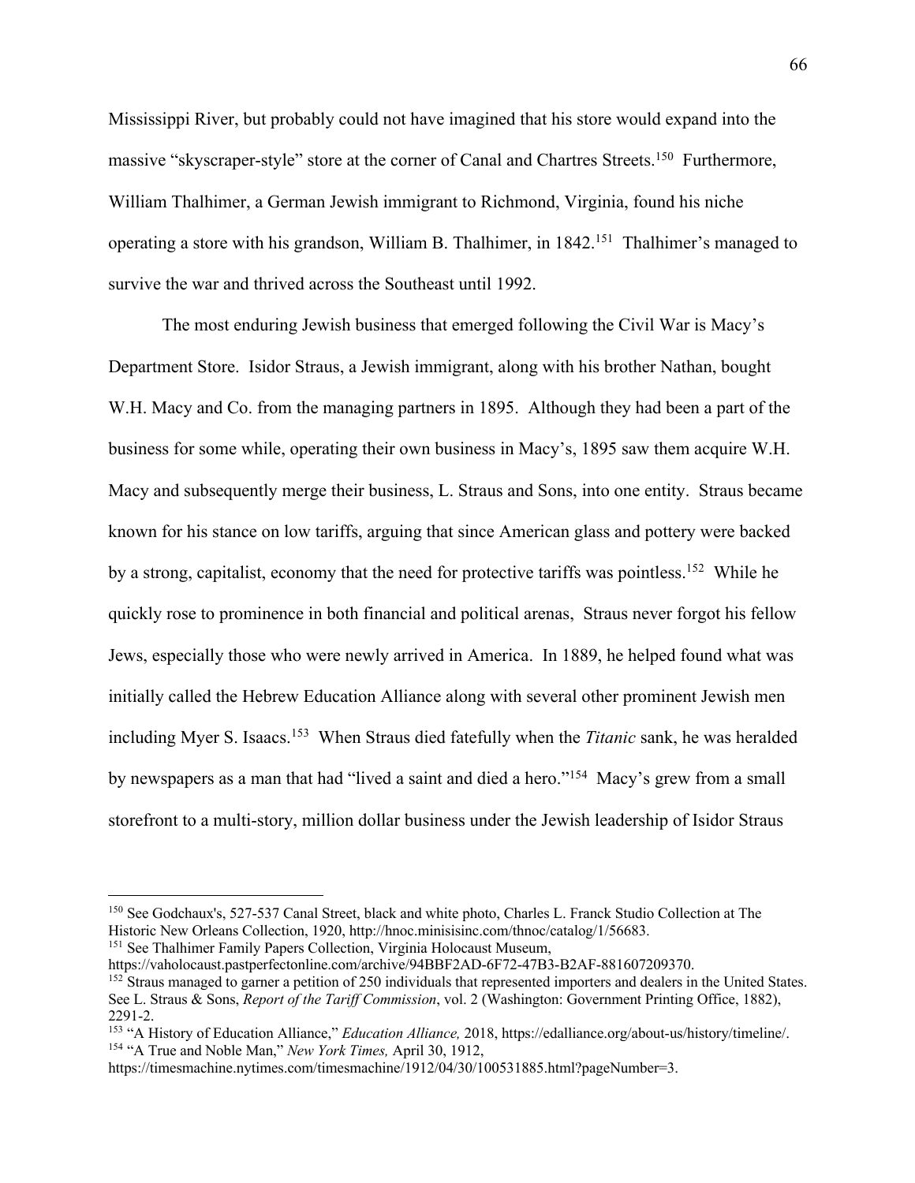Mississippi River, but probably could not have imagined that his store would expand into the massive "skyscraper-style" store at the corner of Canal and Chartres Streets.[150] Furthermore, William Thalhimer, a German Jewish immigrant to Richmond, Virginia, found his niche operating a store with his grandson, William B. Thalhimer, in 1842.[151] Thalhimer's managed to survive the war and thrived across the Southeast until 1992.

The most enduring Jewish business that emerged following the Civil War is Macy's Department Store. Isidor Straus, a Jewish immigrant, along with his brother Nathan, bought W.H. Macy and Co. from the managing partners in 1895. Although they had been a part of the business for some while, operating their own business in Macy's, 1895 saw them acquire W.H. Macy and subsequently merge their business, L. Straus and Sons, into one entity. Straus became known for his stance on low tariffs, arguing that since American glass and pottery were backed by a strong, capitalist, economy that the need for protective tariffs was pointless.[152] While he quickly rose to prominence in both financial and political arenas, Straus never forgot his fellow Jews, especially those who were newly arrived in America. In 1889, he helped found what was initially called the Hebrew Education Alliance along with several other prominent Jewish men including Myer S. Isaacs.[153] When Straus died fatefully when the *Titanic* sank, he was heralded by newspapers as a man that had "lived a saint and died a hero."[154] Macy's grew from a small storefront to a multi-story, million dollar business under the Jewish leadership of Isidor Straus

---

[150] See Godchaux's, 527-537 Canal Street, black and white photo, Charles L. Franck Studio Collection at The Historic New Orleans Collection, 1920, http://hnoc.minisisinc.com/thnoc/catalog/1/56683.

[151] See Thalhimer Family Papers Collection, Virginia Holocaust Museum, https://vaholocaust.pastperfectonline.com/archive/94BBF2AD-6F72-47B3-B2AF-881607209370.

[152] Straus managed to garner a petition of 250 individuals that represented importers and dealers in the United States. See L. Straus & Sons, *Report of the Tariff Commission*, vol. 2 (Washington: Government Printing Office, 1882), 2291-2.

[153] "A History of Education Alliance," *Education Alliance,* 2018, https://edalliance.org/about-us/history/timeline/.

[154] "A True and Noble Man," *New York Times,* April 30, 1912, https://timesmachine.nytimes.com/timesmachine/1912/04/30/100531885.html?pageNumber=3.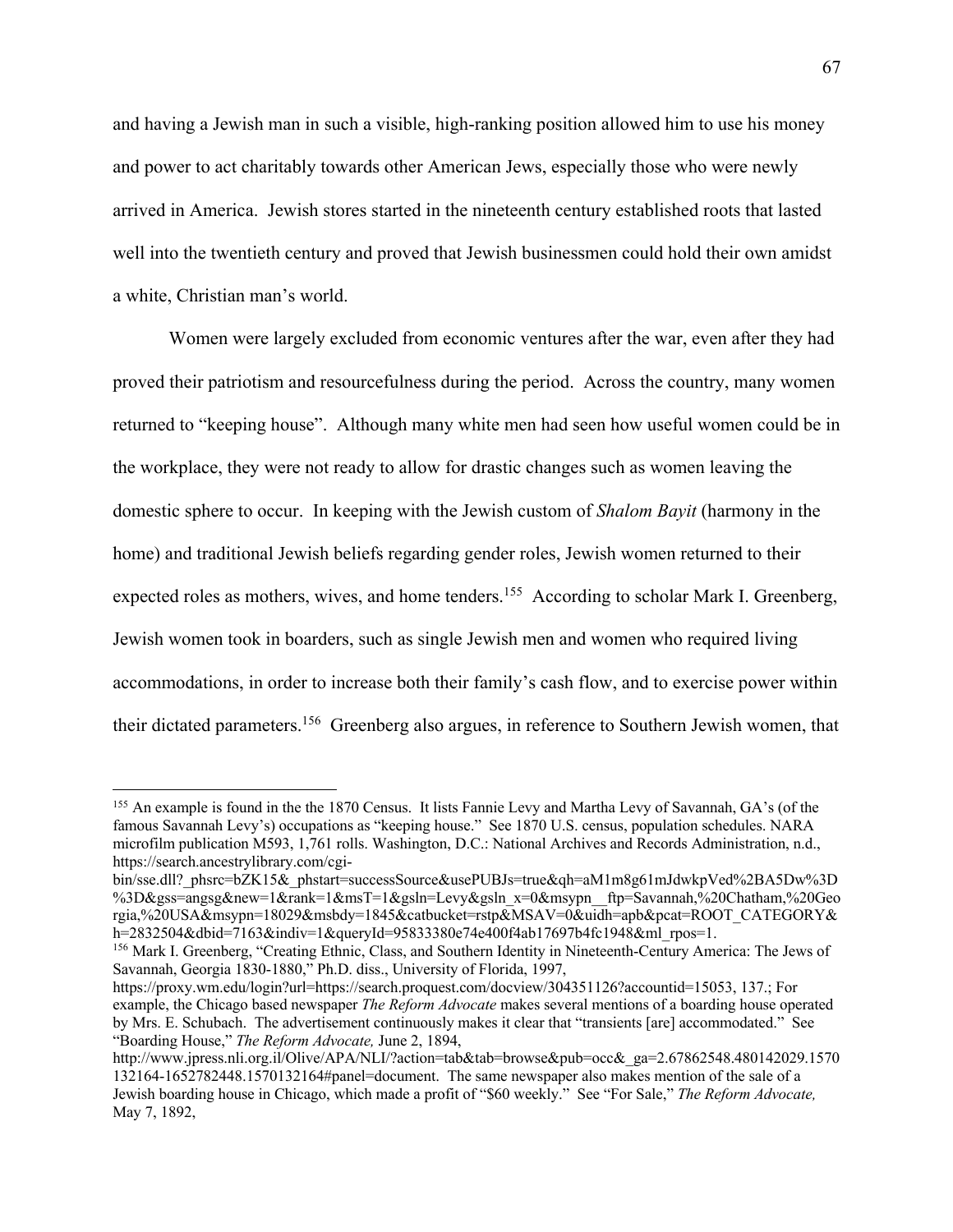and having a Jewish man in such a visible, high-ranking position allowed him to use his money and power to act charitably towards other American Jews, especially those who were newly arrived in America. Jewish stores started in the nineteenth century established roots that lasted well into the twentieth century and proved that Jewish businessmen could hold their own amidst a white, Christian man's world.

Women were largely excluded from economic ventures after the war, even after they had proved their patriotism and resourcefulness during the period. Across the country, many women returned to "keeping house". Although many white men had seen how useful women could be in the workplace, they were not ready to allow for drastic changes such as women leaving the domestic sphere to occur. In keeping with the Jewish custom of *Shalom Bayit* (harmony in the home) and traditional Jewish beliefs regarding gender roles, Jewish women returned to their expected roles as mothers, wives, and home tenders.[155] According to scholar Mark I. Greenberg, Jewish women took in boarders, such as single Jewish men and women who required living accommodations, in order to increase both their family's cash flow, and to exercise power within their dictated parameters.[156] Greenberg also argues, in reference to Southern Jewish women, that

---

[155] An example is found in the the 1870 Census. It lists Fannie Levy and Martha Levy of Savannah, GA's (of the famous Savannah Levy's) occupations as "keeping house." See 1870 U.S. census, population schedules. NARA microfilm publication M593, 1,761 rolls. Washington, D.C.: National Archives and Records Administration, n.d., https://search.ancestrylibrary.com/cgi-bin/sse.dll?_phsrc=bZK15&_phstart=successSource&usePUBJs=true&qh=aM1m8g61mJdwkpVed%2BA5Dw%3D%3D&gss=angsg&new=1&rank=1&msT=1&gsln=Levy&gsln_x=0&msypn__ftp=Savannah,%20Chatham,%20Georgia,%20USA&msypn=18029&msbdy=1845&catbucket=rstp&MSAV=0&uidh=apb&pcat=ROOT_CATEGORY&h=2832504&dbid=7163&indiv=1&queryId=95833380e74e400f4ab17697b4fc1948&ml_rpos=1.

[156] Mark I. Greenberg, "Creating Ethnic, Class, and Southern Identity in Nineteenth-Century America: The Jews of Savannah, Georgia 1830-1880," Ph.D. diss., University of Florida, 1997, https://proxy.wm.edu/login?url=https://search.proquest.com/docview/304351126?accountid=15053, 137.; For example, the Chicago based newspaper *The Reform Advocate* makes several mentions of a boarding house operated by Mrs. E. Schubach. The advertisement continuously makes it clear that "transients [are] accommodated." See "Boarding House," *The Reform Advocate,* June 2, 1894, http://www.jpress.nli.org.il/Olive/APA/NLI/?action=tab&tab=browse&pub=occ&_ga=2.67862548.480142029.1570132164-1652782448.1570132164#panel=document. The same newspaper also makes mention of the sale of a Jewish boarding house in Chicago, which made a profit of "$60 weekly." See "For Sale," *The Reform Advocate,* May 7, 1892,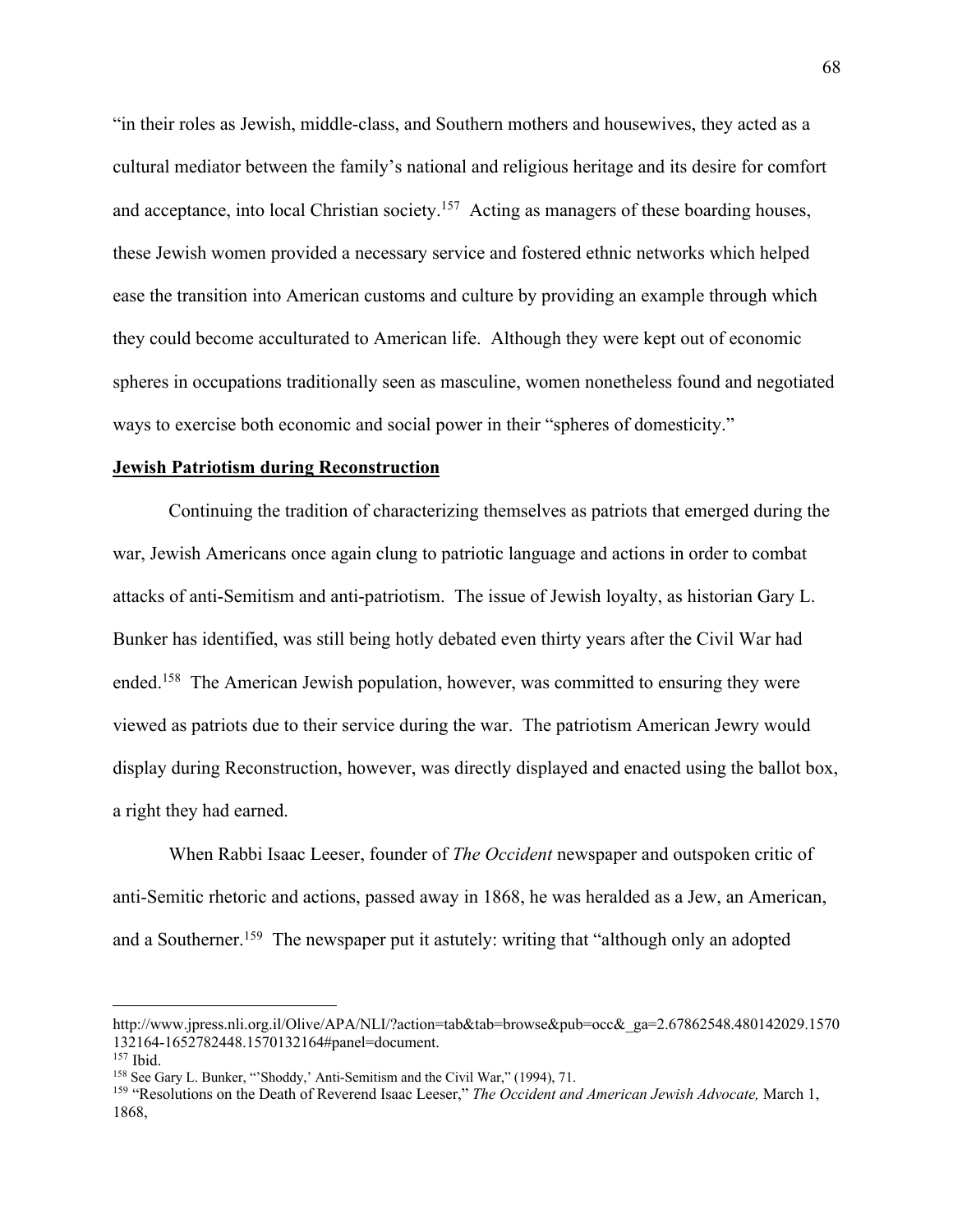"in their roles as Jewish, middle-class, and Southern mothers and housewives, they acted as a cultural mediator between the family's national and religious heritage and its desire for comfort and acceptance, into local Christian society.[157] Acting as managers of these boarding houses, these Jewish women provided a necessary service and fostered ethnic networks which helped ease the transition into American customs and culture by providing an example through which they could become acculturated to American life. Although they were kept out of economic spheres in occupations traditionally seen as masculine, women nonetheless found and negotiated ways to exercise both economic and social power in their "spheres of domesticity."

**Jewish Patriotism during Reconstruction**

Continuing the tradition of characterizing themselves as patriots that emerged during the war, Jewish Americans once again clung to patriotic language and actions in order to combat attacks of anti-Semitism and anti-patriotism. The issue of Jewish loyalty, as historian Gary L. Bunker has identified, was still being hotly debated even thirty years after the Civil War had ended.[158] The American Jewish population, however, was committed to ensuring they were viewed as patriots due to their service during the war. The patriotism American Jewry would display during Reconstruction, however, was directly displayed and enacted using the ballot box, a right they had earned.

When Rabbi Isaac Leeser, founder of *The Occident* newspaper and outspoken critic of anti-Semitic rhetoric and actions, passed away in 1868, he was heralded as a Jew, an American, and a Southerner.[159] The newspaper put it astutely: writing that "although only an adopted

---

http://www.jpress.nli.org.il/Olive/APA/NLI/?action=tab&tab=browse&pub=occ&_ga=2.67862548.480142029.1570132164-1652782448.1570132164#panel=document.

[157] Ibid.

[158] See Gary L. Bunker, "'Shoddy,' Anti-Semitism and the Civil War," (1994), 71.

[159] "Resolutions on the Death of Reverend Isaac Leeser," *The Occident and American Jewish Advocate,* March 1, 1868,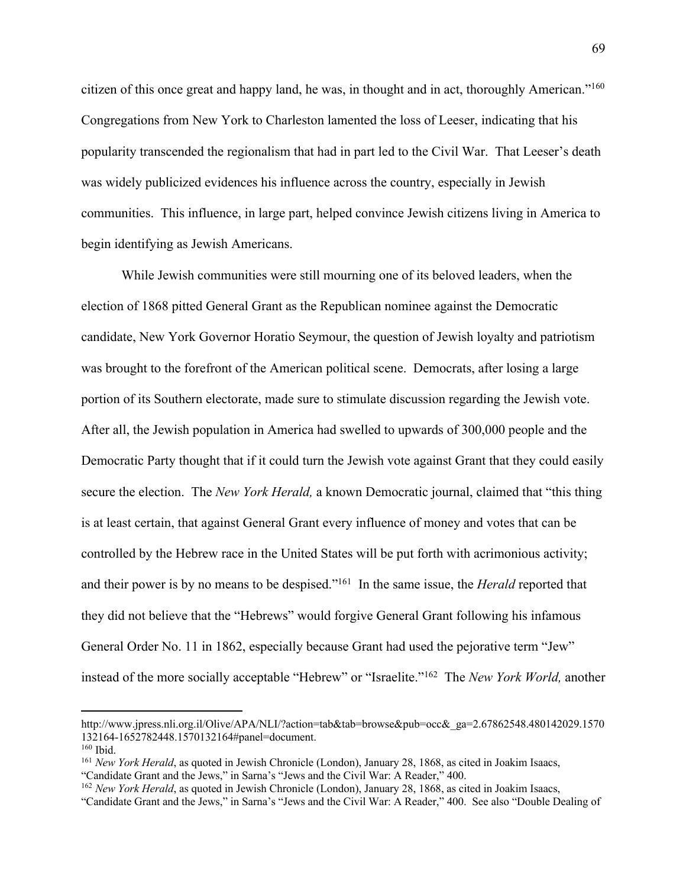citizen of this once great and happy land, he was, in thought and in act, thoroughly American."[160] Congregations from New York to Charleston lamented the loss of Leeser, indicating that his popularity transcended the regionalism that had in part led to the Civil War. That Leeser's death was widely publicized evidences his influence across the country, especially in Jewish communities. This influence, in large part, helped convince Jewish citizens living in America to begin identifying as Jewish Americans.

While Jewish communities were still mourning one of its beloved leaders, when the election of 1868 pitted General Grant as the Republican nominee against the Democratic candidate, New York Governor Horatio Seymour, the question of Jewish loyalty and patriotism was brought to the forefront of the American political scene. Democrats, after losing a large portion of its Southern electorate, made sure to stimulate discussion regarding the Jewish vote. After all, the Jewish population in America had swelled to upwards of 300,000 people and the Democratic Party thought that if it could turn the Jewish vote against Grant that they could easily secure the election. The *New York Herald,* a known Democratic journal, claimed that "this thing is at least certain, that against General Grant every influence of money and votes that can be controlled by the Hebrew race in the United States will be put forth with acrimonious activity; and their power is by no means to be despised."[161] In the same issue, the *Herald* reported that they did not believe that the "Hebrews" would forgive General Grant following his infamous General Order No. 11 in 1862, especially because Grant had used the pejorative term "Jew" instead of the more socially acceptable "Hebrew" or "Israelite."[162] The *New York World,* another

---

http://www.jpress.nli.org.il/Olive/APA/NLI/?action=tab&tab=browse&pub=occ&_ga=2.67862548.480142029.1570132164-1652782448.1570132164#panel=document.

[160] Ibid.

[161] *New York Herald*, as quoted in Jewish Chronicle (London), January 28, 1868, as cited in Joakim Isaacs, "Candidate Grant and the Jews," in Sarna's "Jews and the Civil War: A Reader," 400.

[162] *New York Herald*, as quoted in Jewish Chronicle (London), January 28, 1868, as cited in Joakim Isaacs, "Candidate Grant and the Jews," in Sarna's "Jews and the Civil War: A Reader," 400. See also "Double Dealing of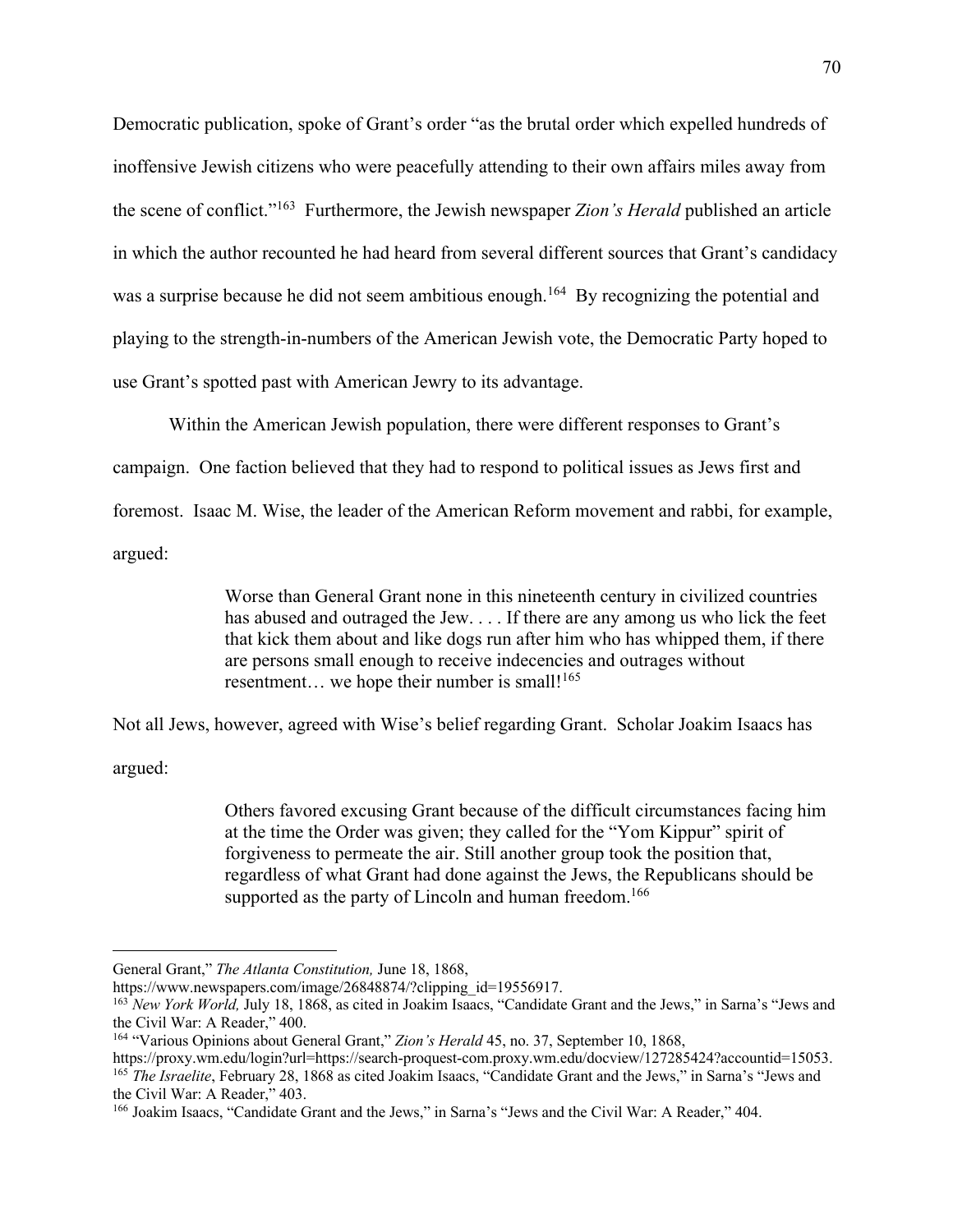Democratic publication, spoke of Grant's order "as the brutal order which expelled hundreds of inoffensive Jewish citizens who were peacefully attending to their own affairs miles away from the scene of conflict."[163] Furthermore, the Jewish newspaper *Zion's Herald* published an article in which the author recounted he had heard from several different sources that Grant's candidacy was a surprise because he did not seem ambitious enough.[164] By recognizing the potential and playing to the strength-in-numbers of the American Jewish vote, the Democratic Party hoped to use Grant's spotted past with American Jewry to its advantage.

Within the American Jewish population, there were different responses to Grant's campaign. One faction believed that they had to respond to political issues as Jews first and foremost. Isaac M. Wise, the leader of the American Reform movement and rabbi, for example, argued:

> Worse than General Grant none in this nineteenth century in civilized countries has abused and outraged the Jew. . . . If there are any among us who lick the feet that kick them about and like dogs run after him who has whipped them, if there are persons small enough to receive indecencies and outrages without resentment… we hope their number is small![165]

Not all Jews, however, agreed with Wise's belief regarding Grant. Scholar Joakim Isaacs has argued:

> Others favored excusing Grant because of the difficult circumstances facing him at the time the Order was given; they called for the "Yom Kippur" spirit of forgiveness to permeate the air. Still another group took the position that, regardless of what Grant had done against the Jews, the Republicans should be supported as the party of Lincoln and human freedom.[166]

---

General Grant," *The Atlanta Constitution,* June 18, 1868, https://www.newspapers.com/image/26848874/?clipping_id=19556917.

[163] *New York World,* July 18, 1868, as cited in Joakim Isaacs, "Candidate Grant and the Jews," in Sarna's "Jews and the Civil War: A Reader," 400.

[164] "Various Opinions about General Grant," *Zion's Herald* 45, no. 37, September 10, 1868, https://proxy.wm.edu/login?url=https://search-proquest-com.proxy.wm.edu/docview/127285424?accountid=15053.

[165] *The Israelite*, February 28, 1868 as cited Joakim Isaacs, "Candidate Grant and the Jews," in Sarna's "Jews and the Civil War: A Reader," 403.

[166] Joakim Isaacs, "Candidate Grant and the Jews," in Sarna's "Jews and the Civil War: A Reader," 404.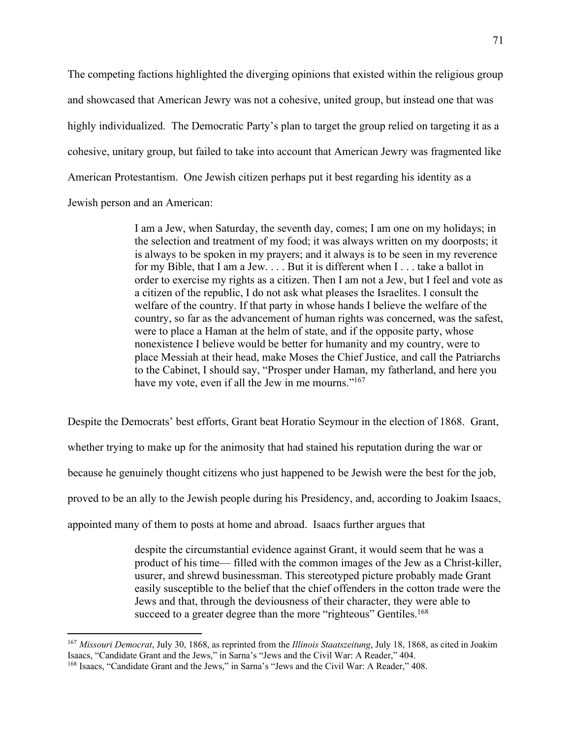The competing factions highlighted the diverging opinions that existed within the religious group and showcased that American Jewry was not a cohesive, united group, but instead one that was highly individualized. The Democratic Party's plan to target the group relied on targeting it as a cohesive, unitary group, but failed to take into account that American Jewry was fragmented like American Protestantism. One Jewish citizen perhaps put it best regarding his identity as a Jewish person and an American:

> I am a Jew, when Saturday, the seventh day, comes; I am one on my holidays; in the selection and treatment of my food; it was always written on my doorposts; it is always to be spoken in my prayers; and it always is to be seen in my reverence for my Bible, that I am a Jew. . . . But it is different when I . . . take a ballot in order to exercise my rights as a citizen. Then I am not a Jew, but I feel and vote as a citizen of the republic, I do not ask what pleases the Israelites. I consult the welfare of the country. If that party in whose hands I believe the welfare of the country, so far as the advancement of human rights was concerned, was the safest, were to place a Haman at the helm of state, and if the opposite party, whose nonexistence I believe would be better for humanity and my country, were to place Messiah at their head, make Moses the Chief Justice, and call the Patriarchs to the Cabinet, I should say, "Prosper under Haman, my fatherland, and here you have my vote, even if all the Jew in me mourns."[167]

Despite the Democrats' best efforts, Grant beat Horatio Seymour in the election of 1868. Grant, whether trying to make up for the animosity that had stained his reputation during the war or because he genuinely thought citizens who just happened to be Jewish were the best for the job, proved to be an ally to the Jewish people during his Presidency, and, according to Joakim Isaacs, appointed many of them to posts at home and abroad. Isaacs further argues that

> despite the circumstantial evidence against Grant, it would seem that he was a product of his time— filled with the common images of the Jew as a Christ-killer, usurer, and shrewd businessman. This stereotyped picture probably made Grant easily susceptible to the belief that the chief offenders in the cotton trade were the Jews and that, through the deviousness of their character, they were able to succeed to a greater degree than the more "righteous" Gentiles.[168]

---

[167] *Missouri Democrat*, July 30, 1868, as reprinted from the *Illinois Staatszeitung*, July 18, 1868, as cited in Joakim Isaacs, "Candidate Grant and the Jews," in Sarna's "Jews and the Civil War: A Reader," 404.

[168] Isaacs, "Candidate Grant and the Jews," in Sarna's "Jews and the Civil War: A Reader," 408.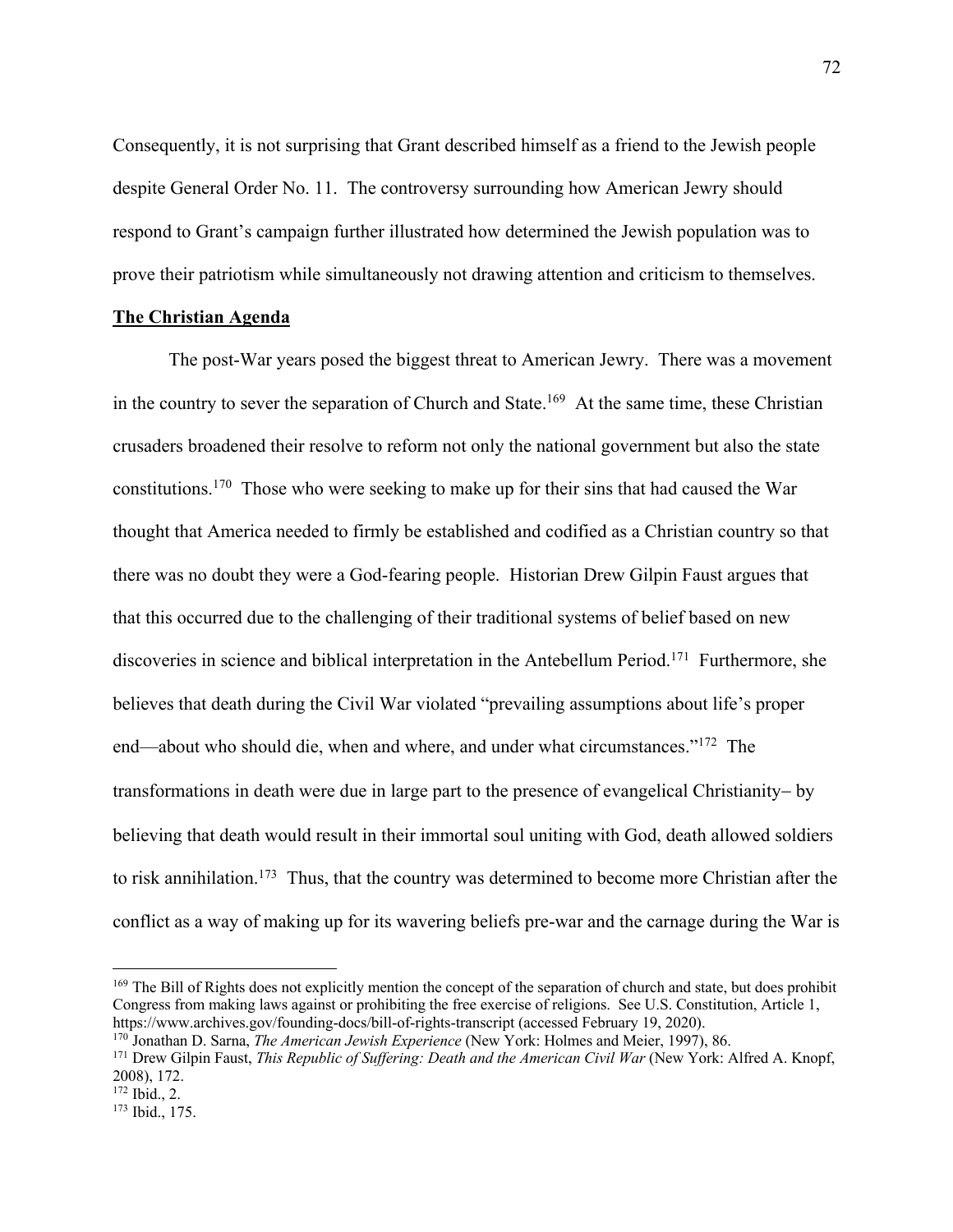Consequently, it is not surprising that Grant described himself as a friend to the Jewish people despite General Order No. 11. The controversy surrounding how American Jewry should respond to Grant's campaign further illustrated how determined the Jewish population was to prove their patriotism while simultaneously not drawing attention and criticism to themselves.

**The Christian Agenda**

The post-War years posed the biggest threat to American Jewry. There was a movement in the country to sever the separation of Church and State.[169] At the same time, these Christian crusaders broadened their resolve to reform not only the national government but also the state constitutions.[170] Those who were seeking to make up for their sins that had caused the War thought that America needed to firmly be established and codified as a Christian country so that there was no doubt they were a God-fearing people. Historian Drew Gilpin Faust argues that that this occurred due to the challenging of their traditional systems of belief based on new discoveries in science and biblical interpretation in the Antebellum Period.[171] Furthermore, she believes that death during the Civil War violated "prevailing assumptions about life's proper end—about who should die, when and where, and under what circumstances."[172] The transformations in death were due in large part to the presence of evangelical Christianity– by believing that death would result in their immortal soul uniting with God, death allowed soldiers to risk annihilation.[173] Thus, that the country was determined to become more Christian after the conflict as a way of making up for its wavering beliefs pre-war and the carnage during the War is

---

[169] The Bill of Rights does not explicitly mention the concept of the separation of church and state, but does prohibit Congress from making laws against or prohibiting the free exercise of religions. See U.S. Constitution, Article 1, https://www.archives.gov/founding-docs/bill-of-rights-transcript (accessed February 19, 2020).

[170] Jonathan D. Sarna, *The American Jewish Experience* (New York: Holmes and Meier, 1997), 86.

[171] Drew Gilpin Faust, *This Republic of Suffering: Death and the American Civil War* (New York: Alfred A. Knopf, 2008), 172.

[172] Ibid., 2.

[173] Ibid., 175.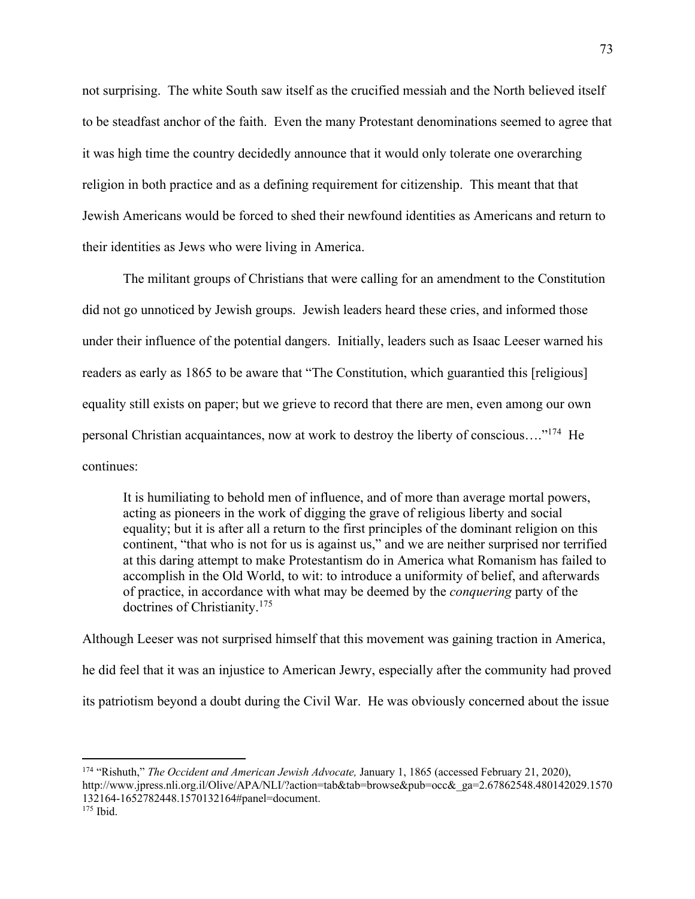not surprising. The white South saw itself as the crucified messiah and the North believed itself to be steadfast anchor of the faith. Even the many Protestant denominations seemed to agree that it was high time the country decidedly announce that it would only tolerate one overarching religion in both practice and as a defining requirement for citizenship. This meant that that Jewish Americans would be forced to shed their newfound identities as Americans and return to their identities as Jews who were living in America.

The militant groups of Christians that were calling for an amendment to the Constitution did not go unnoticed by Jewish groups. Jewish leaders heard these cries, and informed those under their influence of the potential dangers. Initially, leaders such as Isaac Leeser warned his readers as early as 1865 to be aware that "The Constitution, which guarantied this [religious] equality still exists on paper; but we grieve to record that there are men, even among our own personal Christian acquaintances, now at work to destroy the liberty of conscious…."[174] He continues:

> It is humiliating to behold men of influence, and of more than average mortal powers, acting as pioneers in the work of digging the grave of religious liberty and social equality; but it is after all a return to the first principles of the dominant religion on this continent, "that who is not for us is against us," and we are neither surprised nor terrified at this daring attempt to make Protestantism do in America what Romanism has failed to accomplish in the Old World, to wit: to introduce a uniformity of belief, and afterwards of practice, in accordance with what may be deemed by the *conquering* party of the doctrines of Christianity.[175]

Although Leeser was not surprised himself that this movement was gaining traction in America, he did feel that it was an injustice to American Jewry, especially after the community had proved its patriotism beyond a doubt during the Civil War. He was obviously concerned about the issue

---

[174] "Rishuth," *The Occident and American Jewish Advocate,* January 1, 1865 (accessed February 21, 2020), http://www.jpress.nli.org.il/Olive/APA/NLI/?action=tab&tab=browse&pub=occ&_ga=2.67862548.480142029.1570132164-1652782448.1570132164#panel=document.

[175] Ibid.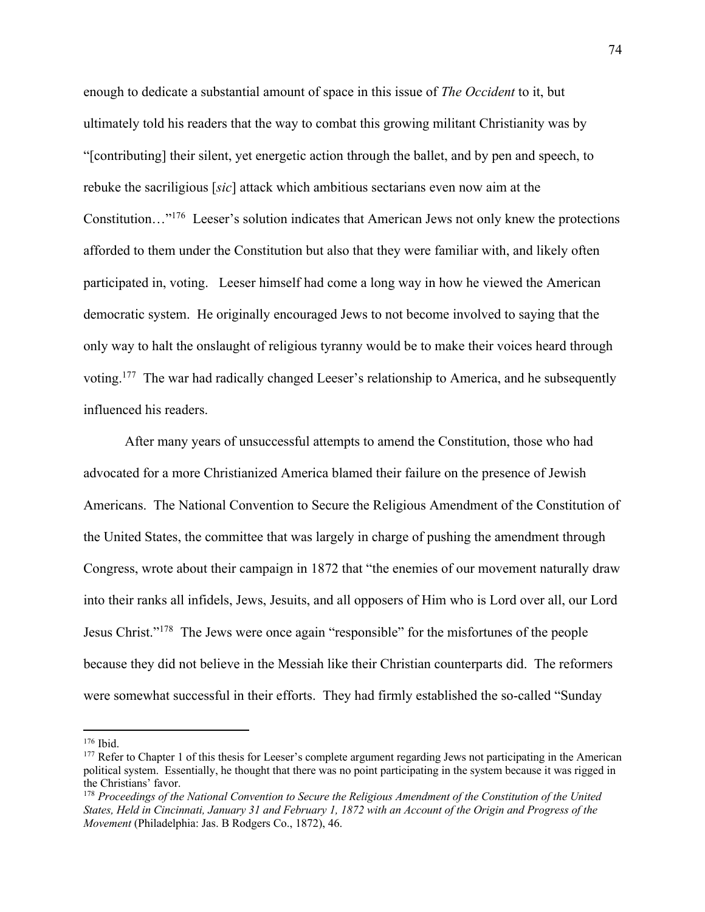enough to dedicate a substantial amount of space in this issue of *The Occident* to it, but ultimately told his readers that the way to combat this growing militant Christianity was by "[contributing] their silent, yet energetic action through the ballet, and by pen and speech, to rebuke the sacriligious [*sic*] attack which ambitious sectarians even now aim at the Constitution…"[176] Leeser's solution indicates that American Jews not only knew the protections afforded to them under the Constitution but also that they were familiar with, and likely often participated in, voting. Leeser himself had come a long way in how he viewed the American democratic system. He originally encouraged Jews to not become involved to saying that the only way to halt the onslaught of religious tyranny would be to make their voices heard through voting.[177] The war had radically changed Leeser's relationship to America, and he subsequently influenced his readers.

After many years of unsuccessful attempts to amend the Constitution, those who had advocated for a more Christianized America blamed their failure on the presence of Jewish Americans. The National Convention to Secure the Religious Amendment of the Constitution of the United States, the committee that was largely in charge of pushing the amendment through Congress, wrote about their campaign in 1872 that "the enemies of our movement naturally draw into their ranks all infidels, Jews, Jesuits, and all opposers of Him who is Lord over all, our Lord Jesus Christ."[178] The Jews were once again "responsible" for the misfortunes of the people because they did not believe in the Messiah like their Christian counterparts did. The reformers were somewhat successful in their efforts. They had firmly established the so-called "Sunday

---

[176] Ibid.

[177] Refer to Chapter 1 of this thesis for Leeser's complete argument regarding Jews not participating in the American political system. Essentially, he thought that there was no point participating in the system because it was rigged in the Christians' favor.

[178] *Proceedings of the National Convention to Secure the Religious Amendment of the Constitution of the United States, Held in Cincinnati, January 31 and February 1, 1872 with an Account of the Origin and Progress of the Movement* (Philadelphia: Jas. B Rodgers Co., 1872), 46.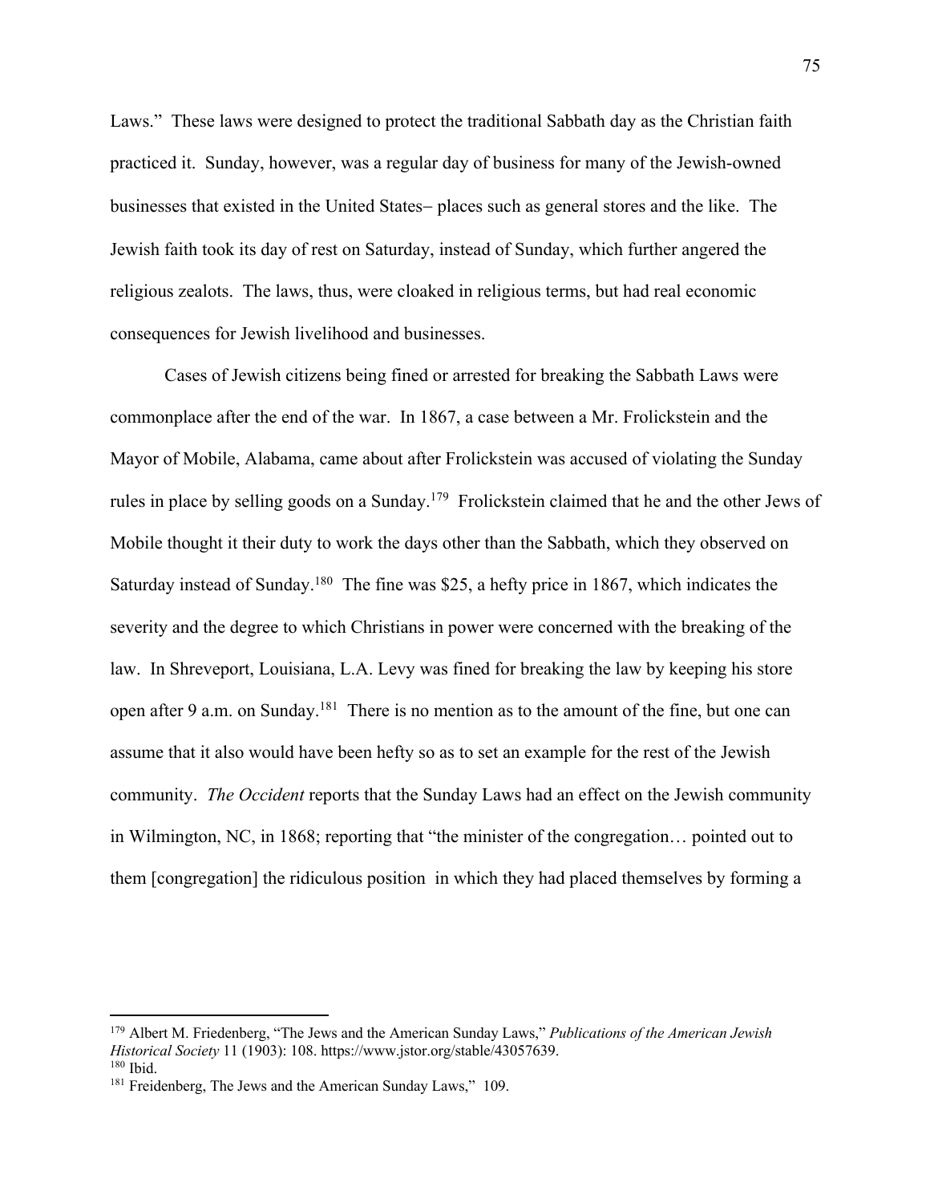Laws." These laws were designed to protect the traditional Sabbath day as the Christian faith practiced it. Sunday, however, was a regular day of business for many of the Jewish-owned businesses that existed in the United States– places such as general stores and the like. The Jewish faith took its day of rest on Saturday, instead of Sunday, which further angered the religious zealots. The laws, thus, were cloaked in religious terms, but had real economic consequences for Jewish livelihood and businesses.

Cases of Jewish citizens being fined or arrested for breaking the Sabbath Laws were commonplace after the end of the war. In 1867, a case between a Mr. Frolickstein and the Mayor of Mobile, Alabama, came about after Frolickstein was accused of violating the Sunday rules in place by selling goods on a Sunday.[179] Frolickstein claimed that he and the other Jews of Mobile thought it their duty to work the days other than the Sabbath, which they observed on Saturday instead of Sunday.[180] The fine was $25, a hefty price in 1867, which indicates the severity and the degree to which Christians in power were concerned with the breaking of the law. In Shreveport, Louisiana, L.A. Levy was fined for breaking the law by keeping his store open after 9 a.m. on Sunday.[181] There is no mention as to the amount of the fine, but one can assume that it also would have been hefty so as to set an example for the rest of the Jewish community. *The Occident* reports that the Sunday Laws had an effect on the Jewish community in Wilmington, NC, in 1868; reporting that "the minister of the congregation… pointed out to them [congregation] the ridiculous position in which they had placed themselves by forming a

---

[179] Albert M. Friedenberg, "The Jews and the American Sunday Laws," *Publications of the American Jewish Historical Society* 11 (1903): 108. https://www.jstor.org/stable/43057639.
[180] Ibid.
[181] Freidenberg, The Jews and the American Sunday Laws," 109.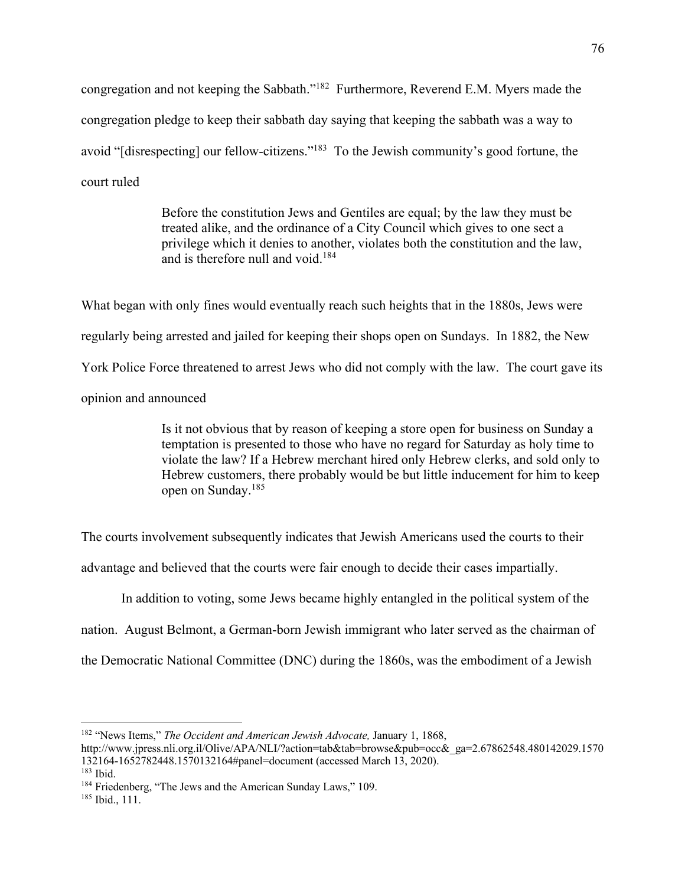congregation and not keeping the Sabbath."[182] Furthermore, Reverend E.M. Myers made the congregation pledge to keep their sabbath day saying that keeping the sabbath was a way to avoid "[disrespecting] our fellow-citizens."[183] To the Jewish community's good fortune, the court ruled

> Before the constitution Jews and Gentiles are equal; by the law they must be treated alike, and the ordinance of a City Council which gives to one sect a privilege which it denies to another, violates both the constitution and the law, and is therefore null and void.[184]

What began with only fines would eventually reach such heights that in the 1880s, Jews were regularly being arrested and jailed for keeping their shops open on Sundays. In 1882, the New York Police Force threatened to arrest Jews who did not comply with the law. The court gave its opinion and announced

> Is it not obvious that by reason of keeping a store open for business on Sunday a temptation is presented to those who have no regard for Saturday as holy time to violate the law? If a Hebrew merchant hired only Hebrew clerks, and sold only to Hebrew customers, there probably would be but little inducement for him to keep open on Sunday.[185]

The courts involvement subsequently indicates that Jewish Americans used the courts to their advantage and believed that the courts were fair enough to decide their cases impartially.

In addition to voting, some Jews became highly entangled in the political system of the nation. August Belmont, a German-born Jewish immigrant who later served as the chairman of the Democratic National Committee (DNC) during the 1860s, was the embodiment of a Jewish

---

[182] "News Items," *The Occident and American Jewish Advocate,* January 1, 1868, http://www.jpress.nli.org.il/Olive/APA/NLI/?action=tab&tab=browse&pub=occ&_ga=2.67862548.480142029.1570132164-1652782448.1570132164#panel=document (accessed March 13, 2020).

[183] Ibid.

[184] Friedenberg, "The Jews and the American Sunday Laws," 109.

[185] Ibid., 111.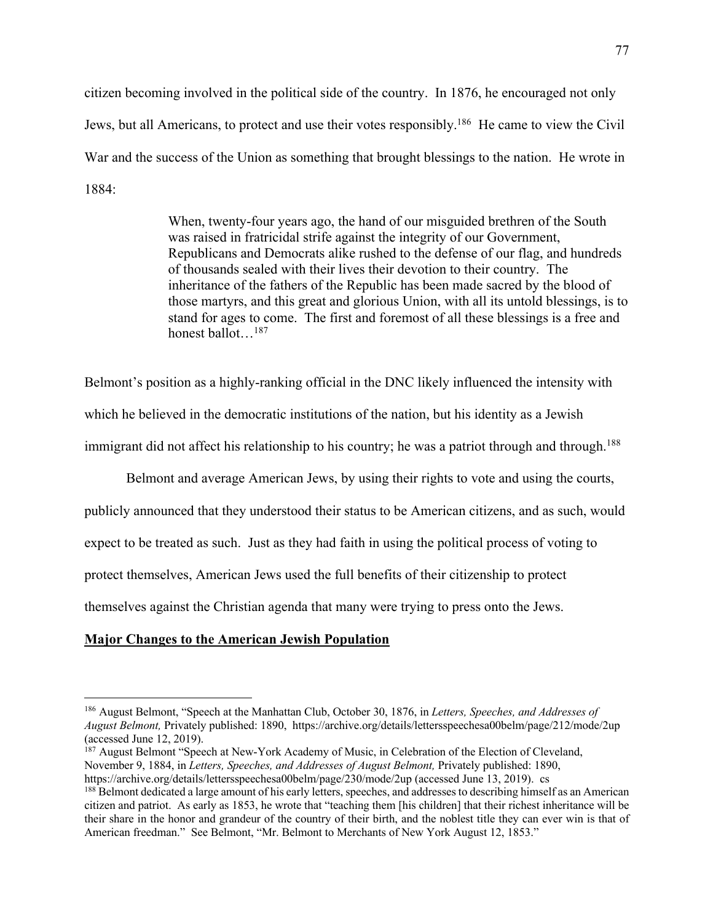citizen becoming involved in the political side of the country. In 1876, he encouraged not only Jews, but all Americans, to protect and use their votes responsibly.[186] He came to view the Civil War and the success of the Union as something that brought blessings to the nation. He wrote in 1884:

> When, twenty-four years ago, the hand of our misguided brethren of the South was raised in fratricidal strife against the integrity of our Government, Republicans and Democrats alike rushed to the defense of our flag, and hundreds of thousands sealed with their lives their devotion to their country. The inheritance of the fathers of the Republic has been made sacred by the blood of those martyrs, and this great and glorious Union, with all its untold blessings, is to stand for ages to come. The first and foremost of all these blessings is a free and honest ballot…[187]

Belmont's position as a highly-ranking official in the DNC likely influenced the intensity with which he believed in the democratic institutions of the nation, but his identity as a Jewish immigrant did not affect his relationship to his country; he was a patriot through and through.[188]

Belmont and average American Jews, by using their rights to vote and using the courts, publicly announced that they understood their status to be American citizens, and as such, would expect to be treated as such. Just as they had faith in using the political process of voting to protect themselves, American Jews used the full benefits of their citizenship to protect themselves against the Christian agenda that many were trying to press onto the Jews.

**<u>Major Changes to the American Jewish Population</u>**

---

[186] August Belmont, "Speech at the Manhattan Club, October 30, 1876, in *Letters, Speeches, and Addresses of August Belmont,* Privately published: 1890, https://archive.org/details/lettersspeechesa00belm/page/212/mode/2up (accessed June 12, 2019).

[187] August Belmont "Speech at New-York Academy of Music, in Celebration of the Election of Cleveland, November 9, 1884, in *Letters, Speeches, and Addresses of August Belmont,* Privately published: 1890, https://archive.org/details/lettersspeechesa00belm/page/230/mode/2up (accessed June 13, 2019). cs

[188] Belmont dedicated a large amount of his early letters, speeches, and addresses to describing himself as an American citizen and patriot. As early as 1853, he wrote that "teaching them [his children] that their richest inheritance will be their share in the honor and grandeur of the country of their birth, and the noblest title they can ever win is that of American freedman." See Belmont, "Mr. Belmont to Merchants of New York August 12, 1853."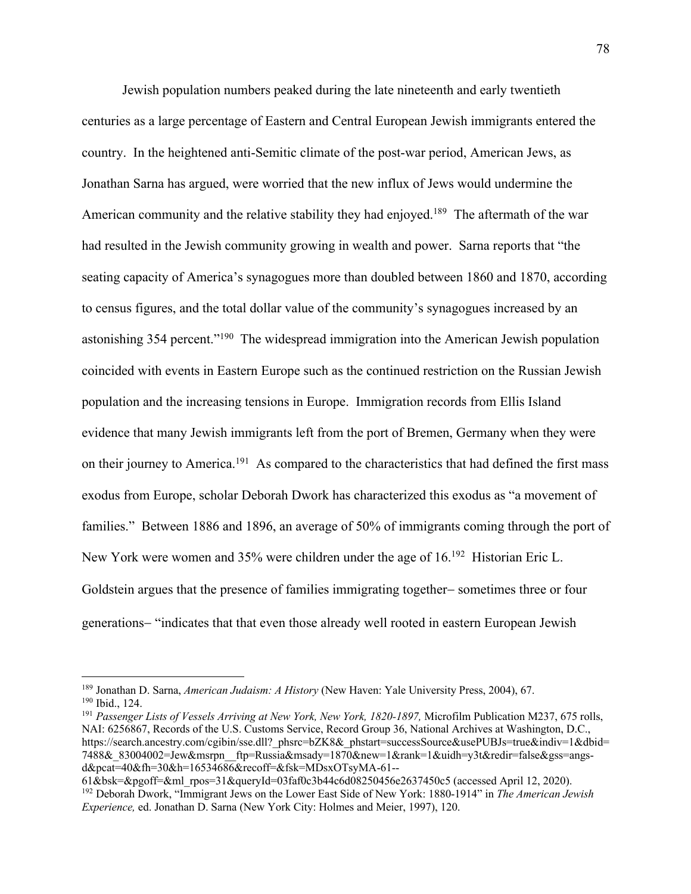Jewish population numbers peaked during the late nineteenth and early twentieth centuries as a large percentage of Eastern and Central European Jewish immigrants entered the country. In the heightened anti-Semitic climate of the post-war period, American Jews, as Jonathan Sarna has argued, were worried that the new influx of Jews would undermine the American community and the relative stability they had enjoyed.[189] The aftermath of the war had resulted in the Jewish community growing in wealth and power. Sarna reports that "the seating capacity of America's synagogues more than doubled between 1860 and 1870, according to census figures, and the total dollar value of the community's synagogues increased by an astonishing 354 percent."[190] The widespread immigration into the American Jewish population coincided with events in Eastern Europe such as the continued restriction on the Russian Jewish population and the increasing tensions in Europe. Immigration records from Ellis Island evidence that many Jewish immigrants left from the port of Bremen, Germany when they were on their journey to America.[191] As compared to the characteristics that had defined the first mass exodus from Europe, scholar Deborah Dwork has characterized this exodus as "a movement of families." Between 1886 and 1896, an average of 50% of immigrants coming through the port of New York were women and 35% were children under the age of 16.[192] Historian Eric L. Goldstein argues that the presence of families immigrating together– sometimes three or four generations– "indicates that that even those already well rooted in eastern European Jewish

---

[189] Jonathan D. Sarna, *American Judaism: A History* (New Haven: Yale University Press, 2004), 67.

[190] Ibid., 124.

[191] *Passenger Lists of Vessels Arriving at New York, New York, 1820-1897,* Microfilm Publication M237, 675 rolls, NAI: 6256867, Records of the U.S. Customs Service, Record Group 36, National Archives at Washington, D.C., https://search.ancestry.com/cgibin/sse.dll?_phsrc=bZK8&_phstart=successSource&usePUBJs=true&indiv=1&dbid=7488&_83004002=Jew&msrpn__ftp=Russia&msady=1870&new=1&rank=1&uidh=y3t&redir=false&gss=angs-d&pcat=40&fh=30&h=16534686&recoff=&fsk=MDsxOTsyMA-61--61&bsk=&pgoff=&ml_rpos=31&queryId=03faf0c3b44c6d08250456e2637450c5 (accessed April 12, 2020).

[192] Deborah Dwork, "Immigrant Jews on the Lower East Side of New York: 1880-1914" in *The American Jewish Experience,* ed. Jonathan D. Sarna (New York City: Holmes and Meier, 1997), 120.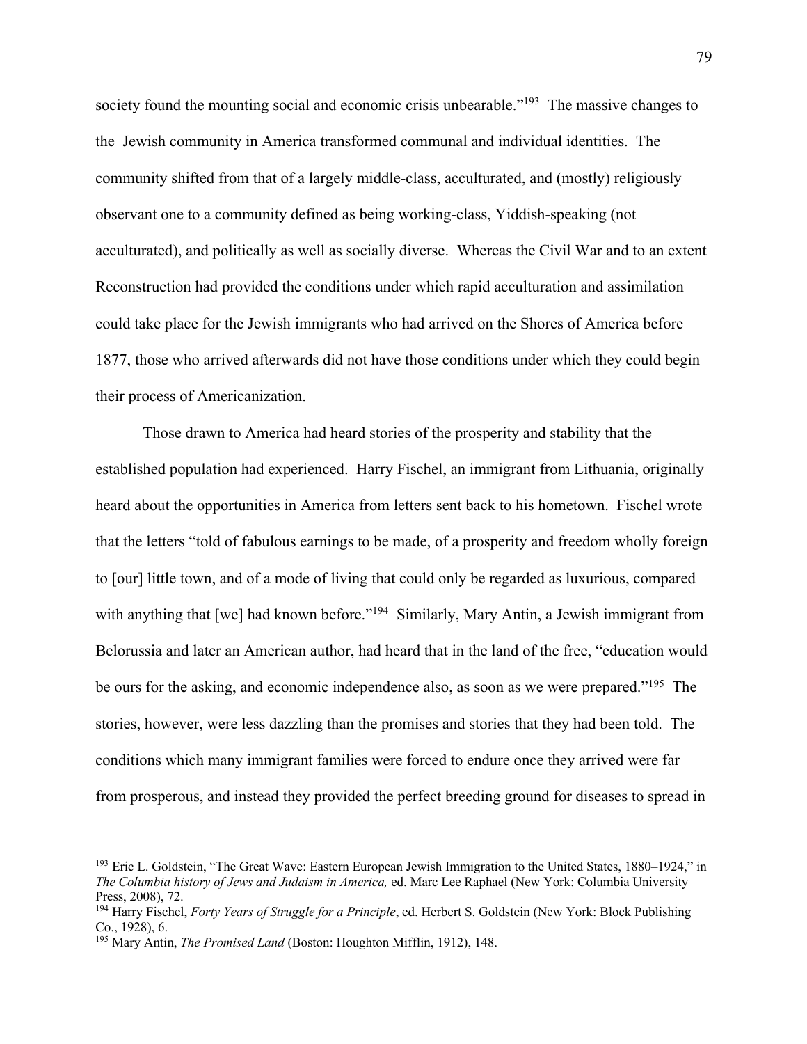society found the mounting social and economic crisis unbearable."[193] The massive changes to the Jewish community in America transformed communal and individual identities. The community shifted from that of a largely middle-class, acculturated, and (mostly) religiously observant one to a community defined as being working-class, Yiddish-speaking (not acculturated), and politically as well as socially diverse. Whereas the Civil War and to an extent Reconstruction had provided the conditions under which rapid acculturation and assimilation could take place for the Jewish immigrants who had arrived on the Shores of America before 1877, those who arrived afterwards did not have those conditions under which they could begin their process of Americanization.

Those drawn to America had heard stories of the prosperity and stability that the established population had experienced. Harry Fischel, an immigrant from Lithuania, originally heard about the opportunities in America from letters sent back to his hometown. Fischel wrote that the letters "told of fabulous earnings to be made, of a prosperity and freedom wholly foreign to [our] little town, and of a mode of living that could only be regarded as luxurious, compared with anything that [we] had known before."[194] Similarly, Mary Antin, a Jewish immigrant from Belorussia and later an American author, had heard that in the land of the free, "education would be ours for the asking, and economic independence also, as soon as we were prepared."[195] The stories, however, were less dazzling than the promises and stories that they had been told. The conditions which many immigrant families were forced to endure once they arrived were far from prosperous, and instead they provided the perfect breeding ground for diseases to spread in

---

[193] Eric L. Goldstein, "The Great Wave: Eastern European Jewish Immigration to the United States, 1880–1924," in *The Columbia history of Jews and Judaism in America,* ed. Marc Lee Raphael (New York: Columbia University Press, 2008), 72.

[194] Harry Fischel, *Forty Years of Struggle for a Principle*, ed. Herbert S. Goldstein (New York: Block Publishing Co., 1928), 6.

[195] Mary Antin, *The Promised Land* (Boston: Houghton Mifflin, 1912), 148.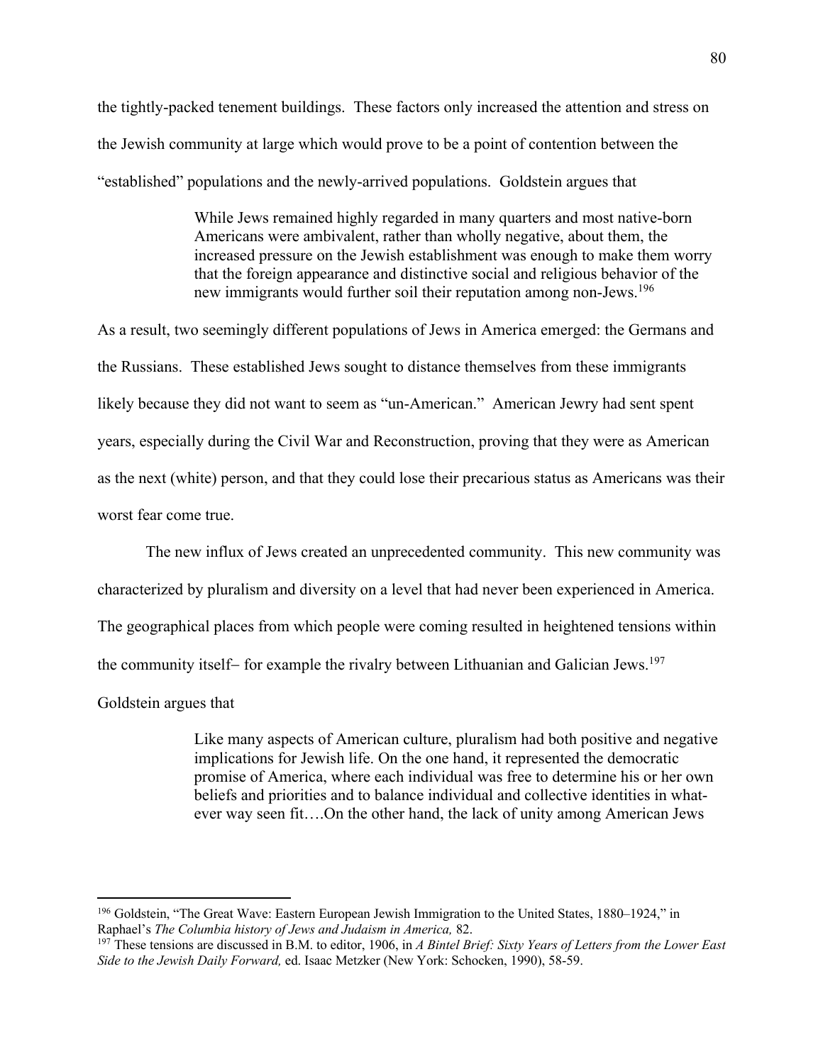the tightly-packed tenement buildings. These factors only increased the attention and stress on the Jewish community at large which would prove to be a point of contention between the "established" populations and the newly-arrived populations. Goldstein argues that

> While Jews remained highly regarded in many quarters and most native-born Americans were ambivalent, rather than wholly negative, about them, the increased pressure on the Jewish establishment was enough to make them worry that the foreign appearance and distinctive social and religious behavior of the new immigrants would further soil their reputation among non-Jews.[196]

As a result, two seemingly different populations of Jews in America emerged: the Germans and the Russians. These established Jews sought to distance themselves from these immigrants likely because they did not want to seem as "un-American." American Jewry had sent spent years, especially during the Civil War and Reconstruction, proving that they were as American as the next (white) person, and that they could lose their precarious status as Americans was their worst fear come true.

The new influx of Jews created an unprecedented community. This new community was characterized by pluralism and diversity on a level that had never been experienced in America. The geographical places from which people were coming resulted in heightened tensions within the community itself– for example the rivalry between Lithuanian and Galician Jews.[197] Goldstein argues that

> Like many aspects of American culture, pluralism had both positive and negative implications for Jewish life. On the one hand, it represented the democratic promise of America, where each individual was free to determine his or her own beliefs and priorities and to balance individual and collective identities in what-ever way seen fit….On the other hand, the lack of unity among American Jews

---

[196] Goldstein, "The Great Wave: Eastern European Jewish Immigration to the United States, 1880–1924," in Raphael's *The Columbia history of Jews and Judaism in America,* 82.

[197] These tensions are discussed in B.M. to editor, 1906, in *A Bintel Brief: Sixty Years of Letters from the Lower East Side to the Jewish Daily Forward,* ed. Isaac Metzker (New York: Schocken, 1990), 58-59.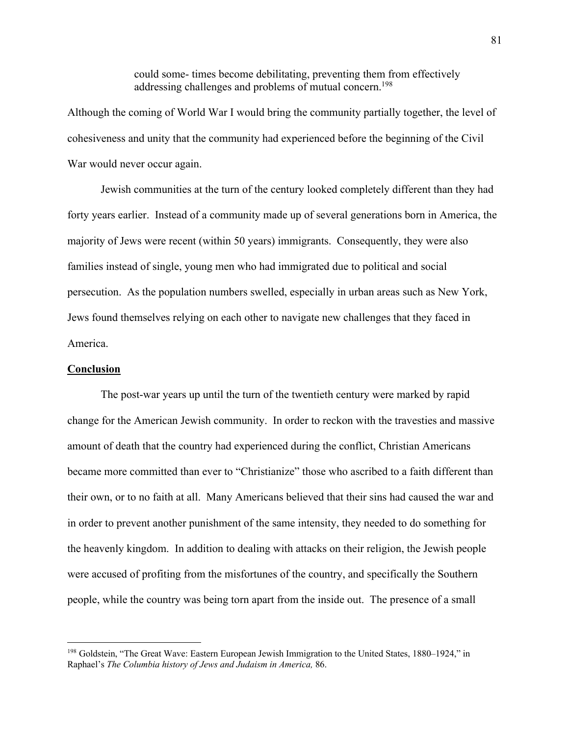> could some- times become debilitating, preventing them from effectively addressing challenges and problems of mutual concern.[198]

Although the coming of World War I would bring the community partially together, the level of cohesiveness and unity that the community had experienced before the beginning of the Civil War would never occur again.

Jewish communities at the turn of the century looked completely different than they had forty years earlier. Instead of a community made up of several generations born in America, the majority of Jews were recent (within 50 years) immigrants. Consequently, they were also families instead of single, young men who had immigrated due to political and social persecution. As the population numbers swelled, especially in urban areas such as New York, Jews found themselves relying on each other to navigate new challenges that they faced in America.

## Conclusion

The post-war years up until the turn of the twentieth century were marked by rapid change for the American Jewish community. In order to reckon with the travesties and massive amount of death that the country had experienced during the conflict, Christian Americans became more committed than ever to "Christianize" those who ascribed to a faith different than their own, or to no faith at all. Many Americans believed that their sins had caused the war and in order to prevent another punishment of the same intensity, they needed to do something for the heavenly kingdom. In addition to dealing with attacks on their religion, the Jewish people were accused of profiting from the misfortunes of the country, and specifically the Southern people, while the country was being torn apart from the inside out. The presence of a small

---

[198] Goldstein, "The Great Wave: Eastern European Jewish Immigration to the United States, 1880–1924," in Raphael's *The Columbia history of Jews and Judaism in America,* 86.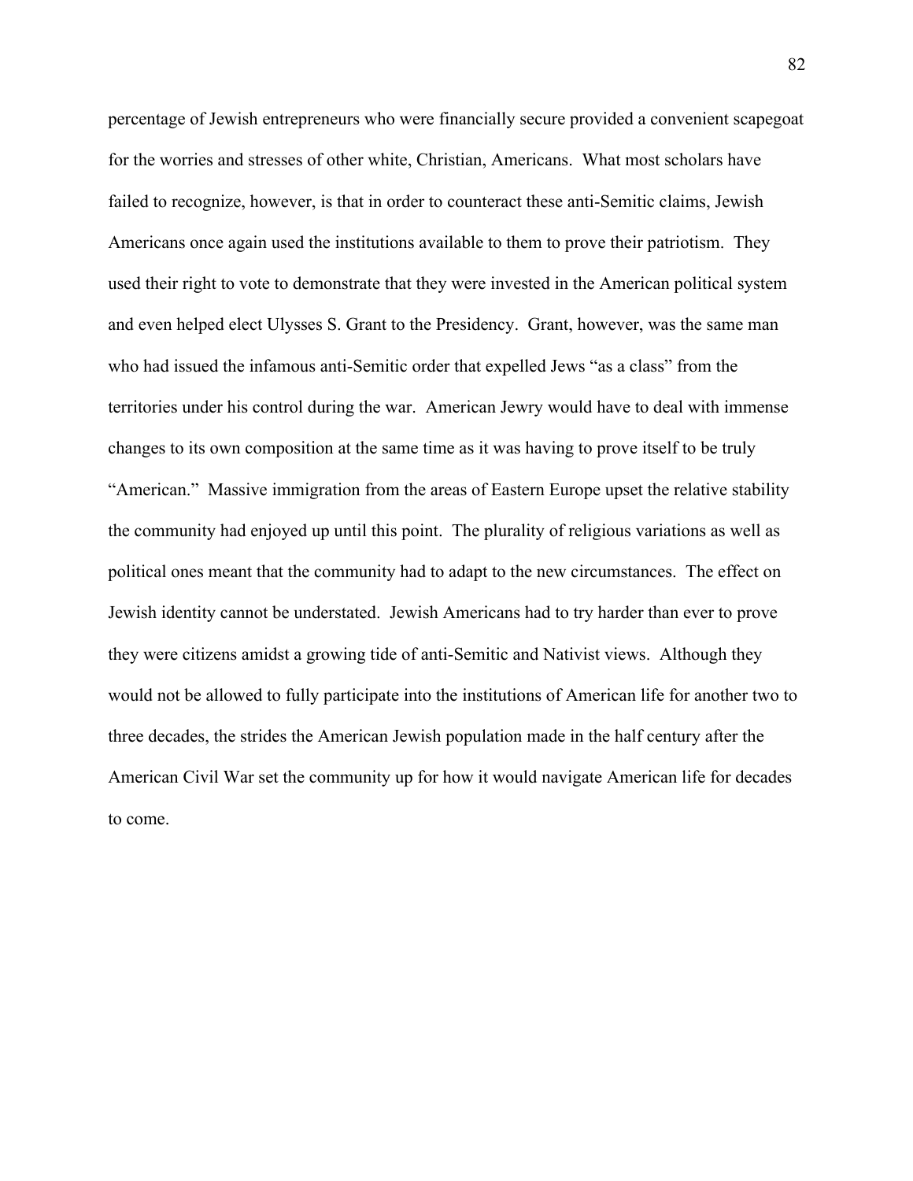percentage of Jewish entrepreneurs who were financially secure provided a convenient scapegoat for the worries and stresses of other white, Christian, Americans. What most scholars have failed to recognize, however, is that in order to counteract these anti-Semitic claims, Jewish Americans once again used the institutions available to them to prove their patriotism. They used their right to vote to demonstrate that they were invested in the American political system and even helped elect Ulysses S. Grant to the Presidency. Grant, however, was the same man who had issued the infamous anti-Semitic order that expelled Jews "as a class" from the territories under his control during the war. American Jewry would have to deal with immense changes to its own composition at the same time as it was having to prove itself to be truly "American." Massive immigration from the areas of Eastern Europe upset the relative stability the community had enjoyed up until this point. The plurality of religious variations as well as political ones meant that the community had to adapt to the new circumstances. The effect on Jewish identity cannot be understated. Jewish Americans had to try harder than ever to prove they were citizens amidst a growing tide of anti-Semitic and Nativist views. Although they would not be allowed to fully participate into the institutions of American life for another two to three decades, the strides the American Jewish population made in the half century after the American Civil War set the community up for how it would navigate American life for decades to come.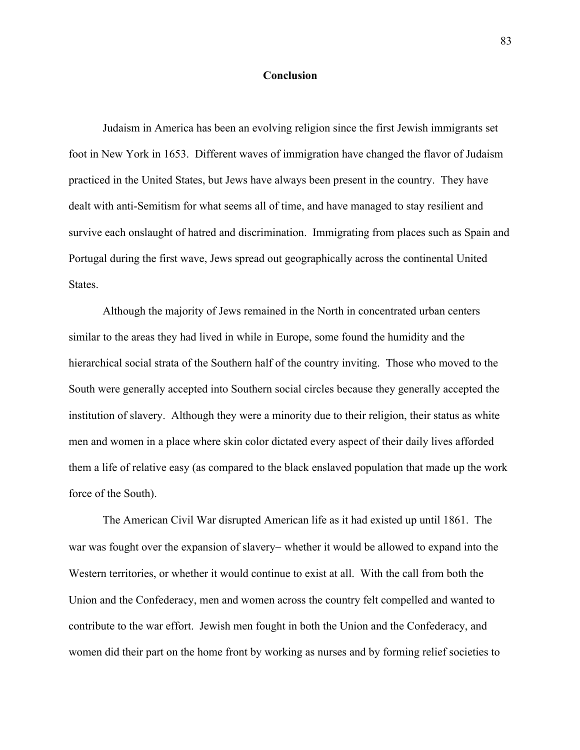# Conclusion

Judaism in America has been an evolving religion since the first Jewish immigrants set foot in New York in 1653. Different waves of immigration have changed the flavor of Judaism practiced in the United States, but Jews have always been present in the country. They have dealt with anti-Semitism for what seems all of time, and have managed to stay resilient and survive each onslaught of hatred and discrimination. Immigrating from places such as Spain and Portugal during the first wave, Jews spread out geographically across the continental United States.

Although the majority of Jews remained in the North in concentrated urban centers similar to the areas they had lived in while in Europe, some found the humidity and the hierarchical social strata of the Southern half of the country inviting. Those who moved to the South were generally accepted into Southern social circles because they generally accepted the institution of slavery. Although they were a minority due to their religion, their status as white men and women in a place where skin color dictated every aspect of their daily lives afforded them a life of relative easy (as compared to the black enslaved population that made up the work force of the South).

The American Civil War disrupted American life as it had existed up until 1861. The war was fought over the expansion of slavery– whether it would be allowed to expand into the Western territories, or whether it would continue to exist at all. With the call from both the Union and the Confederacy, men and women across the country felt compelled and wanted to contribute to the war effort. Jewish men fought in both the Union and the Confederacy, and women did their part on the home front by working as nurses and by forming relief societies to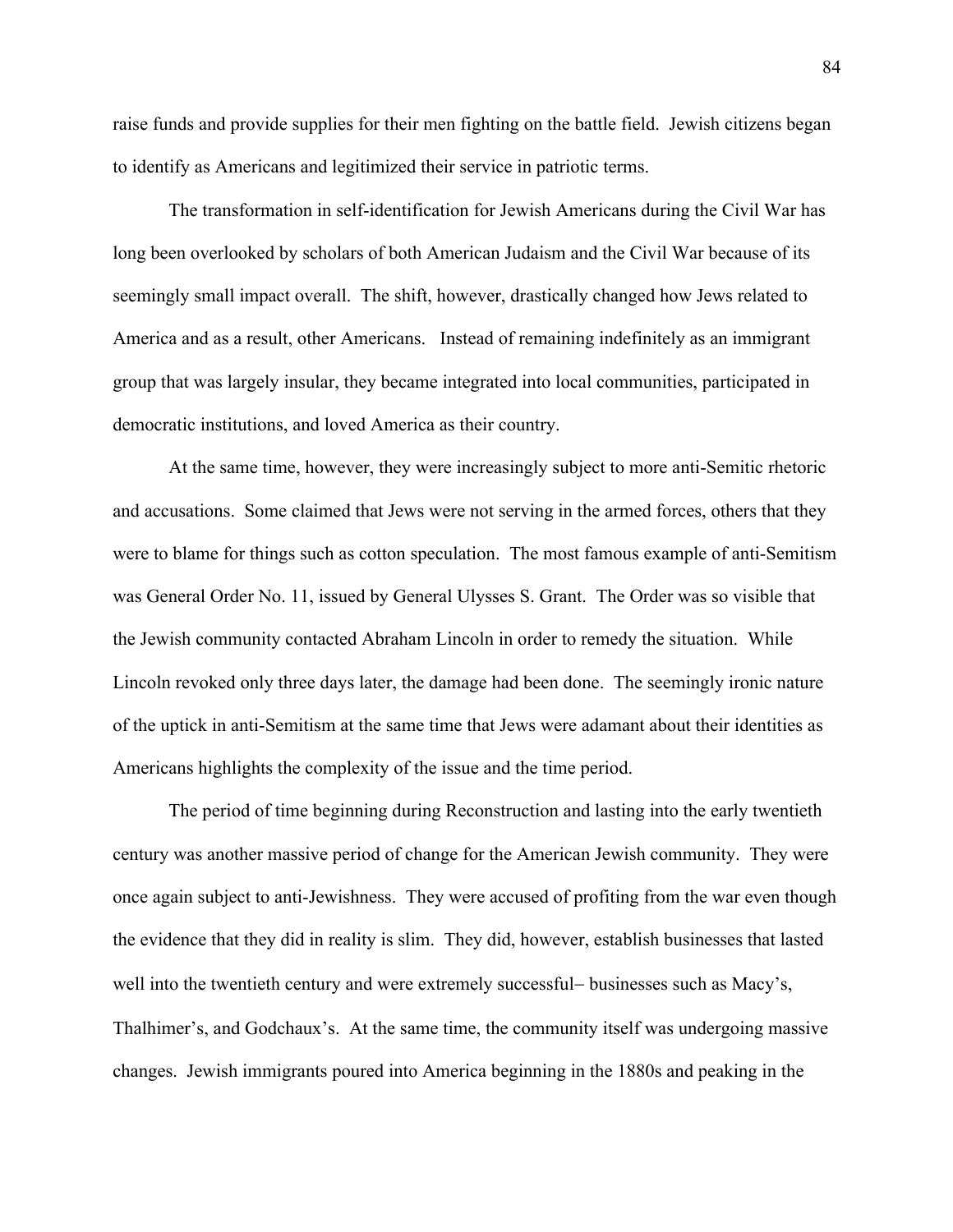raise funds and provide supplies for their men fighting on the battle field. Jewish citizens began to identify as Americans and legitimized their service in patriotic terms.

The transformation in self-identification for Jewish Americans during the Civil War has long been overlooked by scholars of both American Judaism and the Civil War because of its seemingly small impact overall. The shift, however, drastically changed how Jews related to America and as a result, other Americans. Instead of remaining indefinitely as an immigrant group that was largely insular, they became integrated into local communities, participated in democratic institutions, and loved America as their country.

At the same time, however, they were increasingly subject to more anti-Semitic rhetoric and accusations. Some claimed that Jews were not serving in the armed forces, others that they were to blame for things such as cotton speculation. The most famous example of anti-Semitism was General Order No. 11, issued by General Ulysses S. Grant. The Order was so visible that the Jewish community contacted Abraham Lincoln in order to remedy the situation. While Lincoln revoked only three days later, the damage had been done. The seemingly ironic nature of the uptick in anti-Semitism at the same time that Jews were adamant about their identities as Americans highlights the complexity of the issue and the time period.

The period of time beginning during Reconstruction and lasting into the early twentieth century was another massive period of change for the American Jewish community. They were once again subject to anti-Jewishness. They were accused of profiting from the war even though the evidence that they did in reality is slim. They did, however, establish businesses that lasted well into the twentieth century and were extremely successful– businesses such as Macy's, Thalhimer's, and Godchaux's. At the same time, the community itself was undergoing massive changes. Jewish immigrants poured into America beginning in the 1880s and peaking in the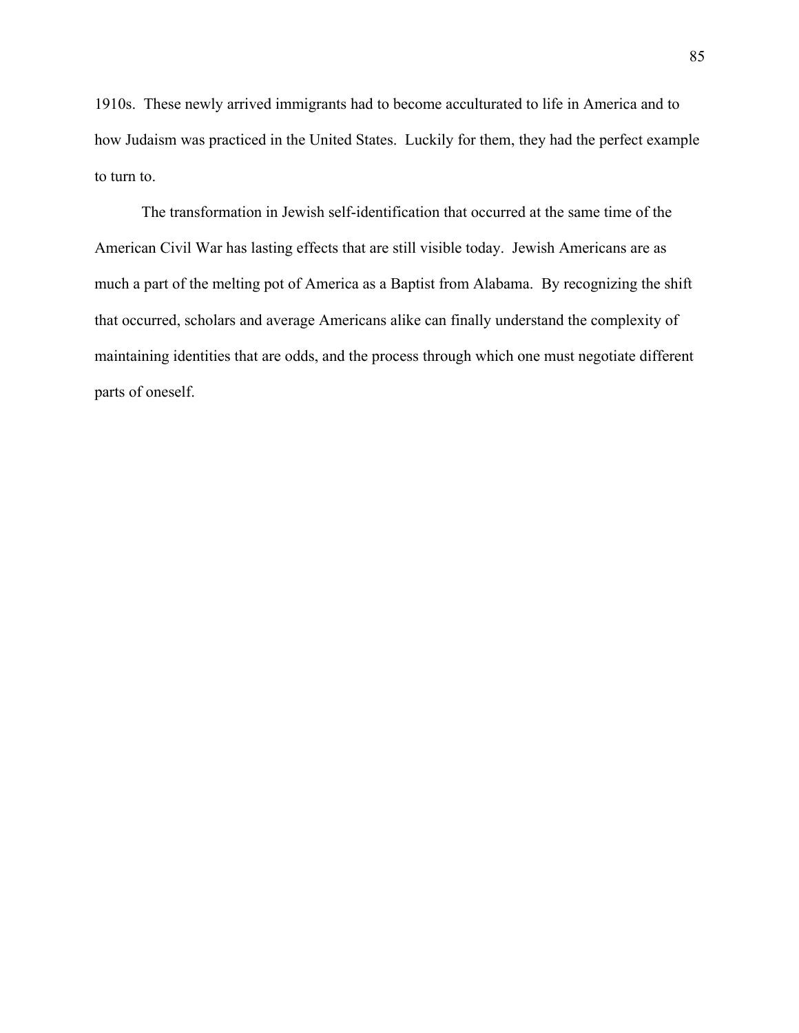1910s. These newly arrived immigrants had to become acculturated to life in America and to how Judaism was practiced in the United States. Luckily for them, they had the perfect example to turn to.

The transformation in Jewish self-identification that occurred at the same time of the American Civil War has lasting effects that are still visible today. Jewish Americans are as much a part of the melting pot of America as a Baptist from Alabama. By recognizing the shift that occurred, scholars and average Americans alike can finally understand the complexity of maintaining identities that are odds, and the process through which one must negotiate different parts of oneself.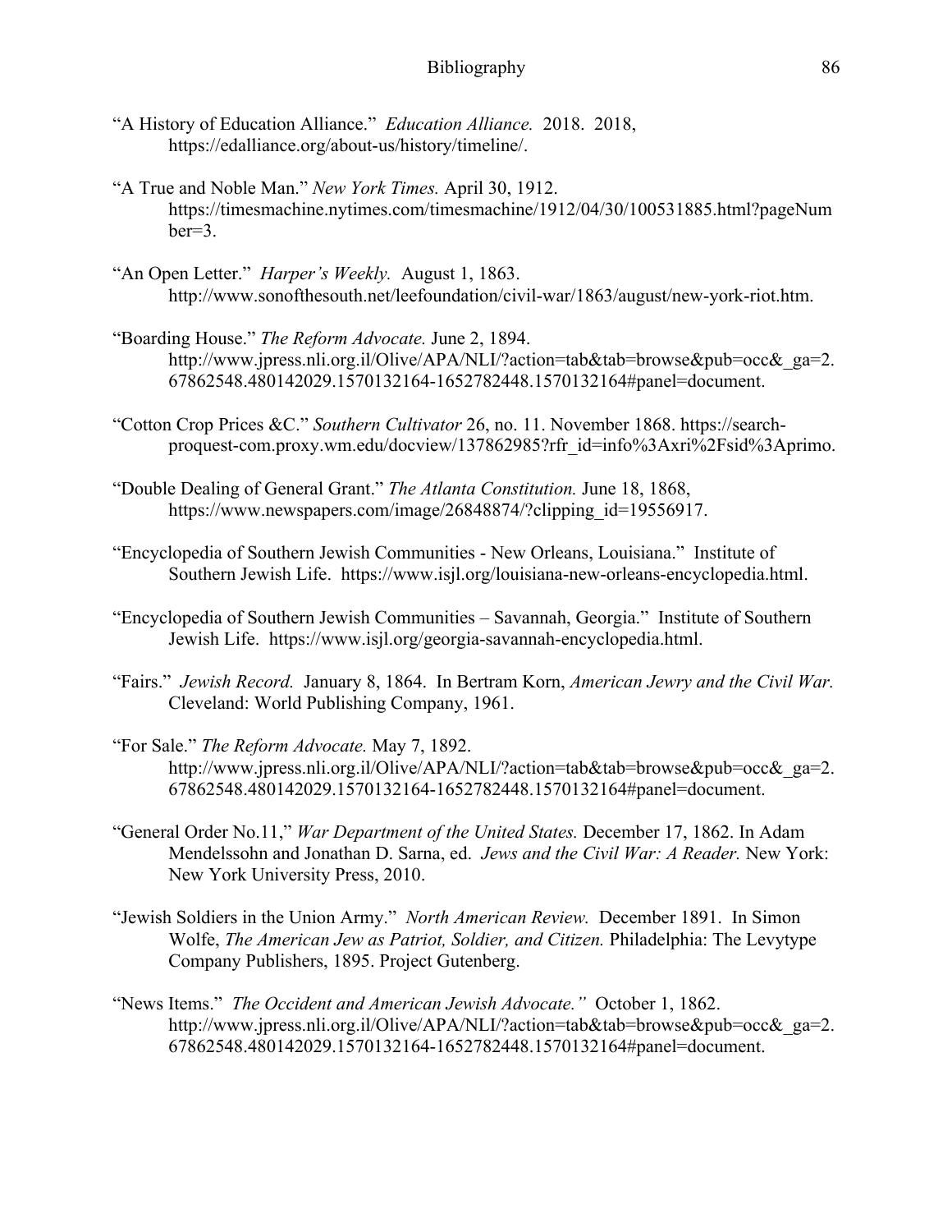# Bibliography

"A History of Education Alliance." *Education Alliance.* 2018. 2018, https://edalliance.org/about-us/history/timeline/.

"A True and Noble Man." *New York Times.* April 30, 1912. https://timesmachine.nytimes.com/timesmachine/1912/04/30/100531885.html?pageNumber=3.

"An Open Letter." *Harper's Weekly.* August 1, 1863. http://www.sonofthesouth.net/leefoundation/civil-war/1863/august/new-york-riot.htm.

"Boarding House." *The Reform Advocate.* June 2, 1894. http://www.jpress.nli.org.il/Olive/APA/NLI/?action=tab&tab=browse&pub=occ&_ga=2.67862548.480142029.1570132164-1652782448.1570132164#panel=document.

"Cotton Crop Prices &C." *Southern Cultivator* 26, no. 11. November 1868. https://search-proquest-com.proxy.wm.edu/docview/137862985?rfr_id=info%3Axri%2Fsid%3Aprimo.

"Double Dealing of General Grant." *The Atlanta Constitution.* June 18, 1868, https://www.newspapers.com/image/26848874/?clipping_id=19556917.

"Encyclopedia of Southern Jewish Communities - New Orleans, Louisiana." Institute of Southern Jewish Life. https://www.isjl.org/louisiana-new-orleans-encyclopedia.html.

"Encyclopedia of Southern Jewish Communities – Savannah, Georgia." Institute of Southern Jewish Life. https://www.isjl.org/georgia-savannah-encyclopedia.html.

"Fairs." *Jewish Record.* January 8, 1864. In Bertram Korn, *American Jewry and the Civil War.* Cleveland: World Publishing Company, 1961.

"For Sale." *The Reform Advocate.* May 7, 1892. http://www.jpress.nli.org.il/Olive/APA/NLI/?action=tab&tab=browse&pub=occ&_ga=2.67862548.480142029.1570132164-1652782448.1570132164#panel=document.

"General Order No.11," *War Department of the United States.* December 17, 1862. In Adam Mendelssohn and Jonathan D. Sarna, ed. *Jews and the Civil War: A Reader.* New York: New York University Press, 2010.

"Jewish Soldiers in the Union Army." *North American Review.* December 1891. In Simon Wolfe, *The American Jew as Patriot, Soldier, and Citizen.* Philadelphia: The Levytype Company Publishers, 1895. Project Gutenberg.

"News Items." *The Occident and American Jewish Advocate."* October 1, 1862. http://www.jpress.nli.org.il/Olive/APA/NLI/?action=tab&tab=browse&pub=occ&_ga=2.67862548.480142029.1570132164-1652782448.1570132164#panel=document.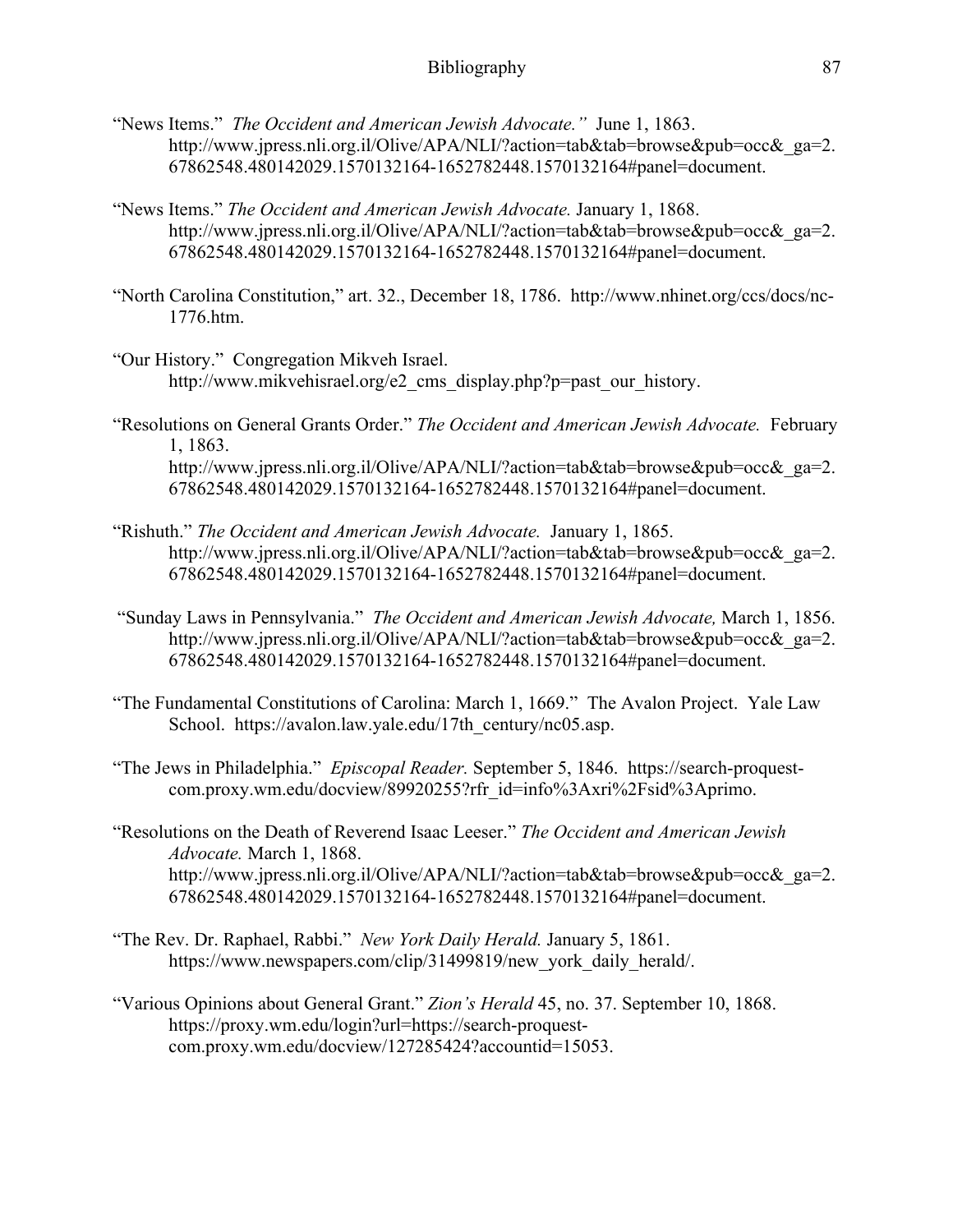"News Items." *The Occident and American Jewish Advocate."* June 1, 1863. http://www.jpress.nli.org.il/Olive/APA/NLI/?action=tab&tab=browse&pub=occ&_ga=2.67862548.480142029.1570132164-1652782448.1570132164#panel=document.

"News Items." *The Occident and American Jewish Advocate.* January 1, 1868. http://www.jpress.nli.org.il/Olive/APA/NLI/?action=tab&tab=browse&pub=occ&_ga=2.67862548.480142029.1570132164-1652782448.1570132164#panel=document.

"North Carolina Constitution," art. 32., December 18, 1786. http://www.nhinet.org/ccs/docs/nc-1776.htm.

"Our History." Congregation Mikveh Israel. http://www.mikvehisrael.org/e2_cms_display.php?p=past_our_history.

"Resolutions on General Grants Order." *The Occident and American Jewish Advocate.* February 1, 1863. http://www.jpress.nli.org.il/Olive/APA/NLI/?action=tab&tab=browse&pub=occ&_ga=2.67862548.480142029.1570132164-1652782448.1570132164#panel=document.

"Rishuth." *The Occident and American Jewish Advocate.* January 1, 1865. http://www.jpress.nli.org.il/Olive/APA/NLI/?action=tab&tab=browse&pub=occ&_ga=2.67862548.480142029.1570132164-1652782448.1570132164#panel=document.

"Sunday Laws in Pennsylvania." *The Occident and American Jewish Advocate,* March 1, 1856. http://www.jpress.nli.org.il/Olive/APA/NLI/?action=tab&tab=browse&pub=occ&_ga=2.67862548.480142029.1570132164-1652782448.1570132164#panel=document.

"The Fundamental Constitutions of Carolina: March 1, 1669." The Avalon Project. Yale Law School. https://avalon.law.yale.edu/17th_century/nc05.asp.

"The Jews in Philadelphia." *Episcopal Reader.* September 5, 1846. https://search-proquest-com.proxy.wm.edu/docview/89920255?rfr_id=info%3Axri%2Fsid%3Aprimo.

"Resolutions on the Death of Reverend Isaac Leeser." *The Occident and American Jewish Advocate.* March 1, 1868. http://www.jpress.nli.org.il/Olive/APA/NLI/?action=tab&tab=browse&pub=occ&_ga=2.67862548.480142029.1570132164-1652782448.1570132164#panel=document.

"The Rev. Dr. Raphael, Rabbi." *New York Daily Herald.* January 5, 1861. https://www.newspapers.com/clip/31499819/new_york_daily_herald/.

"Various Opinions about General Grant." *Zion's Herald* 45, no. 37. September 10, 1868. https://proxy.wm.edu/login?url=https://search-proquest-com.proxy.wm.edu/docview/127285424?accountid=15053.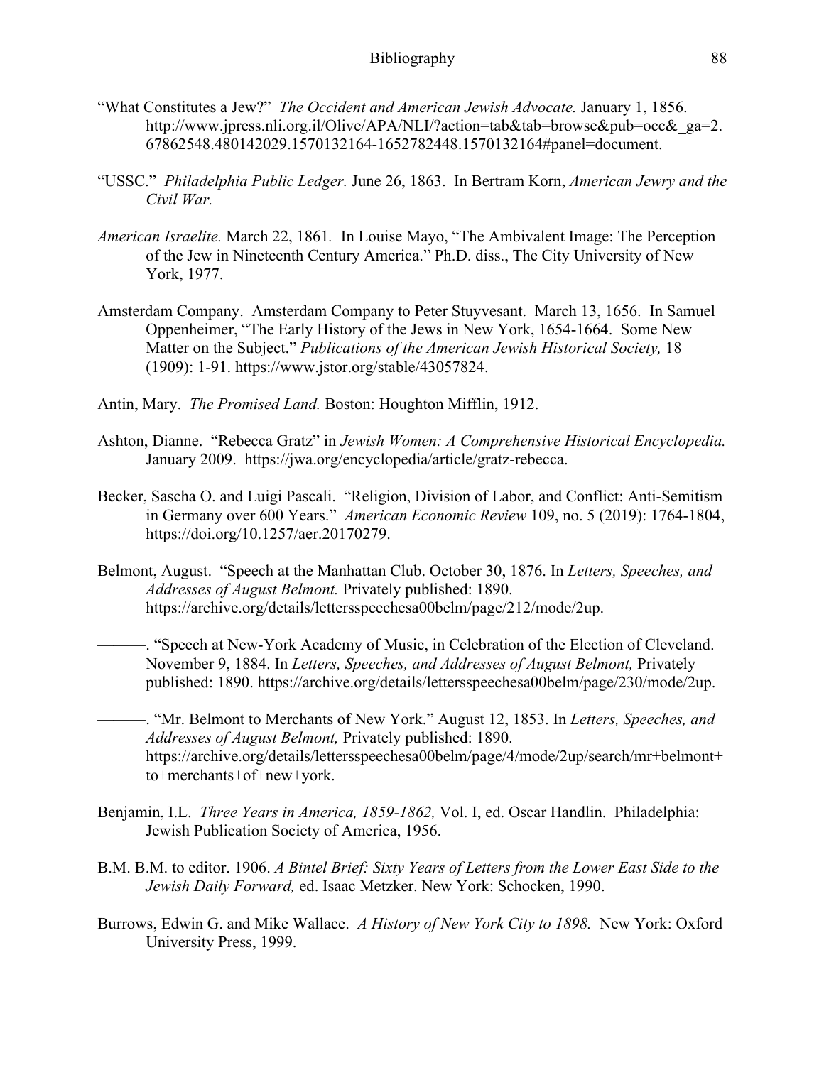“What Constitutes a Jew?” *The Occident and American Jewish Advocate.* January 1, 1856. http://www.jpress.nli.org.il/Olive/APA/NLI/?action=tab&tab=browse&pub=occ&_ga=2.67862548.480142029.1570132164-1652782448.1570132164#panel=document.

“USSC.” *Philadelphia Public Ledger.* June 26, 1863. In Bertram Korn, *American Jewry and the Civil War.*

*American Israelite.* March 22, 1861. In Louise Mayo, “The Ambivalent Image: The Perception of the Jew in Nineteenth Century America.” Ph.D. diss., The City University of New York, 1977.

Amsterdam Company. Amsterdam Company to Peter Stuyvesant. March 13, 1656. In Samuel Oppenheimer, “The Early History of the Jews in New York, 1654-1664. Some New Matter on the Subject.” *Publications of the American Jewish Historical Society,* 18 (1909): 1-91. https://www.jstor.org/stable/43057824.

Antin, Mary. *The Promised Land.* Boston: Houghton Mifflin, 1912.

Ashton, Dianne. “Rebecca Gratz” in *Jewish Women: A Comprehensive Historical Encyclopedia.* January 2009. https://jwa.org/encyclopedia/article/gratz-rebecca.

Becker, Sascha O. and Luigi Pascali. “Religion, Division of Labor, and Conflict: Anti-Semitism in Germany over 600 Years.” *American Economic Review* 109, no. 5 (2019): 1764-1804, https://doi.org/10.1257/aer.20170279.

Belmont, August. “Speech at the Manhattan Club. October 30, 1876. In *Letters, Speeches, and Addresses of August Belmont.* Privately published: 1890. https://archive.org/details/lettersspeechesa00belm/page/212/mode/2up.

———. “Speech at New-York Academy of Music, in Celebration of the Election of Cleveland. November 9, 1884. In *Letters, Speeches, and Addresses of August Belmont,* Privately published: 1890. https://archive.org/details/lettersspeechesa00belm/page/230/mode/2up.

———. “Mr. Belmont to Merchants of New York.” August 12, 1853. In *Letters, Speeches, and Addresses of August Belmont,* Privately published: 1890. https://archive.org/details/lettersspeechesa00belm/page/4/mode/2up/search/mr+belmont+to+merchants+of+new+york.

Benjamin, I.L. *Three Years in America, 1859-1862,* Vol. I, ed. Oscar Handlin. Philadelphia: Jewish Publication Society of America, 1956.

B.M. B.M. to editor. 1906. *A Bintel Brief: Sixty Years of Letters from the Lower East Side to the Jewish Daily Forward,* ed. Isaac Metzker. New York: Schocken, 1990.

Burrows, Edwin G. and Mike Wallace. *A History of New York City to 1898.* New York: Oxford University Press, 1999.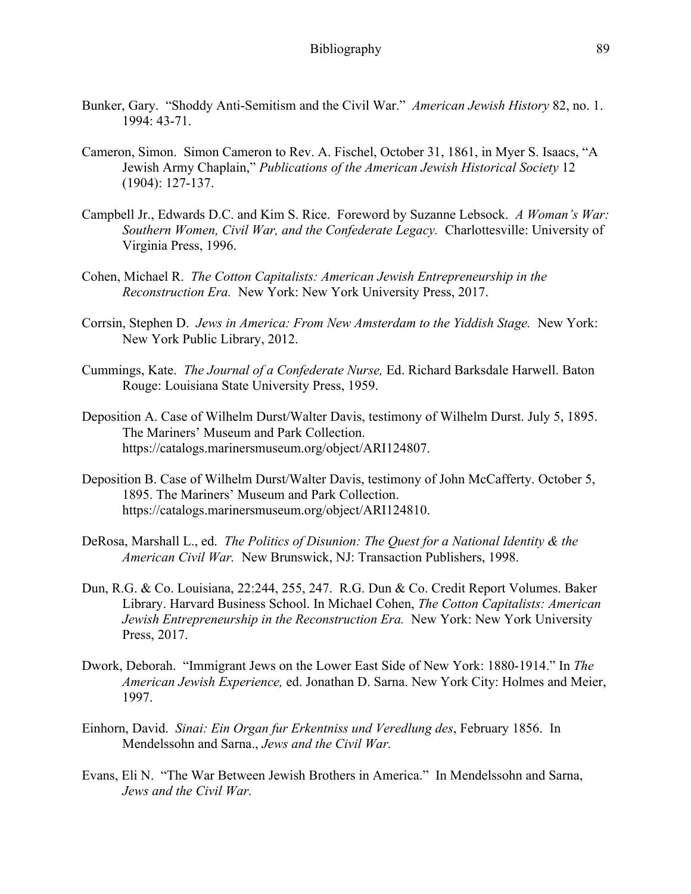Bunker, Gary. "Shoddy Anti-Semitism and the Civil War." *American Jewish History* 82, no. 1. 1994: 43-71.

Cameron, Simon. Simon Cameron to Rev. A. Fischel, October 31, 1861, in Myer S. Isaacs, "A Jewish Army Chaplain," *Publications of the American Jewish Historical Society* 12 (1904): 127-137.

Campbell Jr., Edwards D.C. and Kim S. Rice. Foreword by Suzanne Lebsock. *A Woman's War: Southern Women, Civil War, and the Confederate Legacy.* Charlottesville: University of Virginia Press, 1996.

Cohen, Michael R. *The Cotton Capitalists: American Jewish Entrepreneurship in the Reconstruction Era.* New York: New York University Press, 2017.

Corrsin, Stephen D. *Jews in America: From New Amsterdam to the Yiddish Stage.* New York: New York Public Library, 2012.

Cummings, Kate. *The Journal of a Confederate Nurse,* Ed. Richard Barksdale Harwell. Baton Rouge: Louisiana State University Press, 1959.

Deposition A. Case of Wilhelm Durst/Walter Davis, testimony of Wilhelm Durst. July 5, 1895. The Mariners' Museum and Park Collection. https://catalogs.marinersmuseum.org/object/ARI124807.

Deposition B. Case of Wilhelm Durst/Walter Davis, testimony of John McCafferty. October 5, 1895. The Mariners' Museum and Park Collection. https://catalogs.marinersmuseum.org/object/ARI124810.

DeRosa, Marshall L., ed. *The Politics of Disunion: The Quest for a National Identity & the American Civil War.* New Brunswick, NJ: Transaction Publishers, 1998.

Dun, R.G. & Co. Louisiana, 22:244, 255, 247. R.G. Dun & Co. Credit Report Volumes. Baker Library. Harvard Business School. In Michael Cohen, *The Cotton Capitalists: American Jewish Entrepreneurship in the Reconstruction Era.* New York: New York University Press, 2017.

Dwork, Deborah. "Immigrant Jews on the Lower East Side of New York: 1880-1914." In *The American Jewish Experience,* ed. Jonathan D. Sarna. New York City: Holmes and Meier, 1997.

Einhorn, David. *Sinai: Ein Organ fur Erkentniss und Veredlung des*, February 1856. In Mendelssohn and Sarna., *Jews and the Civil War.*

Evans, Eli N. "The War Between Jewish Brothers in America." In Mendelssohn and Sarna, *Jews and the Civil War.*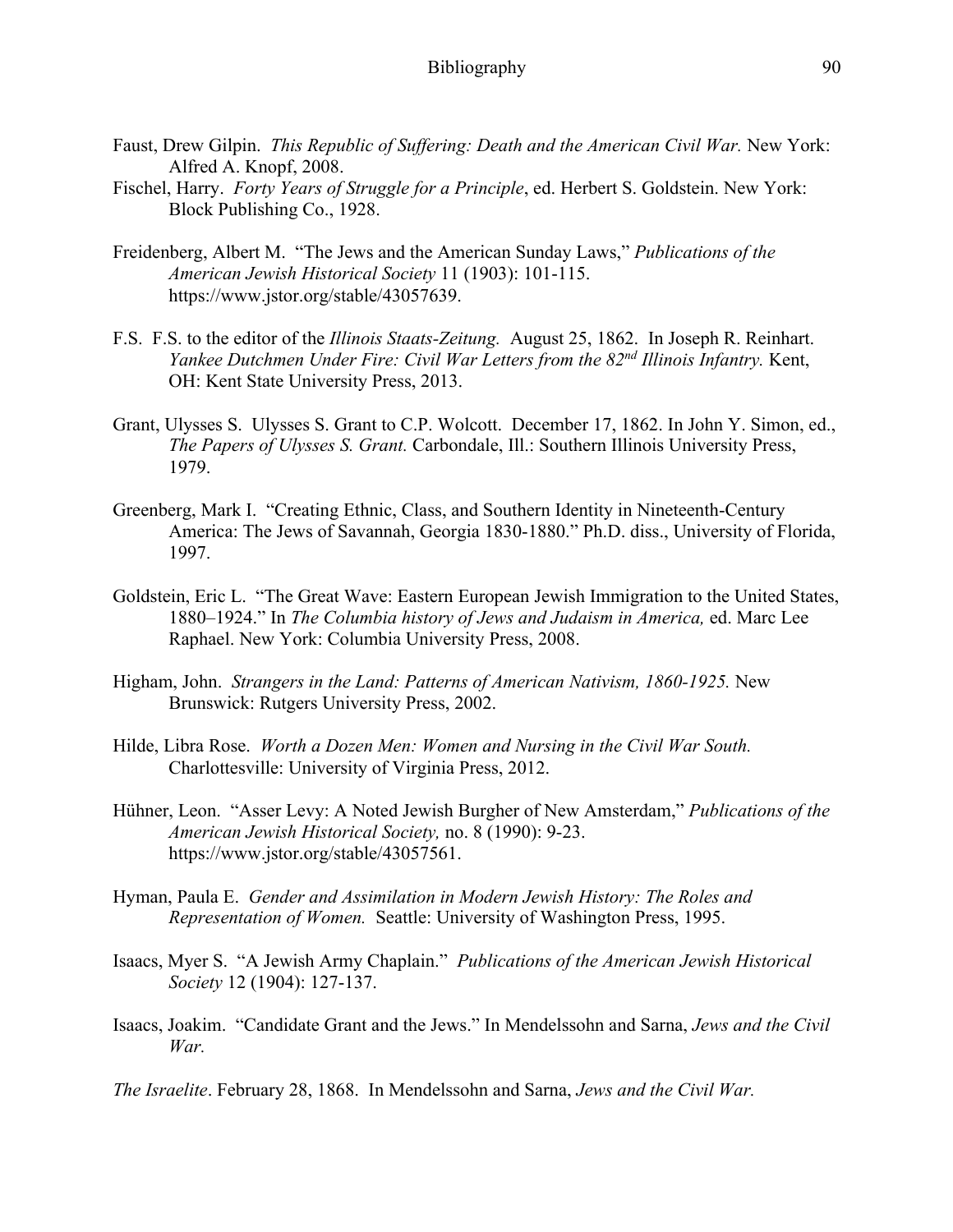Faust, Drew Gilpin. *This Republic of Suffering: Death and the American Civil War.* New York: Alfred A. Knopf, 2008.

Fischel, Harry. *Forty Years of Struggle for a Principle*, ed. Herbert S. Goldstein. New York: Block Publishing Co., 1928.

Freidenberg, Albert M. "The Jews and the American Sunday Laws," *Publications of the American Jewish Historical Society* 11 (1903): 101-115. https://www.jstor.org/stable/43057639.

F.S. F.S. to the editor of the *Illinois Staats-Zeitung.* August 25, 1862. In Joseph R. Reinhart. *Yankee Dutchmen Under Fire: Civil War Letters from the 82nd Illinois Infantry.* Kent, OH: Kent State University Press, 2013.

Grant, Ulysses S. Ulysses S. Grant to C.P. Wolcott. December 17, 1862. In John Y. Simon, ed., *The Papers of Ulysses S. Grant.* Carbondale, Ill.: Southern Illinois University Press, 1979.

Greenberg, Mark I. "Creating Ethnic, Class, and Southern Identity in Nineteenth-Century America: The Jews of Savannah, Georgia 1830-1880." Ph.D. diss., University of Florida, 1997.

Goldstein, Eric L. "The Great Wave: Eastern European Jewish Immigration to the United States, 1880–1924." In *The Columbia history of Jews and Judaism in America,* ed. Marc Lee Raphael. New York: Columbia University Press, 2008.

Higham, John. *Strangers in the Land: Patterns of American Nativism, 1860-1925.* New Brunswick: Rutgers University Press, 2002.

Hilde, Libra Rose. *Worth a Dozen Men: Women and Nursing in the Civil War South.* Charlottesville: University of Virginia Press, 2012.

Hühner, Leon. "Asser Levy: A Noted Jewish Burgher of New Amsterdam," *Publications of the American Jewish Historical Society,* no. 8 (1990): 9-23. https://www.jstor.org/stable/43057561.

Hyman, Paula E. *Gender and Assimilation in Modern Jewish History: The Roles and Representation of Women.* Seattle: University of Washington Press, 1995.

Isaacs, Myer S. "A Jewish Army Chaplain." *Publications of the American Jewish Historical Society* 12 (1904): 127-137.

Isaacs, Joakim. "Candidate Grant and the Jews." In Mendelssohn and Sarna, *Jews and the Civil War.*

*The Israelite*. February 28, 1868. In Mendelssohn and Sarna, *Jews and the Civil War.*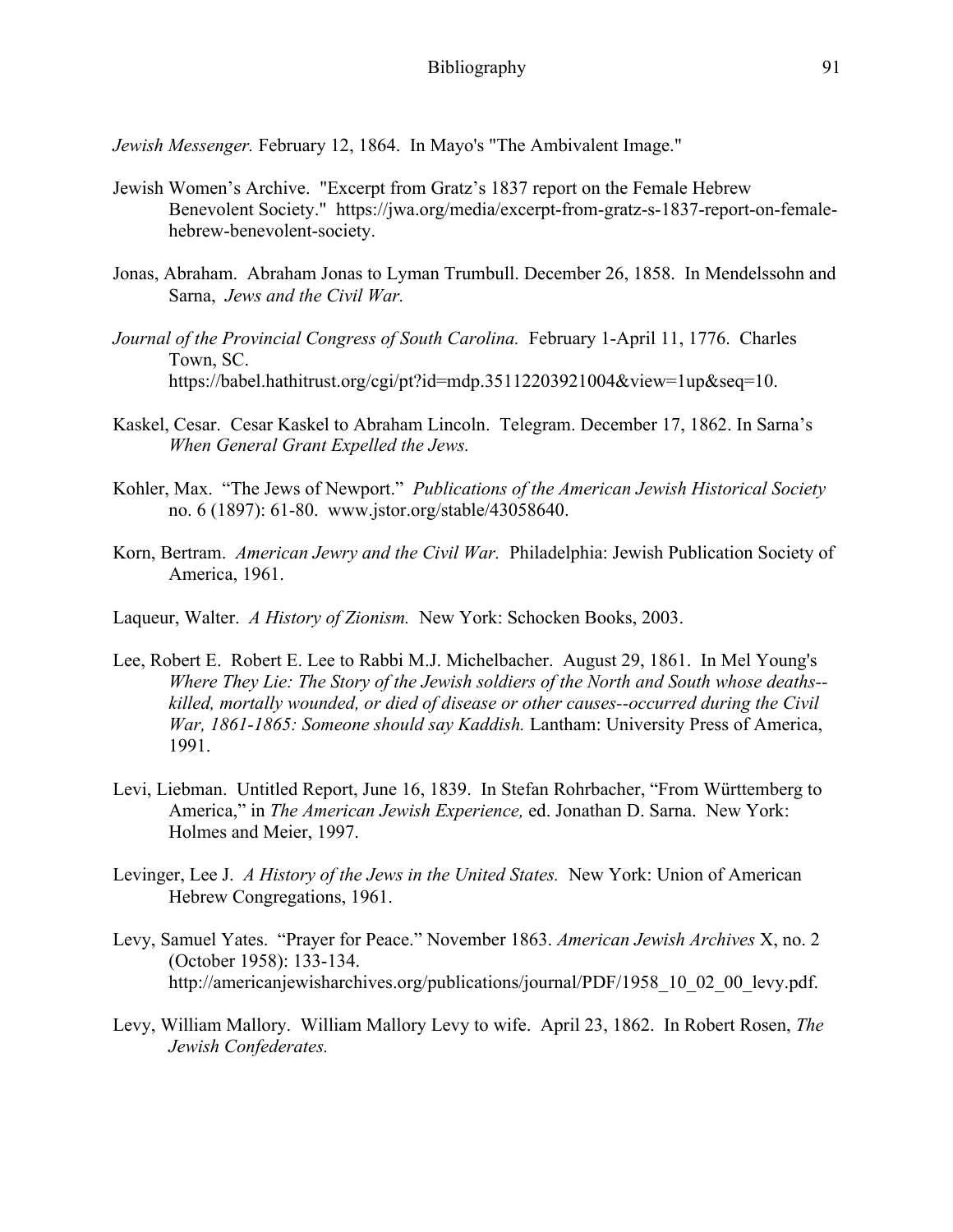*Jewish Messenger.* February 12, 1864. In Mayo's "The Ambivalent Image."

Jewish Women's Archive. "Excerpt from Gratz's 1837 report on the Female Hebrew Benevolent Society." https://jwa.org/media/excerpt-from-gratz-s-1837-report-on-female-hebrew-benevolent-society.

Jonas, Abraham. Abraham Jonas to Lyman Trumbull. December 26, 1858. In Mendelssohn and Sarna, *Jews and the Civil War.*

*Journal of the Provincial Congress of South Carolina.* February 1-April 11, 1776. Charles Town, SC. https://babel.hathitrust.org/cgi/pt?id=mdp.35112203921004&view=1up&seq=10.

Kaskel, Cesar. Cesar Kaskel to Abraham Lincoln. Telegram. December 17, 1862. In Sarna's *When General Grant Expelled the Jews.*

Kohler, Max. "The Jews of Newport." *Publications of the American Jewish Historical Society* no. 6 (1897): 61-80. www.jstor.org/stable/43058640.

Korn, Bertram. *American Jewry and the Civil War.* Philadelphia: Jewish Publication Society of America, 1961.

Laqueur, Walter. *A History of Zionism.* New York: Schocken Books, 2003.

Lee, Robert E. Robert E. Lee to Rabbi M.J. Michelbacher. August 29, 1861. In Mel Young's *Where They Lie: The Story of the Jewish soldiers of the North and South whose deaths--killed, mortally wounded, or died of disease or other causes--occurred during the Civil War, 1861-1865: Someone should say Kaddish.* Lantham: University Press of America, 1991.

Levi, Liebman. Untitled Report, June 16, 1839. In Stefan Rohrbacher, "From Württemberg to America," in *The American Jewish Experience,* ed. Jonathan D. Sarna. New York: Holmes and Meier, 1997.

Levinger, Lee J. *A History of the Jews in the United States.* New York: Union of American Hebrew Congregations, 1961.

Levy, Samuel Yates. "Prayer for Peace." November 1863. *American Jewish Archives* X, no. 2 (October 1958): 133-134. http://americanjewisharchives.org/publications/journal/PDF/1958_10_02_00_levy.pdf.

Levy, William Mallory. William Mallory Levy to wife. April 23, 1862. In Robert Rosen, *The Jewish Confederates.*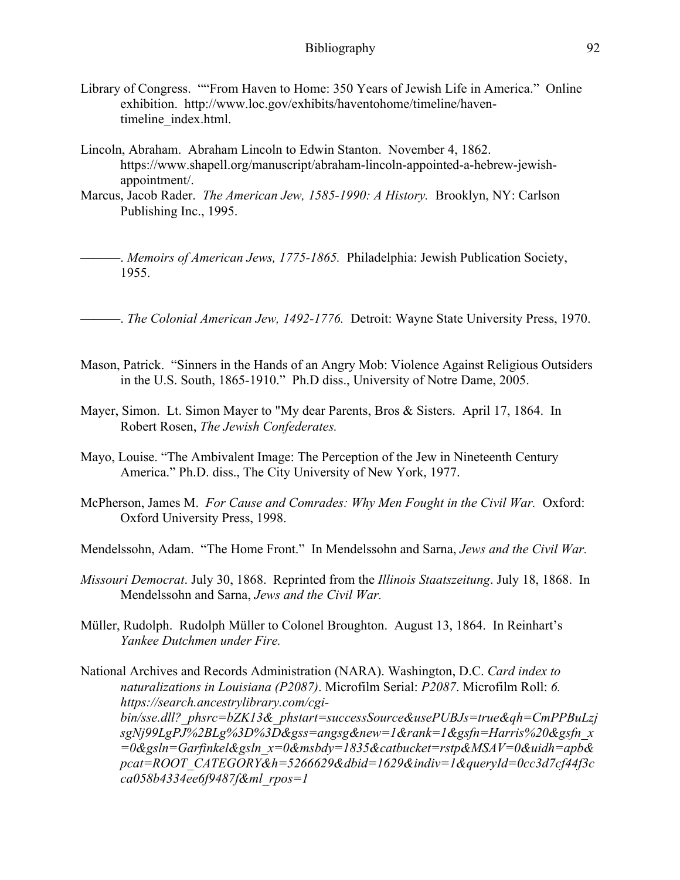Library of Congress. ""From Haven to Home: 350 Years of Jewish Life in America." Online exhibition. http://www.loc.gov/exhibits/haventohome/timeline/haven-timeline_index.html.

Lincoln, Abraham. Abraham Lincoln to Edwin Stanton. November 4, 1862. https://www.shapell.org/manuscript/abraham-lincoln-appointed-a-hebrew-jewish-appointment/.

Marcus, Jacob Rader. *The American Jew, 1585-1990: A History.* Brooklyn, NY: Carlson Publishing Inc., 1995.

———. *Memoirs of American Jews, 1775-1865.* Philadelphia: Jewish Publication Society, 1955.

———. *The Colonial American Jew, 1492-1776.* Detroit: Wayne State University Press, 1970.

Mason, Patrick. "Sinners in the Hands of an Angry Mob: Violence Against Religious Outsiders in the U.S. South, 1865-1910." Ph.D diss., University of Notre Dame, 2005.

Mayer, Simon. Lt. Simon Mayer to "My dear Parents, Bros & Sisters. April 17, 1864. In Robert Rosen, *The Jewish Confederates.*

Mayo, Louise. "The Ambivalent Image: The Perception of the Jew in Nineteenth Century America." Ph.D. diss., The City University of New York, 1977.

McPherson, James M. *For Cause and Comrades: Why Men Fought in the Civil War.* Oxford: Oxford University Press, 1998.

Mendelssohn, Adam. "The Home Front." In Mendelssohn and Sarna, *Jews and the Civil War.*

*Missouri Democrat*. July 30, 1868. Reprinted from the *Illinois Staatszeitung*. July 18, 1868. In Mendelssohn and Sarna, *Jews and the Civil War.*

Müller, Rudolph. Rudolph Müller to Colonel Broughton. August 13, 1864. In Reinhart's *Yankee Dutchmen under Fire.*

National Archives and Records Administration (NARA). Washington, D.C. *Card index to naturalizations in Louisiana (P2087)*. Microfilm Serial: *P2087*. Microfilm Roll: *6. https://search.ancestrylibrary.com/cgi-bin/sse.dll?_phsrc=bZK13&_phstart=successSource&usePUBJs=true&qh=CmPPBuLzjsgNj99LgPJ%2BLg%3D%3D&gss=angsg&new=1&rank=1&gsfn=Harris%20&gsfn_x=0&gsln=Garfinkel&gsln_x=0&msbdy=1835&catbucket=rstp&MSAV=0&uidh=apb&pcat=ROOT_CATEGORY&h=5266629&dbid=1629&indiv=1&queryId=0cc3d7cf44f3cca058b4334ee6f9487f&ml_rpos=1*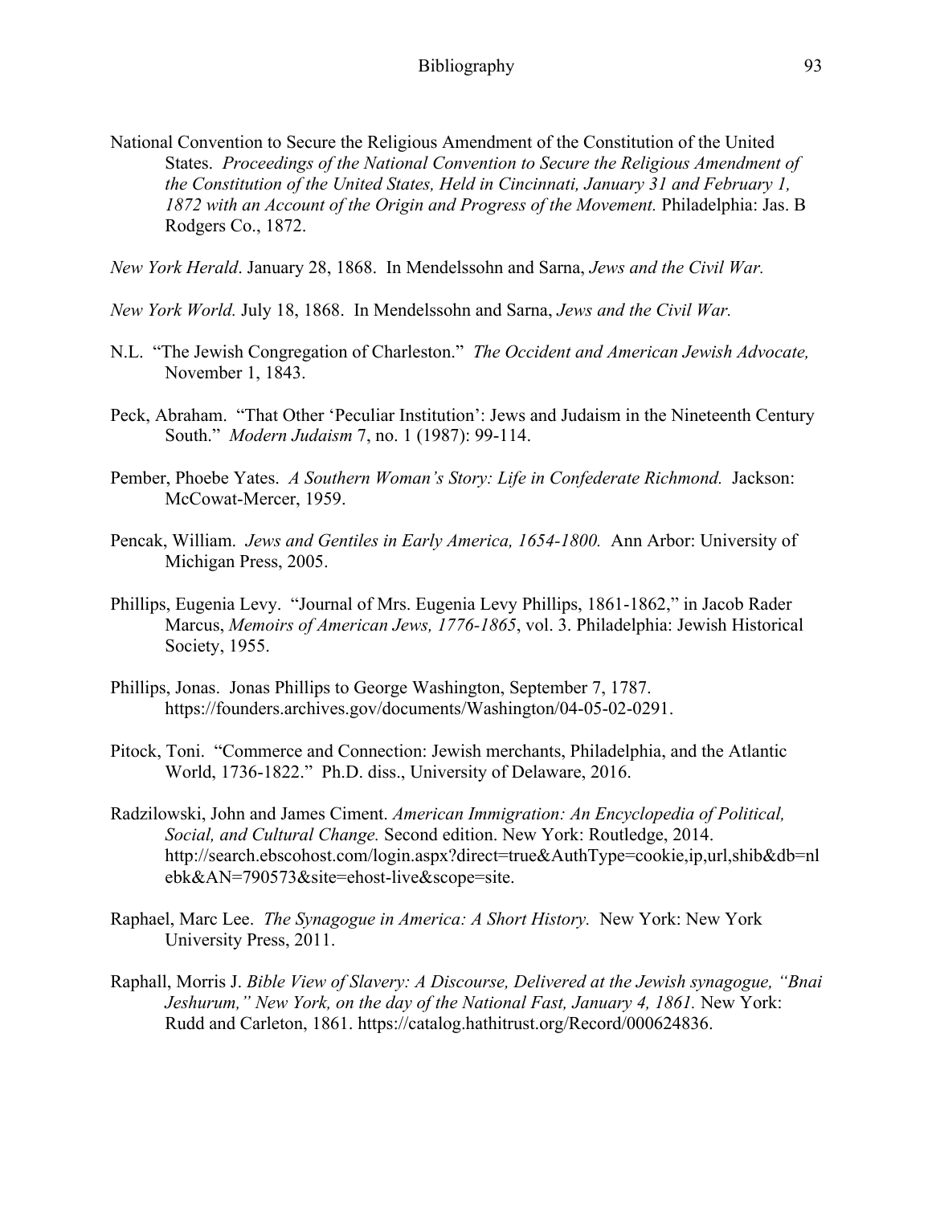National Convention to Secure the Religious Amendment of the Constitution of the United States. *Proceedings of the National Convention to Secure the Religious Amendment of the Constitution of the United States, Held in Cincinnati, January 31 and February 1, 1872 with an Account of the Origin and Progress of the Movement.* Philadelphia: Jas. B Rodgers Co., 1872.

*New York Herald*. January 28, 1868. In Mendelssohn and Sarna, *Jews and the Civil War.*

*New York World.* July 18, 1868. In Mendelssohn and Sarna, *Jews and the Civil War.*

N.L. "The Jewish Congregation of Charleston." *The Occident and American Jewish Advocate,* November 1, 1843.

Peck, Abraham. "That Other 'Peculiar Institution': Jews and Judaism in the Nineteenth Century South." *Modern Judaism* 7, no. 1 (1987): 99-114.

Pember, Phoebe Yates. *A Southern Woman's Story: Life in Confederate Richmond.* Jackson: McCowat-Mercer, 1959.

Pencak, William. *Jews and Gentiles in Early America, 1654-1800.* Ann Arbor: University of Michigan Press, 2005.

Phillips, Eugenia Levy. "Journal of Mrs. Eugenia Levy Phillips, 1861-1862," in Jacob Rader Marcus, *Memoirs of American Jews, 1776-1865*, vol. 3. Philadelphia: Jewish Historical Society, 1955.

Phillips, Jonas. Jonas Phillips to George Washington, September 7, 1787. https://founders.archives.gov/documents/Washington/04-05-02-0291.

Pitock, Toni. "Commerce and Connection: Jewish merchants, Philadelphia, and the Atlantic World, 1736-1822." Ph.D. diss., University of Delaware, 2016.

Radzilowski, John and James Ciment. *American Immigration: An Encyclopedia of Political, Social, and Cultural Change.* Second edition. New York: Routledge, 2014. http://search.ebscohost.com/login.aspx?direct=true&AuthType=cookie,ip,url,shib&db=nlebk&AN=790573&site=ehost-live&scope=site.

Raphael, Marc Lee. *The Synagogue in America: A Short History.* New York: New York University Press, 2011.

Raphall, Morris J. *Bible View of Slavery: A Discourse, Delivered at the Jewish synagogue, "Bnai Jeshurum," New York, on the day of the National Fast, January 4, 1861.* New York: Rudd and Carleton, 1861. https://catalog.hathitrust.org/Record/000624836.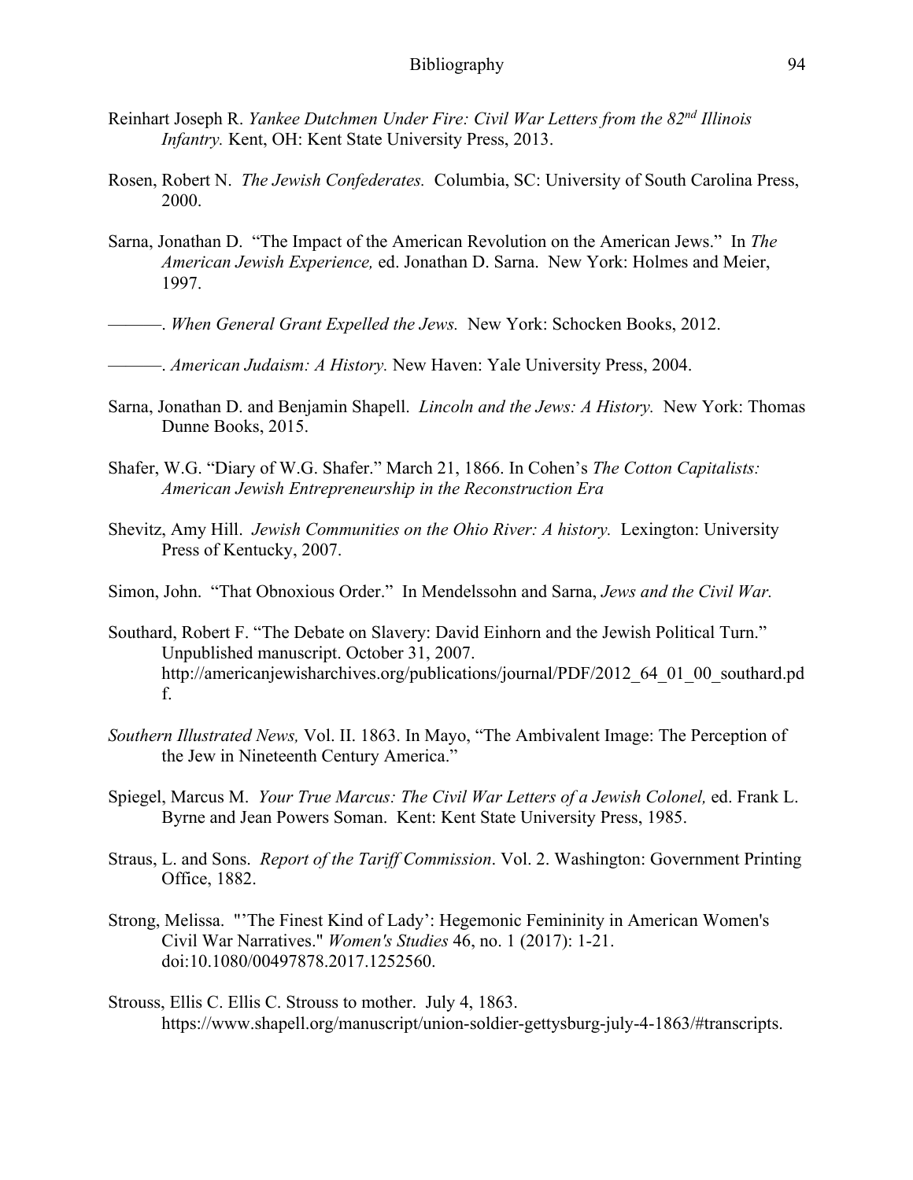Reinhart Joseph R. *Yankee Dutchmen Under Fire: Civil War Letters from the 82nd Illinois Infantry.* Kent, OH: Kent State University Press, 2013.

Rosen, Robert N. *The Jewish Confederates.* Columbia, SC: University of South Carolina Press, 2000.

Sarna, Jonathan D. "The Impact of the American Revolution on the American Jews." In *The American Jewish Experience,* ed. Jonathan D. Sarna. New York: Holmes and Meier, 1997.

———. *When General Grant Expelled the Jews.* New York: Schocken Books, 2012.

———. *American Judaism: A History.* New Haven: Yale University Press, 2004.

Sarna, Jonathan D. and Benjamin Shapell. *Lincoln and the Jews: A History.* New York: Thomas Dunne Books, 2015.

Shafer, W.G. "Diary of W.G. Shafer." March 21, 1866. In Cohen's *The Cotton Capitalists: American Jewish Entrepreneurship in the Reconstruction Era*

Shevitz, Amy Hill. *Jewish Communities on the Ohio River: A history.* Lexington: University Press of Kentucky, 2007.

Simon, John. "That Obnoxious Order." In Mendelssohn and Sarna, *Jews and the Civil War.*

Southard, Robert F. "The Debate on Slavery: David Einhorn and the Jewish Political Turn." Unpublished manuscript. October 31, 2007. http://americanjewisharchives.org/publications/journal/PDF/2012_64_01_00_southard.pdf.

*Southern Illustrated News,* Vol. II. 1863. In Mayo, "The Ambivalent Image: The Perception of the Jew in Nineteenth Century America."

Spiegel, Marcus M. *Your True Marcus: The Civil War Letters of a Jewish Colonel,* ed. Frank L. Byrne and Jean Powers Soman. Kent: Kent State University Press, 1985.

Straus, L. and Sons. *Report of the Tariff Commission*. Vol. 2. Washington: Government Printing Office, 1882.

Strong, Melissa. "'The Finest Kind of Lady': Hegemonic Femininity in American Women's Civil War Narratives." *Women's Studies* 46, no. 1 (2017): 1-21. doi:10.1080/00497878.2017.1252560.

Strouss, Ellis C. Ellis C. Strouss to mother. July 4, 1863. https://www.shapell.org/manuscript/union-soldier-gettysburg-july-4-1863/#transcripts.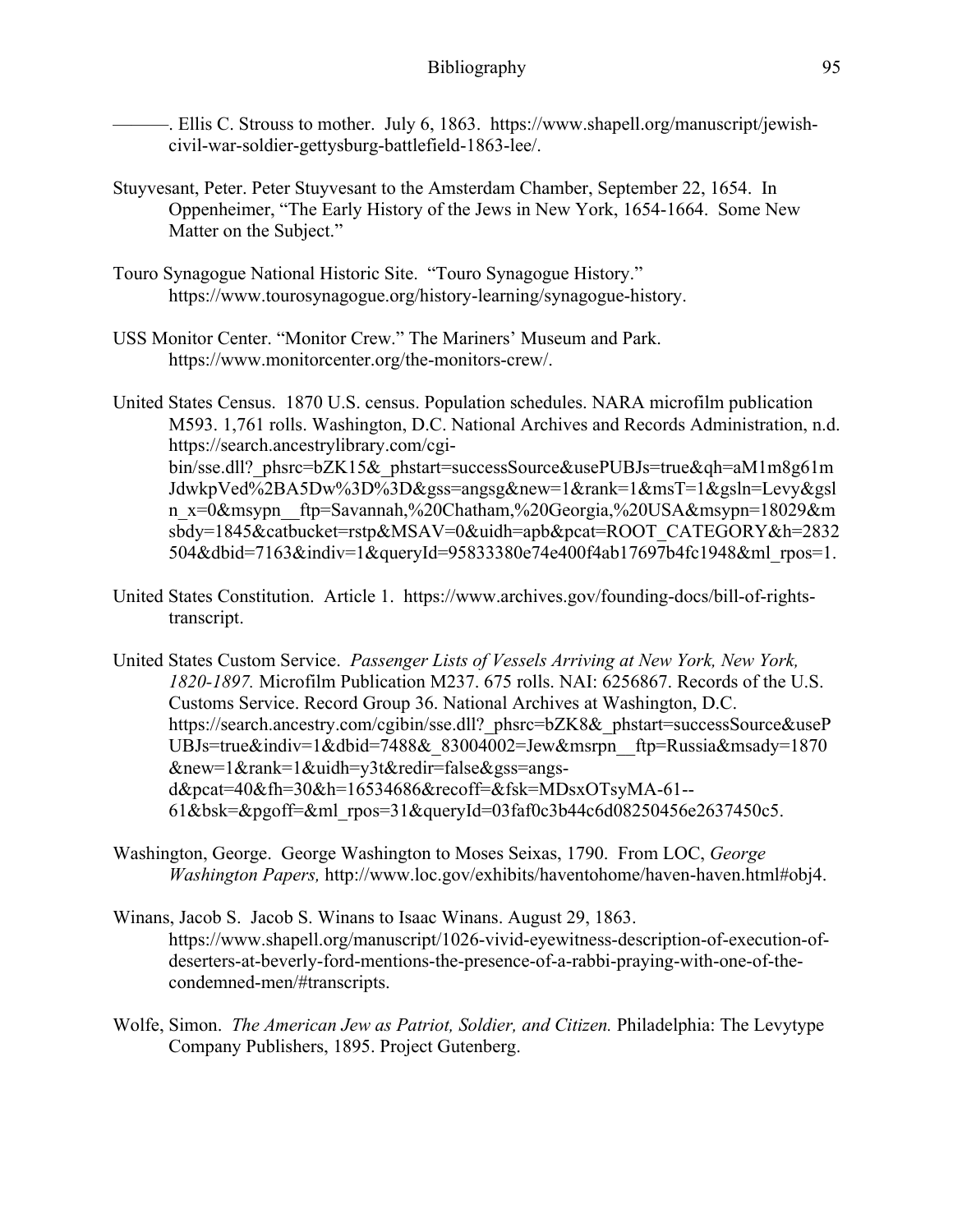———. Ellis C. Strouss to mother. July 6, 1863. https://www.shapell.org/manuscript/jewish-civil-war-soldier-gettysburg-battlefield-1863-lee/.

Stuyvesant, Peter. Peter Stuyvesant to the Amsterdam Chamber, September 22, 1654. In Oppenheimer, "The Early History of the Jews in New York, 1654-1664. Some New Matter on the Subject."

Touro Synagogue National Historic Site. "Touro Synagogue History." https://www.tourosynagogue.org/history-learning/synagogue-history.

USS Monitor Center. "Monitor Crew." The Mariners' Museum and Park. https://www.monitorcenter.org/the-monitors-crew/.

United States Census. 1870 U.S. census. Population schedules. NARA microfilm publication M593. 1,761 rolls. Washington, D.C. National Archives and Records Administration, n.d. https://search.ancestrylibrary.com/cgi-bin/sse.dll?_phsrc=bZK15&_phstart=successSource&usePUBJs=true&qh=aM1m8g61mJdwkpVed%2BA5Dw%3D%3D&gss=angsg&new=1&rank=1&msT=1&gsln=Levy&gsln_x=0&msypn__ftp=Savannah,%20Chatham,%20Georgia,%20USA&msypn=18029&msbdy=1845&catbucket=rstp&MSAV=0&uidh=apb&pcat=ROOT_CATEGORY&h=2832504&dbid=7163&indiv=1&queryId=95833380e74e400f4ab17697b4fc1948&ml_rpos=1.

United States Constitution. Article 1. https://www.archives.gov/founding-docs/bill-of-rights-transcript.

United States Custom Service. *Passenger Lists of Vessels Arriving at New York, New York, 1820-1897.* Microfilm Publication M237. 675 rolls. NAI: 6256867. Records of the U.S. Customs Service. Record Group 36. National Archives at Washington, D.C. https://search.ancestry.com/cgibin/sse.dll?_phsrc=bZK8&_phstart=successSource&usePUBJs=true&indiv=1&dbid=7488&_83004002=Jew&msrpn__ftp=Russia&msady=1870&new=1&rank=1&uidh=y3t&redir=false&gss=angs-d&pcat=40&fh=30&h=16534686&recoff=&fsk=MDsxOTsyMA-61--61&bsk=&pgoff=&ml_rpos=31&queryId=03faf0c3b44c6d08250456e2637450c5.

Washington, George. George Washington to Moses Seixas, 1790. From LOC, *George Washington Papers,* http://www.loc.gov/exhibits/haventohome/haven-haven.html#obj4.

Winans, Jacob S. Jacob S. Winans to Isaac Winans. August 29, 1863. https://www.shapell.org/manuscript/1026-vivid-eyewitness-description-of-execution-of-deserters-at-beverly-ford-mentions-the-presence-of-a-rabbi-praying-with-one-of-the-condemned-men/#transcripts.

Wolfe, Simon. *The American Jew as Patriot, Soldier, and Citizen.* Philadelphia: The Levytype Company Publishers, 1895. Project Gutenberg.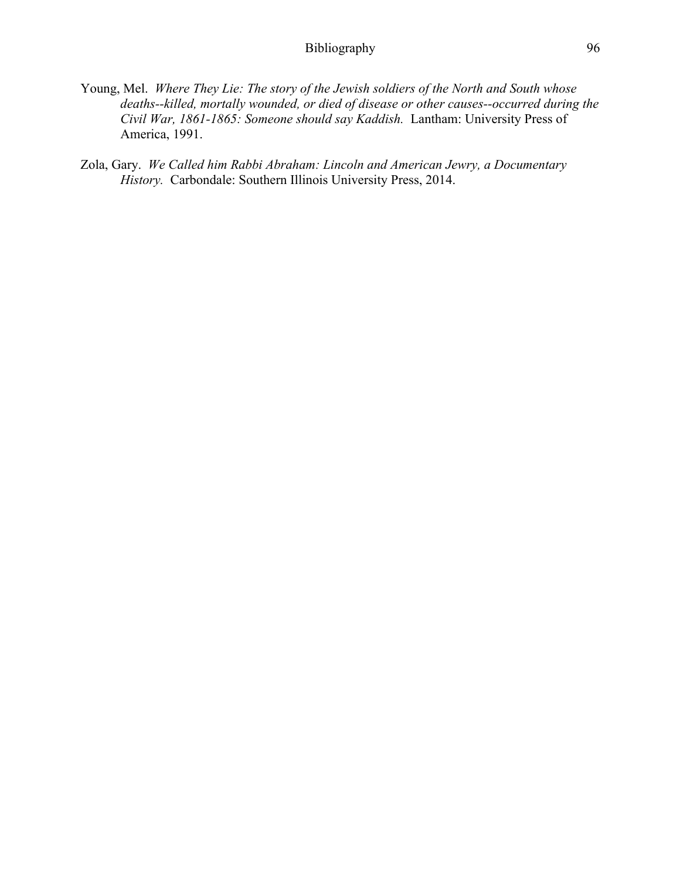Young, Mel. *Where They Lie: The story of the Jewish soldiers of the North and South whose deaths--killed, mortally wounded, or died of disease or other causes--occurred during the Civil War, 1861-1865: Someone should say Kaddish.* Lantham: University Press of America, 1991.

Zola, Gary. *We Called him Rabbi Abraham: Lincoln and American Jewry, a Documentary History.* Carbondale: Southern Illinois University Press, 2014.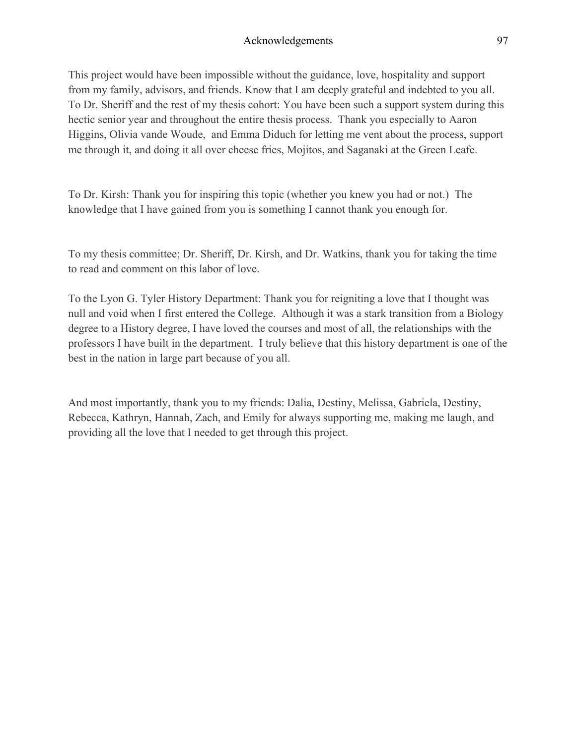# Acknowledgements

This project would have been impossible without the guidance, love, hospitality and support from my family, advisors, and friends. Know that I am deeply grateful and indebted to you all. To Dr. Sheriff and the rest of my thesis cohort: You have been such a support system during this hectic senior year and throughout the entire thesis process. Thank you especially to Aaron Higgins, Olivia vande Woude, and Emma Diduch for letting me vent about the process, support me through it, and doing it all over cheese fries, Mojitos, and Saganaki at the Green Leafe.

To Dr. Kirsh: Thank you for inspiring this topic (whether you knew you had or not.) The knowledge that I have gained from you is something I cannot thank you enough for.

To my thesis committee; Dr. Sheriff, Dr. Kirsh, and Dr. Watkins, thank you for taking the time to read and comment on this labor of love.

To the Lyon G. Tyler History Department: Thank you for reigniting a love that I thought was null and void when I first entered the College. Although it was a stark transition from a Biology degree to a History degree, I have loved the courses and most of all, the relationships with the professors I have built in the department. I truly believe that this history department is one of the best in the nation in large part because of you all.

And most importantly, thank you to my friends: Dalia, Destiny, Melissa, Gabriela, Destiny, Rebecca, Kathryn, Hannah, Zach, and Emily for always supporting me, making me laugh, and providing all the love that I needed to get through this project.